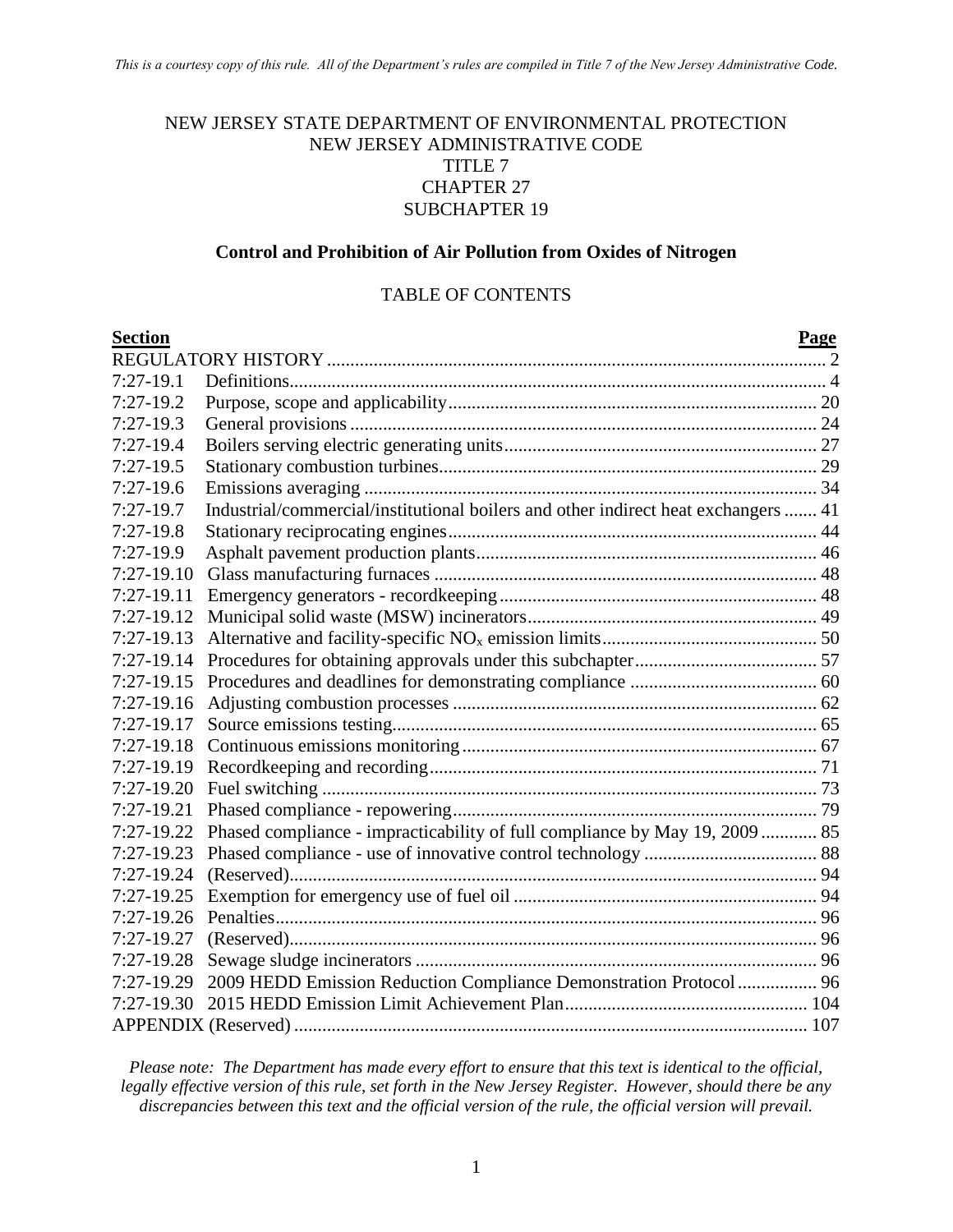*This is a courtesy copy of this rule. All of the Department's rules are compiled in Title 7 of the New Jersey Administrative Code.*

NEW JERSEY STATE DEPARTMENT OF ENVIRONMENTAL PROTECTION
NEW JERSEY ADMINISTRATIVE CODE
TITLE 7
CHAPTER 27
SUBCHAPTER 19

# Control and Prohibition of Air Pollution from Oxides of Nitrogen

## TABLE OF CONTENTS

| Section | | Page |
|---|---|---|
| REGULATORY HISTORY | | 2 |
| 7:27-19.1 | Definitions | 4 |
| 7:27-19.2 | Purpose, scope and applicability | 20 |
| 7:27-19.3 | General provisions | 24 |
| 7:27-19.4 | Boilers serving electric generating units | 27 |
| 7:27-19.5 | Stationary combustion turbines | 29 |
| 7:27-19.6 | Emissions averaging | 34 |
| 7:27-19.7 | Industrial/commercial/institutional boilers and other indirect heat exchangers | 41 |
| 7:27-19.8 | Stationary reciprocating engines | 44 |
| 7:27-19.9 | Asphalt pavement production plants | 46 |
| 7:27-19.10 | Glass manufacturing furnaces | 48 |
| 7:27-19.11 | Emergency generators - recordkeeping | 48 |
| 7:27-19.12 | Municipal solid waste (MSW) incinerators | 49 |
| 7:27-19.13 | Alternative and facility-specific $NO_x$ emission limits | 50 |
| 7:27-19.14 | Procedures for obtaining approvals under this subchapter | 57 |
| 7:27-19.15 | Procedures and deadlines for demonstrating compliance | 60 |
| 7:27-19.16 | Adjusting combustion processes | 62 |
| 7:27-19.17 | Source emissions testing | 65 |
| 7:27-19.18 | Continuous emissions monitoring | 67 |
| 7:27-19.19 | Recordkeeping and recording | 71 |
| 7:27-19.20 | Fuel switching | 73 |
| 7:27-19.21 | Phased compliance - repowering | 79 |
| 7:27-19.22 | Phased compliance - impracticability of full compliance by May 19, 2009 | 85 |
| 7:27-19.23 | Phased compliance - use of innovative control technology | 88 |
| 7:27-19.24 | (Reserved) | 94 |
| 7:27-19.25 | Exemption for emergency use of fuel oil | 94 |
| 7:27-19.26 | Penalties | 96 |
| 7:27-19.27 | (Reserved) | 96 |
| 7:27-19.28 | Sewage sludge incinerators | 96 |
| 7:27-19.29 | 2009 HEDD Emission Reduction Compliance Demonstration Protocol | 96 |
| 7:27-19.30 | 2015 HEDD Emission Limit Achievement Plan | 104 |
| APPENDIX (Reserved) | | 107 |

*Please note: The Department has made every effort to ensure that this text is identical to the official, legally effective version of this rule, set forth in the New Jersey Register. However, should there be any discrepancies between this text and the official version of the rule, the official version will prevail.*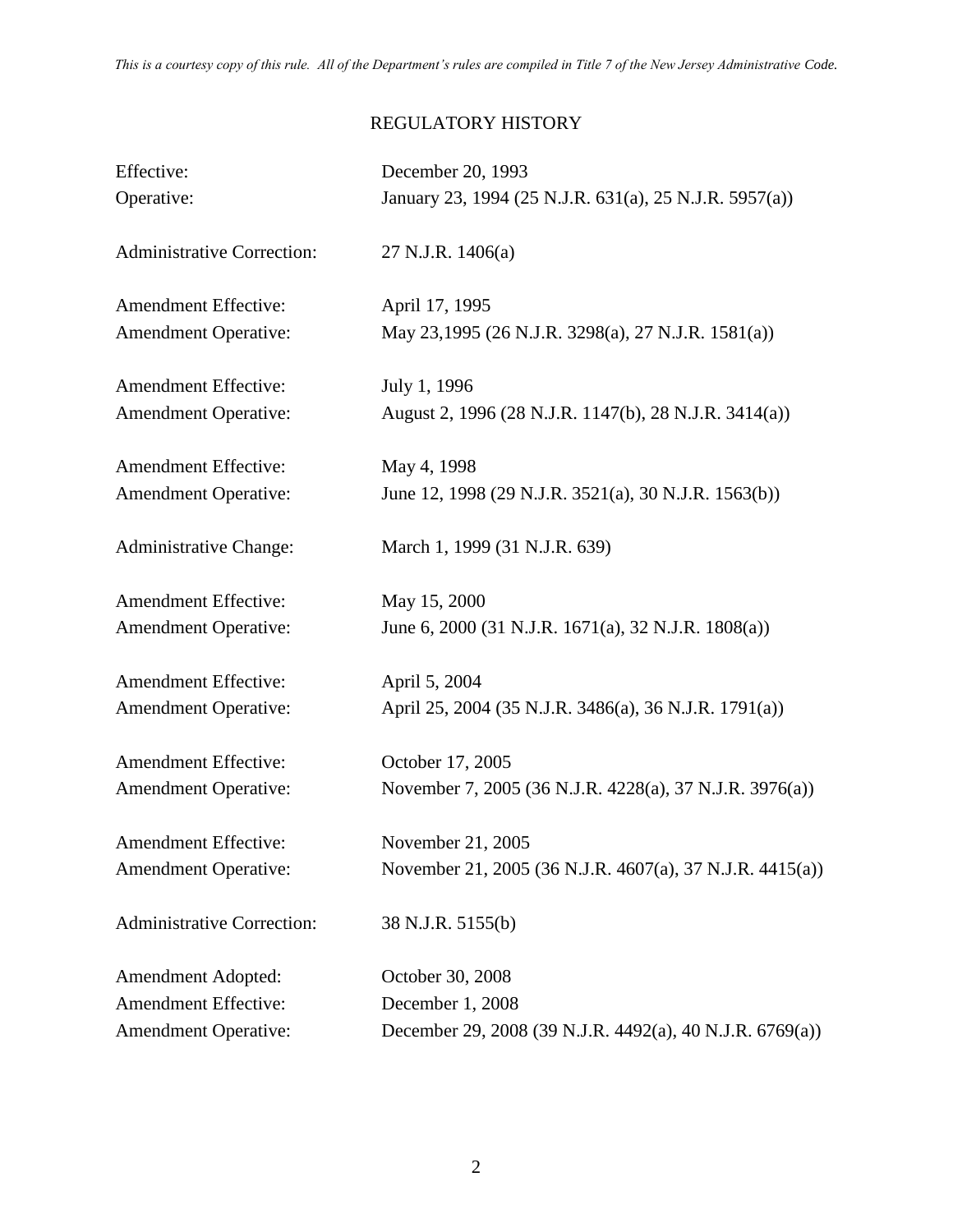*This is a courtesy copy of this rule. All of the Department's rules are compiled in Title 7 of the New Jersey Administrative Code.*

## REGULATORY HISTORY

| | |
|---|---|
| Effective: | December 20, 1993 |
| Operative: | January 23, 1994 (25 N.J.R. 631(a), 25 N.J.R. 5957(a)) |
| | |
| Administrative Correction: | 27 N.J.R. 1406(a) |
| | |
| Amendment Effective: | April 17, 1995 |
| Amendment Operative: | May 23,1995 (26 N.J.R. 3298(a), 27 N.J.R. 1581(a)) |
| | |
| Amendment Effective: | July 1, 1996 |
| Amendment Operative: | August 2, 1996 (28 N.J.R. 1147(b), 28 N.J.R. 3414(a)) |
| | |
| Amendment Effective: | May 4, 1998 |
| Amendment Operative: | June 12, 1998 (29 N.J.R. 3521(a), 30 N.J.R. 1563(b)) |
| | |
| Administrative Change: | March 1, 1999 (31 N.J.R. 639) |
| | |
| Amendment Effective: | May 15, 2000 |
| Amendment Operative: | June 6, 2000 (31 N.J.R. 1671(a), 32 N.J.R. 1808(a)) |
| | |
| Amendment Effective: | April 5, 2004 |
| Amendment Operative: | April 25, 2004 (35 N.J.R. 3486(a), 36 N.J.R. 1791(a)) |
| | |
| Amendment Effective: | October 17, 2005 |
| Amendment Operative: | November 7, 2005 (36 N.J.R. 4228(a), 37 N.J.R. 3976(a)) |
| | |
| Amendment Effective: | November 21, 2005 |
| Amendment Operative: | November 21, 2005 (36 N.J.R. 4607(a), 37 N.J.R. 4415(a)) |
| | |
| Administrative Correction: | 38 N.J.R. 5155(b) |
| | |
| Amendment Adopted: | October 30, 2008 |
| Amendment Effective: | December 1, 2008 |
| Amendment Operative: | December 29, 2008 (39 N.J.R. 4492(a), 40 N.J.R. 6769(a)) |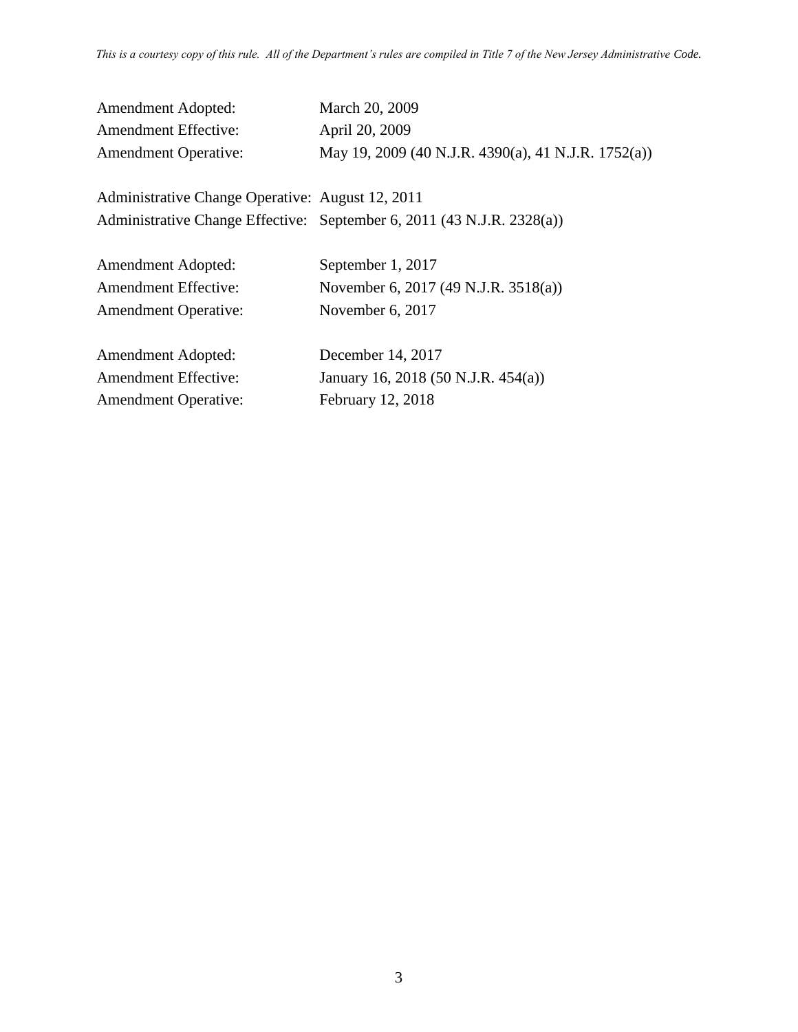Amendment Adopted: March 20, 2009
Amendment Effective: April 20, 2009
Amendment Operative: May 19, 2009 (40 N.J.R. 4390(a), 41 N.J.R. 1752(a))

Administrative Change Operative: August 12, 2011
Administrative Change Effective: September 6, 2011 (43 N.J.R. 2328(a))

Amendment Adopted: September 1, 2017
Amendment Effective: November 6, 2017 (49 N.J.R. 3518(a))
Amendment Operative: November 6, 2017

Amendment Adopted: December 14, 2017
Amendment Effective: January 16, 2018 (50 N.J.R. 454(a))
Amendment Operative: February 12, 2018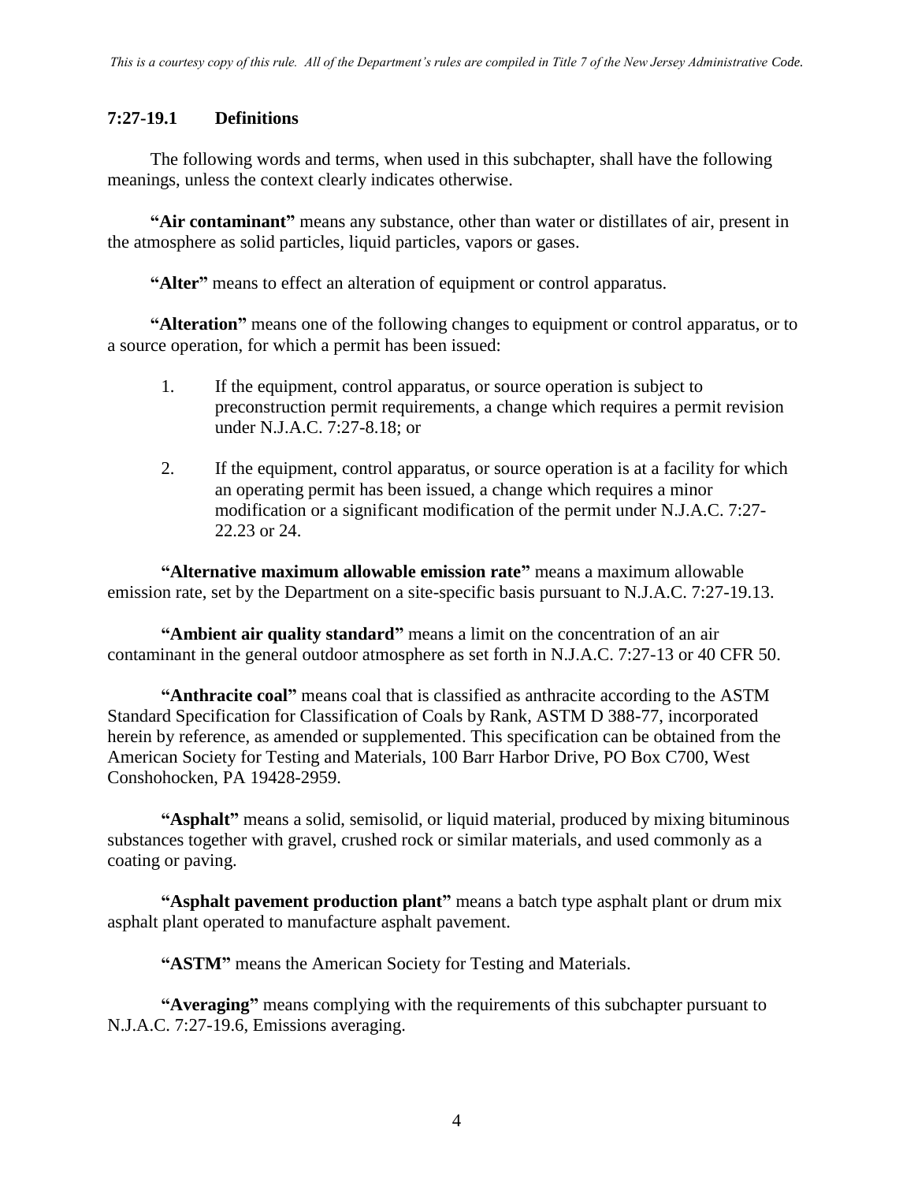### 7:27-19.1 Definitions

The following words and terms, when used in this subchapter, shall have the following meanings, unless the context clearly indicates otherwise.

**"Air contaminant"** means any substance, other than water or distillates of air, present in the atmosphere as solid particles, liquid particles, vapors or gases.

**"Alter"** means to effect an alteration of equipment or control apparatus.

**"Alteration"** means one of the following changes to equipment or control apparatus, or to a source operation, for which a permit has been issued:

1. If the equipment, control apparatus, or source operation is subject to preconstruction permit requirements, a change which requires a permit revision under N.J.A.C. 7:27-8.18; or

2. If the equipment, control apparatus, or source operation is at a facility for which an operating permit has been issued, a change which requires a minor modification or a significant modification of the permit under N.J.A.C. 7:27-22.23 or 24.

**"Alternative maximum allowable emission rate"** means a maximum allowable emission rate, set by the Department on a site-specific basis pursuant to N.J.A.C. 7:27-19.13.

**"Ambient air quality standard"** means a limit on the concentration of an air contaminant in the general outdoor atmosphere as set forth in N.J.A.C. 7:27-13 or 40 CFR 50.

**"Anthracite coal"** means coal that is classified as anthracite according to the ASTM Standard Specification for Classification of Coals by Rank, ASTM D 388-77, incorporated herein by reference, as amended or supplemented. This specification can be obtained from the American Society for Testing and Materials, 100 Barr Harbor Drive, PO Box C700, West Conshohocken, PA 19428-2959.

**"Asphalt"** means a solid, semisolid, or liquid material, produced by mixing bituminous substances together with gravel, crushed rock or similar materials, and used commonly as a coating or paving.

**"Asphalt pavement production plant"** means a batch type asphalt plant or drum mix asphalt plant operated to manufacture asphalt pavement.

**"ASTM"** means the American Society for Testing and Materials.

**"Averaging"** means complying with the requirements of this subchapter pursuant to N.J.A.C. 7:27-19.6, Emissions averaging.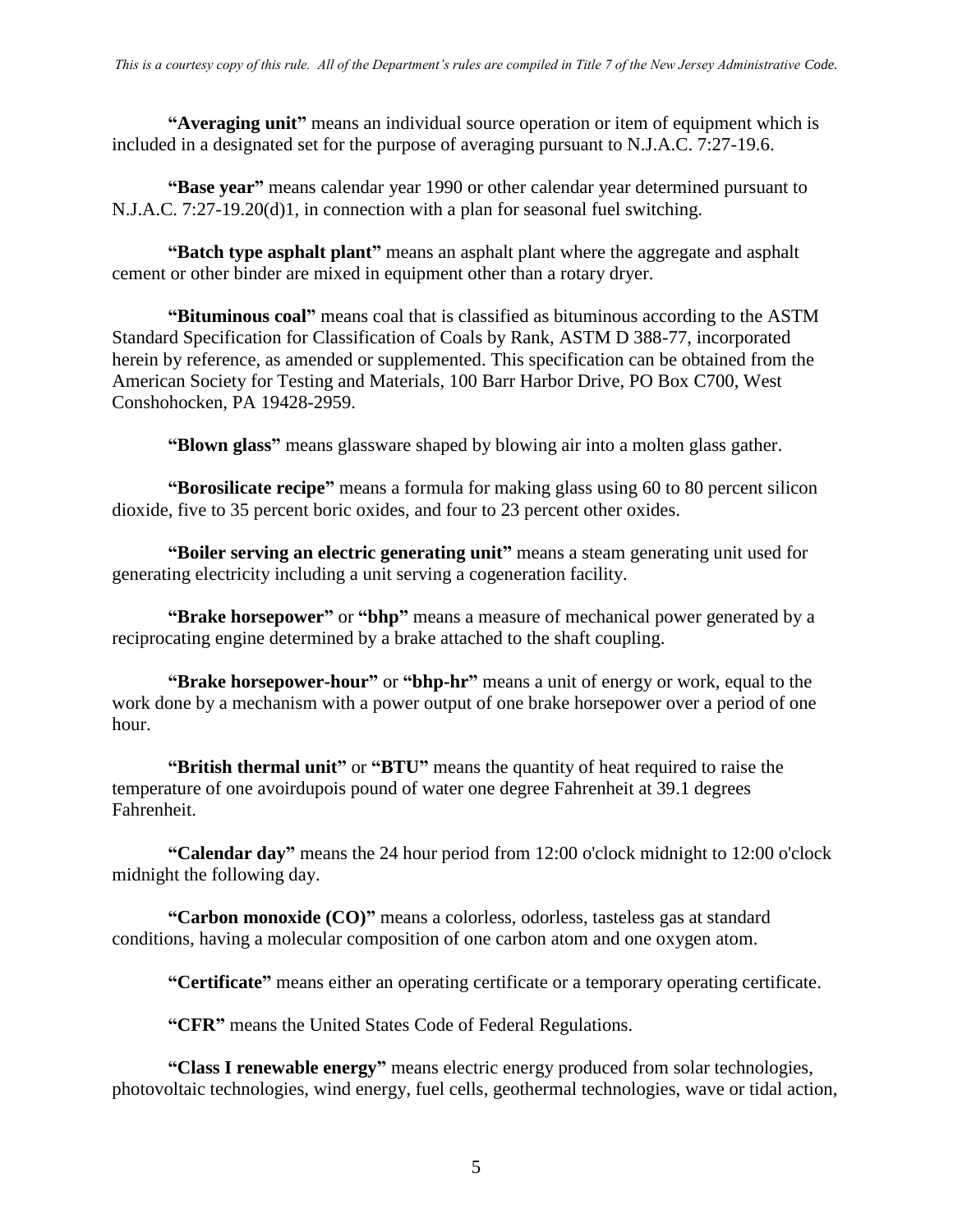**"Averaging unit"** means an individual source operation or item of equipment which is included in a designated set for the purpose of averaging pursuant to N.J.A.C. 7:27-19.6.

**"Base year"** means calendar year 1990 or other calendar year determined pursuant to N.J.A.C. 7:27-19.20(d)1, in connection with a plan for seasonal fuel switching.

**"Batch type asphalt plant"** means an asphalt plant where the aggregate and asphalt cement or other binder are mixed in equipment other than a rotary dryer.

**"Bituminous coal"** means coal that is classified as bituminous according to the ASTM Standard Specification for Classification of Coals by Rank, ASTM D 388-77, incorporated herein by reference, as amended or supplemented. This specification can be obtained from the American Society for Testing and Materials, 100 Barr Harbor Drive, PO Box C700, West Conshohocken, PA 19428-2959.

**"Blown glass"** means glassware shaped by blowing air into a molten glass gather.

**"Borosilicate recipe"** means a formula for making glass using 60 to 80 percent silicon dioxide, five to 35 percent boric oxides, and four to 23 percent other oxides.

**"Boiler serving an electric generating unit"** means a steam generating unit used for generating electricity including a unit serving a cogeneration facility.

**"Brake horsepower"** or **"bhp"** means a measure of mechanical power generated by a reciprocating engine determined by a brake attached to the shaft coupling.

**"Brake horsepower-hour"** or **"bhp-hr"** means a unit of energy or work, equal to the work done by a mechanism with a power output of one brake horsepower over a period of one hour.

**"British thermal unit"** or **"BTU"** means the quantity of heat required to raise the temperature of one avoirdupois pound of water one degree Fahrenheit at 39.1 degrees Fahrenheit.

**"Calendar day"** means the 24 hour period from 12:00 o'clock midnight to 12:00 o'clock midnight the following day.

**"Carbon monoxide (CO)"** means a colorless, odorless, tasteless gas at standard conditions, having a molecular composition of one carbon atom and one oxygen atom.

**"Certificate"** means either an operating certificate or a temporary operating certificate.

**"CFR"** means the United States Code of Federal Regulations.

**"Class I renewable energy"** means electric energy produced from solar technologies, photovoltaic technologies, wind energy, fuel cells, geothermal technologies, wave or tidal action,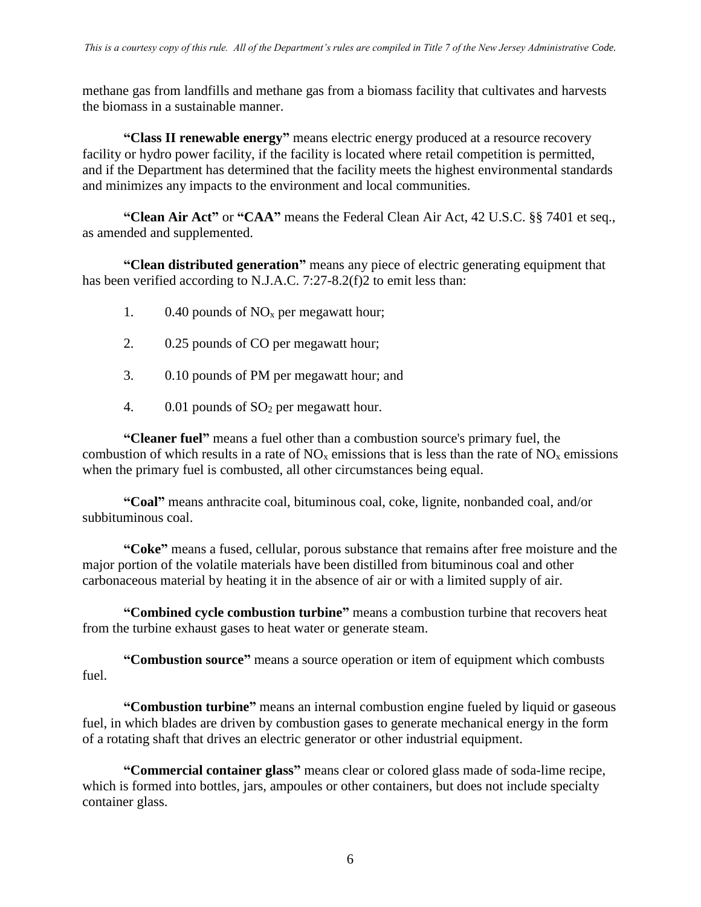methane gas from landfills and methane gas from a biomass facility that cultivates and harvests the biomass in a sustainable manner.

**"Class II renewable energy"** means electric energy produced at a resource recovery facility or hydro power facility, if the facility is located where retail competition is permitted, and if the Department has determined that the facility meets the highest environmental standards and minimizes any impacts to the environment and local communities.

**"Clean Air Act"** or **"CAA"** means the Federal Clean Air Act, 42 U.S.C. §§ 7401 et seq., as amended and supplemented.

**"Clean distributed generation"** means any piece of electric generating equipment that has been verified according to N.J.A.C. 7:27-8.2(f)2 to emit less than:

1. 0.40 pounds of $NO_x$ per megawatt hour;
2. 0.25 pounds of CO per megawatt hour;
3. 0.10 pounds of PM per megawatt hour; and
4. 0.01 pounds of $SO_2$ per megawatt hour.

**"Cleaner fuel"** means a fuel other than a combustion source's primary fuel, the combustion of which results in a rate of $NO_x$ emissions that is less than the rate of $NO_x$ emissions when the primary fuel is combusted, all other circumstances being equal.

**"Coal"** means anthracite coal, bituminous coal, coke, lignite, nonbanded coal, and/or subbituminous coal.

**"Coke"** means a fused, cellular, porous substance that remains after free moisture and the major portion of the volatile materials have been distilled from bituminous coal and other carbonaceous material by heating it in the absence of air or with a limited supply of air.

**"Combined cycle combustion turbine"** means a combustion turbine that recovers heat from the turbine exhaust gases to heat water or generate steam.

**"Combustion source"** means a source operation or item of equipment which combusts fuel.

**"Combustion turbine"** means an internal combustion engine fueled by liquid or gaseous fuel, in which blades are driven by combustion gases to generate mechanical energy in the form of a rotating shaft that drives an electric generator or other industrial equipment.

**"Commercial container glass"** means clear or colored glass made of soda-lime recipe, which is formed into bottles, jars, ampoules or other containers, but does not include specialty container glass.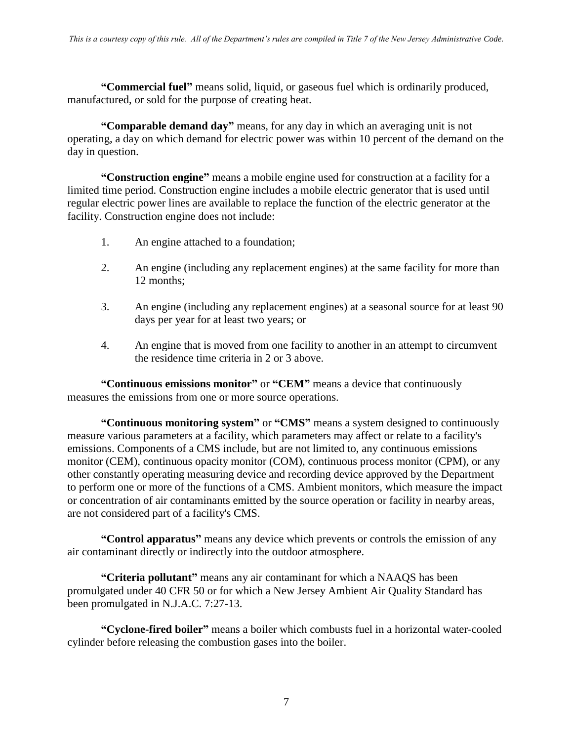**"Commercial fuel"** means solid, liquid, or gaseous fuel which is ordinarily produced, manufactured, or sold for the purpose of creating heat.

**"Comparable demand day"** means, for any day in which an averaging unit is not operating, a day on which demand for electric power was within 10 percent of the demand on the day in question.

**"Construction engine"** means a mobile engine used for construction at a facility for a limited time period. Construction engine includes a mobile electric generator that is used until regular electric power lines are available to replace the function of the electric generator at the facility. Construction engine does not include:

1. An engine attached to a foundation;
2. An engine (including any replacement engines) at the same facility for more than 12 months;
3. An engine (including any replacement engines) at a seasonal source for at least 90 days per year for at least two years; or
4. An engine that is moved from one facility to another in an attempt to circumvent the residence time criteria in 2 or 3 above.

**"Continuous emissions monitor"** or **"CEM"** means a device that continuously measures the emissions from one or more source operations.

**"Continuous monitoring system"** or **"CMS"** means a system designed to continuously measure various parameters at a facility, which parameters may affect or relate to a facility's emissions. Components of a CMS include, but are not limited to, any continuous emissions monitor (CEM), continuous opacity monitor (COM), continuous process monitor (CPM), or any other constantly operating measuring device and recording device approved by the Department to perform one or more of the functions of a CMS. Ambient monitors, which measure the impact or concentration of air contaminants emitted by the source operation or facility in nearby areas, are not considered part of a facility's CMS.

**"Control apparatus"** means any device which prevents or controls the emission of any air contaminant directly or indirectly into the outdoor atmosphere.

**"Criteria pollutant"** means any air contaminant for which a NAAQS has been promulgated under 40 CFR 50 or for which a New Jersey Ambient Air Quality Standard has been promulgated in N.J.A.C. 7:27-13.

**"Cyclone-fired boiler"** means a boiler which combusts fuel in a horizontal water-cooled cylinder before releasing the combustion gases into the boiler.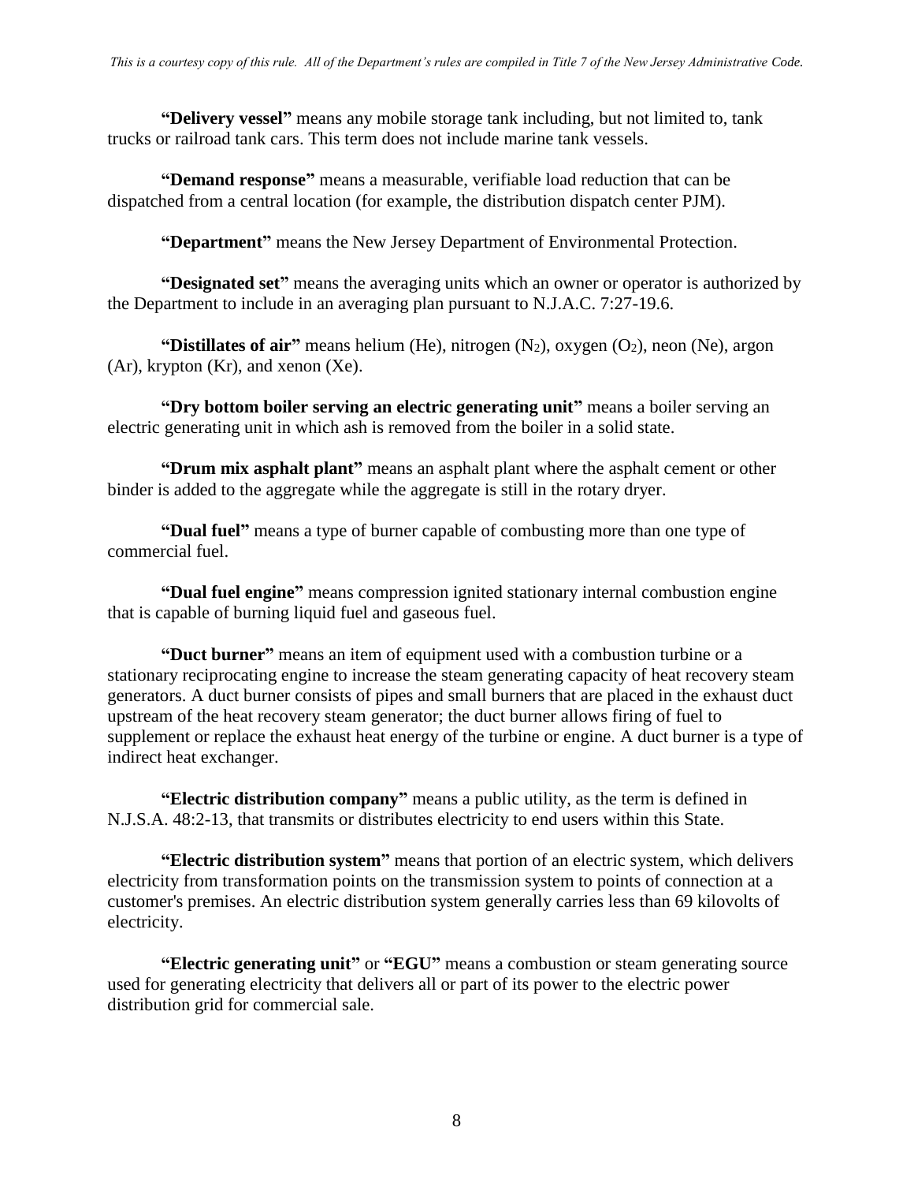**"Delivery vessel"** means any mobile storage tank including, but not limited to, tank trucks or railroad tank cars. This term does not include marine tank vessels.

**"Demand response"** means a measurable, verifiable load reduction that can be dispatched from a central location (for example, the distribution dispatch center PJM).

**"Department"** means the New Jersey Department of Environmental Protection.

**"Designated set"** means the averaging units which an owner or operator is authorized by the Department to include in an averaging plan pursuant to N.J.A.C. 7:27-19.6.

**"Distillates of air"** means helium (He), nitrogen ($N_2$), oxygen ($O_2$), neon (Ne), argon (Ar), krypton (Kr), and xenon (Xe).

**"Dry bottom boiler serving an electric generating unit"** means a boiler serving an electric generating unit in which ash is removed from the boiler in a solid state.

**"Drum mix asphalt plant"** means an asphalt plant where the asphalt cement or other binder is added to the aggregate while the aggregate is still in the rotary dryer.

**"Dual fuel"** means a type of burner capable of combusting more than one type of commercial fuel.

**"Dual fuel engine"** means compression ignited stationary internal combustion engine that is capable of burning liquid fuel and gaseous fuel.

**"Duct burner"** means an item of equipment used with a combustion turbine or a stationary reciprocating engine to increase the steam generating capacity of heat recovery steam generators. A duct burner consists of pipes and small burners that are placed in the exhaust duct upstream of the heat recovery steam generator; the duct burner allows firing of fuel to supplement or replace the exhaust heat energy of the turbine or engine. A duct burner is a type of indirect heat exchanger.

**"Electric distribution company"** means a public utility, as the term is defined in N.J.S.A. 48:2-13, that transmits or distributes electricity to end users within this State.

**"Electric distribution system"** means that portion of an electric system, which delivers electricity from transformation points on the transmission system to points of connection at a customer's premises. An electric distribution system generally carries less than 69 kilovolts of electricity.

**"Electric generating unit"** or **"EGU"** means a combustion or steam generating source used for generating electricity that delivers all or part of its power to the electric power distribution grid for commercial sale.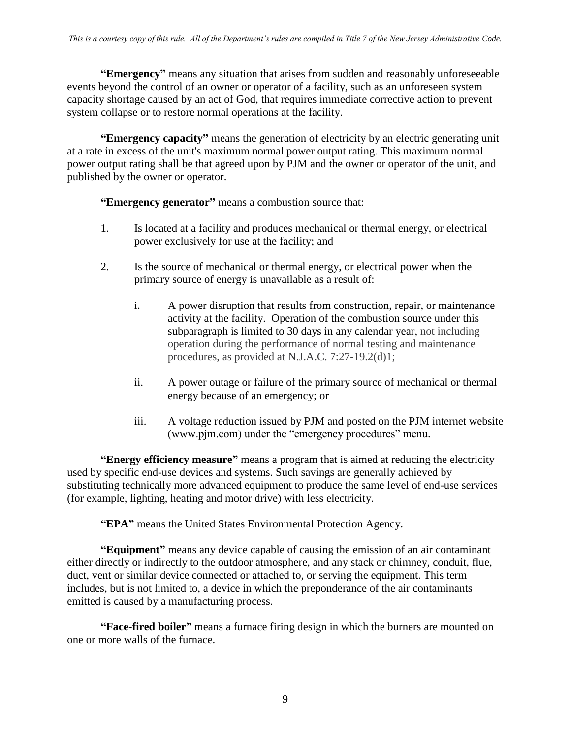**"Emergency"** means any situation that arises from sudden and reasonably unforeseeable events beyond the control of an owner or operator of a facility, such as an unforeseen system capacity shortage caused by an act of God, that requires immediate corrective action to prevent system collapse or to restore normal operations at the facility.

**"Emergency capacity"** means the generation of electricity by an electric generating unit at a rate in excess of the unit's maximum normal power output rating. This maximum normal power output rating shall be that agreed upon by PJM and the owner or operator of the unit, and published by the owner or operator.

**"Emergency generator"** means a combustion source that:

1. Is located at a facility and produces mechanical or thermal energy, or electrical power exclusively for use at the facility; and

2. Is the source of mechanical or thermal energy, or electrical power when the primary source of energy is unavailable as a result of:

   i. A power disruption that results from construction, repair, or maintenance activity at the facility. Operation of the combustion source under this subparagraph is limited to 30 days in any calendar year, not including operation during the performance of normal testing and maintenance procedures, as provided at N.J.A.C. 7:27-19.2(d)1;

   ii. A power outage or failure of the primary source of mechanical or thermal energy because of an emergency; or

   iii. A voltage reduction issued by PJM and posted on the PJM internet website (www.pjm.com) under the "emergency procedures" menu.

**"Energy efficiency measure"** means a program that is aimed at reducing the electricity used by specific end-use devices and systems. Such savings are generally achieved by substituting technically more advanced equipment to produce the same level of end-use services (for example, lighting, heating and motor drive) with less electricity.

**"EPA"** means the United States Environmental Protection Agency.

**"Equipment"** means any device capable of causing the emission of an air contaminant either directly or indirectly to the outdoor atmosphere, and any stack or chimney, conduit, flue, duct, vent or similar device connected or attached to, or serving the equipment. This term includes, but is not limited to, a device in which the preponderance of the air contaminants emitted is caused by a manufacturing process.

**"Face-fired boiler"** means a furnace firing design in which the burners are mounted on one or more walls of the furnace.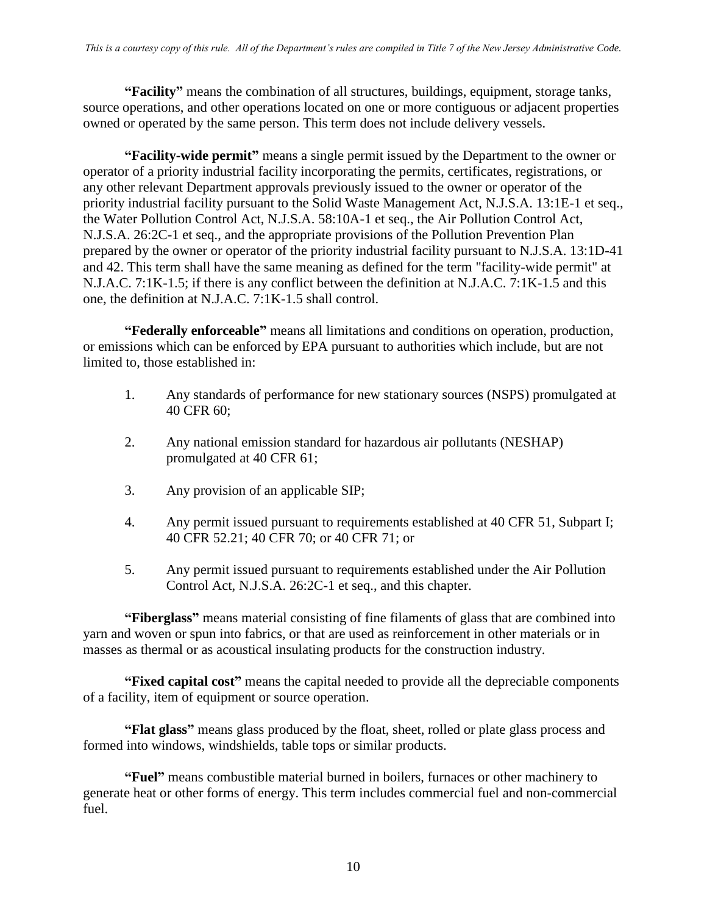**"Facility"** means the combination of all structures, buildings, equipment, storage tanks, source operations, and other operations located on one or more contiguous or adjacent properties owned or operated by the same person. This term does not include delivery vessels.

**"Facility-wide permit"** means a single permit issued by the Department to the owner or operator of a priority industrial facility incorporating the permits, certificates, registrations, or any other relevant Department approvals previously issued to the owner or operator of the priority industrial facility pursuant to the Solid Waste Management Act, N.J.S.A. 13:1E-1 et seq., the Water Pollution Control Act, N.J.S.A. 58:10A-1 et seq., the Air Pollution Control Act, N.J.S.A. 26:2C-1 et seq., and the appropriate provisions of the Pollution Prevention Plan prepared by the owner or operator of the priority industrial facility pursuant to N.J.S.A. 13:1D-41 and 42. This term shall have the same meaning as defined for the term "facility-wide permit" at N.J.A.C. 7:1K-1.5; if there is any conflict between the definition at N.J.A.C. 7:1K-1.5 and this one, the definition at N.J.A.C. 7:1K-1.5 shall control.

**"Federally enforceable"** means all limitations and conditions on operation, production, or emissions which can be enforced by EPA pursuant to authorities which include, but are not limited to, those established in:

1. Any standards of performance for new stationary sources (NSPS) promulgated at 40 CFR 60;

2. Any national emission standard for hazardous air pollutants (NESHAP) promulgated at 40 CFR 61;

3. Any provision of an applicable SIP;

4. Any permit issued pursuant to requirements established at 40 CFR 51, Subpart I; 40 CFR 52.21; 40 CFR 70; or 40 CFR 71; or

5. Any permit issued pursuant to requirements established under the Air Pollution Control Act, N.J.S.A. 26:2C-1 et seq., and this chapter.

**"Fiberglass"** means material consisting of fine filaments of glass that are combined into yarn and woven or spun into fabrics, or that are used as reinforcement in other materials or in masses as thermal or as acoustical insulating products for the construction industry.

**"Fixed capital cost"** means the capital needed to provide all the depreciable components of a facility, item of equipment or source operation.

**"Flat glass"** means glass produced by the float, sheet, rolled or plate glass process and formed into windows, windshields, table tops or similar products.

**"Fuel"** means combustible material burned in boilers, furnaces or other machinery to generate heat or other forms of energy. This term includes commercial fuel and non-commercial fuel.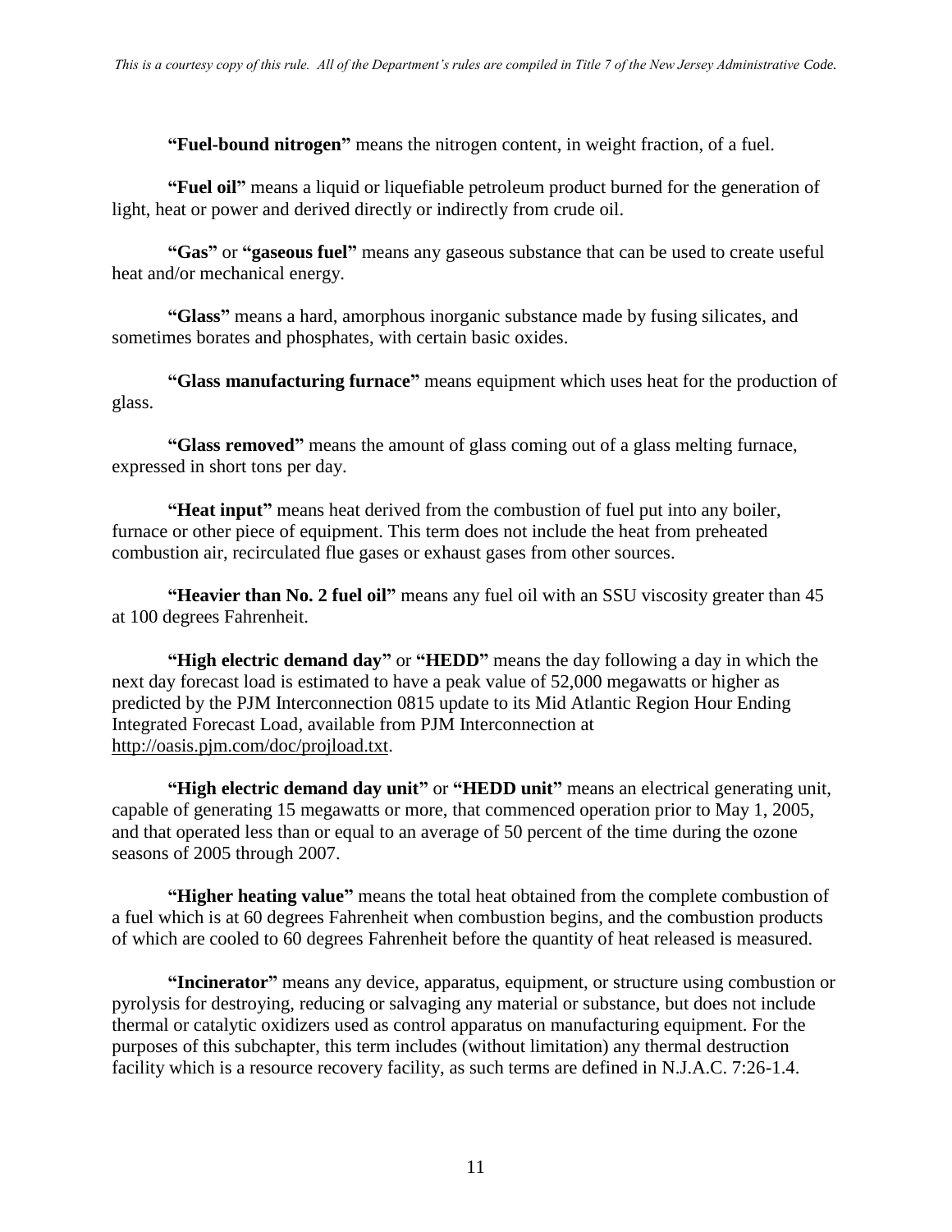**"Fuel-bound nitrogen"** means the nitrogen content, in weight fraction, of a fuel.

**"Fuel oil"** means a liquid or liquefiable petroleum product burned for the generation of light, heat or power and derived directly or indirectly from crude oil.

**"Gas"** or **"gaseous fuel"** means any gaseous substance that can be used to create useful heat and/or mechanical energy.

**"Glass"** means a hard, amorphous inorganic substance made by fusing silicates, and sometimes borates and phosphates, with certain basic oxides.

**"Glass manufacturing furnace"** means equipment which uses heat for the production of glass.

**"Glass removed"** means the amount of glass coming out of a glass melting furnace, expressed in short tons per day.

**"Heat input"** means heat derived from the combustion of fuel put into any boiler, furnace or other piece of equipment. This term does not include the heat from preheated combustion air, recirculated flue gases or exhaust gases from other sources.

**"Heavier than No. 2 fuel oil"** means any fuel oil with an SSU viscosity greater than 45 at 100 degrees Fahrenheit.

**"High electric demand day"** or **"HEDD"** means the day following a day in which the next day forecast load is estimated to have a peak value of 52,000 megawatts or higher as predicted by the PJM Interconnection 0815 update to its Mid Atlantic Region Hour Ending Integrated Forecast Load, available from PJM Interconnection at http://oasis.pjm.com/doc/projload.txt.

**"High electric demand day unit"** or **"HEDD unit"** means an electrical generating unit, capable of generating 15 megawatts or more, that commenced operation prior to May 1, 2005, and that operated less than or equal to an average of 50 percent of the time during the ozone seasons of 2005 through 2007.

**"Higher heating value"** means the total heat obtained from the complete combustion of a fuel which is at 60 degrees Fahrenheit when combustion begins, and the combustion products of which are cooled to 60 degrees Fahrenheit before the quantity of heat released is measured.

**"Incinerator"** means any device, apparatus, equipment, or structure using combustion or pyrolysis for destroying, reducing or salvaging any material or substance, but does not include thermal or catalytic oxidizers used as control apparatus on manufacturing equipment. For the purposes of this subchapter, this term includes (without limitation) any thermal destruction facility which is a resource recovery facility, as such terms are defined in N.J.A.C. 7:26-1.4.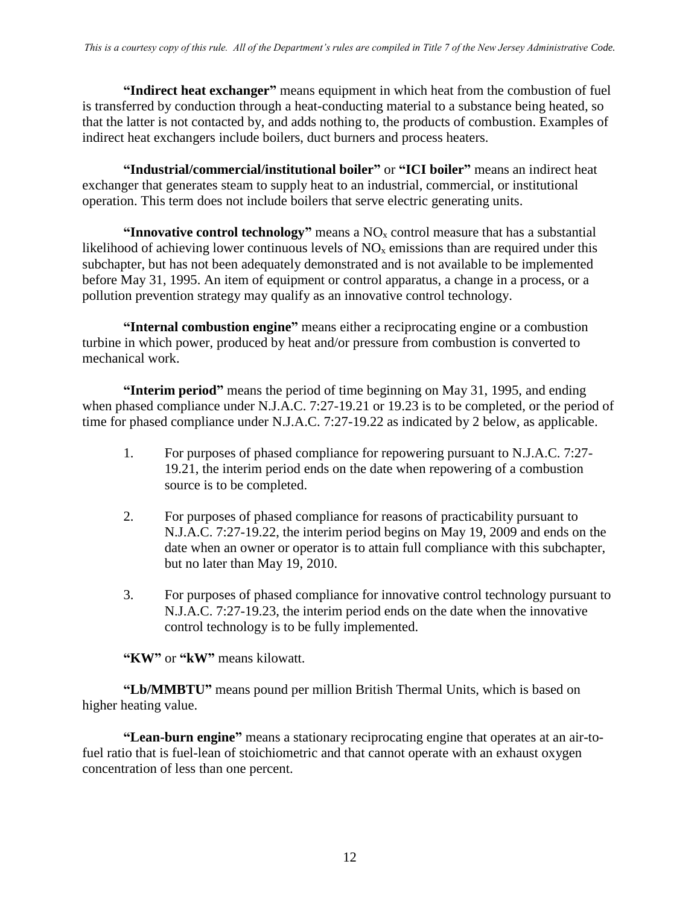**"Indirect heat exchanger"** means equipment in which heat from the combustion of fuel is transferred by conduction through a heat-conducting material to a substance being heated, so that the latter is not contacted by, and adds nothing to, the products of combustion. Examples of indirect heat exchangers include boilers, duct burners and process heaters.

**"Industrial/commercial/institutional boiler"** or **"ICI boiler"** means an indirect heat exchanger that generates steam to supply heat to an industrial, commercial, or institutional operation. This term does not include boilers that serve electric generating units.

**"Innovative control technology"** means a $NO_x$ control measure that has a substantial likelihood of achieving lower continuous levels of $NO_x$ emissions than are required under this subchapter, but has not been adequately demonstrated and is not available to be implemented before May 31, 1995. An item of equipment or control apparatus, a change in a process, or a pollution prevention strategy may qualify as an innovative control technology.

**"Internal combustion engine"** means either a reciprocating engine or a combustion turbine in which power, produced by heat and/or pressure from combustion is converted to mechanical work.

**"Interim period"** means the period of time beginning on May 31, 1995, and ending when phased compliance under N.J.A.C. 7:27-19.21 or 19.23 is to be completed, or the period of time for phased compliance under N.J.A.C. 7:27-19.22 as indicated by 2 below, as applicable.

1. For purposes of phased compliance for repowering pursuant to N.J.A.C. 7:27-19.21, the interim period ends on the date when repowering of a combustion source is to be completed.

2. For purposes of phased compliance for reasons of practicability pursuant to N.J.A.C. 7:27-19.22, the interim period begins on May 19, 2009 and ends on the date when an owner or operator is to attain full compliance with this subchapter, but no later than May 19, 2010.

3. For purposes of phased compliance for innovative control technology pursuant to N.J.A.C. 7:27-19.23, the interim period ends on the date when the innovative control technology is to be fully implemented.

**"KW"** or **"kW"** means kilowatt.

**"Lb/MMBTU"** means pound per million British Thermal Units, which is based on higher heating value.

**"Lean-burn engine"** means a stationary reciprocating engine that operates at an air-to-fuel ratio that is fuel-lean of stoichiometric and that cannot operate with an exhaust oxygen concentration of less than one percent.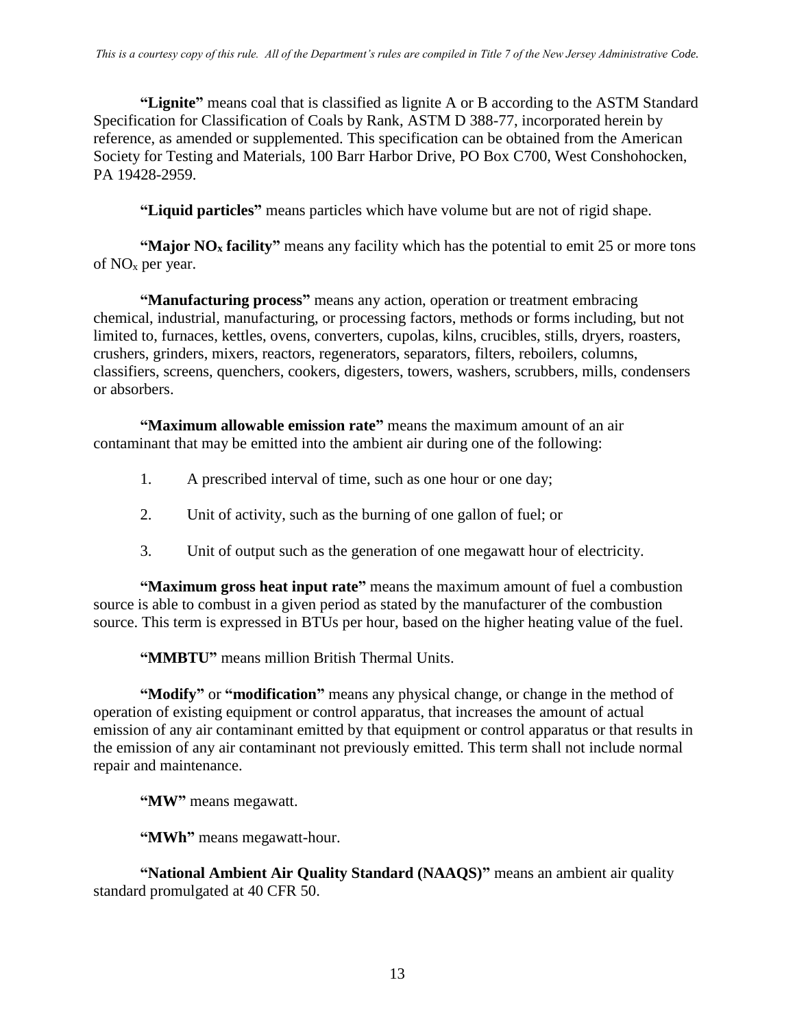**"Lignite"** means coal that is classified as lignite A or B according to the ASTM Standard Specification for Classification of Coals by Rank, ASTM D 388-77, incorporated herein by reference, as amended or supplemented. This specification can be obtained from the American Society for Testing and Materials, 100 Barr Harbor Drive, PO Box C700, West Conshohocken, PA 19428-2959.

**"Liquid particles"** means particles which have volume but are not of rigid shape.

**"Major $NO_x$ facility"** means any facility which has the potential to emit 25 or more tons of $NO_x$ per year.

**"Manufacturing process"** means any action, operation or treatment embracing chemical, industrial, manufacturing, or processing factors, methods or forms including, but not limited to, furnaces, kettles, ovens, converters, cupolas, kilns, crucibles, stills, dryers, roasters, crushers, grinders, mixers, reactors, regenerators, separators, filters, reboilers, columns, classifiers, screens, quenchers, cookers, digesters, towers, washers, scrubbers, mills, condensers or absorbers.

**"Maximum allowable emission rate"** means the maximum amount of an air contaminant that may be emitted into the ambient air during one of the following:

1. A prescribed interval of time, such as one hour or one day;
2. Unit of activity, such as the burning of one gallon of fuel; or
3. Unit of output such as the generation of one megawatt hour of electricity.

**"Maximum gross heat input rate"** means the maximum amount of fuel a combustion source is able to combust in a given period as stated by the manufacturer of the combustion source. This term is expressed in BTUs per hour, based on the higher heating value of the fuel.

**"MMBTU"** means million British Thermal Units.

**"Modify"** or **"modification"** means any physical change, or change in the method of operation of existing equipment or control apparatus, that increases the amount of actual emission of any air contaminant emitted by that equipment or control apparatus or that results in the emission of any air contaminant not previously emitted. This term shall not include normal repair and maintenance.

**"MW"** means megawatt.

**"MWh"** means megawatt-hour.

**"National Ambient Air Quality Standard (NAAQS)"** means an ambient air quality standard promulgated at 40 CFR 50.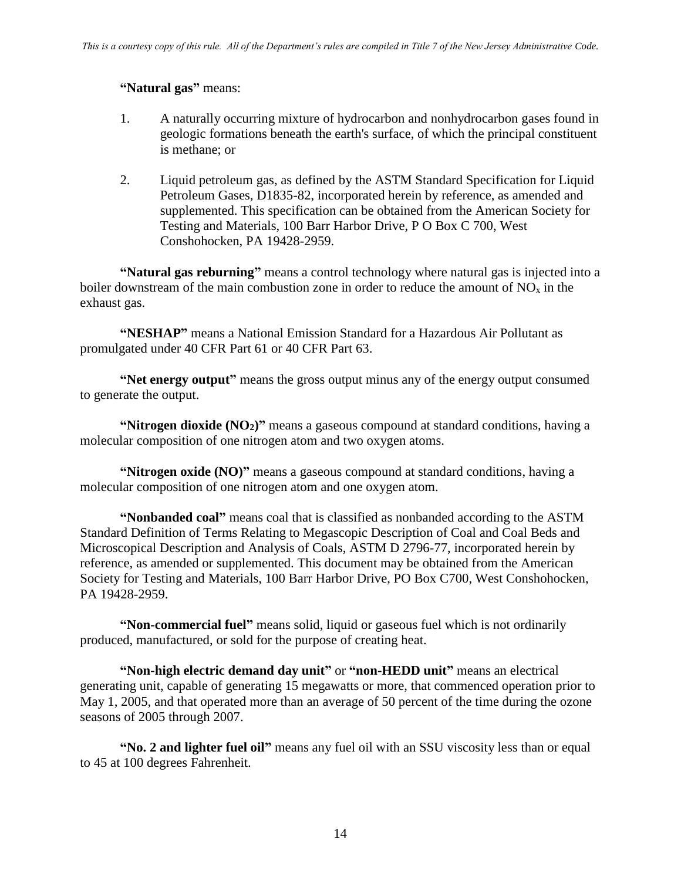**"Natural gas"** means:

1. A naturally occurring mixture of hydrocarbon and nonhydrocarbon gases found in geologic formations beneath the earth's surface, of which the principal constituent is methane; or

2. Liquid petroleum gas, as defined by the ASTM Standard Specification for Liquid Petroleum Gases, D1835-82, incorporated herein by reference, as amended and supplemented. This specification can be obtained from the American Society for Testing and Materials, 100 Barr Harbor Drive, P O Box C 700, West Conshohocken, PA 19428-2959.

**"Natural gas reburning"** means a control technology where natural gas is injected into a boiler downstream of the main combustion zone in order to reduce the amount of $NO_x$ in the exhaust gas.

**"NESHAP"** means a National Emission Standard for a Hazardous Air Pollutant as promulgated under 40 CFR Part 61 or 40 CFR Part 63.

**"Net energy output"** means the gross output minus any of the energy output consumed to generate the output.

**"Nitrogen dioxide ($NO_2$)"** means a gaseous compound at standard conditions, having a molecular composition of one nitrogen atom and two oxygen atoms.

**"Nitrogen oxide (NO)"** means a gaseous compound at standard conditions, having a molecular composition of one nitrogen atom and one oxygen atom.

**"Nonbanded coal"** means coal that is classified as nonbanded according to the ASTM Standard Definition of Terms Relating to Megascopic Description of Coal and Coal Beds and Microscopical Description and Analysis of Coals, ASTM D 2796-77, incorporated herein by reference, as amended or supplemented. This document may be obtained from the American Society for Testing and Materials, 100 Barr Harbor Drive, PO Box C700, West Conshohocken, PA 19428-2959.

**"Non-commercial fuel"** means solid, liquid or gaseous fuel which is not ordinarily produced, manufactured, or sold for the purpose of creating heat.

**"Non-high electric demand day unit"** or **"non-HEDD unit"** means an electrical generating unit, capable of generating 15 megawatts or more, that commenced operation prior to May 1, 2005, and that operated more than an average of 50 percent of the time during the ozone seasons of 2005 through 2007.

**"No. 2 and lighter fuel oil"** means any fuel oil with an SSU viscosity less than or equal to 45 at 100 degrees Fahrenheit.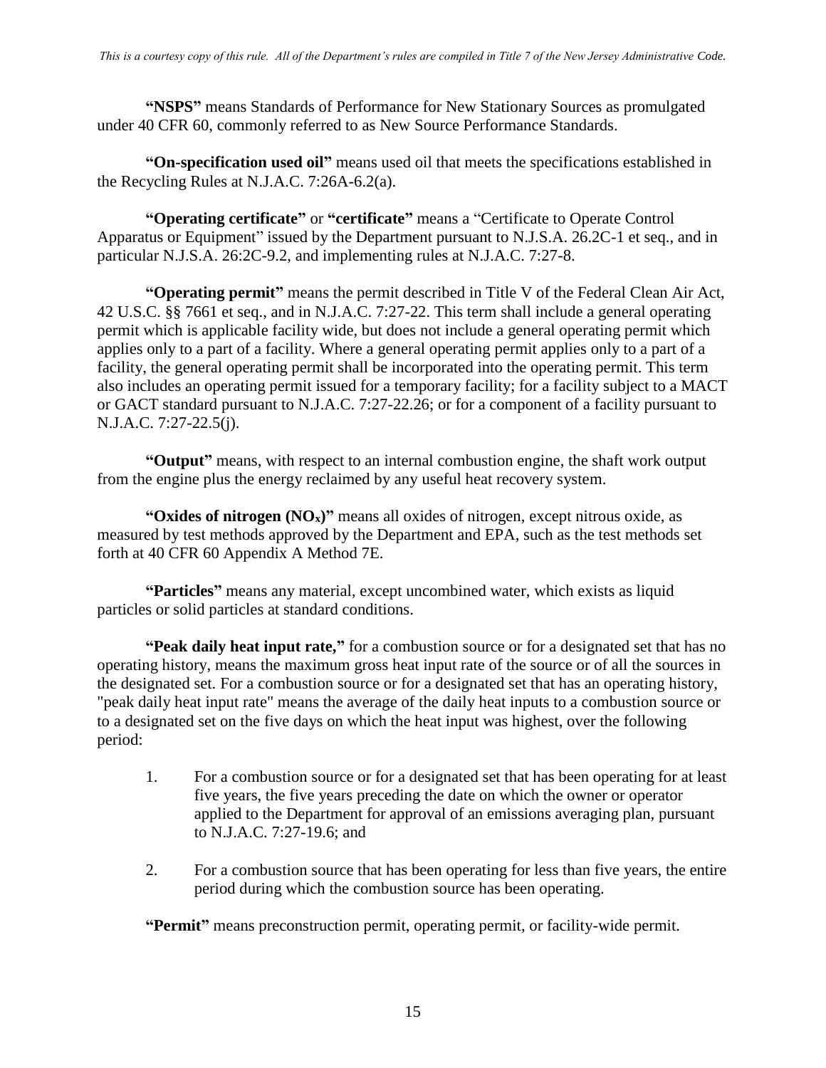**"NSPS"** means Standards of Performance for New Stationary Sources as promulgated under 40 CFR 60, commonly referred to as New Source Performance Standards.

**"On-specification used oil"** means used oil that meets the specifications established in the Recycling Rules at N.J.A.C. 7:26A-6.2(a).

**"Operating certificate"** or **"certificate"** means a "Certificate to Operate Control Apparatus or Equipment" issued by the Department pursuant to N.J.S.A. 26.2C-1 et seq., and in particular N.J.S.A. 26:2C-9.2, and implementing rules at N.J.A.C. 7:27-8.

**"Operating permit"** means the permit described in Title V of the Federal Clean Air Act, 42 U.S.C. §§ 7661 et seq., and in N.J.A.C. 7:27-22. This term shall include a general operating permit which is applicable facility wide, but does not include a general operating permit which applies only to a part of a facility. Where a general operating permit applies only to a part of a facility, the general operating permit shall be incorporated into the operating permit. This term also includes an operating permit issued for a temporary facility; for a facility subject to a MACT or GACT standard pursuant to N.J.A.C. 7:27-22.26; or for a component of a facility pursuant to N.J.A.C. 7:27-22.5(j).

**"Output"** means, with respect to an internal combustion engine, the shaft work output from the engine plus the energy reclaimed by any useful heat recovery system.

**"Oxides of nitrogen ($NO_x$)"** means all oxides of nitrogen, except nitrous oxide, as measured by test methods approved by the Department and EPA, such as the test methods set forth at 40 CFR 60 Appendix A Method 7E.

**"Particles"** means any material, except uncombined water, which exists as liquid particles or solid particles at standard conditions.

**"Peak daily heat input rate,"** for a combustion source or for a designated set that has no operating history, means the maximum gross heat input rate of the source or of all the sources in the designated set. For a combustion source or for a designated set that has an operating history, "peak daily heat input rate" means the average of the daily heat inputs to a combustion source or to a designated set on the five days on which the heat input was highest, over the following period:

1. For a combustion source or for a designated set that has been operating for at least five years, the five years preceding the date on which the owner or operator applied to the Department for approval of an emissions averaging plan, pursuant to N.J.A.C. 7:27-19.6; and

2. For a combustion source that has been operating for less than five years, the entire period during which the combustion source has been operating.

**"Permit"** means preconstruction permit, operating permit, or facility-wide permit.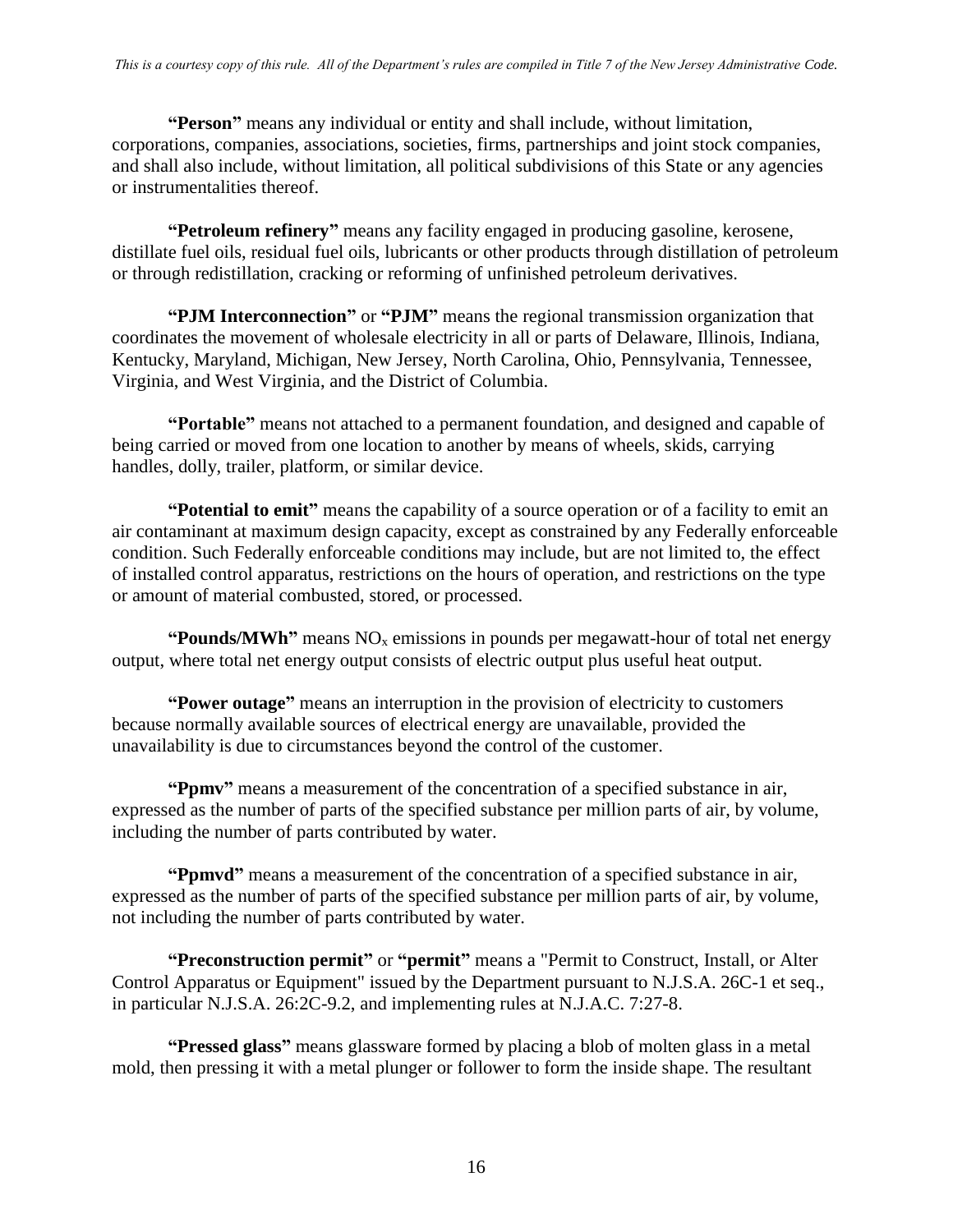**"Person"** means any individual or entity and shall include, without limitation, corporations, companies, associations, societies, firms, partnerships and joint stock companies, and shall also include, without limitation, all political subdivisions of this State or any agencies or instrumentalities thereof.

**"Petroleum refinery"** means any facility engaged in producing gasoline, kerosene, distillate fuel oils, residual fuel oils, lubricants or other products through distillation of petroleum or through redistillation, cracking or reforming of unfinished petroleum derivatives.

**"PJM Interconnection"** or **"PJM"** means the regional transmission organization that coordinates the movement of wholesale electricity in all or parts of Delaware, Illinois, Indiana, Kentucky, Maryland, Michigan, New Jersey, North Carolina, Ohio, Pennsylvania, Tennessee, Virginia, and West Virginia, and the District of Columbia.

**"Portable"** means not attached to a permanent foundation, and designed and capable of being carried or moved from one location to another by means of wheels, skids, carrying handles, dolly, trailer, platform, or similar device.

**"Potential to emit"** means the capability of a source operation or of a facility to emit an air contaminant at maximum design capacity, except as constrained by any Federally enforceable condition. Such Federally enforceable conditions may include, but are not limited to, the effect of installed control apparatus, restrictions on the hours of operation, and restrictions on the type or amount of material combusted, stored, or processed.

**"Pounds/MWh"** means $NO_x$ emissions in pounds per megawatt-hour of total net energy output, where total net energy output consists of electric output plus useful heat output.

**"Power outage"** means an interruption in the provision of electricity to customers because normally available sources of electrical energy are unavailable, provided the unavailability is due to circumstances beyond the control of the customer.

**"Ppmv"** means a measurement of the concentration of a specified substance in air, expressed as the number of parts of the specified substance per million parts of air, by volume, including the number of parts contributed by water.

**"Ppmvd"** means a measurement of the concentration of a specified substance in air, expressed as the number of parts of the specified substance per million parts of air, by volume, not including the number of parts contributed by water.

**"Preconstruction permit"** or **"permit"** means a "Permit to Construct, Install, or Alter Control Apparatus or Equipment" issued by the Department pursuant to N.J.S.A. 26C-1 et seq., in particular N.J.S.A. 26:2C-9.2, and implementing rules at N.J.A.C. 7:27-8.

**"Pressed glass"** means glassware formed by placing a blob of molten glass in a metal mold, then pressing it with a metal plunger or follower to form the inside shape. The resultant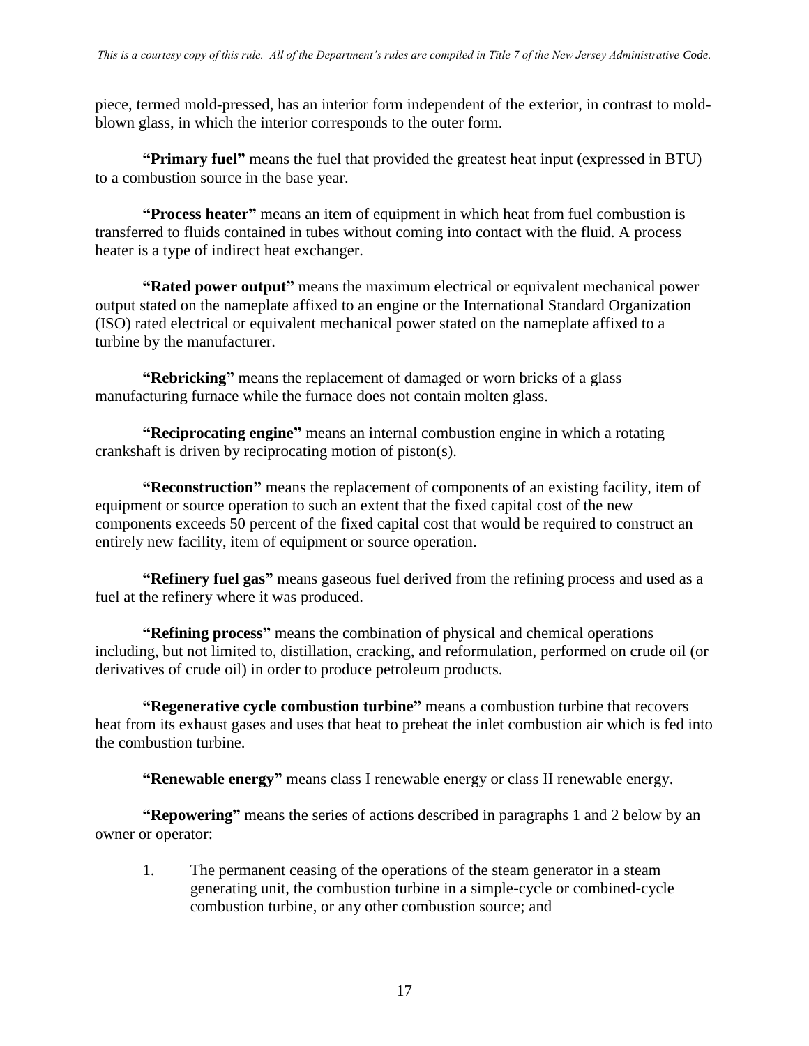piece, termed mold-pressed, has an interior form independent of the exterior, in contrast to mold-blown glass, in which the interior corresponds to the outer form.

**"Primary fuel"** means the fuel that provided the greatest heat input (expressed in BTU) to a combustion source in the base year.

**"Process heater"** means an item of equipment in which heat from fuel combustion is transferred to fluids contained in tubes without coming into contact with the fluid. A process heater is a type of indirect heat exchanger.

**"Rated power output"** means the maximum electrical or equivalent mechanical power output stated on the nameplate affixed to an engine or the International Standard Organization (ISO) rated electrical or equivalent mechanical power stated on the nameplate affixed to a turbine by the manufacturer.

**"Rebricking"** means the replacement of damaged or worn bricks of a glass manufacturing furnace while the furnace does not contain molten glass.

**"Reciprocating engine"** means an internal combustion engine in which a rotating crankshaft is driven by reciprocating motion of piston(s).

**"Reconstruction"** means the replacement of components of an existing facility, item of equipment or source operation to such an extent that the fixed capital cost of the new components exceeds 50 percent of the fixed capital cost that would be required to construct an entirely new facility, item of equipment or source operation.

**"Refinery fuel gas"** means gaseous fuel derived from the refining process and used as a fuel at the refinery where it was produced.

**"Refining process"** means the combination of physical and chemical operations including, but not limited to, distillation, cracking, and reformulation, performed on crude oil (or derivatives of crude oil) in order to produce petroleum products.

**"Regenerative cycle combustion turbine"** means a combustion turbine that recovers heat from its exhaust gases and uses that heat to preheat the inlet combustion air which is fed into the combustion turbine.

**"Renewable energy"** means class I renewable energy or class II renewable energy.

**"Repowering"** means the series of actions described in paragraphs 1 and 2 below by an owner or operator:

1. The permanent ceasing of the operations of the steam generator in a steam generating unit, the combustion turbine in a simple-cycle or combined-cycle combustion turbine, or any other combustion source; and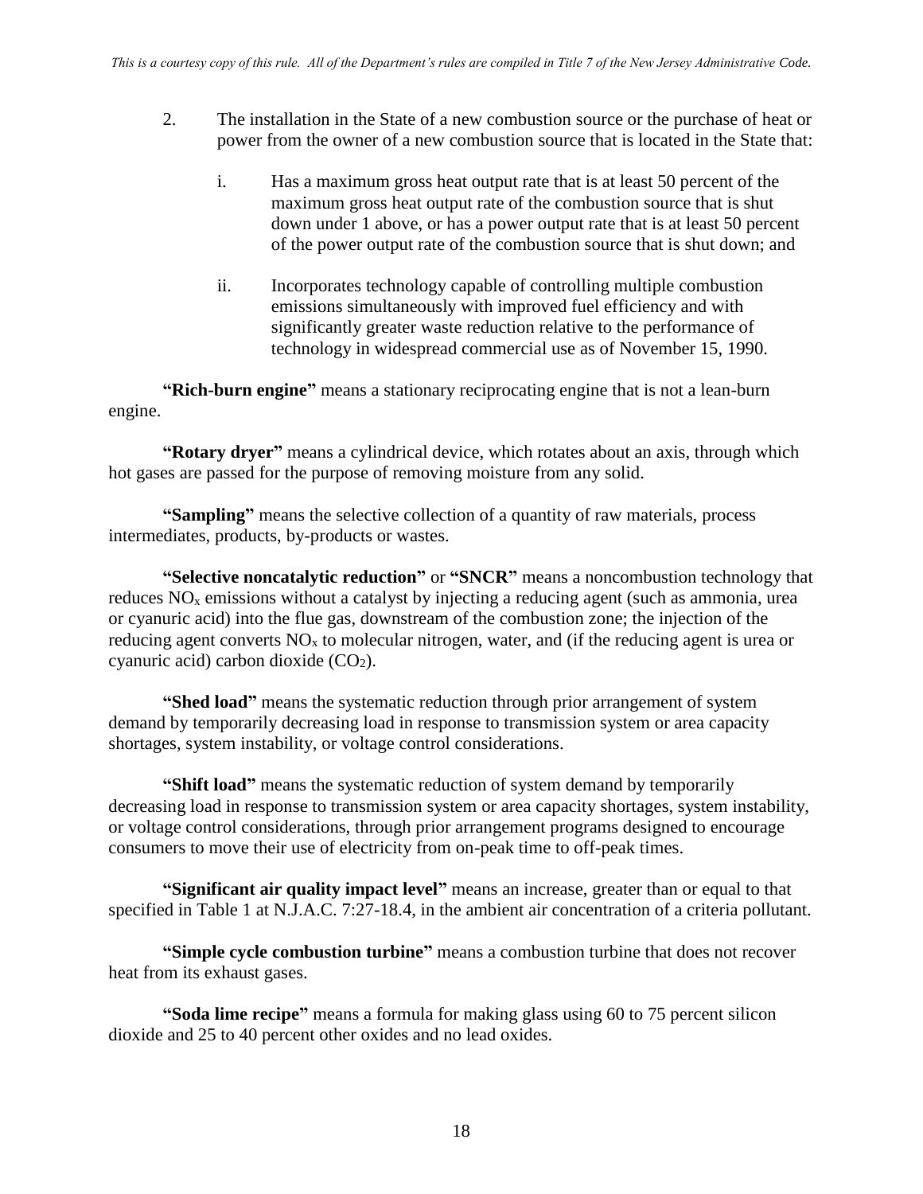2. The installation in the State of a new combustion source or the purchase of heat or power from the owner of a new combustion source that is located in the State that:

   i. Has a maximum gross heat output rate that is at least 50 percent of the maximum gross heat output rate of the combustion source that is shut down under 1 above, or has a power output rate that is at least 50 percent of the power output rate of the combustion source that is shut down; and

   ii. Incorporates technology capable of controlling multiple combustion emissions simultaneously with improved fuel efficiency and with significantly greater waste reduction relative to the performance of technology in widespread commercial use as of November 15, 1990.

**"Rich-burn engine"** means a stationary reciprocating engine that is not a lean-burn engine.

**"Rotary dryer"** means a cylindrical device, which rotates about an axis, through which hot gases are passed for the purpose of removing moisture from any solid.

**"Sampling"** means the selective collection of a quantity of raw materials, process intermediates, products, by-products or wastes.

**"Selective noncatalytic reduction"** or **"SNCR"** means a noncombustion technology that reduces $NO_x$ emissions without a catalyst by injecting a reducing agent (such as ammonia, urea or cyanuric acid) into the flue gas, downstream of the combustion zone; the injection of the reducing agent converts $NO_x$ to molecular nitrogen, water, and (if the reducing agent is urea or cyanuric acid) carbon dioxide ($CO_2$).

**"Shed load"** means the systematic reduction through prior arrangement of system demand by temporarily decreasing load in response to transmission system or area capacity shortages, system instability, or voltage control considerations.

**"Shift load"** means the systematic reduction of system demand by temporarily decreasing load in response to transmission system or area capacity shortages, system instability, or voltage control considerations, through prior arrangement programs designed to encourage consumers to move their use of electricity from on-peak time to off-peak times.

**"Significant air quality impact level"** means an increase, greater than or equal to that specified in Table 1 at N.J.A.C. 7:27-18.4, in the ambient air concentration of a criteria pollutant.

**"Simple cycle combustion turbine"** means a combustion turbine that does not recover heat from its exhaust gases.

**"Soda lime recipe"** means a formula for making glass using 60 to 75 percent silicon dioxide and 25 to 40 percent other oxides and no lead oxides.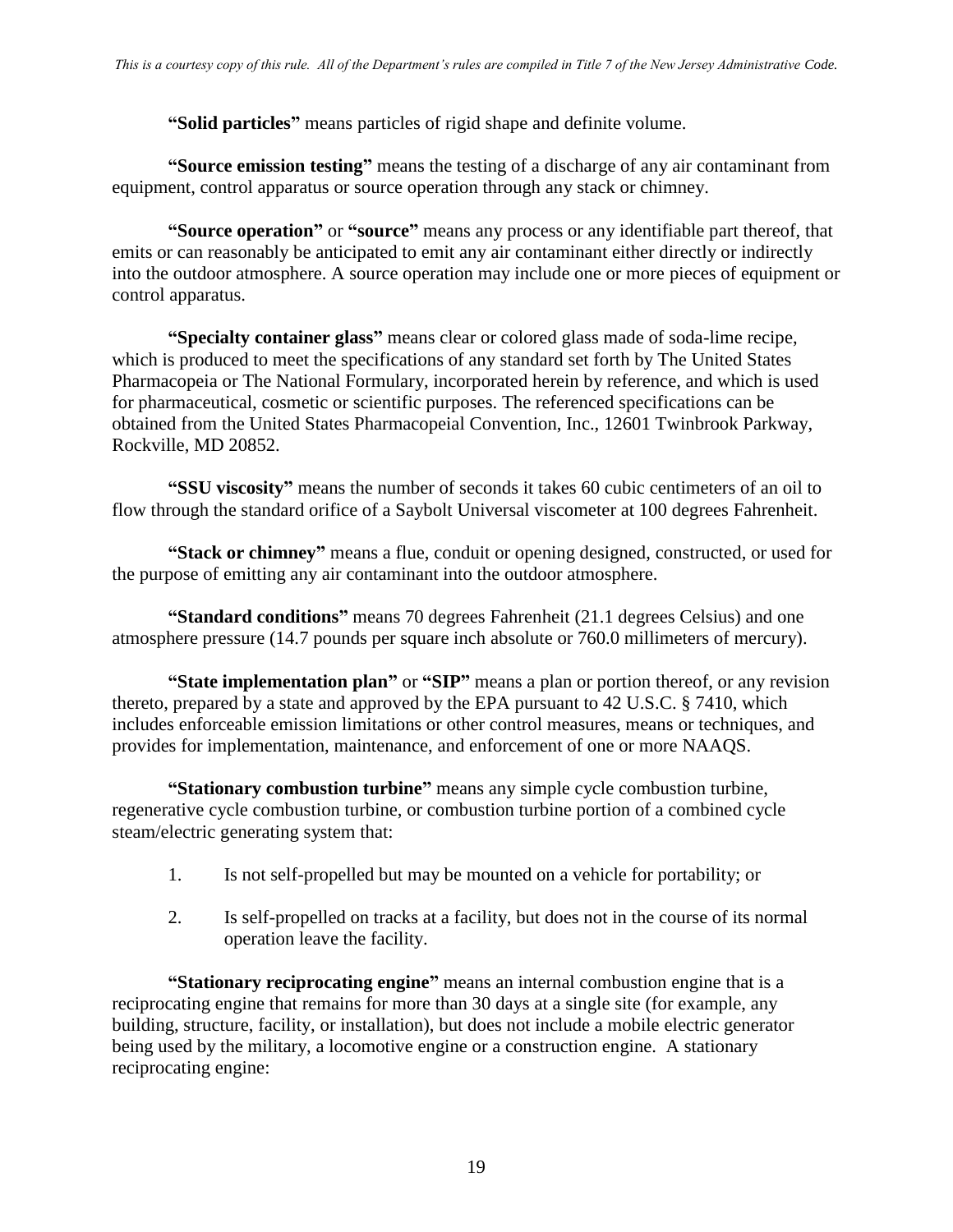**"Solid particles"** means particles of rigid shape and definite volume.

**"Source emission testing"** means the testing of a discharge of any air contaminant from equipment, control apparatus or source operation through any stack or chimney.

**"Source operation"** or **"source"** means any process or any identifiable part thereof, that emits or can reasonably be anticipated to emit any air contaminant either directly or indirectly into the outdoor atmosphere. A source operation may include one or more pieces of equipment or control apparatus.

**"Specialty container glass"** means clear or colored glass made of soda-lime recipe, which is produced to meet the specifications of any standard set forth by The United States Pharmacopeia or The National Formulary, incorporated herein by reference, and which is used for pharmaceutical, cosmetic or scientific purposes. The referenced specifications can be obtained from the United States Pharmacopeial Convention, Inc., 12601 Twinbrook Parkway, Rockville, MD 20852.

**"SSU viscosity"** means the number of seconds it takes 60 cubic centimeters of an oil to flow through the standard orifice of a Saybolt Universal viscometer at 100 degrees Fahrenheit.

**"Stack or chimney"** means a flue, conduit or opening designed, constructed, or used for the purpose of emitting any air contaminant into the outdoor atmosphere.

**"Standard conditions"** means 70 degrees Fahrenheit (21.1 degrees Celsius) and one atmosphere pressure (14.7 pounds per square inch absolute or 760.0 millimeters of mercury).

**"State implementation plan"** or **"SIP"** means a plan or portion thereof, or any revision thereto, prepared by a state and approved by the EPA pursuant to 42 U.S.C. § 7410, which includes enforceable emission limitations or other control measures, means or techniques, and provides for implementation, maintenance, and enforcement of one or more NAAQS.

**"Stationary combustion turbine"** means any simple cycle combustion turbine, regenerative cycle combustion turbine, or combustion turbine portion of a combined cycle steam/electric generating system that:

1. Is not self-propelled but may be mounted on a vehicle for portability; or
2. Is self-propelled on tracks at a facility, but does not in the course of its normal operation leave the facility.

**"Stationary reciprocating engine"** means an internal combustion engine that is a reciprocating engine that remains for more than 30 days at a single site (for example, any building, structure, facility, or installation), but does not include a mobile electric generator being used by the military, a locomotive engine or a construction engine. A stationary reciprocating engine: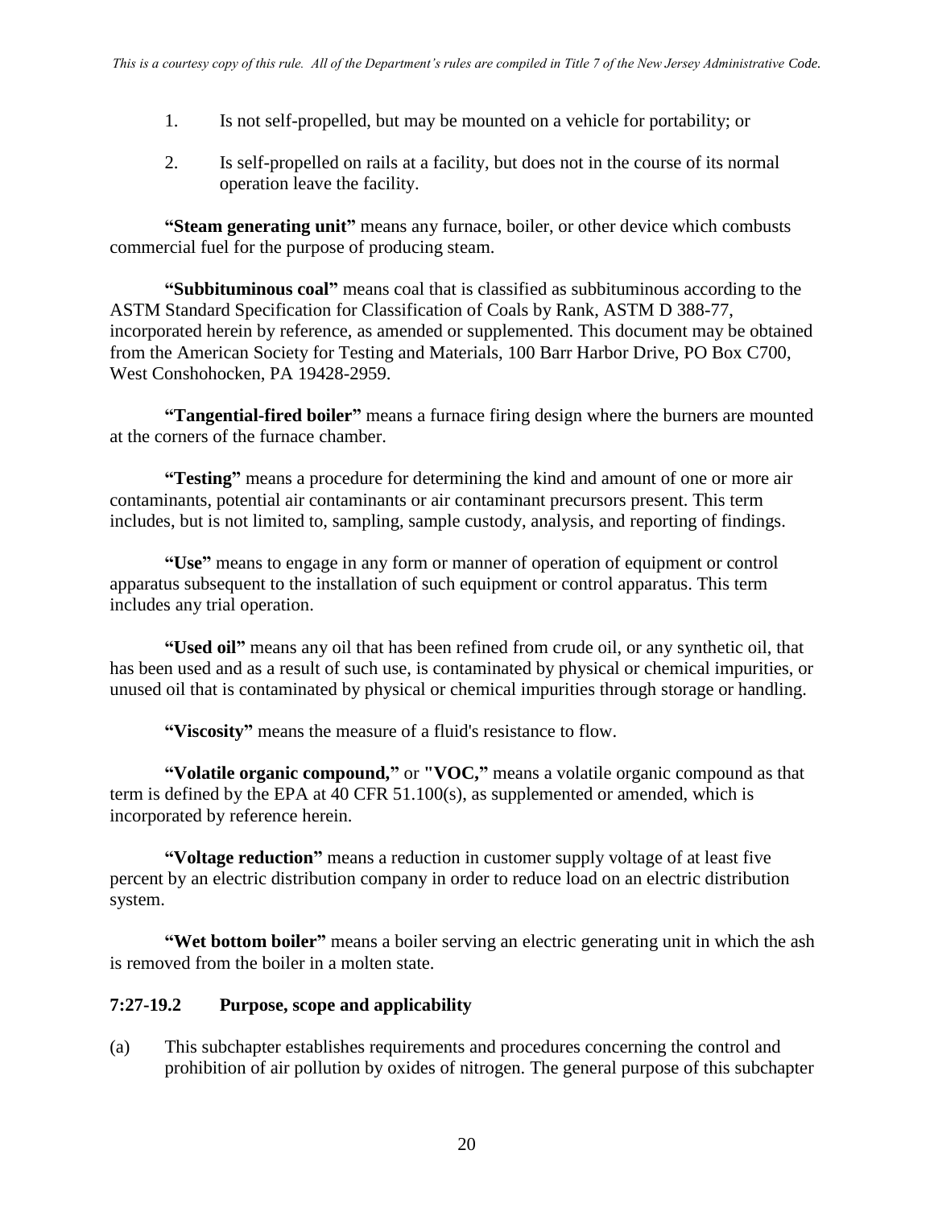1. Is not self-propelled, but may be mounted on a vehicle for portability; or

2. Is self-propelled on rails at a facility, but does not in the course of its normal operation leave the facility.

**"Steam generating unit"** means any furnace, boiler, or other device which combusts commercial fuel for the purpose of producing steam.

**"Subbituminous coal"** means coal that is classified as subbituminous according to the ASTM Standard Specification for Classification of Coals by Rank, ASTM D 388-77, incorporated herein by reference, as amended or supplemented. This document may be obtained from the American Society for Testing and Materials, 100 Barr Harbor Drive, PO Box C700, West Conshohocken, PA 19428-2959.

**"Tangential-fired boiler"** means a furnace firing design where the burners are mounted at the corners of the furnace chamber.

**"Testing"** means a procedure for determining the kind and amount of one or more air contaminants, potential air contaminants or air contaminant precursors present. This term includes, but is not limited to, sampling, sample custody, analysis, and reporting of findings.

**"Use"** means to engage in any form or manner of operation of equipment or control apparatus subsequent to the installation of such equipment or control apparatus. This term includes any trial operation.

**"Used oil"** means any oil that has been refined from crude oil, or any synthetic oil, that has been used and as a result of such use, is contaminated by physical or chemical impurities, or unused oil that is contaminated by physical or chemical impurities through storage or handling.

**"Viscosity"** means the measure of a fluid's resistance to flow.

**"Volatile organic compound,"** or **"VOC,"** means a volatile organic compound as that term is defined by the EPA at 40 CFR 51.100(s), as supplemented or amended, which is incorporated by reference herein.

**"Voltage reduction"** means a reduction in customer supply voltage of at least five percent by an electric distribution company in order to reduce load on an electric distribution system.

**"Wet bottom boiler"** means a boiler serving an electric generating unit in which the ash is removed from the boiler in a molten state.

### 7:27-19.2 Purpose, scope and applicability

(a) This subchapter establishes requirements and procedures concerning the control and prohibition of air pollution by oxides of nitrogen. The general purpose of this subchapter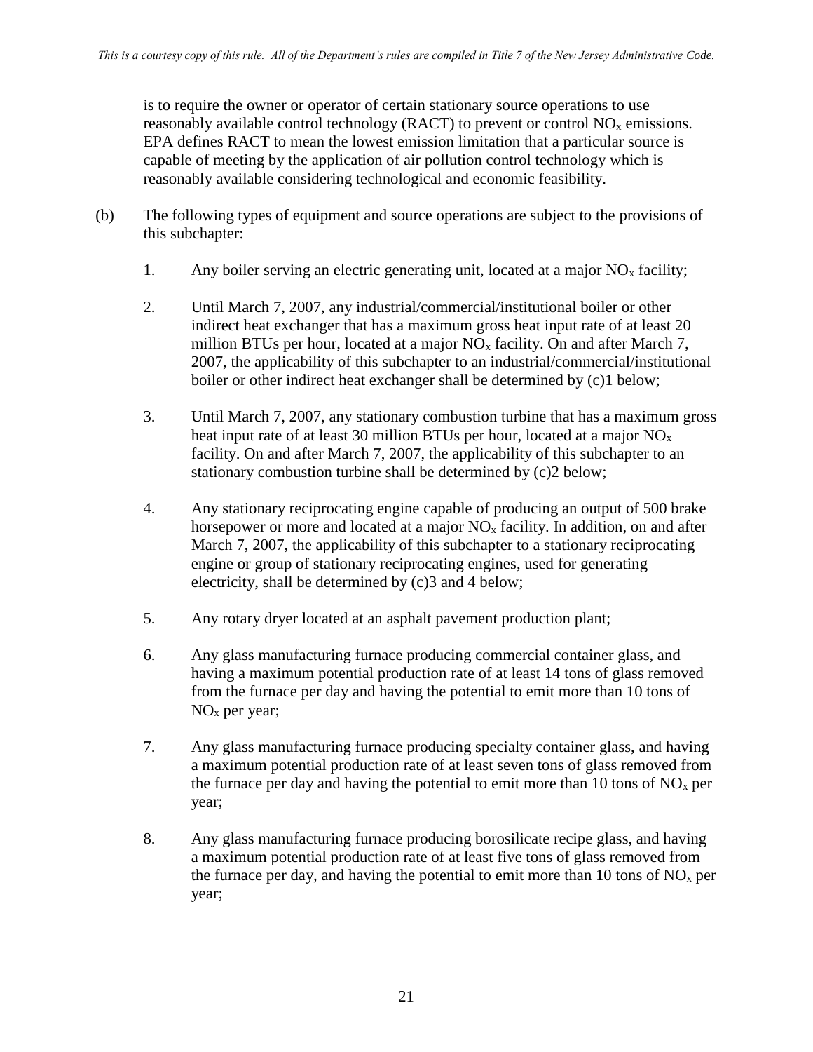is to require the owner or operator of certain stationary source operations to use reasonably available control technology (RACT) to prevent or control $NO_x$ emissions. EPA defines RACT to mean the lowest emission limitation that a particular source is capable of meeting by the application of air pollution control technology which is reasonably available considering technological and economic feasibility.

(b) The following types of equipment and source operations are subject to the provisions of this subchapter:

1. Any boiler serving an electric generating unit, located at a major $NO_x$ facility;

2. Until March 7, 2007, any industrial/commercial/institutional boiler or other indirect heat exchanger that has a maximum gross heat input rate of at least 20 million BTUs per hour, located at a major $NO_x$ facility. On and after March 7, 2007, the applicability of this subchapter to an industrial/commercial/institutional boiler or other indirect heat exchanger shall be determined by (c)1 below;

3. Until March 7, 2007, any stationary combustion turbine that has a maximum gross heat input rate of at least 30 million BTUs per hour, located at a major $NO_x$ facility. On and after March 7, 2007, the applicability of this subchapter to an stationary combustion turbine shall be determined by (c)2 below;

4. Any stationary reciprocating engine capable of producing an output of 500 brake horsepower or more and located at a major $NO_x$ facility. In addition, on and after March 7, 2007, the applicability of this subchapter to a stationary reciprocating engine or group of stationary reciprocating engines, used for generating electricity, shall be determined by (c)3 and 4 below;

5. Any rotary dryer located at an asphalt pavement production plant;

6. Any glass manufacturing furnace producing commercial container glass, and having a maximum potential production rate of at least 14 tons of glass removed from the furnace per day and having the potential to emit more than 10 tons of $NO_x$ per year;

7. Any glass manufacturing furnace producing specialty container glass, and having a maximum potential production rate of at least seven tons of glass removed from the furnace per day and having the potential to emit more than 10 tons of $NO_x$ per year;

8. Any glass manufacturing furnace producing borosilicate recipe glass, and having a maximum potential production rate of at least five tons of glass removed from the furnace per day, and having the potential to emit more than 10 tons of $NO_x$ per year;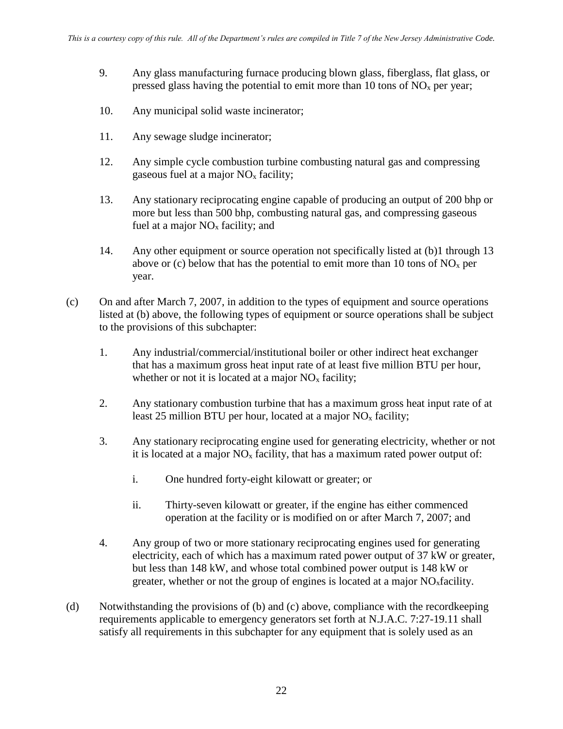9. Any glass manufacturing furnace producing blown glass, fiberglass, flat glass, or pressed glass having the potential to emit more than 10 tons of $NO_x$ per year;

10. Any municipal solid waste incinerator;

11. Any sewage sludge incinerator;

12. Any simple cycle combustion turbine combusting natural gas and compressing gaseous fuel at a major $NO_x$ facility;

13. Any stationary reciprocating engine capable of producing an output of 200 bhp or more but less than 500 bhp, combusting natural gas, and compressing gaseous fuel at a major $NO_x$ facility; and

14. Any other equipment or source operation not specifically listed at (b)1 through 13 above or (c) below that has the potential to emit more than 10 tons of $NO_x$ per year.

(c) On and after March 7, 2007, in addition to the types of equipment and source operations listed at (b) above, the following types of equipment or source operations shall be subject to the provisions of this subchapter:

1. Any industrial/commercial/institutional boiler or other indirect heat exchanger that has a maximum gross heat input rate of at least five million BTU per hour, whether or not it is located at a major $NO_x$ facility;

2. Any stationary combustion turbine that has a maximum gross heat input rate of at least 25 million BTU per hour, located at a major $NO_x$ facility;

3. Any stationary reciprocating engine used for generating electricity, whether or not it is located at a major $NO_x$ facility, that has a maximum rated power output of:

   i. One hundred forty-eight kilowatt or greater; or

   ii. Thirty-seven kilowatt or greater, if the engine has either commenced operation at the facility or is modified on or after March 7, 2007; and

4. Any group of two or more stationary reciprocating engines used for generating electricity, each of which has a maximum rated power output of 37 kW or greater, but less than 148 kW, and whose total combined power output is 148 kW or greater, whether or not the group of engines is located at a major $NO_x$facility.

(d) Notwithstanding the provisions of (b) and (c) above, compliance with the recordkeeping requirements applicable to emergency generators set forth at N.J.A.C. 7:27-19.11 shall satisfy all requirements in this subchapter for any equipment that is solely used as an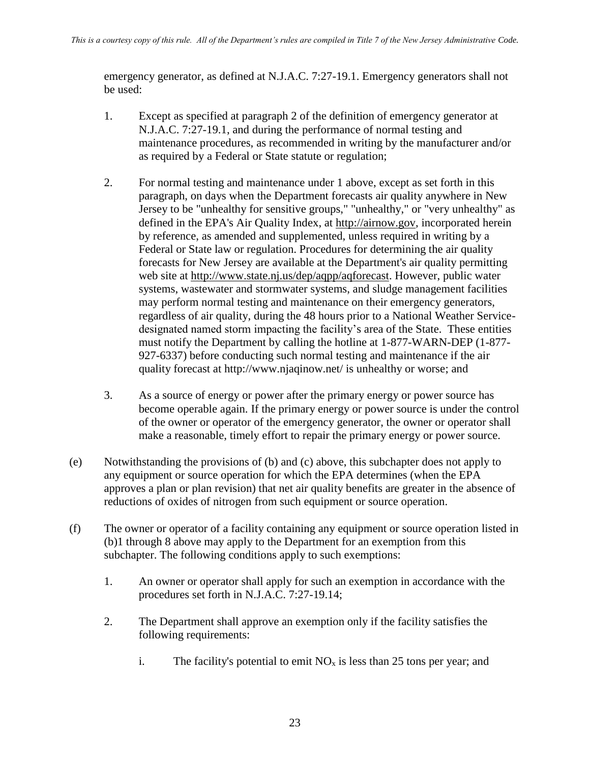emergency generator, as defined at N.J.A.C. 7:27-19.1. Emergency generators shall not be used:

1. Except as specified at paragraph 2 of the definition of emergency generator at N.J.A.C. 7:27-19.1, and during the performance of normal testing and maintenance procedures, as recommended in writing by the manufacturer and/or as required by a Federal or State statute or regulation;

2. For normal testing and maintenance under 1 above, except as set forth in this paragraph, on days when the Department forecasts air quality anywhere in New Jersey to be "unhealthy for sensitive groups," "unhealthy," or "very unhealthy" as defined in the EPA's Air Quality Index, at http://airnow.gov, incorporated herein by reference, as amended and supplemented, unless required in writing by a Federal or State law or regulation. Procedures for determining the air quality forecasts for New Jersey are available at the Department's air quality permitting web site at http://www.state.nj.us/dep/aqpp/aqforecast. However, public water systems, wastewater and stormwater systems, and sludge management facilities may perform normal testing and maintenance on their emergency generators, regardless of air quality, during the 48 hours prior to a National Weather Service-designated named storm impacting the facility's area of the State. These entities must notify the Department by calling the hotline at 1-877-WARN-DEP (1-877-927-6337) before conducting such normal testing and maintenance if the air quality forecast at http://www.njaqinow.net/ is unhealthy or worse; and

3. As a source of energy or power after the primary energy or power source has become operable again. If the primary energy or power source is under the control of the owner or operator of the emergency generator, the owner or operator shall make a reasonable, timely effort to repair the primary energy or power source.

(e) Notwithstanding the provisions of (b) and (c) above, this subchapter does not apply to any equipment or source operation for which the EPA determines (when the EPA approves a plan or plan revision) that net air quality benefits are greater in the absence of reductions of oxides of nitrogen from such equipment or source operation.

(f) The owner or operator of a facility containing any equipment or source operation listed in (b)1 through 8 above may apply to the Department for an exemption from this subchapter. The following conditions apply to such exemptions:

1. An owner or operator shall apply for such an exemption in accordance with the procedures set forth in N.J.A.C. 7:27-19.14;

2. The Department shall approve an exemption only if the facility satisfies the following requirements:

   i. The facility's potential to emit $NO_x$ is less than 25 tons per year; and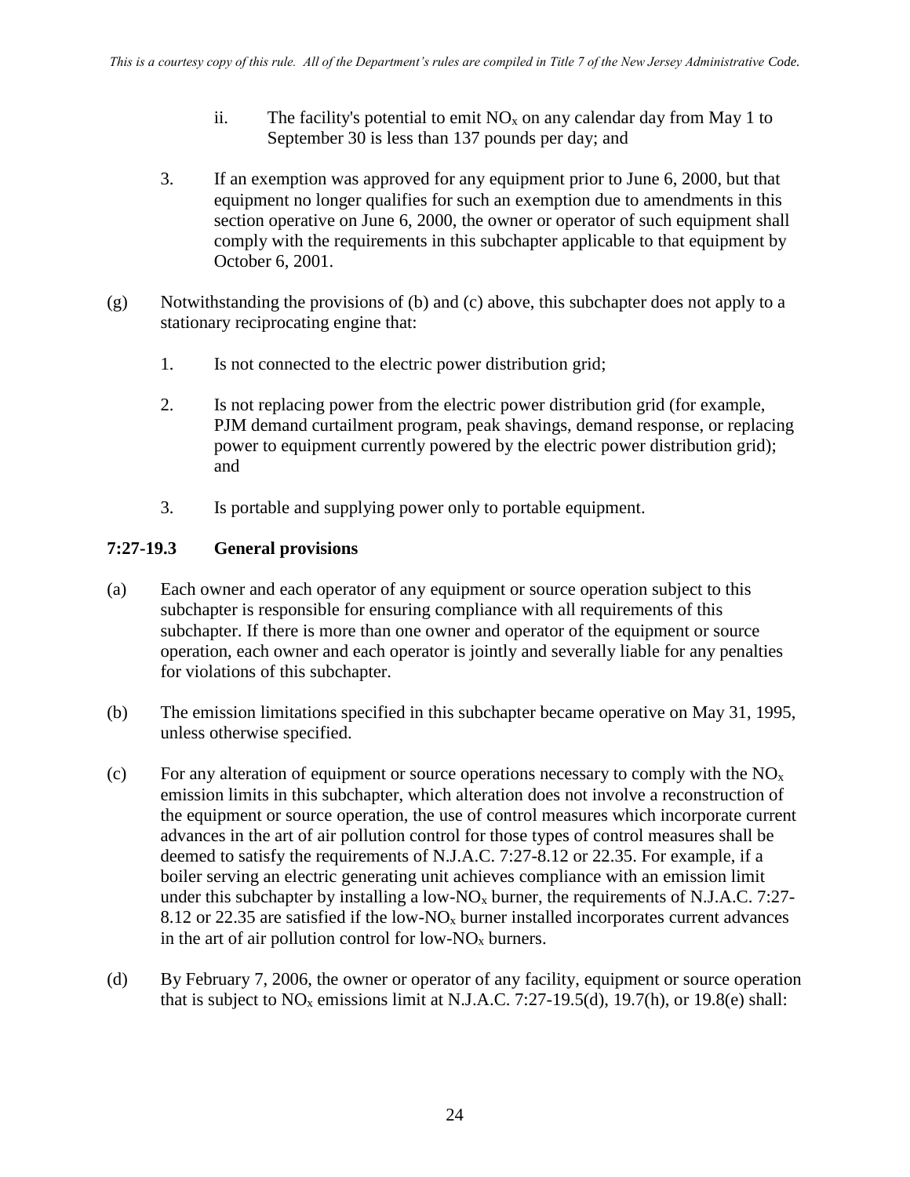ii. The facility's potential to emit $NO_x$ on any calendar day from May 1 to September 30 is less than 137 pounds per day; and

3. If an exemption was approved for any equipment prior to June 6, 2000, but that equipment no longer qualifies for such an exemption due to amendments in this section operative on June 6, 2000, the owner or operator of such equipment shall comply with the requirements in this subchapter applicable to that equipment by October 6, 2001.

(g) Notwithstanding the provisions of (b) and (c) above, this subchapter does not apply to a stationary reciprocating engine that:

1. Is not connected to the electric power distribution grid;

2. Is not replacing power from the electric power distribution grid (for example, PJM demand curtailment program, peak shavings, demand response, or replacing power to equipment currently powered by the electric power distribution grid); and

3. Is portable and supplying power only to portable equipment.

### 7:27-19.3 General provisions

(a) Each owner and each operator of any equipment or source operation subject to this subchapter is responsible for ensuring compliance with all requirements of this subchapter. If there is more than one owner and operator of the equipment or source operation, each owner and each operator is jointly and severally liable for any penalties for violations of this subchapter.

(b) The emission limitations specified in this subchapter became operative on May 31, 1995, unless otherwise specified.

(c) For any alteration of equipment or source operations necessary to comply with the $NO_x$ emission limits in this subchapter, which alteration does not involve a reconstruction of the equipment or source operation, the use of control measures which incorporate current advances in the art of air pollution control for those types of control measures shall be deemed to satisfy the requirements of N.J.A.C. 7:27-8.12 or 22.35. For example, if a boiler serving an electric generating unit achieves compliance with an emission limit under this subchapter by installing a low-$NO_x$ burner, the requirements of N.J.A.C. 7:27-8.12 or 22.35 are satisfied if the low-$NO_x$ burner installed incorporates current advances in the art of air pollution control for low-$NO_x$ burners.

(d) By February 7, 2006, the owner or operator of any facility, equipment or source operation that is subject to $NO_x$ emissions limit at N.J.A.C. 7:27-19.5(d), 19.7(h), or 19.8(e) shall: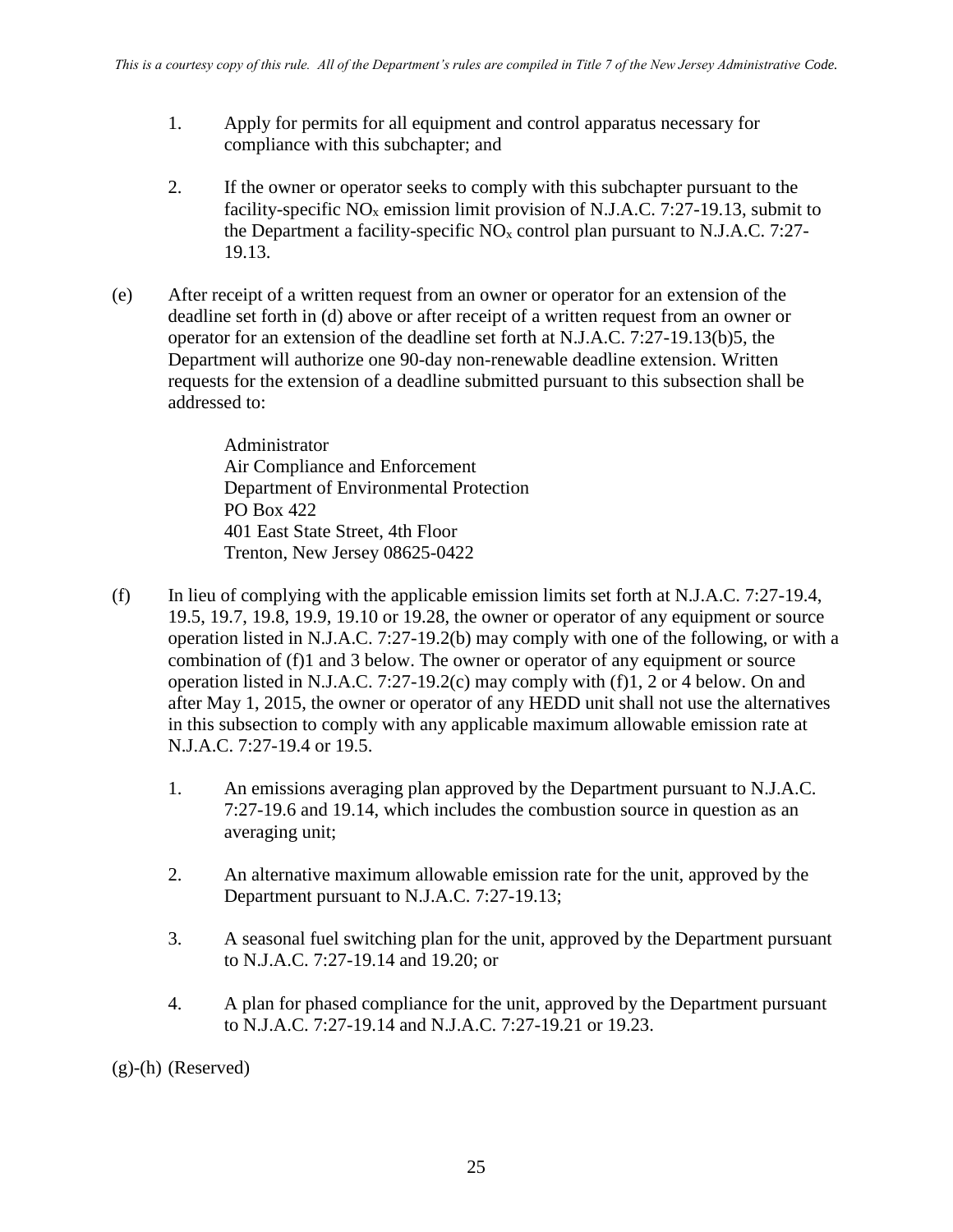1. Apply for permits for all equipment and control apparatus necessary for compliance with this subchapter; and

2. If the owner or operator seeks to comply with this subchapter pursuant to the facility-specific $NO_x$ emission limit provision of N.J.A.C. 7:27-19.13, submit to the Department a facility-specific $NO_x$ control plan pursuant to N.J.A.C. 7:27-19.13.

(e) After receipt of a written request from an owner or operator for an extension of the deadline set forth in (d) above or after receipt of a written request from an owner or operator for an extension of the deadline set forth at N.J.A.C. 7:27-19.13(b)5, the Department will authorize one 90-day non-renewable deadline extension. Written requests for the extension of a deadline submitted pursuant to this subsection shall be addressed to:

> Administrator
> Air Compliance and Enforcement
> Department of Environmental Protection
> PO Box 422
> 401 East State Street, 4th Floor
> Trenton, New Jersey 08625-0422

(f) In lieu of complying with the applicable emission limits set forth at N.J.A.C. 7:27-19.4, 19.5, 19.7, 19.8, 19.9, 19.10 or 19.28, the owner or operator of any equipment or source operation listed in N.J.A.C. 7:27-19.2(b) may comply with one of the following, or with a combination of (f)1 and 3 below. The owner or operator of any equipment or source operation listed in N.J.A.C. 7:27-19.2(c) may comply with (f)1, 2 or 4 below. On and after May 1, 2015, the owner or operator of any HEDD unit shall not use the alternatives in this subsection to comply with any applicable maximum allowable emission rate at N.J.A.C. 7:27-19.4 or 19.5.

1. An emissions averaging plan approved by the Department pursuant to N.J.A.C. 7:27-19.6 and 19.14, which includes the combustion source in question as an averaging unit;

2. An alternative maximum allowable emission rate for the unit, approved by the Department pursuant to N.J.A.C. 7:27-19.13;

3. A seasonal fuel switching plan for the unit, approved by the Department pursuant to N.J.A.C. 7:27-19.14 and 19.20; or

4. A plan for phased compliance for the unit, approved by the Department pursuant to N.J.A.C. 7:27-19.14 and N.J.A.C. 7:27-19.21 or 19.23.

(g)-(h) (Reserved)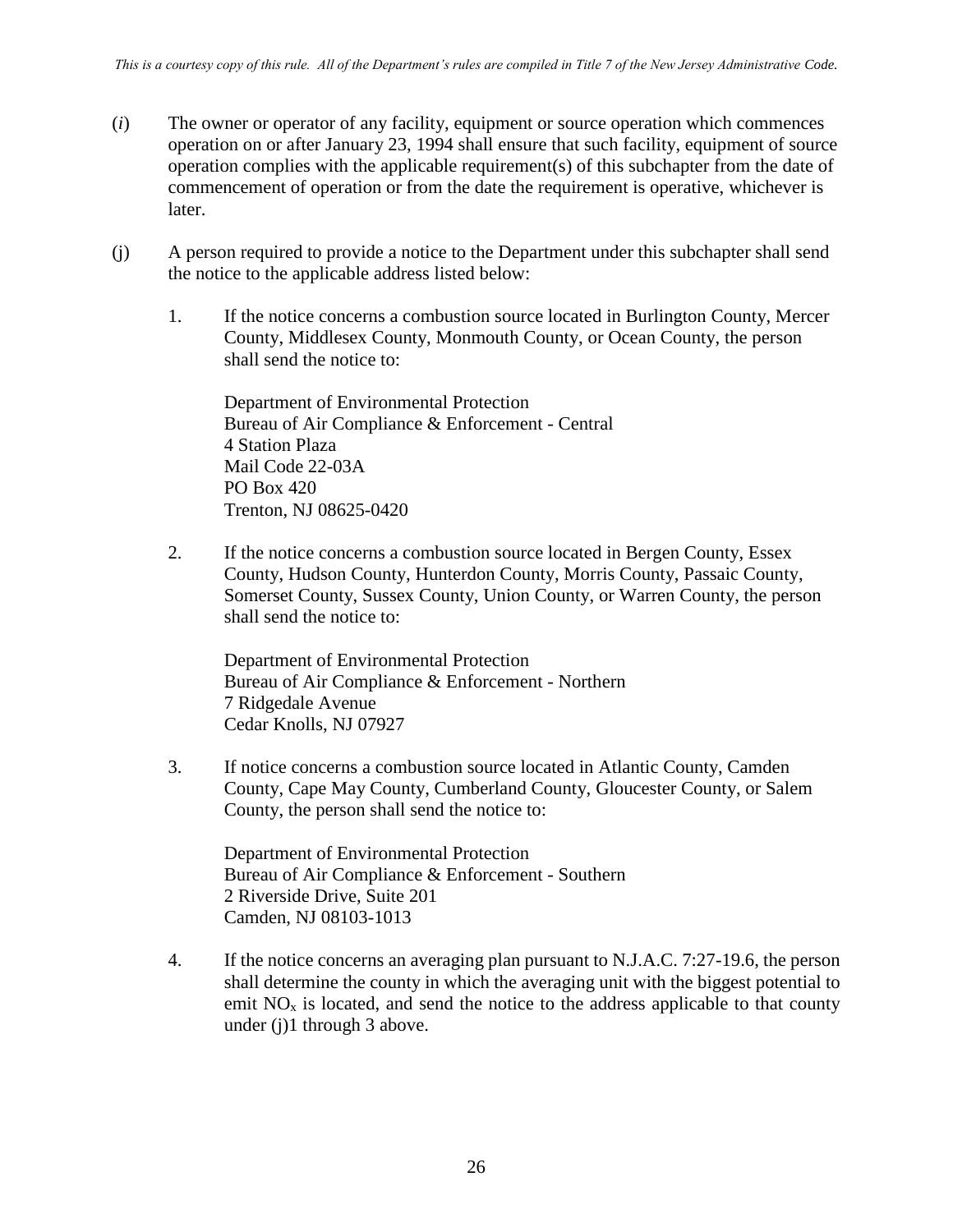(*i*) The owner or operator of any facility, equipment or source operation which commences operation on or after January 23, 1994 shall ensure that such facility, equipment of source operation complies with the applicable requirement(s) of this subchapter from the date of commencement of operation or from the date the requirement is operative, whichever is later.

(j) A person required to provide a notice to the Department under this subchapter shall send the notice to the applicable address listed below:

1. If the notice concerns a combustion source located in Burlington County, Mercer County, Middlesex County, Monmouth County, or Ocean County, the person shall send the notice to:

   Department of Environmental Protection
   Bureau of Air Compliance & Enforcement - Central
   4 Station Plaza
   Mail Code 22-03A
   PO Box 420
   Trenton, NJ 08625-0420

2. If the notice concerns a combustion source located in Bergen County, Essex County, Hudson County, Hunterdon County, Morris County, Passaic County, Somerset County, Sussex County, Union County, or Warren County, the person shall send the notice to:

   Department of Environmental Protection
   Bureau of Air Compliance & Enforcement - Northern
   7 Ridgedale Avenue
   Cedar Knolls, NJ 07927

3. If notice concerns a combustion source located in Atlantic County, Camden County, Cape May County, Cumberland County, Gloucester County, or Salem County, the person shall send the notice to:

   Department of Environmental Protection
   Bureau of Air Compliance & Enforcement - Southern
   2 Riverside Drive, Suite 201
   Camden, NJ 08103-1013

4. If the notice concerns an averaging plan pursuant to N.J.A.C. 7:27-19.6, the person shall determine the county in which the averaging unit with the biggest potential to emit $NO_x$ is located, and send the notice to the address applicable to that county under (j)1 through 3 above.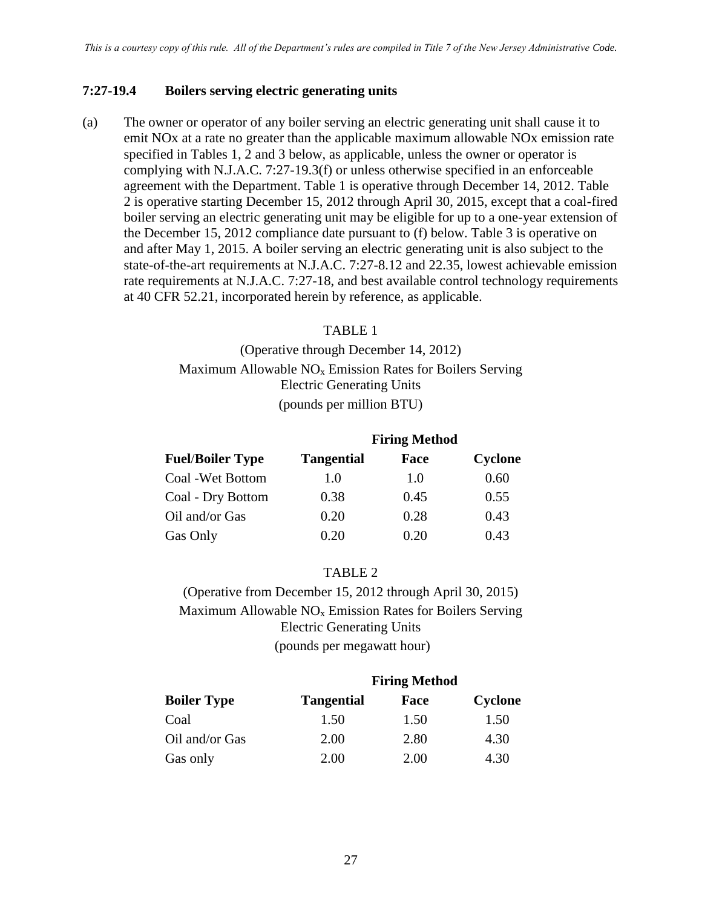### 7:27-19.4 Boilers serving electric generating units

(a) The owner or operator of any boiler serving an electric generating unit shall cause it to emit NOx at a rate no greater than the applicable maximum allowable NOx emission rate specified in Tables 1, 2 and 3 below, as applicable, unless the owner or operator is complying with N.J.A.C. 7:27-19.3(f) or unless otherwise specified in an enforceable agreement with the Department. Table 1 is operative through December 14, 2012. Table 2 is operative starting December 15, 2012 through April 30, 2015, except that a coal-fired boiler serving an electric generating unit may be eligible for up to a one-year extension of the December 15, 2012 compliance date pursuant to (f) below. Table 3 is operative on and after May 1, 2015. A boiler serving an electric generating unit is also subject to the state-of-the-art requirements at N.J.A.C. 7:27-8.12 and 22.35, lowest achievable emission rate requirements at N.J.A.C. 7:27-18, and best available control technology requirements at 40 CFR 52.21, incorporated herein by reference, as applicable.

TABLE 1

(Operative through December 14, 2012)

Maximum Allowable $NO_x$ Emission Rates for Boilers Serving Electric Generating Units

(pounds per million BTU)

| | **Firing Method** | | |
|---|---|---|---|
| **Fuel/Boiler Type** | **Tangential** | **Face** | **Cyclone** |
| Coal -Wet Bottom | 1.0 | 1.0 | 0.60 |
| Coal - Dry Bottom | 0.38 | 0.45 | 0.55 |
| Oil and/or Gas | 0.20 | 0.28 | 0.43 |
| Gas Only | 0.20 | 0.20 | 0.43 |

TABLE 2

(Operative from December 15, 2012 through April 30, 2015)

Maximum Allowable $NO_x$ Emission Rates for Boilers Serving Electric Generating Units

(pounds per megawatt hour)

| | **Firing Method** | | |
|---|---|---|---|
| **Boiler Type** | **Tangential** | **Face** | **Cyclone** |
| Coal | 1.50 | 1.50 | 1.50 |
| Oil and/or Gas | 2.00 | 2.80 | 4.30 |
| Gas only | 2.00 | 2.00 | 4.30 |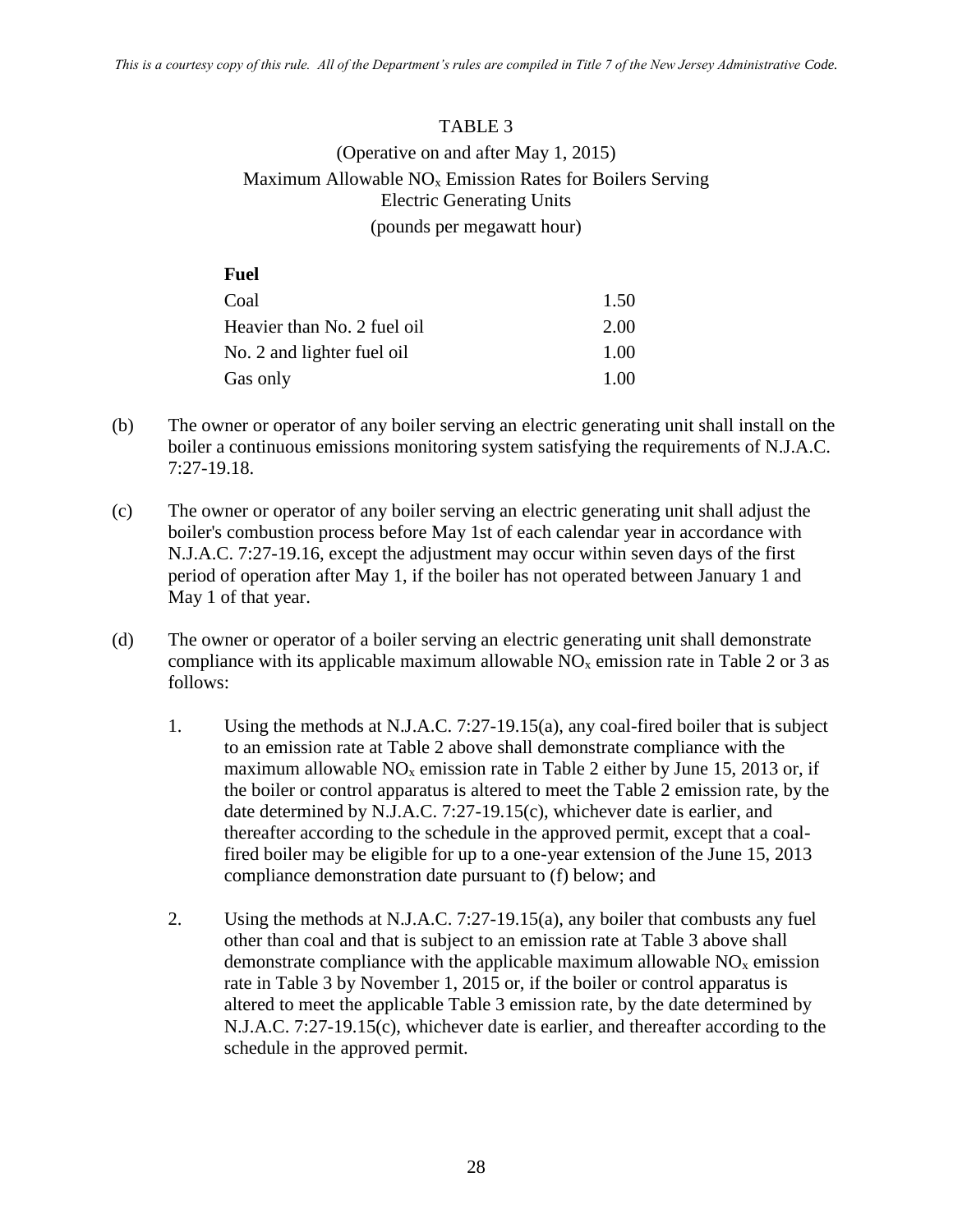TABLE 3

(Operative on and after May 1, 2015)

Maximum Allowable $NO_x$ Emission Rates for Boilers Serving Electric Generating Units

(pounds per megawatt hour)

| **Fuel** | |
|---|---|
| Coal | 1.50 |
| Heavier than No. 2 fuel oil | 2.00 |
| No. 2 and lighter fuel oil | 1.00 |
| Gas only | 1.00 |

(b) The owner or operator of any boiler serving an electric generating unit shall install on the boiler a continuous emissions monitoring system satisfying the requirements of N.J.A.C. 7:27-19.18.

(c) The owner or operator of any boiler serving an electric generating unit shall adjust the boiler's combustion process before May 1st of each calendar year in accordance with N.J.A.C. 7:27-19.16, except the adjustment may occur within seven days of the first period of operation after May 1, if the boiler has not operated between January 1 and May 1 of that year.

(d) The owner or operator of a boiler serving an electric generating unit shall demonstrate compliance with its applicable maximum allowable $NO_x$ emission rate in Table 2 or 3 as follows:

1. Using the methods at N.J.A.C. 7:27-19.15(a), any coal-fired boiler that is subject to an emission rate at Table 2 above shall demonstrate compliance with the maximum allowable $NO_x$ emission rate in Table 2 either by June 15, 2013 or, if the boiler or control apparatus is altered to meet the Table 2 emission rate, by the date determined by N.J.A.C. 7:27-19.15(c), whichever date is earlier, and thereafter according to the schedule in the approved permit, except that a coal-fired boiler may be eligible for up to a one-year extension of the June 15, 2013 compliance demonstration date pursuant to (f) below; and

2. Using the methods at N.J.A.C. 7:27-19.15(a), any boiler that combusts any fuel other than coal and that is subject to an emission rate at Table 3 above shall demonstrate compliance with the applicable maximum allowable $NO_x$ emission rate in Table 3 by November 1, 2015 or, if the boiler or control apparatus is altered to meet the applicable Table 3 emission rate, by the date determined by N.J.A.C. 7:27-19.15(c), whichever date is earlier, and thereafter according to the schedule in the approved permit.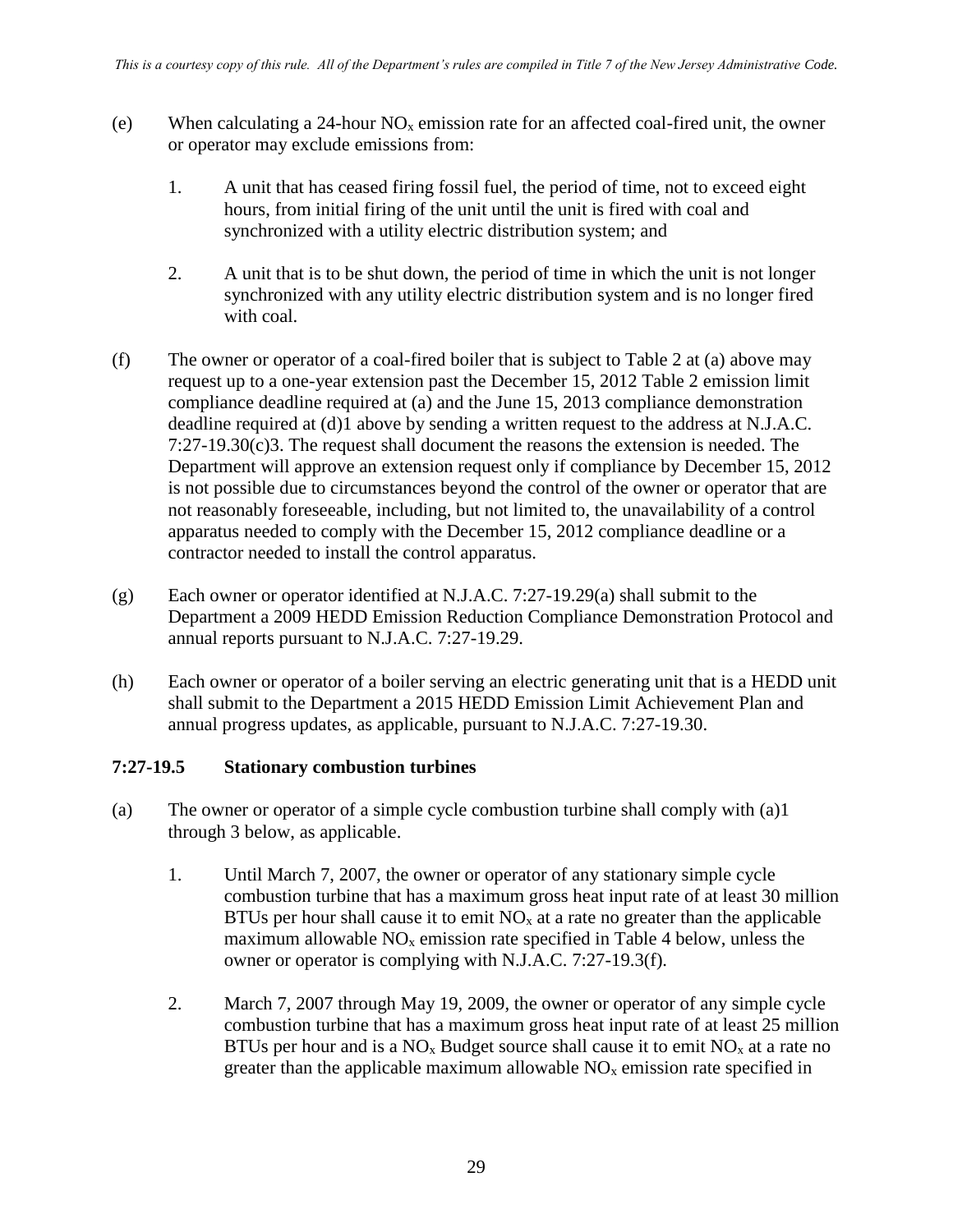(e) When calculating a 24-hour $NO_x$ emission rate for an affected coal-fired unit, the owner or operator may exclude emissions from:

1. A unit that has ceased firing fossil fuel, the period of time, not to exceed eight hours, from initial firing of the unit until the unit is fired with coal and synchronized with a utility electric distribution system; and

2. A unit that is to be shut down, the period of time in which the unit is not longer synchronized with any utility electric distribution system and is no longer fired with coal.

(f) The owner or operator of a coal-fired boiler that is subject to Table 2 at (a) above may request up to a one-year extension past the December 15, 2012 Table 2 emission limit compliance deadline required at (a) and the June 15, 2013 compliance demonstration deadline required at (d)1 above by sending a written request to the address at N.J.A.C. 7:27-19.30(c)3. The request shall document the reasons the extension is needed. The Department will approve an extension request only if compliance by December 15, 2012 is not possible due to circumstances beyond the control of the owner or operator that are not reasonably foreseeable, including, but not limited to, the unavailability of a control apparatus needed to comply with the December 15, 2012 compliance deadline or a contractor needed to install the control apparatus.

(g) Each owner or operator identified at N.J.A.C. 7:27-19.29(a) shall submit to the Department a 2009 HEDD Emission Reduction Compliance Demonstration Protocol and annual reports pursuant to N.J.A.C. 7:27-19.29.

(h) Each owner or operator of a boiler serving an electric generating unit that is a HEDD unit shall submit to the Department a 2015 HEDD Emission Limit Achievement Plan and annual progress updates, as applicable, pursuant to N.J.A.C. 7:27-19.30.

### 7:27-19.5 Stationary combustion turbines

(a) The owner or operator of a simple cycle combustion turbine shall comply with (a)1 through 3 below, as applicable.

1. Until March 7, 2007, the owner or operator of any stationary simple cycle combustion turbine that has a maximum gross heat input rate of at least 30 million BTUs per hour shall cause it to emit $NO_x$ at a rate no greater than the applicable maximum allowable $NO_x$ emission rate specified in Table 4 below, unless the owner or operator is complying with N.J.A.C. 7:27-19.3(f).

2. March 7, 2007 through May 19, 2009, the owner or operator of any simple cycle combustion turbine that has a maximum gross heat input rate of at least 25 million BTUs per hour and is a $NO_x$ Budget source shall cause it to emit $NO_x$ at a rate no greater than the applicable maximum allowable $NO_x$ emission rate specified in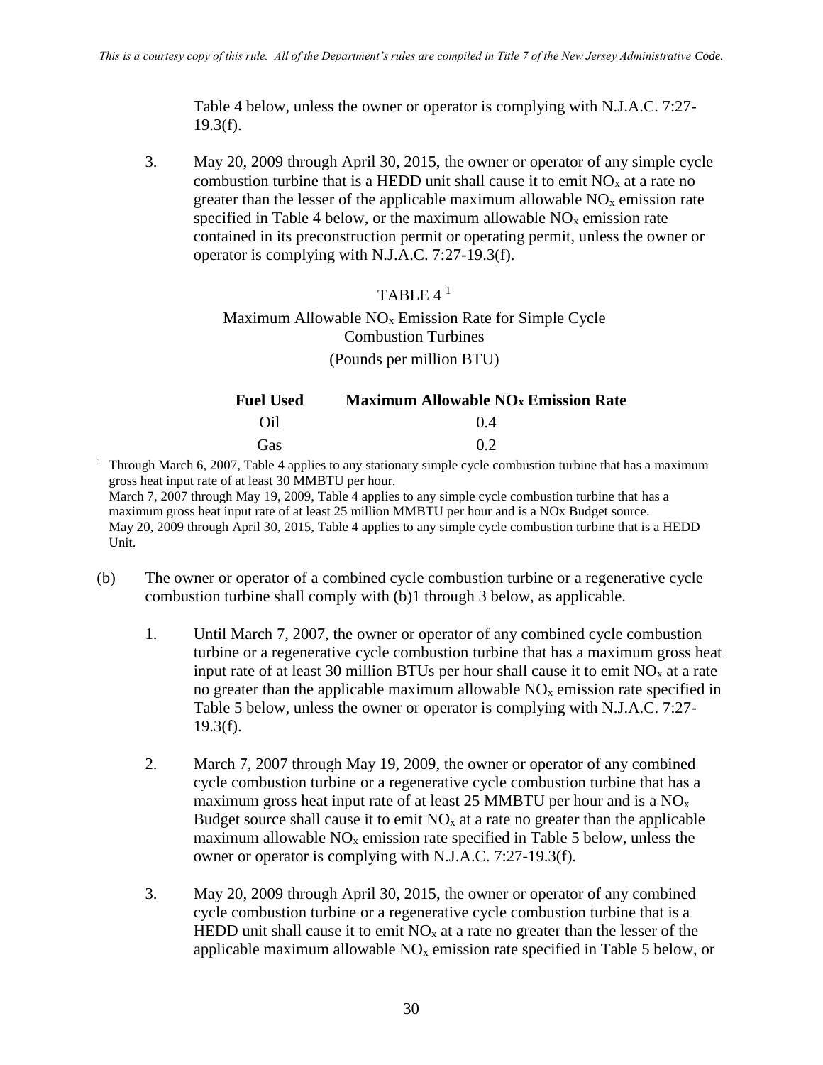Table 4 below, unless the owner or operator is complying with N.J.A.C. 7:27-19.3(f).

3. May 20, 2009 through April 30, 2015, the owner or operator of any simple cycle combustion turbine that is a HEDD unit shall cause it to emit $NO_x$ at a rate no greater than the lesser of the applicable maximum allowable $NO_x$ emission rate specified in Table 4 below, or the maximum allowable $NO_x$ emission rate contained in its preconstruction permit or operating permit, unless the owner or operator is complying with N.J.A.C. 7:27-19.3(f).

TABLE 4 [1]

Maximum Allowable $NO_x$ Emission Rate for Simple Cycle Combustion Turbines

(Pounds per million BTU)

| Fuel Used | Maximum Allowable $NO_x$ Emission Rate |
|---|---|
| Oil | 0.4 |
| Gas | 0.2 |

[1] Through March 6, 2007, Table 4 applies to any stationary simple cycle combustion turbine that has a maximum gross heat input rate of at least 30 MMBTU per hour.
March 7, 2007 through May 19, 2009, Table 4 applies to any simple cycle combustion turbine that has a maximum gross heat input rate of at least 25 million MMBTU per hour and is a NOx Budget source.
May 20, 2009 through April 30, 2015, Table 4 applies to any simple cycle combustion turbine that is a HEDD Unit.

(b) The owner or operator of a combined cycle combustion turbine or a regenerative cycle combustion turbine shall comply with (b)1 through 3 below, as applicable.

1. Until March 7, 2007, the owner or operator of any combined cycle combustion turbine or a regenerative cycle combustion turbine that has a maximum gross heat input rate of at least 30 million BTUs per hour shall cause it to emit $NO_x$ at a rate no greater than the applicable maximum allowable $NO_x$ emission rate specified in Table 5 below, unless the owner or operator is complying with N.J.A.C. 7:27-19.3(f).

2. March 7, 2007 through May 19, 2009, the owner or operator of any combined cycle combustion turbine or a regenerative cycle combustion turbine that has a maximum gross heat input rate of at least 25 MMBTU per hour and is a $NO_x$ Budget source shall cause it to emit $NO_x$ at a rate no greater than the applicable maximum allowable $NO_x$ emission rate specified in Table 5 below, unless the owner or operator is complying with N.J.A.C. 7:27-19.3(f).

3. May 20, 2009 through April 30, 2015, the owner or operator of any combined cycle combustion turbine or a regenerative cycle combustion turbine that is a HEDD unit shall cause it to emit $NO_x$ at a rate no greater than the lesser of the applicable maximum allowable $NO_x$ emission rate specified in Table 5 below, or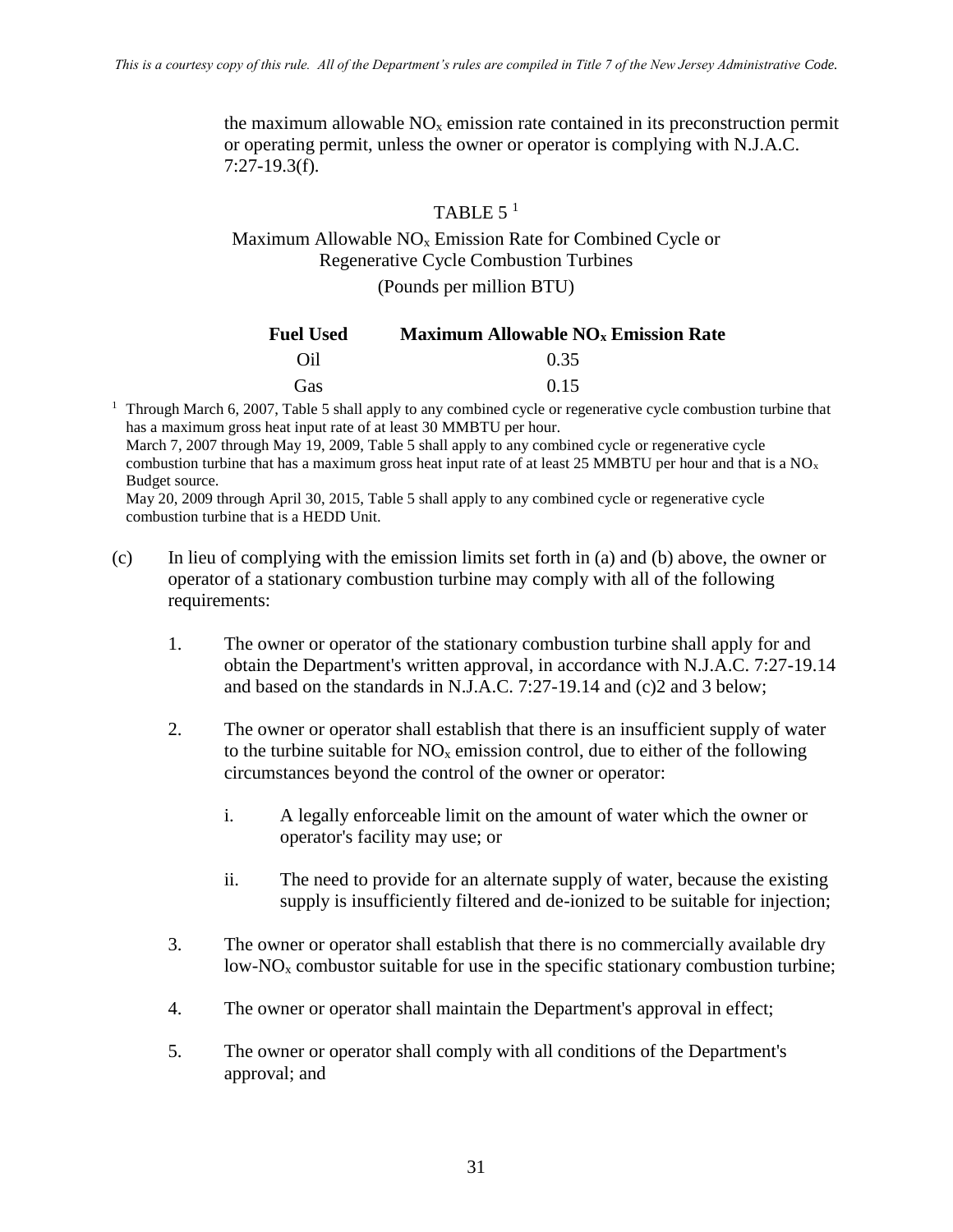the maximum allowable $NO_x$ emission rate contained in its preconstruction permit or operating permit, unless the owner or operator is complying with N.J.A.C. 7:27-19.3(f).

TABLE 5 [1]

Maximum Allowable $NO_x$ Emission Rate for Combined Cycle or Regenerative Cycle Combustion Turbines

(Pounds per million BTU)

| Fuel Used | Maximum Allowable $NO_x$ Emission Rate |
|---|---|
| Oil | 0.35 |
| Gas | 0.15 |

[1] Through March 6, 2007, Table 5 shall apply to any combined cycle or regenerative cycle combustion turbine that has a maximum gross heat input rate of at least 30 MMBTU per hour.
March 7, 2007 through May 19, 2009, Table 5 shall apply to any combined cycle or regenerative cycle combustion turbine that has a maximum gross heat input rate of at least 25 MMBTU per hour and that is a $NO_x$ Budget source.
May 20, 2009 through April 30, 2015, Table 5 shall apply to any combined cycle or regenerative cycle combustion turbine that is a HEDD Unit.

(c) In lieu of complying with the emission limits set forth in (a) and (b) above, the owner or operator of a stationary combustion turbine may comply with all of the following requirements:

1. The owner or operator of the stationary combustion turbine shall apply for and obtain the Department's written approval, in accordance with N.J.A.C. 7:27-19.14 and based on the standards in N.J.A.C. 7:27-19.14 and (c)2 and 3 below;

2. The owner or operator shall establish that there is an insufficient supply of water to the turbine suitable for $NO_x$ emission control, due to either of the following circumstances beyond the control of the owner or operator:

   i. A legally enforceable limit on the amount of water which the owner or operator's facility may use; or

   ii. The need to provide for an alternate supply of water, because the existing supply is insufficiently filtered and de-ionized to be suitable for injection;

3. The owner or operator shall establish that there is no commercially available dry low-$NO_x$ combustor suitable for use in the specific stationary combustion turbine;

4. The owner or operator shall maintain the Department's approval in effect;

5. The owner or operator shall comply with all conditions of the Department's approval; and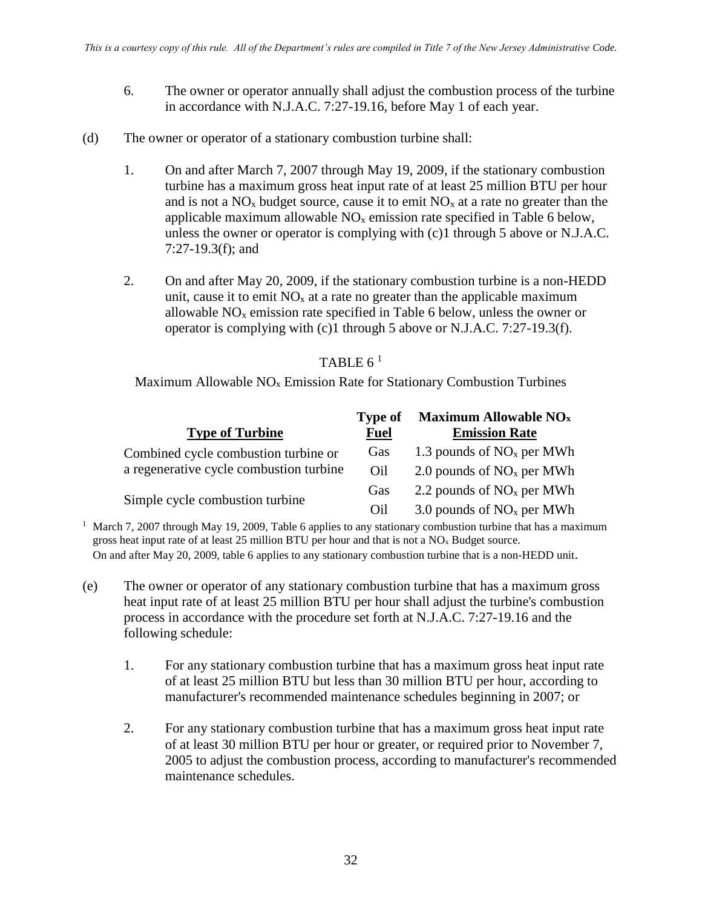6. The owner or operator annually shall adjust the combustion process of the turbine in accordance with N.J.A.C. 7:27-19.16, before May 1 of each year.

(d) The owner or operator of a stationary combustion turbine shall:

1. On and after March 7, 2007 through May 19, 2009, if the stationary combustion turbine has a maximum gross heat input rate of at least 25 million BTU per hour and is not a $NO_x$ budget source, cause it to emit $NO_x$ at a rate no greater than the applicable maximum allowable $NO_x$ emission rate specified in Table 6 below, unless the owner or operator is complying with (c)1 through 5 above or N.J.A.C. 7:27-19.3(f); and

2. On and after May 20, 2009, if the stationary combustion turbine is a non-HEDD unit, cause it to emit $NO_x$ at a rate no greater than the applicable maximum allowable $NO_x$ emission rate specified in Table 6 below, unless the owner or operator is complying with (c)1 through 5 above or N.J.A.C. 7:27-19.3(f).

TABLE 6 [1]

Maximum Allowable $NO_x$ Emission Rate for Stationary Combustion Turbines

| Type of Turbine | Type of Fuel | Maximum Allowable $NO_x$ Emission Rate |
|---|---|---|
| Combined cycle combustion turbine or a regenerative cycle combustion turbine | Gas | 1.3 pounds of $NO_x$ per MWh |
| | Oil | 2.0 pounds of $NO_x$ per MWh |
| Simple cycle combustion turbine | Gas | 2.2 pounds of $NO_x$ per MWh |
| | Oil | 3.0 pounds of $NO_x$ per MWh |

[1] March 7, 2007 through May 19, 2009, Table 6 applies to any stationary combustion turbine that has a maximum gross heat input rate of at least 25 million BTU per hour and that is not a $NO_x$ Budget source.
On and after May 20, 2009, table 6 applies to any stationary combustion turbine that is a non-HEDD unit.

(e) The owner or operator of any stationary combustion turbine that has a maximum gross heat input rate of at least 25 million BTU per hour shall adjust the turbine's combustion process in accordance with the procedure set forth at N.J.A.C. 7:27-19.16 and the following schedule:

1. For any stationary combustion turbine that has a maximum gross heat input rate of at least 25 million BTU but less than 30 million BTU per hour, according to manufacturer's recommended maintenance schedules beginning in 2007; or

2. For any stationary combustion turbine that has a maximum gross heat input rate of at least 30 million BTU per hour or greater, or required prior to November 7, 2005 to adjust the combustion process, according to manufacturer's recommended maintenance schedules.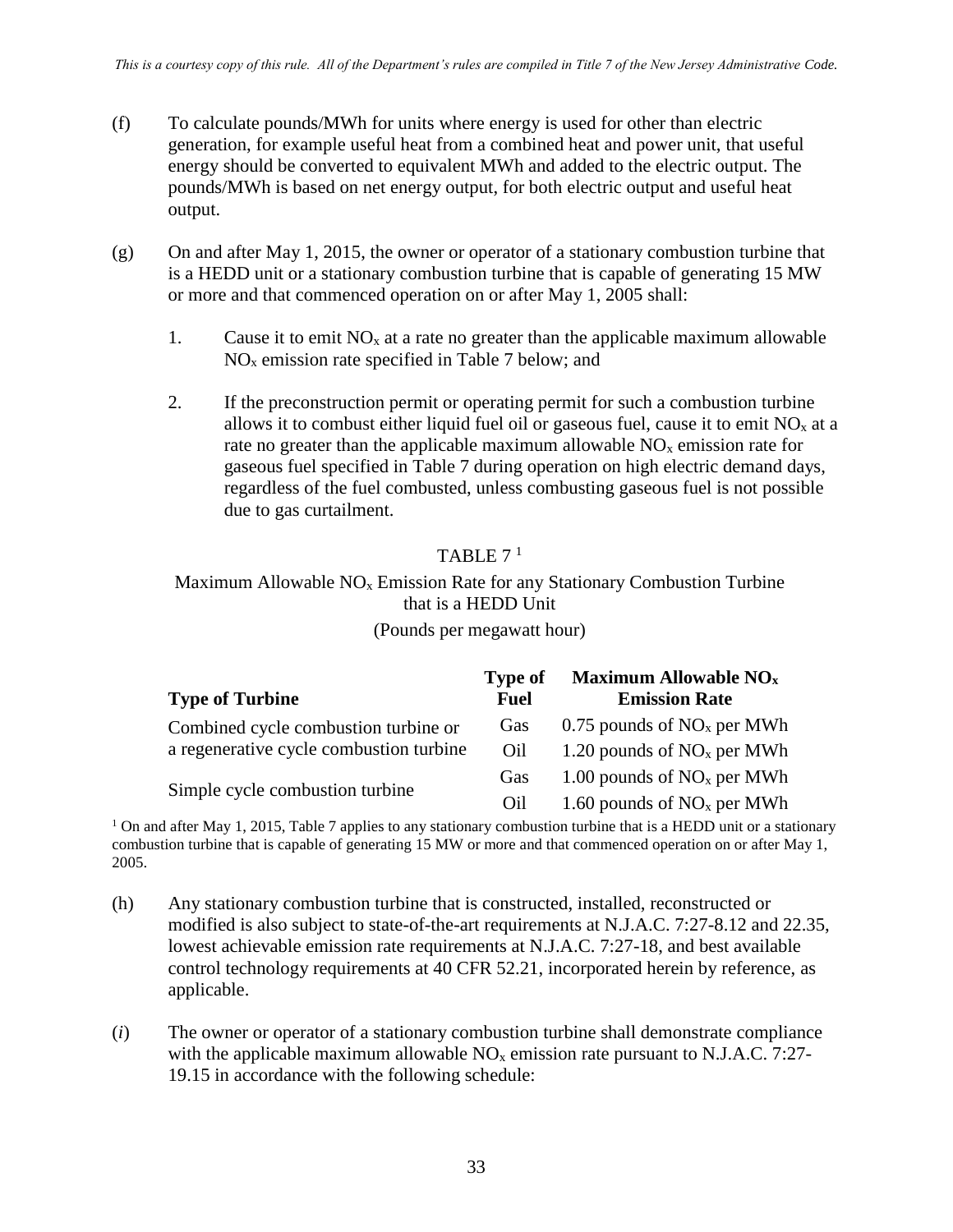(f) To calculate pounds/MWh for units where energy is used for other than electric generation, for example useful heat from a combined heat and power unit, that useful energy should be converted to equivalent MWh and added to the electric output. The pounds/MWh is based on net energy output, for both electric output and useful heat output.

(g) On and after May 1, 2015, the owner or operator of a stationary combustion turbine that is a HEDD unit or a stationary combustion turbine that is capable of generating 15 MW or more and that commenced operation on or after May 1, 2005 shall:

1. Cause it to emit $NO_x$ at a rate no greater than the applicable maximum allowable $NO_x$ emission rate specified in Table 7 below; and

2. If the preconstruction permit or operating permit for such a combustion turbine allows it to combust either liquid fuel oil or gaseous fuel, cause it to emit $NO_x$ at a rate no greater than the applicable maximum allowable $NO_x$ emission rate for gaseous fuel specified in Table 7 during operation on high electric demand days, regardless of the fuel combusted, unless combusting gaseous fuel is not possible due to gas curtailment.

TABLE 7 [1]

Maximum Allowable $NO_x$ Emission Rate for any Stationary Combustion Turbine that is a HEDD Unit

(Pounds per megawatt hour)

| Type of Turbine | Type of Fuel | Maximum Allowable $NO_x$ Emission Rate |
|---|---|---|
| Combined cycle combustion turbine or a regenerative cycle combustion turbine | Gas | 0.75 pounds of $NO_x$ per MWh |
| | Oil | 1.20 pounds of $NO_x$ per MWh |
| Simple cycle combustion turbine | Gas | 1.00 pounds of $NO_x$ per MWh |
| | Oil | 1.60 pounds of $NO_x$ per MWh |

[1] On and after May 1, 2015, Table 7 applies to any stationary combustion turbine that is a HEDD unit or a stationary combustion turbine that is capable of generating 15 MW or more and that commenced operation on or after May 1, 2005.

(h) Any stationary combustion turbine that is constructed, installed, reconstructed or modified is also subject to state-of-the-art requirements at N.J.A.C. 7:27-8.12 and 22.35, lowest achievable emission rate requirements at N.J.A.C. 7:27-18, and best available control technology requirements at 40 CFR 52.21, incorporated herein by reference, as applicable.

(*i*) The owner or operator of a stationary combustion turbine shall demonstrate compliance with the applicable maximum allowable $NO_x$ emission rate pursuant to N.J.A.C. 7:27-19.15 in accordance with the following schedule: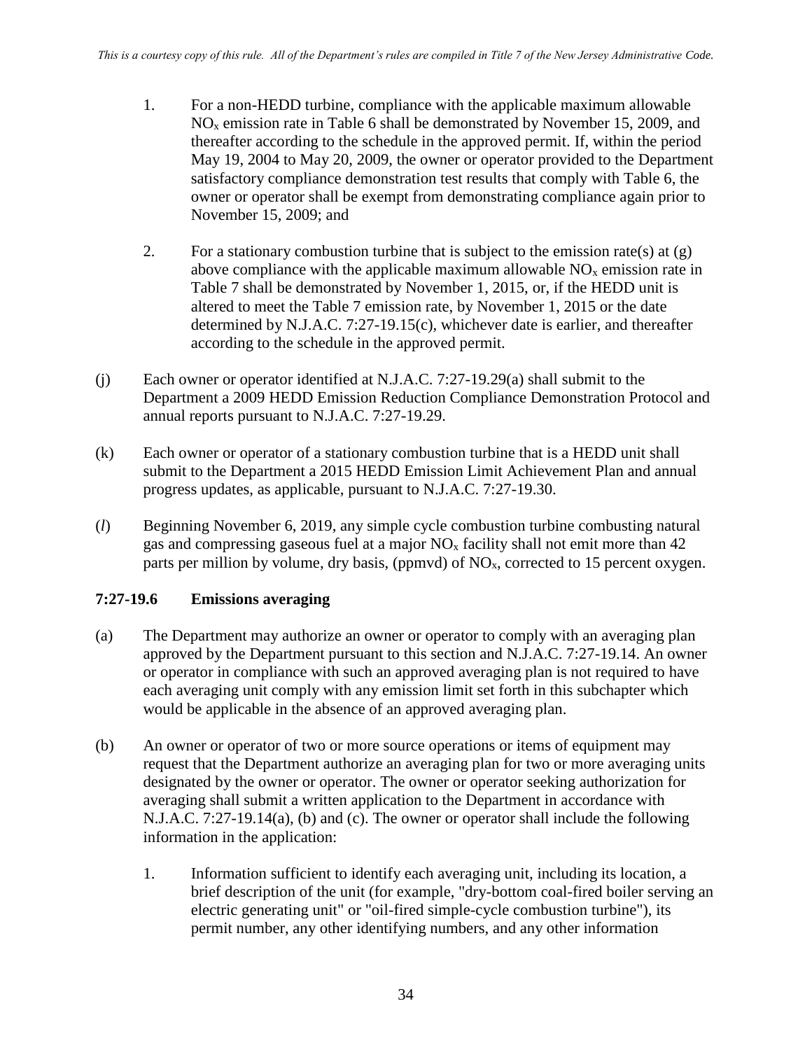1. For a non-HEDD turbine, compliance with the applicable maximum allowable $NO_x$ emission rate in Table 6 shall be demonstrated by November 15, 2009, and thereafter according to the schedule in the approved permit. If, within the period May 19, 2004 to May 20, 2009, the owner or operator provided to the Department satisfactory compliance demonstration test results that comply with Table 6, the owner or operator shall be exempt from demonstrating compliance again prior to November 15, 2009; and

2. For a stationary combustion turbine that is subject to the emission rate(s) at (g) above compliance with the applicable maximum allowable $NO_x$ emission rate in Table 7 shall be demonstrated by November 1, 2015, or, if the HEDD unit is altered to meet the Table 7 emission rate, by November 1, 2015 or the date determined by N.J.A.C. 7:27-19.15(c), whichever date is earlier, and thereafter according to the schedule in the approved permit.

(j) Each owner or operator identified at N.J.A.C. 7:27-19.29(a) shall submit to the Department a 2009 HEDD Emission Reduction Compliance Demonstration Protocol and annual reports pursuant to N.J.A.C. 7:27-19.29.

(k) Each owner or operator of a stationary combustion turbine that is a HEDD unit shall submit to the Department a 2015 HEDD Emission Limit Achievement Plan and annual progress updates, as applicable, pursuant to N.J.A.C. 7:27-19.30.

(*l*) Beginning November 6, 2019, any simple cycle combustion turbine combusting natural gas and compressing gaseous fuel at a major $NO_x$ facility shall not emit more than 42 parts per million by volume, dry basis, (ppmvd) of $NO_x$, corrected to 15 percent oxygen.

### 7:27-19.6 Emissions averaging

(a) The Department may authorize an owner or operator to comply with an averaging plan approved by the Department pursuant to this section and N.J.A.C. 7:27-19.14. An owner or operator in compliance with such an approved averaging plan is not required to have each averaging unit comply with any emission limit set forth in this subchapter which would be applicable in the absence of an approved averaging plan.

(b) An owner or operator of two or more source operations or items of equipment may request that the Department authorize an averaging plan for two or more averaging units designated by the owner or operator. The owner or operator seeking authorization for averaging shall submit a written application to the Department in accordance with N.J.A.C. 7:27-19.14(a), (b) and (c). The owner or operator shall include the following information in the application:

1. Information sufficient to identify each averaging unit, including its location, a brief description of the unit (for example, "dry-bottom coal-fired boiler serving an electric generating unit" or "oil-fired simple-cycle combustion turbine"), its permit number, any other identifying numbers, and any other information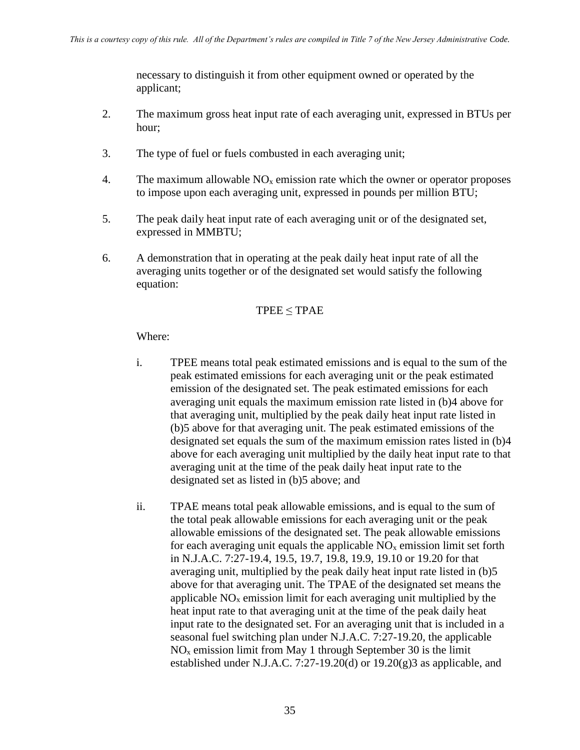necessary to distinguish it from other equipment owned or operated by the applicant;

2. The maximum gross heat input rate of each averaging unit, expressed in BTUs per hour;

3. The type of fuel or fuels combusted in each averaging unit;

4. The maximum allowable $NO_x$ emission rate which the owner or operator proposes to impose upon each averaging unit, expressed in pounds per million BTU;

5. The peak daily heat input rate of each averaging unit or of the designated set, expressed in MMBTU;

6. A demonstration that in operating at the peak daily heat input rate of all the averaging units together or of the designated set would satisfy the following equation:

$$TPEE \leq TPAE$$

Where:

i. TPEE means total peak estimated emissions and is equal to the sum of the peak estimated emissions for each averaging unit or the peak estimated emission of the designated set. The peak estimated emissions for each averaging unit equals the maximum emission rate listed in (b)4 above for that averaging unit, multiplied by the peak daily heat input rate listed in (b)5 above for that averaging unit. The peak estimated emissions of the designated set equals the sum of the maximum emission rates listed in (b)4 above for each averaging unit multiplied by the daily heat input rate to that averaging unit at the time of the peak daily heat input rate to the designated set as listed in (b)5 above; and

ii. TPAE means total peak allowable emissions, and is equal to the sum of the total peak allowable emissions for each averaging unit or the peak allowable emissions of the designated set. The peak allowable emissions for each averaging unit equals the applicable $NO_x$ emission limit set forth in N.J.A.C. 7:27-19.4, 19.5, 19.7, 19.8, 19.9, 19.10 or 19.20 for that averaging unit, multiplied by the peak daily heat input rate listed in (b)5 above for that averaging unit. The TPAE of the designated set means the applicable $NO_x$ emission limit for each averaging unit multiplied by the heat input rate to that averaging unit at the time of the peak daily heat input rate to the designated set. For an averaging unit that is included in a seasonal fuel switching plan under N.J.A.C. 7:27-19.20, the applicable $NO_x$ emission limit from May 1 through September 30 is the limit established under N.J.A.C. 7:27-19.20(d) or 19.20(g)3 as applicable, and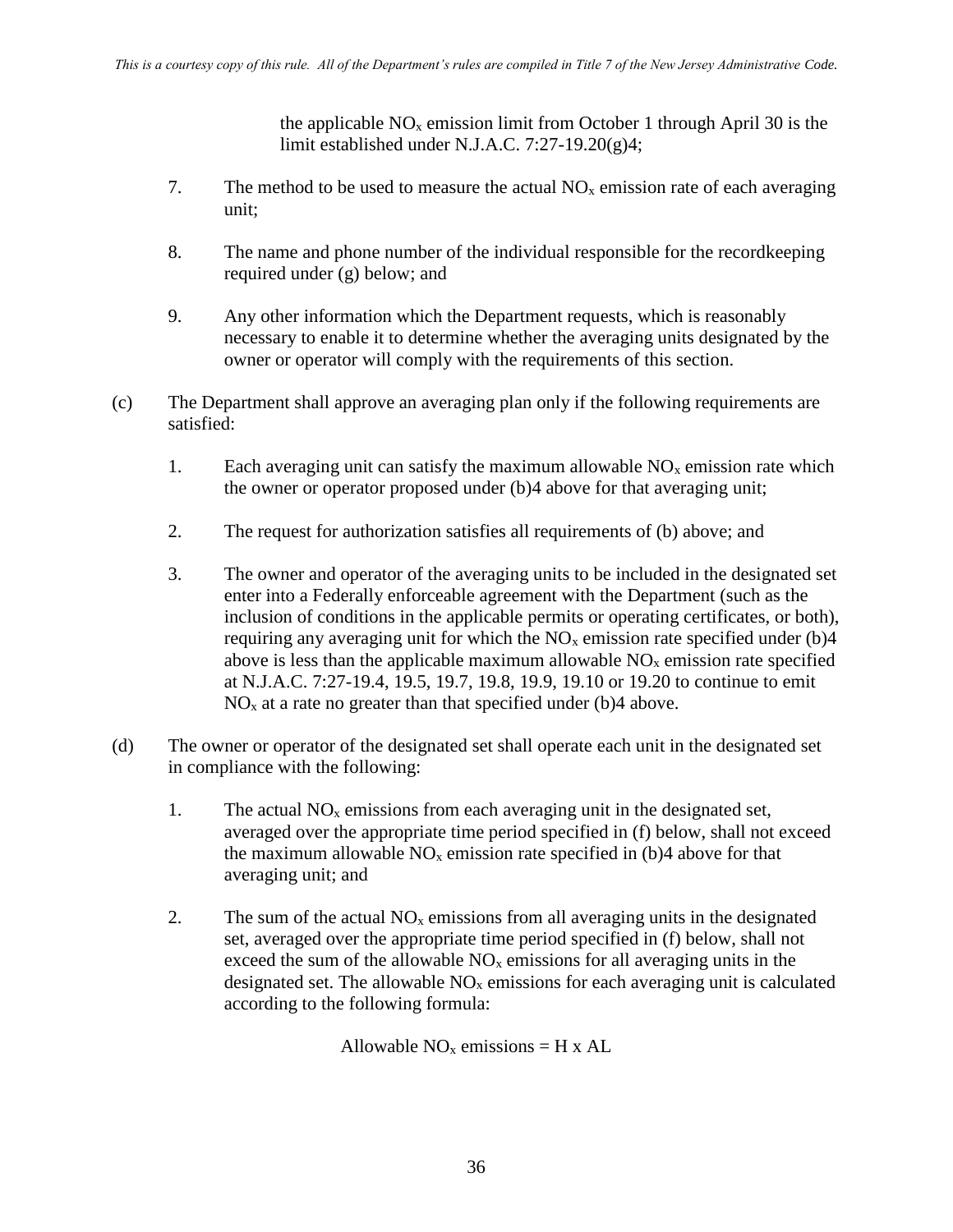the applicable $NO_x$ emission limit from October 1 through April 30 is the limit established under N.J.A.C. 7:27-19.20(g)4;

7. The method to be used to measure the actual $NO_x$ emission rate of each averaging unit;

8. The name and phone number of the individual responsible for the recordkeeping required under (g) below; and

9. Any other information which the Department requests, which is reasonably necessary to enable it to determine whether the averaging units designated by the owner or operator will comply with the requirements of this section.

(c) The Department shall approve an averaging plan only if the following requirements are satisfied:

1. Each averaging unit can satisfy the maximum allowable $NO_x$ emission rate which the owner or operator proposed under (b)4 above for that averaging unit;

2. The request for authorization satisfies all requirements of (b) above; and

3. The owner and operator of the averaging units to be included in the designated set enter into a Federally enforceable agreement with the Department (such as the inclusion of conditions in the applicable permits or operating certificates, or both), requiring any averaging unit for which the $NO_x$ emission rate specified under (b)4 above is less than the applicable maximum allowable $NO_x$ emission rate specified at N.J.A.C. 7:27-19.4, 19.5, 19.7, 19.8, 19.9, 19.10 or 19.20 to continue to emit $NO_x$ at a rate no greater than that specified under (b)4 above.

(d) The owner or operator of the designated set shall operate each unit in the designated set in compliance with the following:

1. The actual $NO_x$ emissions from each averaging unit in the designated set, averaged over the appropriate time period specified in (f) below, shall not exceed the maximum allowable $NO_x$ emission rate specified in (b)4 above for that averaging unit; and

2. The sum of the actual $NO_x$ emissions from all averaging units in the designated set, averaged over the appropriate time period specified in (f) below, shall not exceed the sum of the allowable $NO_x$ emissions for all averaging units in the designated set. The allowable $NO_x$ emissions for each averaging unit is calculated according to the following formula:

$$\text{Allowable } NO_x \text{ emissions} = H \times AL$$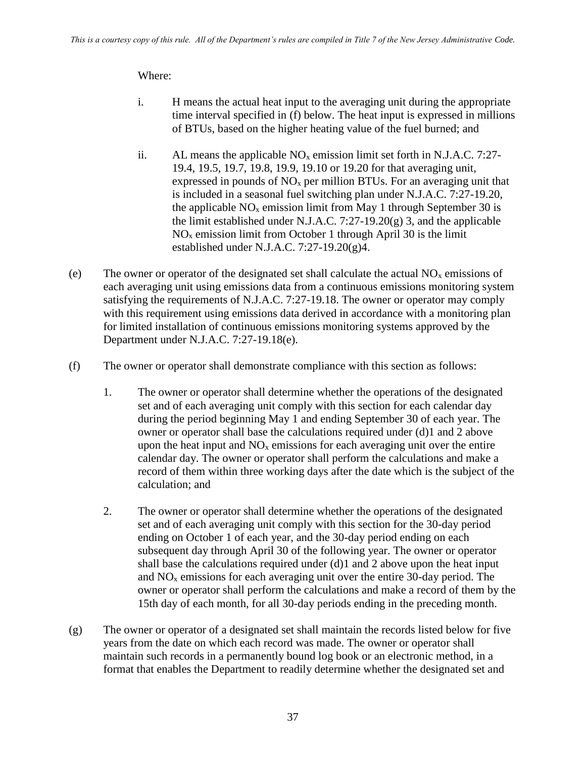Where:

i. H means the actual heat input to the averaging unit during the appropriate time interval specified in (f) below. The heat input is expressed in millions of BTUs, based on the higher heating value of the fuel burned; and

ii. AL means the applicable $NO_x$ emission limit set forth in N.J.A.C. 7:27-19.4, 19.5, 19.7, 19.8, 19.9, 19.10 or 19.20 for that averaging unit, expressed in pounds of $NO_x$ per million BTUs. For an averaging unit that is included in a seasonal fuel switching plan under N.J.A.C. 7:27-19.20, the applicable $NO_x$ emission limit from May 1 through September 30 is the limit established under N.J.A.C. 7:27-19.20(g) 3, and the applicable $NO_x$ emission limit from October 1 through April 30 is the limit established under N.J.A.C. 7:27-19.20(g)4.

(e) The owner or operator of the designated set shall calculate the actual $NO_x$ emissions of each averaging unit using emissions data from a continuous emissions monitoring system satisfying the requirements of N.J.A.C. 7:27-19.18. The owner or operator may comply with this requirement using emissions data derived in accordance with a monitoring plan for limited installation of continuous emissions monitoring systems approved by the Department under N.J.A.C. 7:27-19.18(e).

(f) The owner or operator shall demonstrate compliance with this section as follows:

1. The owner or operator shall determine whether the operations of the designated set and of each averaging unit comply with this section for each calendar day during the period beginning May 1 and ending September 30 of each year. The owner or operator shall base the calculations required under (d)1 and 2 above upon the heat input and $NO_x$ emissions for each averaging unit over the entire calendar day. The owner or operator shall perform the calculations and make a record of them within three working days after the date which is the subject of the calculation; and

2. The owner or operator shall determine whether the operations of the designated set and of each averaging unit comply with this section for the 30-day period ending on October 1 of each year, and the 30-day period ending on each subsequent day through April 30 of the following year. The owner or operator shall base the calculations required under (d)1 and 2 above upon the heat input and $NO_x$ emissions for each averaging unit over the entire 30-day period. The owner or operator shall perform the calculations and make a record of them by the 15th day of each month, for all 30-day periods ending in the preceding month.

(g) The owner or operator of a designated set shall maintain the records listed below for five years from the date on which each record was made. The owner or operator shall maintain such records in a permanently bound log book or an electronic method, in a format that enables the Department to readily determine whether the designated set and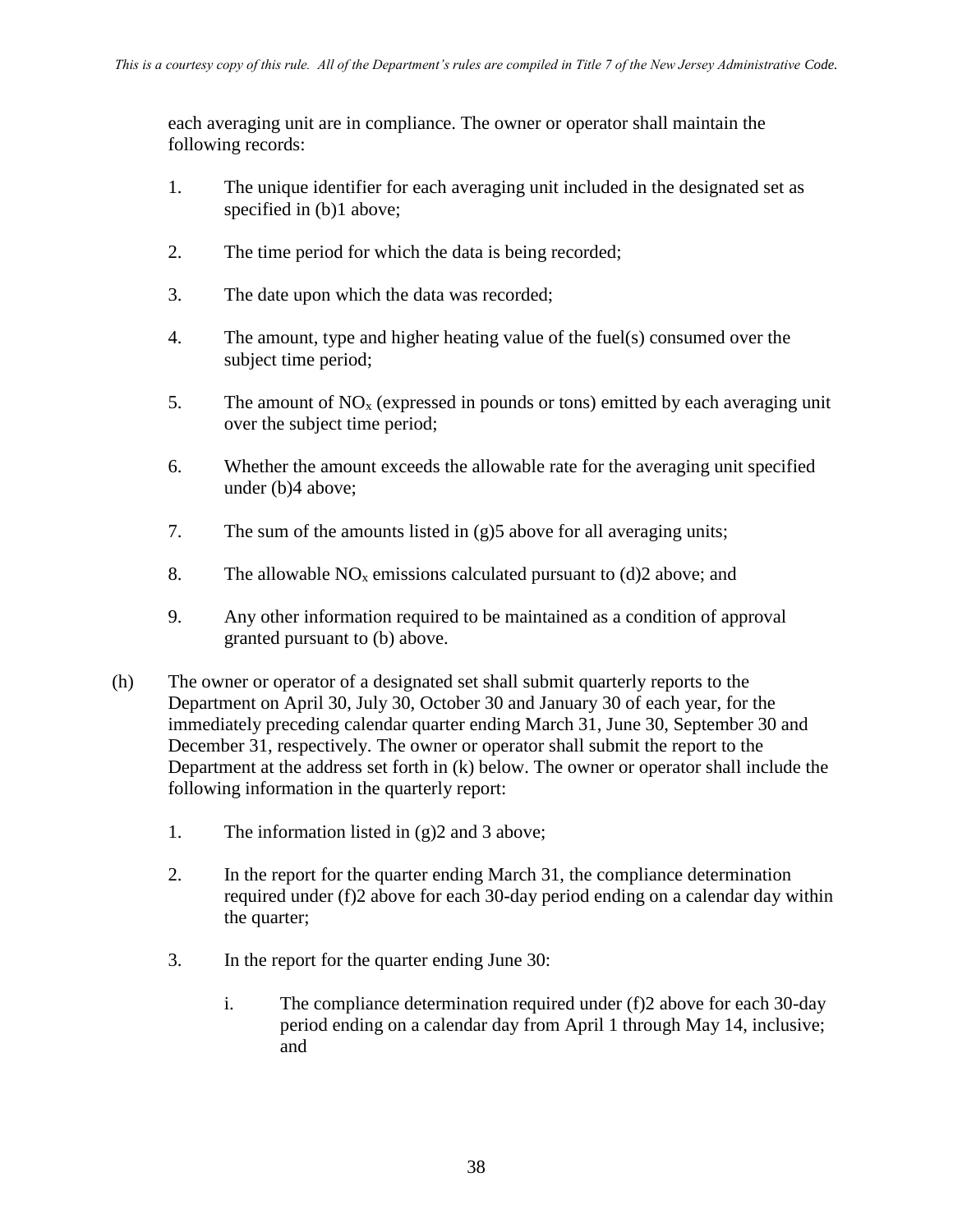each averaging unit are in compliance. The owner or operator shall maintain the following records:

1. The unique identifier for each averaging unit included in the designated set as specified in (b)1 above;

2. The time period for which the data is being recorded;

3. The date upon which the data was recorded;

4. The amount, type and higher heating value of the fuel(s) consumed over the subject time period;

5. The amount of $NO_x$ (expressed in pounds or tons) emitted by each averaging unit over the subject time period;

6. Whether the amount exceeds the allowable rate for the averaging unit specified under (b)4 above;

7. The sum of the amounts listed in (g)5 above for all averaging units;

8. The allowable $NO_x$ emissions calculated pursuant to (d)2 above; and

9. Any other information required to be maintained as a condition of approval granted pursuant to (b) above.

(h) The owner or operator of a designated set shall submit quarterly reports to the Department on April 30, July 30, October 30 and January 30 of each year, for the immediately preceding calendar quarter ending March 31, June 30, September 30 and December 31, respectively. The owner or operator shall submit the report to the Department at the address set forth in (k) below. The owner or operator shall include the following information in the quarterly report:

1. The information listed in (g)2 and 3 above;

2. In the report for the quarter ending March 31, the compliance determination required under (f)2 above for each 30-day period ending on a calendar day within the quarter;

3. In the report for the quarter ending June 30:

    i. The compliance determination required under (f)2 above for each 30-day period ending on a calendar day from April 1 through May 14, inclusive; and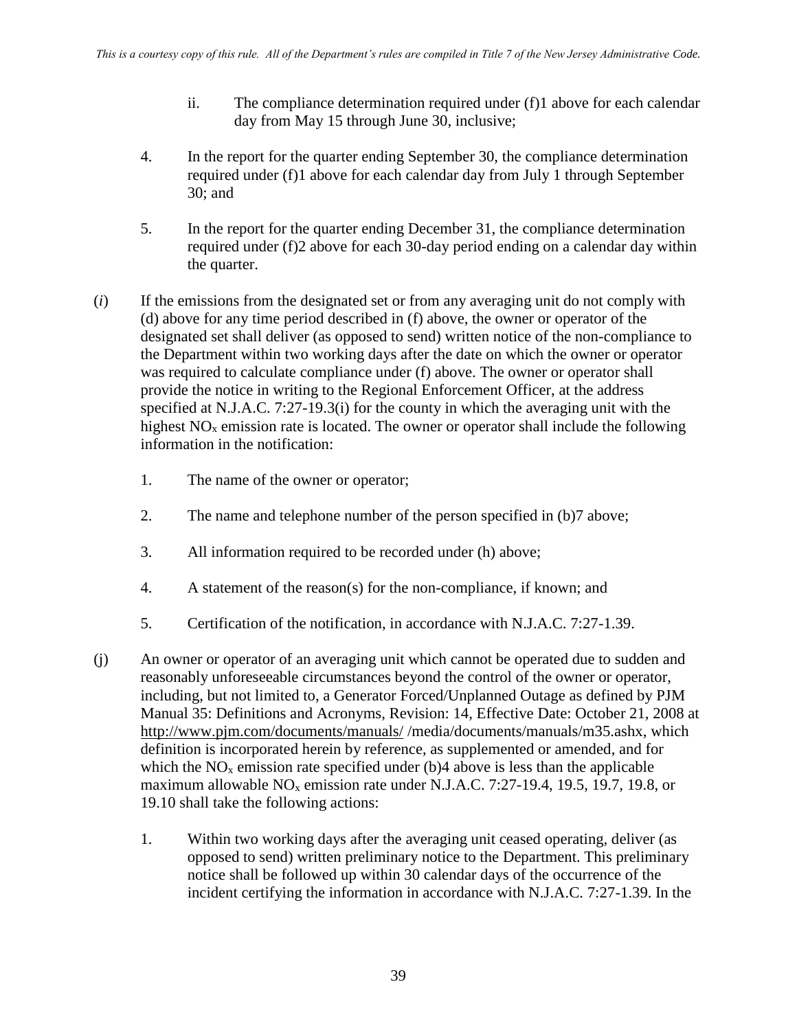ii. The compliance determination required under (f)1 above for each calendar day from May 15 through June 30, inclusive;

4. In the report for the quarter ending September 30, the compliance determination required under (f)1 above for each calendar day from July 1 through September 30; and

5. In the report for the quarter ending December 31, the compliance determination required under (f)2 above for each 30-day period ending on a calendar day within the quarter.

(*i*) If the emissions from the designated set or from any averaging unit do not comply with (d) above for any time period described in (f) above, the owner or operator of the designated set shall deliver (as opposed to send) written notice of the non-compliance to the Department within two working days after the date on which the owner or operator was required to calculate compliance under (f) above. The owner or operator shall provide the notice in writing to the Regional Enforcement Officer, at the address specified at N.J.A.C. 7:27-19.3(i) for the county in which the averaging unit with the highest $NO_x$ emission rate is located. The owner or operator shall include the following information in the notification:

1. The name of the owner or operator;

2. The name and telephone number of the person specified in (b)7 above;

3. All information required to be recorded under (h) above;

4. A statement of the reason(s) for the non-compliance, if known; and

5. Certification of the notification, in accordance with N.J.A.C. 7:27-1.39.

(j) An owner or operator of an averaging unit which cannot be operated due to sudden and reasonably unforeseeable circumstances beyond the control of the owner or operator, including, but not limited to, a Generator Forced/Unplanned Outage as defined by PJM Manual 35: Definitions and Acronyms, Revision: 14, Effective Date: October 21, 2008 at http://www.pjm.com/documents/manuals/ /media/documents/manuals/m35.ashx, which definition is incorporated herein by reference, as supplemented or amended, and for which the $NO_x$ emission rate specified under (b)4 above is less than the applicable maximum allowable $NO_x$ emission rate under N.J.A.C. 7:27-19.4, 19.5, 19.7, 19.8, or 19.10 shall take the following actions:

1. Within two working days after the averaging unit ceased operating, deliver (as opposed to send) written preliminary notice to the Department. This preliminary notice shall be followed up within 30 calendar days of the occurrence of the incident certifying the information in accordance with N.J.A.C. 7:27-1.39. In the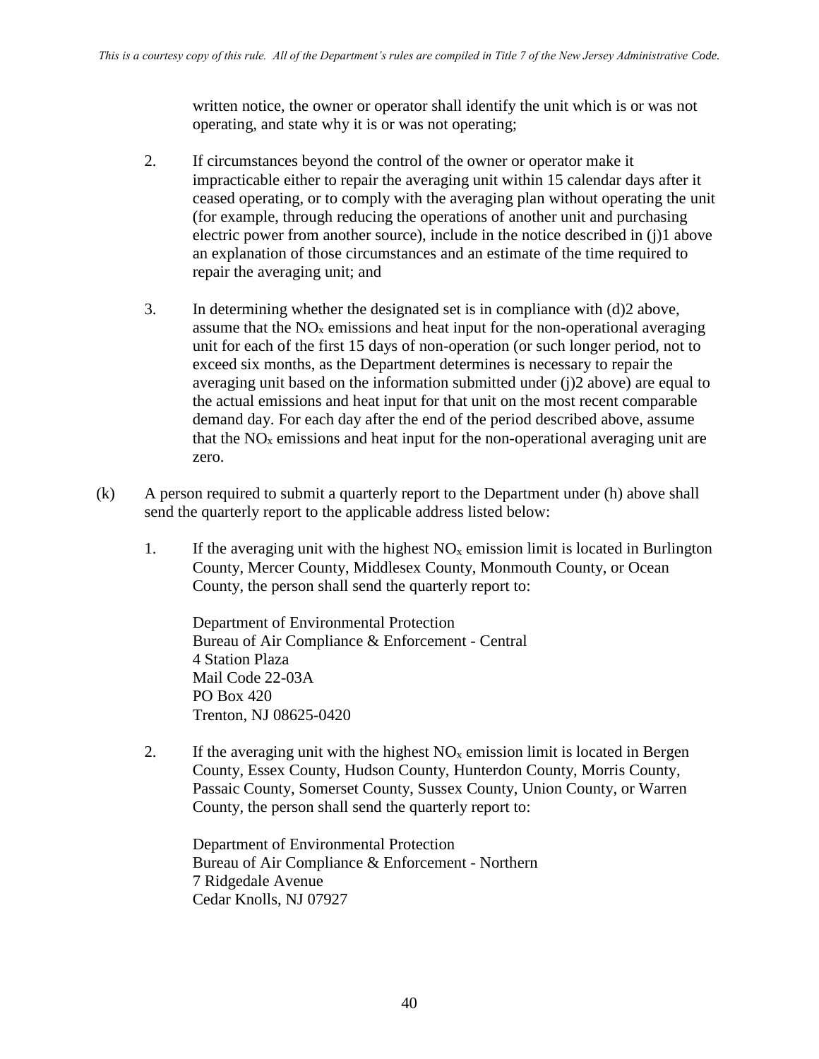written notice, the owner or operator shall identify the unit which is or was not operating, and state why it is or was not operating;

2. If circumstances beyond the control of the owner or operator make it impracticable either to repair the averaging unit within 15 calendar days after it ceased operating, or to comply with the averaging plan without operating the unit (for example, through reducing the operations of another unit and purchasing electric power from another source), include in the notice described in (j)1 above an explanation of those circumstances and an estimate of the time required to repair the averaging unit; and

3. In determining whether the designated set is in compliance with (d)2 above, assume that the $NO_x$ emissions and heat input for the non-operational averaging unit for each of the first 15 days of non-operation (or such longer period, not to exceed six months, as the Department determines is necessary to repair the averaging unit based on the information submitted under (j)2 above) are equal to the actual emissions and heat input for that unit on the most recent comparable demand day. For each day after the end of the period described above, assume that the $NO_x$ emissions and heat input for the non-operational averaging unit are zero.

(k) A person required to submit a quarterly report to the Department under (h) above shall send the quarterly report to the applicable address listed below:

1. If the averaging unit with the highest $NO_x$ emission limit is located in Burlington County, Mercer County, Middlesex County, Monmouth County, or Ocean County, the person shall send the quarterly report to:

   Department of Environmental Protection
   Bureau of Air Compliance & Enforcement - Central
   4 Station Plaza
   Mail Code 22-03A
   PO Box 420
   Trenton, NJ 08625-0420

2. If the averaging unit with the highest $NO_x$ emission limit is located in Bergen County, Essex County, Hudson County, Hunterdon County, Morris County, Passaic County, Somerset County, Sussex County, Union County, or Warren County, the person shall send the quarterly report to:

   Department of Environmental Protection
   Bureau of Air Compliance & Enforcement - Northern
   7 Ridgedale Avenue
   Cedar Knolls, NJ 07927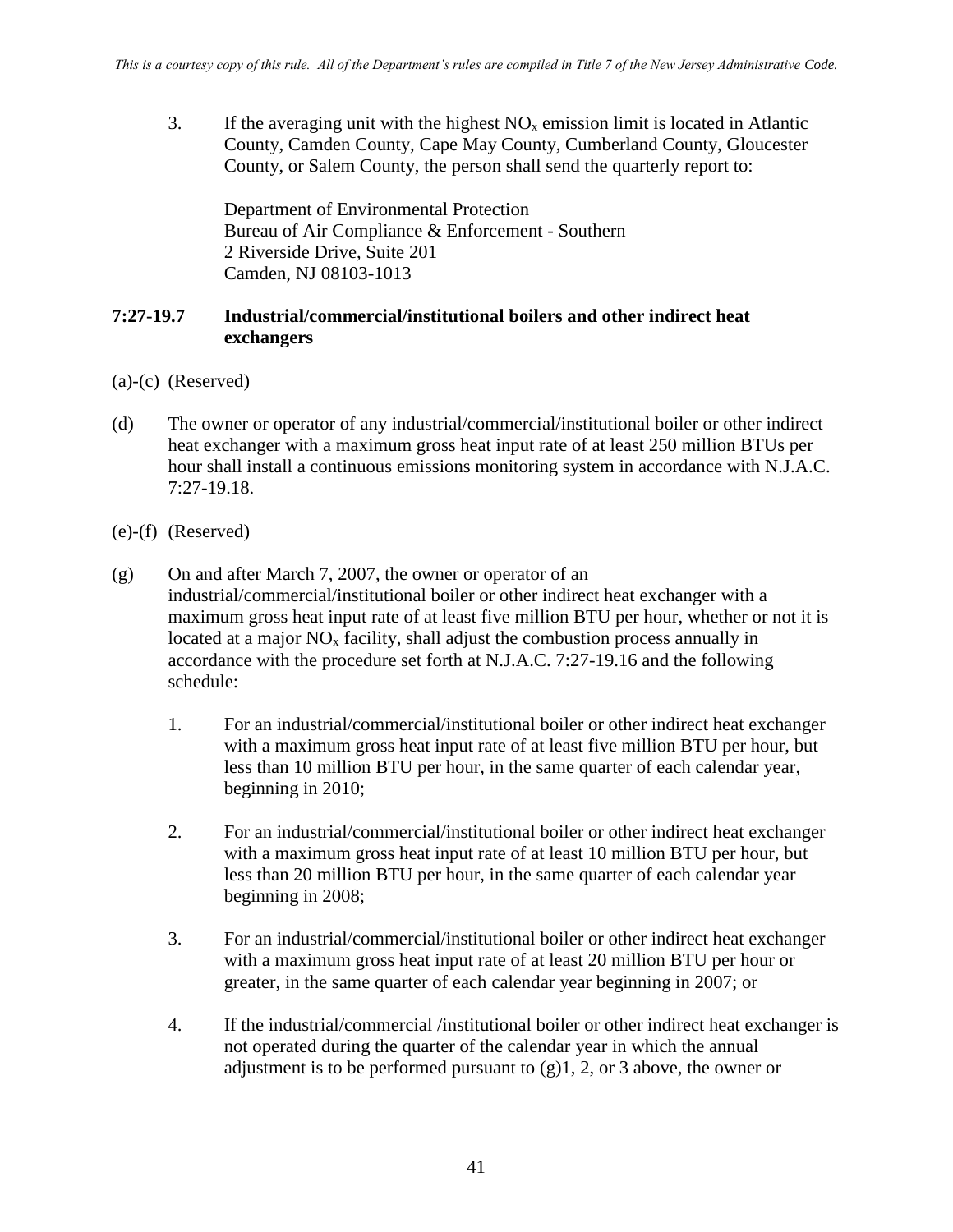3. If the averaging unit with the highest $NO_x$ emission limit is located in Atlantic County, Camden County, Cape May County, Cumberland County, Gloucester County, or Salem County, the person shall send the quarterly report to:

   Department of Environmental Protection
   Bureau of Air Compliance & Enforcement - Southern
   2 Riverside Drive, Suite 201
   Camden, NJ 08103-1013

### 7:27-19.7 Industrial/commercial/institutional boilers and other indirect heat exchangers

(a)-(c) (Reserved)

(d) The owner or operator of any industrial/commercial/institutional boiler or other indirect heat exchanger with a maximum gross heat input rate of at least 250 million BTUs per hour shall install a continuous emissions monitoring system in accordance with N.J.A.C. 7:27-19.18.

(e)-(f) (Reserved)

(g) On and after March 7, 2007, the owner or operator of an industrial/commercial/institutional boiler or other indirect heat exchanger with a maximum gross heat input rate of at least five million BTU per hour, whether or not it is located at a major $NO_x$ facility, shall adjust the combustion process annually in accordance with the procedure set forth at N.J.A.C. 7:27-19.16 and the following schedule:

1. For an industrial/commercial/institutional boiler or other indirect heat exchanger with a maximum gross heat input rate of at least five million BTU per hour, but less than 10 million BTU per hour, in the same quarter of each calendar year, beginning in 2010;

2. For an industrial/commercial/institutional boiler or other indirect heat exchanger with a maximum gross heat input rate of at least 10 million BTU per hour, but less than 20 million BTU per hour, in the same quarter of each calendar year beginning in 2008;

3. For an industrial/commercial/institutional boiler or other indirect heat exchanger with a maximum gross heat input rate of at least 20 million BTU per hour or greater, in the same quarter of each calendar year beginning in 2007; or

4. If the industrial/commercial /institutional boiler or other indirect heat exchanger is not operated during the quarter of the calendar year in which the annual adjustment is to be performed pursuant to (g)1, 2, or 3 above, the owner or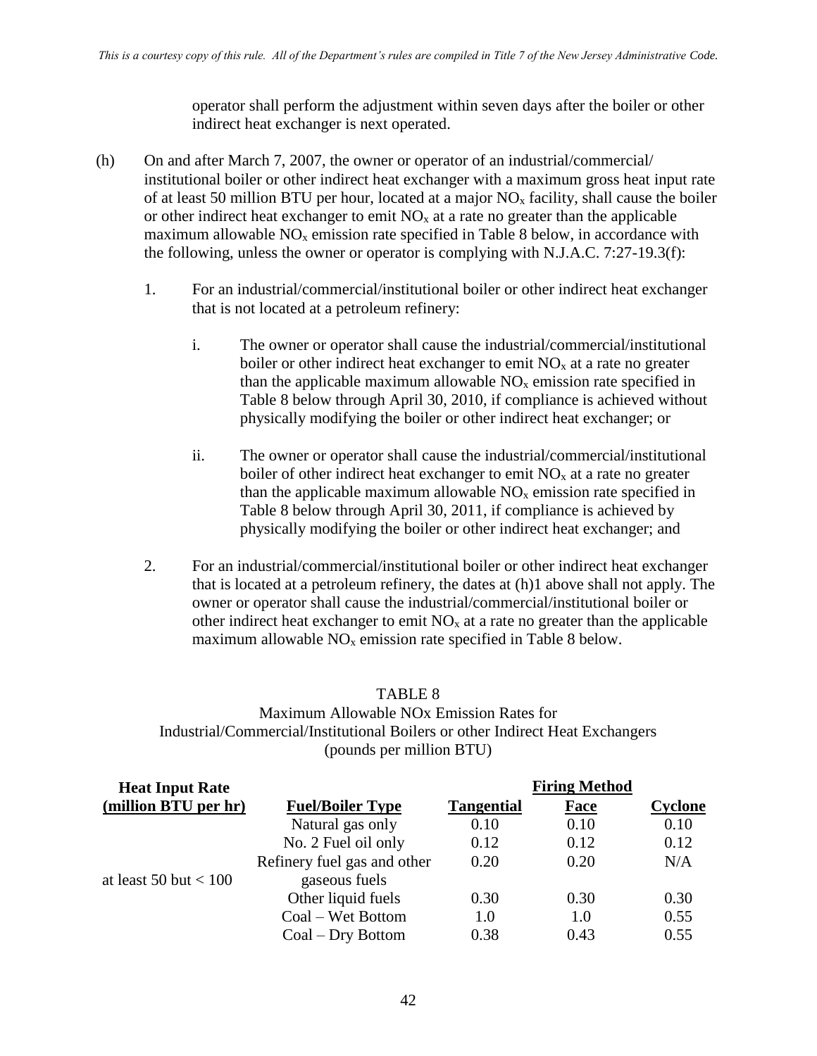operator shall perform the adjustment within seven days after the boiler or other indirect heat exchanger is next operated.

(h) On and after March 7, 2007, the owner or operator of an industrial/commercial/ institutional boiler or other indirect heat exchanger with a maximum gross heat input rate of at least 50 million BTU per hour, located at a major $NO_x$ facility, shall cause the boiler or other indirect heat exchanger to emit $NO_x$ at a rate no greater than the applicable maximum allowable $NO_x$ emission rate specified in Table 8 below, in accordance with the following, unless the owner or operator is complying with N.J.A.C. 7:27-19.3(f):

1. For an industrial/commercial/institutional boiler or other indirect heat exchanger that is not located at a petroleum refinery:

   i. The owner or operator shall cause the industrial/commercial/institutional boiler or other indirect heat exchanger to emit $NO_x$ at a rate no greater than the applicable maximum allowable $NO_x$ emission rate specified in Table 8 below through April 30, 2010, if compliance is achieved without physically modifying the boiler or other indirect heat exchanger; or

   ii. The owner or operator shall cause the industrial/commercial/institutional boiler of other indirect heat exchanger to emit $NO_x$ at a rate no greater than the applicable maximum allowable $NO_x$ emission rate specified in Table 8 below through April 30, 2011, if compliance is achieved by physically modifying the boiler or other indirect heat exchanger; and

2. For an industrial/commercial/institutional boiler or other indirect heat exchanger that is located at a petroleum refinery, the dates at (h)1 above shall not apply. The owner or operator shall cause the industrial/commercial/institutional boiler or other indirect heat exchanger to emit $NO_x$ at a rate no greater than the applicable maximum allowable $NO_x$ emission rate specified in Table 8 below.

TABLE 8
Maximum Allowable NOx Emission Rates for
Industrial/Commercial/Institutional Boilers or other Indirect Heat Exchangers
(pounds per million BTU)

| Heat Input Rate | | Firing Method | | |
|---|---|---|---|---|
| **(million BTU per hr)** | **Fuel/Boiler Type** | **Tangential** | **Face** | **Cyclone** |
| at least 50 but < 100 | Natural gas only | 0.10 | 0.10 | 0.10 |
| | No. 2 Fuel oil only | 0.12 | 0.12 | 0.12 |
| | Refinery fuel gas and other gaseous fuels | 0.20 | 0.20 | N/A |
| | Other liquid fuels | 0.30 | 0.30 | 0.30 |
| | Coal – Wet Bottom | 1.0 | 1.0 | 0.55 |
| | Coal – Dry Bottom | 0.38 | 0.43 | 0.55 |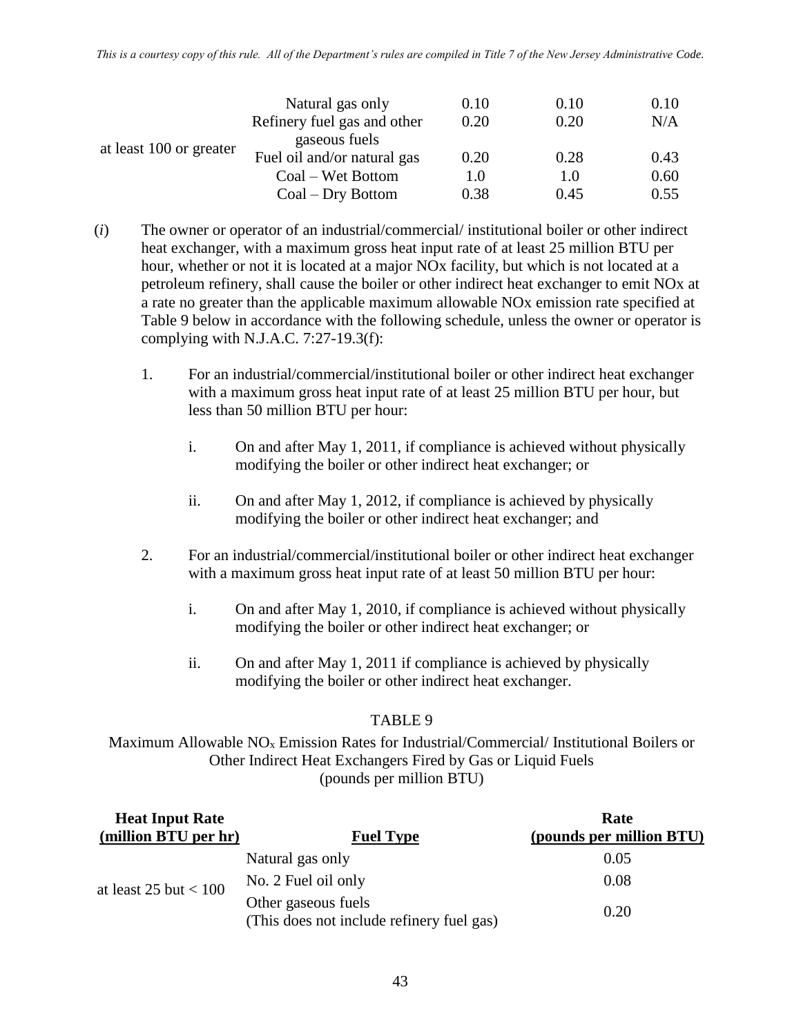| | | | | |
|---|---|---|---|---|
| at least 100 or greater | Natural gas only | 0.10 | 0.10 | 0.10 |
| | Refinery fuel gas and other gaseous fuels | 0.20 | 0.20 | N/A |
| | Fuel oil and/or natural gas | 0.20 | 0.28 | 0.43 |
| | Coal – Wet Bottom | 1.0 | 1.0 | 0.60 |
| | Coal – Dry Bottom | 0.38 | 0.45 | 0.55 |

(*i*) The owner or operator of an industrial/commercial/ institutional boiler or other indirect heat exchanger, with a maximum gross heat input rate of at least 25 million BTU per hour, whether or not it is located at a major NOx facility, but which is not located at a petroleum refinery, shall cause the boiler or other indirect heat exchanger to emit NOx at a rate no greater than the applicable maximum allowable NOx emission rate specified at Table 9 below in accordance with the following schedule, unless the owner or operator is complying with N.J.A.C. 7:27-19.3(f):

1. For an industrial/commercial/institutional boiler or other indirect heat exchanger with a maximum gross heat input rate of at least 25 million BTU per hour, but less than 50 million BTU per hour:

   i. On and after May 1, 2011, if compliance is achieved without physically modifying the boiler or other indirect heat exchanger; or

   ii. On and after May 1, 2012, if compliance is achieved by physically modifying the boiler or other indirect heat exchanger; and

2. For an industrial/commercial/institutional boiler or other indirect heat exchanger with a maximum gross heat input rate of at least 50 million BTU per hour:

   i. On and after May 1, 2010, if compliance is achieved without physically modifying the boiler or other indirect heat exchanger; or

   ii. On and after May 1, 2011 if compliance is achieved by physically modifying the boiler or other indirect heat exchanger.

TABLE 9

Maximum Allowable $NO_x$ Emission Rates for Industrial/Commercial/ Institutional Boilers or Other Indirect Heat Exchangers Fired by Gas or Liquid Fuels
(pounds per million BTU)

| **Heat Input Rate (million BTU per hr)** | **Fuel Type** | **Rate (pounds per million BTU)** |
|---|---|---|
| at least 25 but < 100 | Natural gas only | 0.05 |
| | No. 2 Fuel oil only | 0.08 |
| | Other gaseous fuels (This does not include refinery fuel gas) | 0.20 |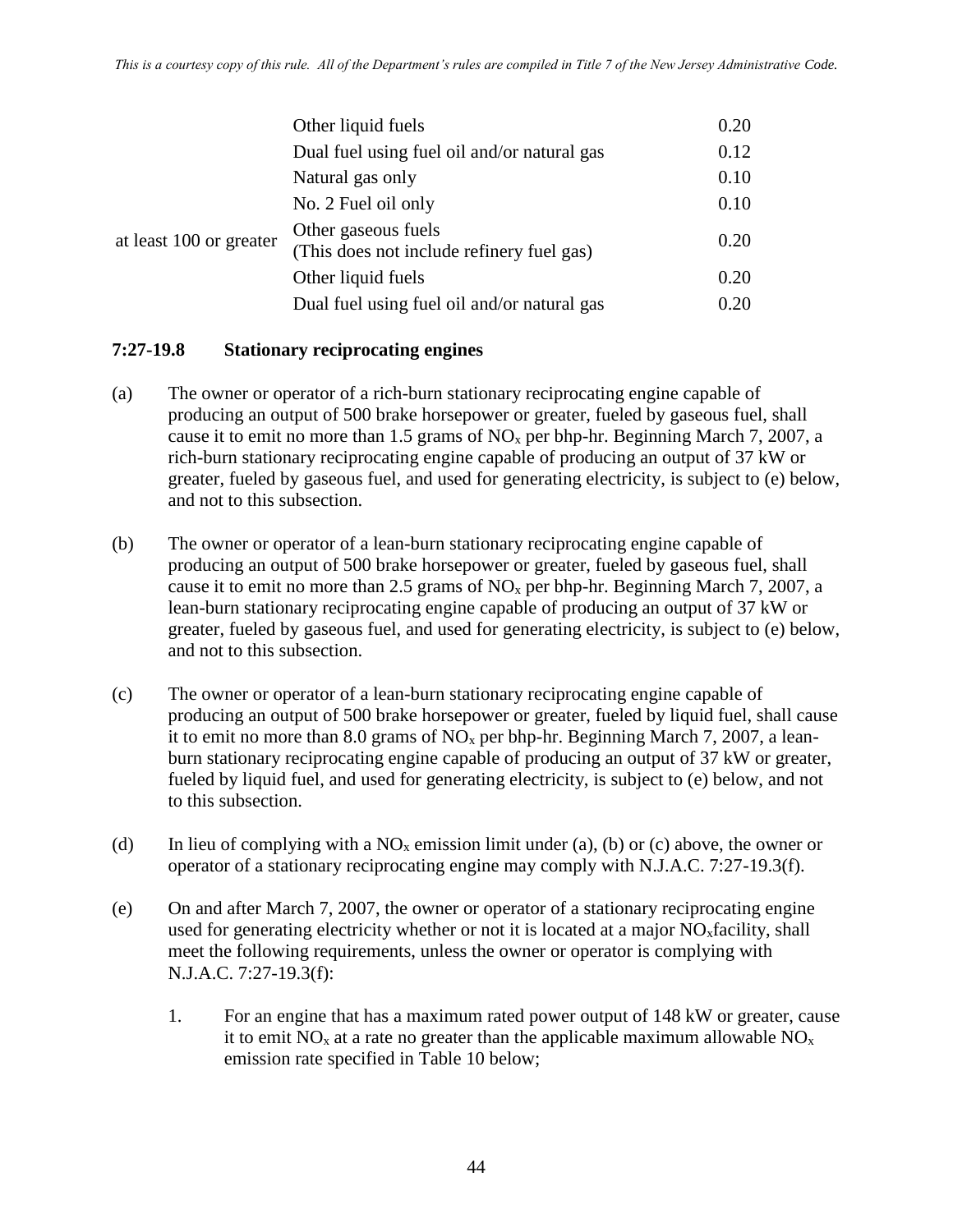|  |  |  |
|---|---|---|
|  | Other liquid fuels | 0.20 |
|  | Dual fuel using fuel oil and/or natural gas | 0.12 |
| at least 100 or greater | Natural gas only | 0.10 |
|  | No. 2 Fuel oil only | 0.10 |
|  | Other gaseous fuels (This does not include refinery fuel gas) | 0.20 |
|  | Other liquid fuels | 0.20 |
|  | Dual fuel using fuel oil and/or natural gas | 0.20 |

**7:27-19.8 Stationary reciprocating engines**

(a) The owner or operator of a rich-burn stationary reciprocating engine capable of producing an output of 500 brake horsepower or greater, fueled by gaseous fuel, shall cause it to emit no more than 1.5 grams of $NO_x$ per bhp-hr. Beginning March 7, 2007, a rich-burn stationary reciprocating engine capable of producing an output of 37 kW or greater, fueled by gaseous fuel, and used for generating electricity, is subject to (e) below, and not to this subsection.

(b) The owner or operator of a lean-burn stationary reciprocating engine capable of producing an output of 500 brake horsepower or greater, fueled by gaseous fuel, shall cause it to emit no more than 2.5 grams of $NO_x$ per bhp-hr. Beginning March 7, 2007, a lean-burn stationary reciprocating engine capable of producing an output of 37 kW or greater, fueled by gaseous fuel, and used for generating electricity, is subject to (e) below, and not to this subsection.

(c) The owner or operator of a lean-burn stationary reciprocating engine capable of producing an output of 500 brake horsepower or greater, fueled by liquid fuel, shall cause it to emit no more than 8.0 grams of $NO_x$ per bhp-hr. Beginning March 7, 2007, a lean-burn stationary reciprocating engine capable of producing an output of 37 kW or greater, fueled by liquid fuel, and used for generating electricity, is subject to (e) below, and not to this subsection.

(d) In lieu of complying with a $NO_x$ emission limit under (a), (b) or (c) above, the owner or operator of a stationary reciprocating engine may comply with N.J.A.C. 7:27-19.3(f).

(e) On and after March 7, 2007, the owner or operator of a stationary reciprocating engine used for generating electricity whether or not it is located at a major $NO_x$facility, shall meet the following requirements, unless the owner or operator is complying with N.J.A.C. 7:27-19.3(f):

1. For an engine that has a maximum rated power output of 148 kW or greater, cause it to emit $NO_x$ at a rate no greater than the applicable maximum allowable $NO_x$ emission rate specified in Table 10 below;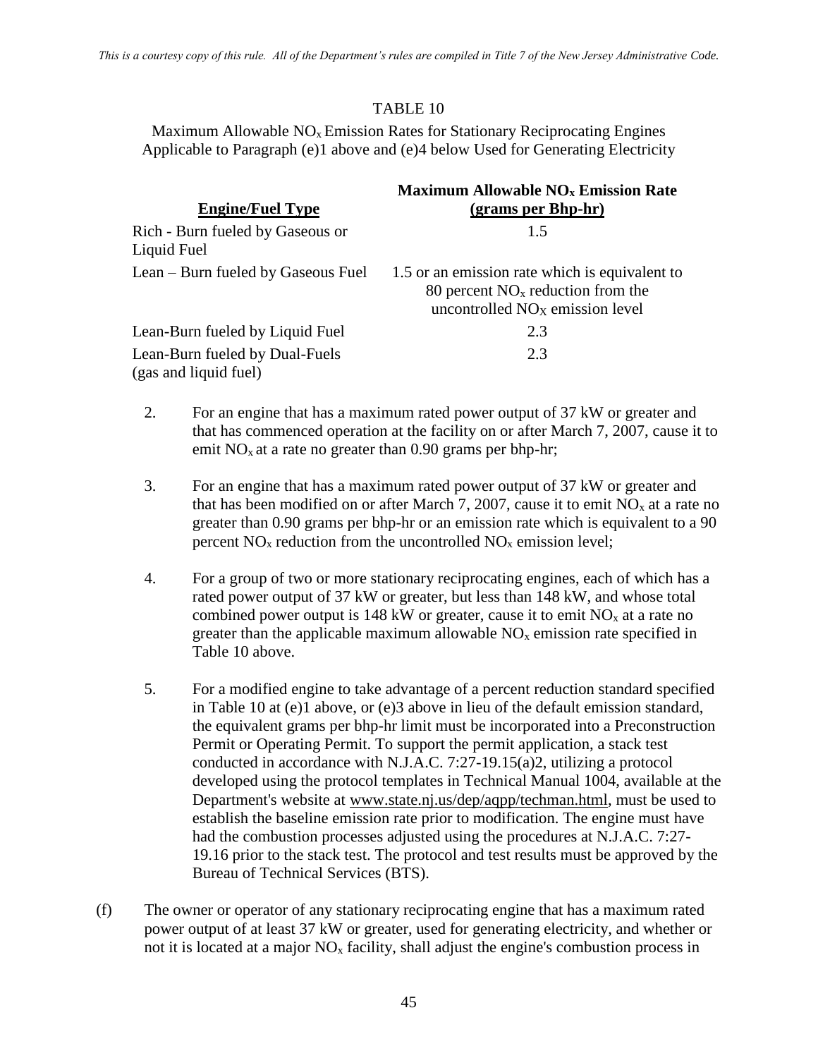TABLE 10

Maximum Allowable $NO_x$ Emission Rates for Stationary Reciprocating Engines Applicable to Paragraph (e)1 above and (e)4 below Used for Generating Electricity

| Engine/Fuel Type | Maximum Allowable $NO_x$ Emission Rate (grams per Bhp-hr) |
|---|---|
| Rich - Burn fueled by Gaseous or Liquid Fuel | 1.5 |
| Lean – Burn fueled by Gaseous Fuel | 1.5 or an emission rate which is equivalent to 80 percent $NO_x$ reduction from the uncontrolled $NO_X$ emission level |
| Lean-Burn fueled by Liquid Fuel | 2.3 |
| Lean-Burn fueled by Dual-Fuels (gas and liquid fuel) | 2.3 |

2. For an engine that has a maximum rated power output of 37 kW or greater and that has commenced operation at the facility on or after March 7, 2007, cause it to emit $NO_x$ at a rate no greater than 0.90 grams per bhp-hr;

3. For an engine that has a maximum rated power output of 37 kW or greater and that has been modified on or after March 7, 2007, cause it to emit $NO_x$ at a rate no greater than 0.90 grams per bhp-hr or an emission rate which is equivalent to a 90 percent $NO_x$ reduction from the uncontrolled $NO_x$ emission level;

4. For a group of two or more stationary reciprocating engines, each of which has a rated power output of 37 kW or greater, but less than 148 kW, and whose total combined power output is 148 kW or greater, cause it to emit $NO_x$ at a rate no greater than the applicable maximum allowable $NO_x$ emission rate specified in Table 10 above.

5. For a modified engine to take advantage of a percent reduction standard specified in Table 10 at (e)1 above, or (e)3 above in lieu of the default emission standard, the equivalent grams per bhp-hr limit must be incorporated into a Preconstruction Permit or Operating Permit. To support the permit application, a stack test conducted in accordance with N.J.A.C. 7:27-19.15(a)2, utilizing a protocol developed using the protocol templates in Technical Manual 1004, available at the Department's website at www.state.nj.us/dep/aqpp/techman.html, must be used to establish the baseline emission rate prior to modification. The engine must have had the combustion processes adjusted using the procedures at N.J.A.C. 7:27-19.16 prior to the stack test. The protocol and test results must be approved by the Bureau of Technical Services (BTS).

(f) The owner or operator of any stationary reciprocating engine that has a maximum rated power output of at least 37 kW or greater, used for generating electricity, and whether or not it is located at a major $NO_x$ facility, shall adjust the engine's combustion process in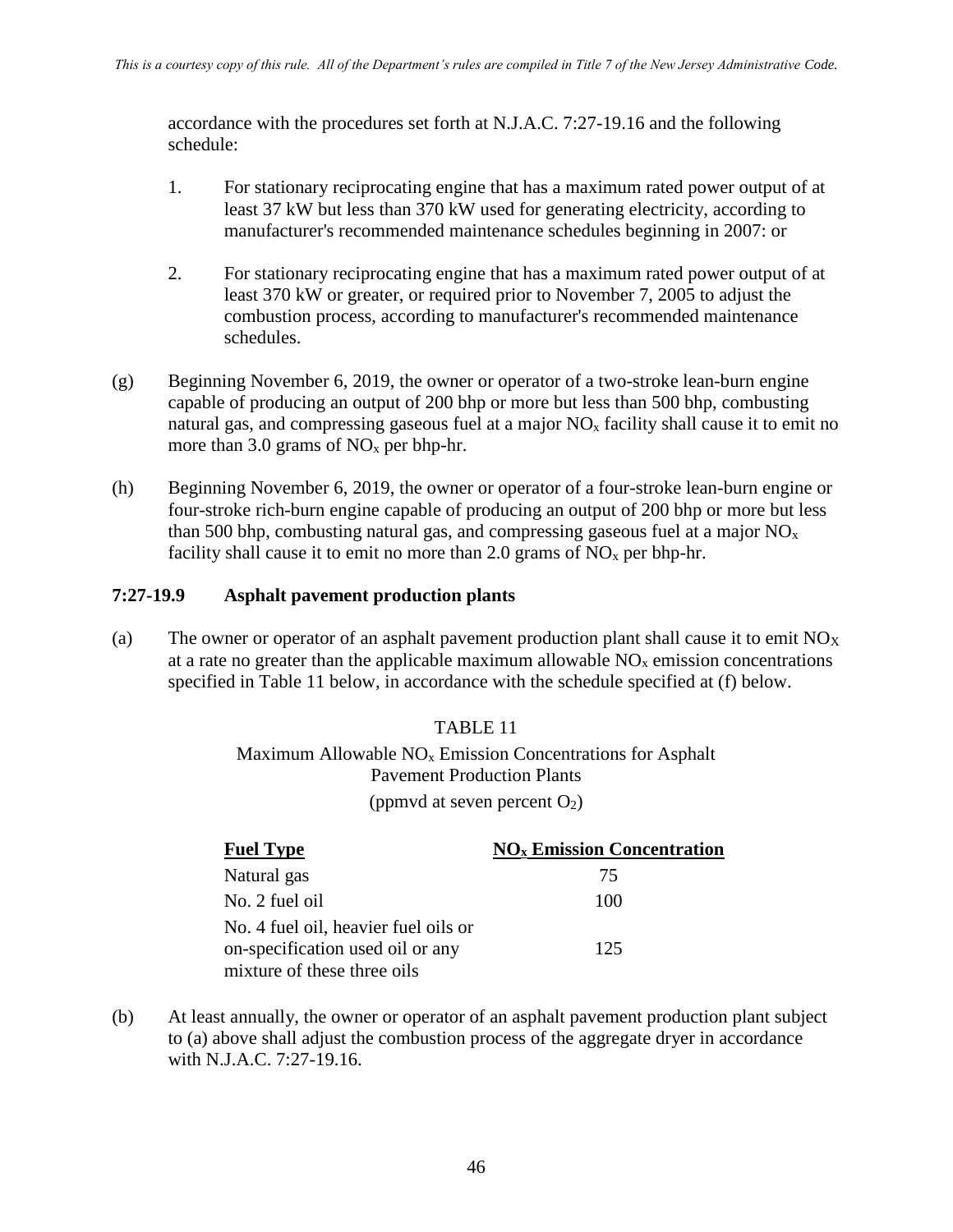accordance with the procedures set forth at N.J.A.C. 7:27-19.16 and the following schedule:

1. For stationary reciprocating engine that has a maximum rated power output of at least 37 kW but less than 370 kW used for generating electricity, according to manufacturer's recommended maintenance schedules beginning in 2007: or

2. For stationary reciprocating engine that has a maximum rated power output of at least 370 kW or greater, or required prior to November 7, 2005 to adjust the combustion process, according to manufacturer's recommended maintenance schedules.

(g) Beginning November 6, 2019, the owner or operator of a two-stroke lean-burn engine capable of producing an output of 200 bhp or more but less than 500 bhp, combusting natural gas, and compressing gaseous fuel at a major $NO_x$ facility shall cause it to emit no more than 3.0 grams of $NO_x$ per bhp-hr.

(h) Beginning November 6, 2019, the owner or operator of a four-stroke lean-burn engine or four-stroke rich-burn engine capable of producing an output of 200 bhp or more but less than 500 bhp, combusting natural gas, and compressing gaseous fuel at a major $NO_x$ facility shall cause it to emit no more than 2.0 grams of $NO_x$ per bhp-hr.

### 7:27-19.9 Asphalt pavement production plants

(a) The owner or operator of an asphalt pavement production plant shall cause it to emit $NO_X$ at a rate no greater than the applicable maximum allowable $NO_x$ emission concentrations specified in Table 11 below, in accordance with the schedule specified at (f) below.

TABLE 11

Maximum Allowable $NO_x$ Emission Concentrations for Asphalt Pavement Production Plants

(ppmvd at seven percent $O_2$)

| Fuel Type | $NO_x$ Emission Concentration |
|---|---|
| Natural gas | 75 |
| No. 2 fuel oil | 100 |
| No. 4 fuel oil, heavier fuel oils or on-specification used oil or any mixture of these three oils | 125 |

(b) At least annually, the owner or operator of an asphalt pavement production plant subject to (a) above shall adjust the combustion process of the aggregate dryer in accordance with N.J.A.C. 7:27-19.16.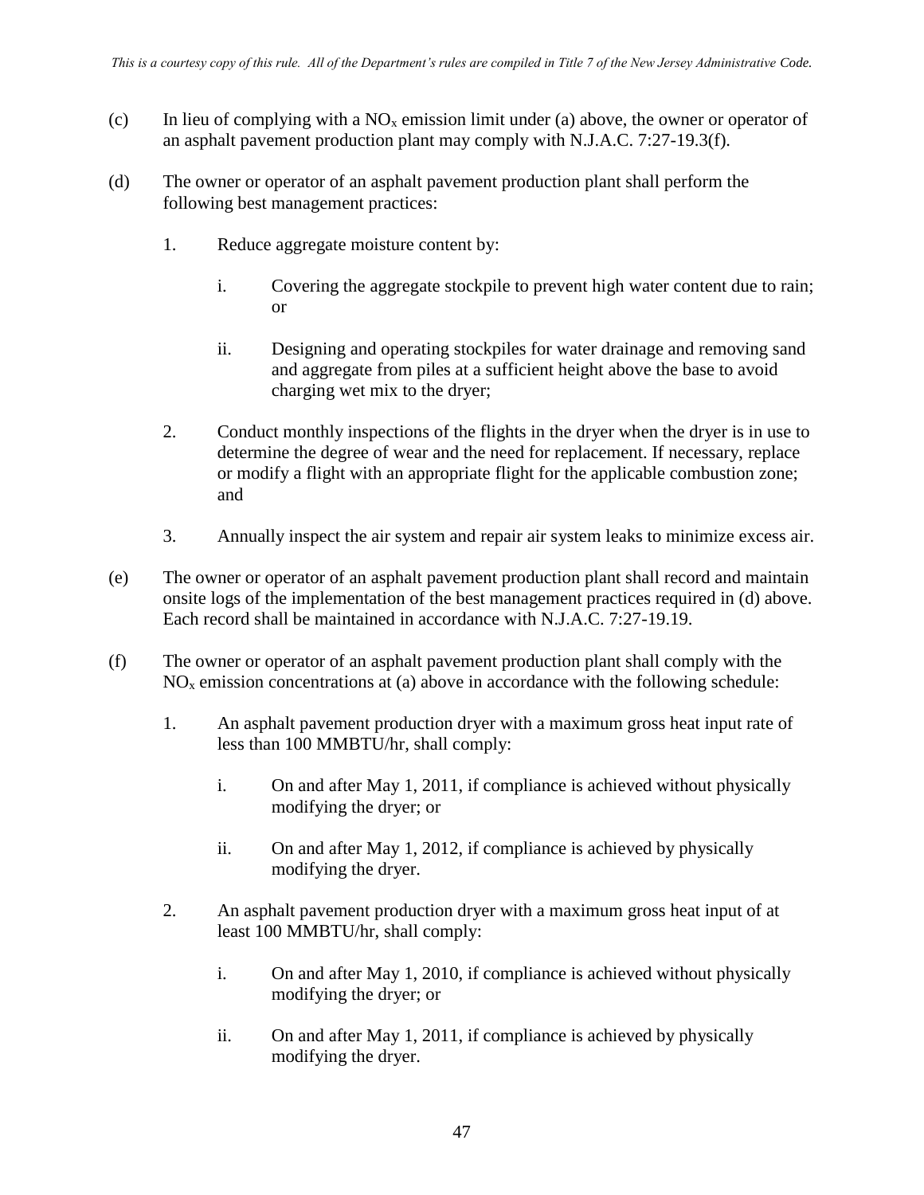(c) In lieu of complying with a $NO_x$ emission limit under (a) above, the owner or operator of an asphalt pavement production plant may comply with N.J.A.C. 7:27-19.3(f).

(d) The owner or operator of an asphalt pavement production plant shall perform the following best management practices:

1. Reduce aggregate moisture content by:

   i. Covering the aggregate stockpile to prevent high water content due to rain; or

   ii. Designing and operating stockpiles for water drainage and removing sand and aggregate from piles at a sufficient height above the base to avoid charging wet mix to the dryer;

2. Conduct monthly inspections of the flights in the dryer when the dryer is in use to determine the degree of wear and the need for replacement. If necessary, replace or modify a flight with an appropriate flight for the applicable combustion zone; and

3. Annually inspect the air system and repair air system leaks to minimize excess air.

(e) The owner or operator of an asphalt pavement production plant shall record and maintain onsite logs of the implementation of the best management practices required in (d) above. Each record shall be maintained in accordance with N.J.A.C. 7:27-19.19.

(f) The owner or operator of an asphalt pavement production plant shall comply with the $NO_x$ emission concentrations at (a) above in accordance with the following schedule:

1. An asphalt pavement production dryer with a maximum gross heat input rate of less than 100 MMBTU/hr, shall comply:

   i. On and after May 1, 2011, if compliance is achieved without physically modifying the dryer; or

   ii. On and after May 1, 2012, if compliance is achieved by physically modifying the dryer.

2. An asphalt pavement production dryer with a maximum gross heat input of at least 100 MMBTU/hr, shall comply:

   i. On and after May 1, 2010, if compliance is achieved without physically modifying the dryer; or

   ii. On and after May 1, 2011, if compliance is achieved by physically modifying the dryer.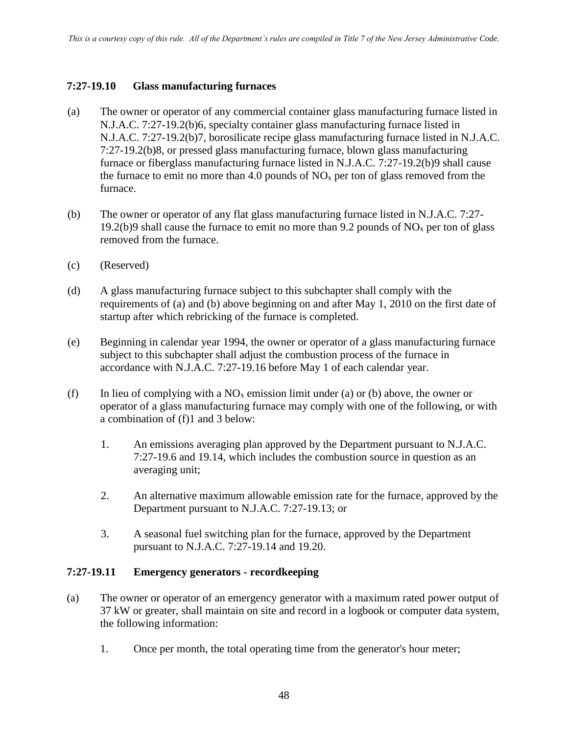### 7:27-19.10 Glass manufacturing furnaces

(a) The owner or operator of any commercial container glass manufacturing furnace listed in N.J.A.C. 7:27-19.2(b)6, specialty container glass manufacturing furnace listed in N.J.A.C. 7:27-19.2(b)7, borosilicate recipe glass manufacturing furnace listed in N.J.A.C. 7:27-19.2(b)8, or pressed glass manufacturing furnace, blown glass manufacturing furnace or fiberglass manufacturing furnace listed in N.J.A.C. 7:27-19.2(b)9 shall cause the furnace to emit no more than 4.0 pounds of $NO_x$ per ton of glass removed from the furnace.

(b) The owner or operator of any flat glass manufacturing furnace listed in N.J.A.C. 7:27-19.2(b)9 shall cause the furnace to emit no more than 9.2 pounds of $NO_x$ per ton of glass removed from the furnace.

(c) (Reserved)

(d) A glass manufacturing furnace subject to this subchapter shall comply with the requirements of (a) and (b) above beginning on and after May 1, 2010 on the first date of startup after which rebricking of the furnace is completed.

(e) Beginning in calendar year 1994, the owner or operator of a glass manufacturing furnace subject to this subchapter shall adjust the combustion process of the furnace in accordance with N.J.A.C. 7:27-19.16 before May 1 of each calendar year.

(f) In lieu of complying with a $NO_x$ emission limit under (a) or (b) above, the owner or operator of a glass manufacturing furnace may comply with one of the following, or with a combination of (f)1 and 3 below:

1. An emissions averaging plan approved by the Department pursuant to N.J.A.C. 7:27-19.6 and 19.14, which includes the combustion source in question as an averaging unit;

2. An alternative maximum allowable emission rate for the furnace, approved by the Department pursuant to N.J.A.C. 7:27-19.13; or

3. A seasonal fuel switching plan for the furnace, approved by the Department pursuant to N.J.A.C. 7:27-19.14 and 19.20.

### 7:27-19.11 Emergency generators - recordkeeping

(a) The owner or operator of an emergency generator with a maximum rated power output of 37 kW or greater, shall maintain on site and record in a logbook or computer data system, the following information:

1. Once per month, the total operating time from the generator's hour meter;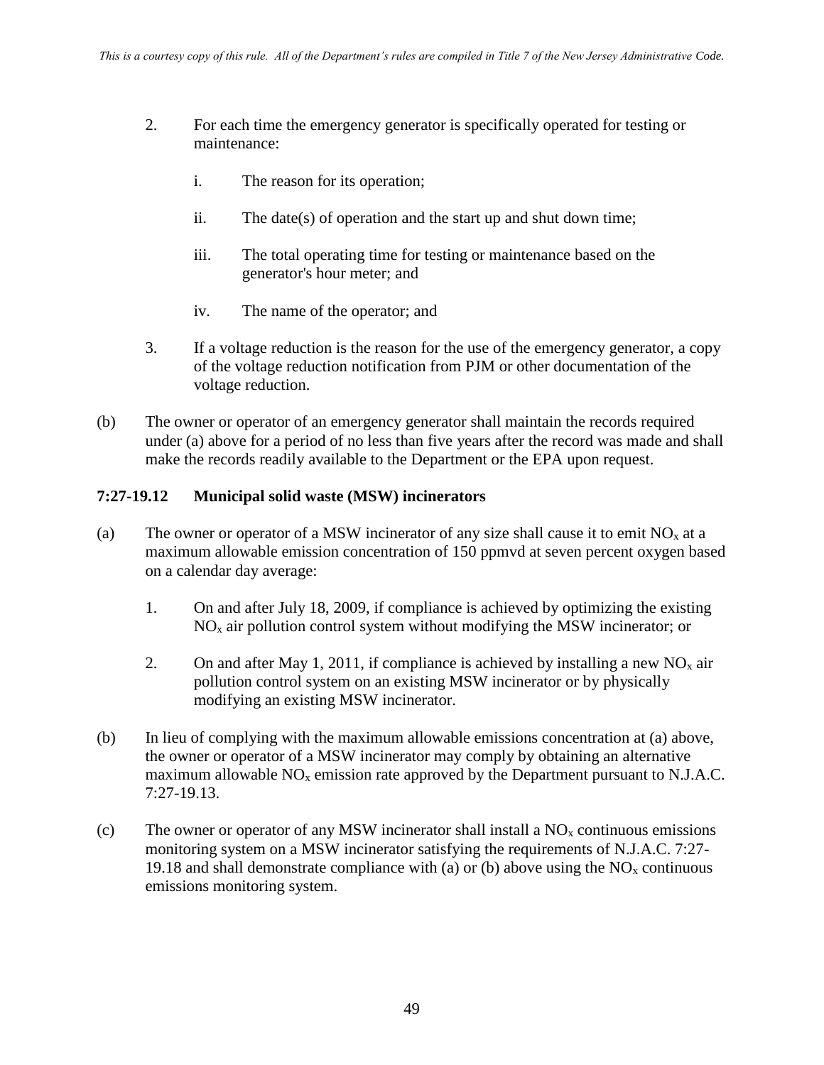2. For each time the emergency generator is specifically operated for testing or maintenance:

   i. The reason for its operation;

   ii. The date(s) of operation and the start up and shut down time;

   iii. The total operating time for testing or maintenance based on the generator's hour meter; and

   iv. The name of the operator; and

3. If a voltage reduction is the reason for the use of the emergency generator, a copy of the voltage reduction notification from PJM or other documentation of the voltage reduction.

(b) The owner or operator of an emergency generator shall maintain the records required under (a) above for a period of no less than five years after the record was made and shall make the records readily available to the Department or the EPA upon request.

### 7:27-19.12 Municipal solid waste (MSW) incinerators

(a) The owner or operator of a MSW incinerator of any size shall cause it to emit $NO_x$ at a maximum allowable emission concentration of 150 ppmvd at seven percent oxygen based on a calendar day average:

1. On and after July 18, 2009, if compliance is achieved by optimizing the existing $NO_x$ air pollution control system without modifying the MSW incinerator; or

2. On and after May 1, 2011, if compliance is achieved by installing a new $NO_x$ air pollution control system on an existing MSW incinerator or by physically modifying an existing MSW incinerator.

(b) In lieu of complying with the maximum allowable emissions concentration at (a) above, the owner or operator of a MSW incinerator may comply by obtaining an alternative maximum allowable $NO_x$ emission rate approved by the Department pursuant to N.J.A.C. 7:27-19.13.

(c) The owner or operator of any MSW incinerator shall install a $NO_x$ continuous emissions monitoring system on a MSW incinerator satisfying the requirements of N.J.A.C. 7:27-19.18 and shall demonstrate compliance with (a) or (b) above using the $NO_x$ continuous emissions monitoring system.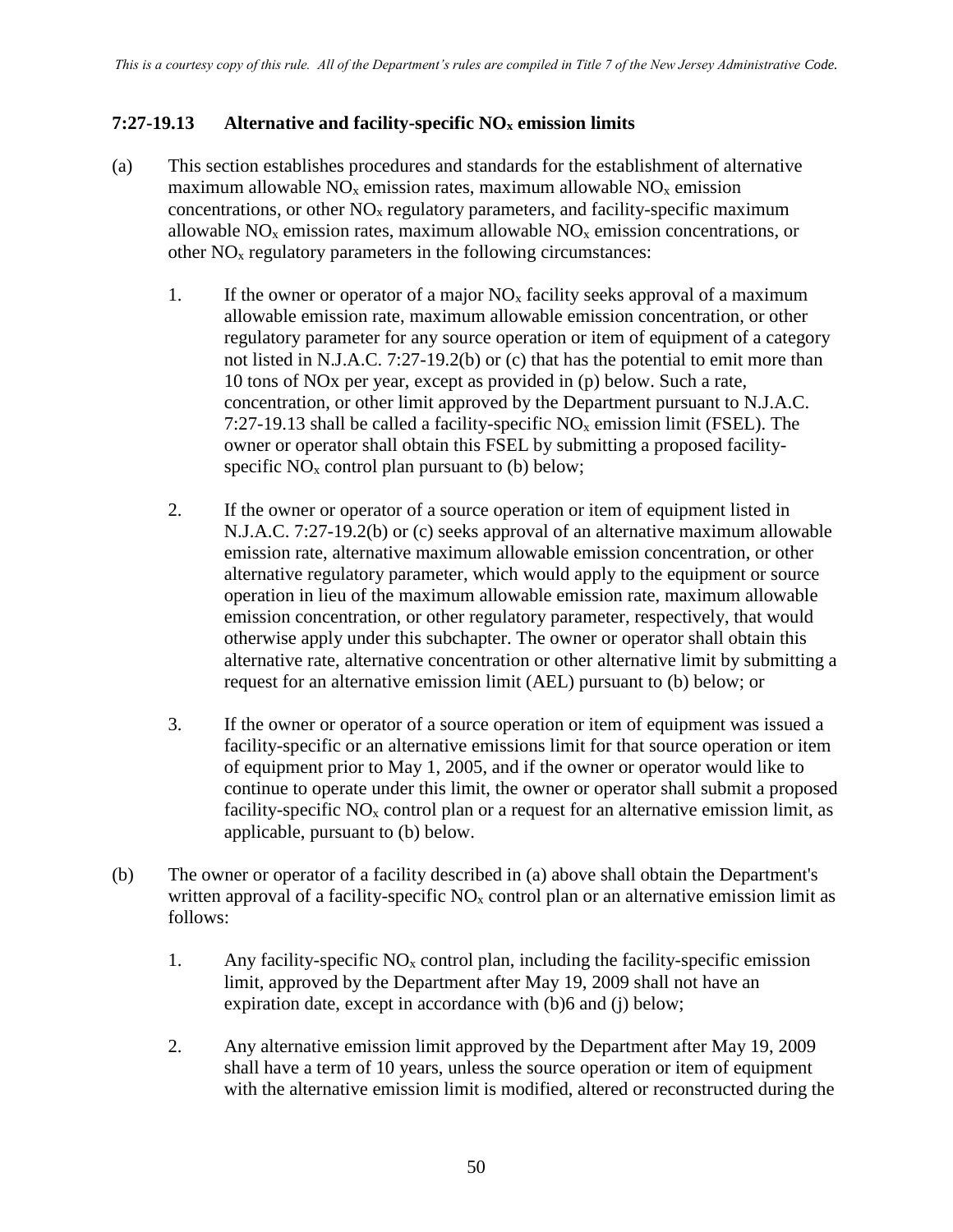*This is a courtesy copy of this rule. All of the Department's rules are compiled in Title 7 of the New Jersey Administrative Code.*

### 7:27-19.13 Alternative and facility-specific $NO_x$ emission limits

(a) This section establishes procedures and standards for the establishment of alternative maximum allowable $NO_x$ emission rates, maximum allowable $NO_x$ emission concentrations, or other $NO_x$ regulatory parameters, and facility-specific maximum allowable $NO_x$ emission rates, maximum allowable $NO_x$ emission concentrations, or other $NO_x$ regulatory parameters in the following circumstances:

1. If the owner or operator of a major $NO_x$ facility seeks approval of a maximum allowable emission rate, maximum allowable emission concentration, or other regulatory parameter for any source operation or item of equipment of a category not listed in N.J.A.C. 7:27-19.2(b) or (c) that has the potential to emit more than 10 tons of NOx per year, except as provided in (p) below. Such a rate, concentration, or other limit approved by the Department pursuant to N.J.A.C. 7:27-19.13 shall be called a facility-specific $NO_x$ emission limit (FSEL). The owner or operator shall obtain this FSEL by submitting a proposed facility-specific $NO_x$ control plan pursuant to (b) below;

2. If the owner or operator of a source operation or item of equipment listed in N.J.A.C. 7:27-19.2(b) or (c) seeks approval of an alternative maximum allowable emission rate, alternative maximum allowable emission concentration, or other alternative regulatory parameter, which would apply to the equipment or source operation in lieu of the maximum allowable emission rate, maximum allowable emission concentration, or other regulatory parameter, respectively, that would otherwise apply under this subchapter. The owner or operator shall obtain this alternative rate, alternative concentration or other alternative limit by submitting a request for an alternative emission limit (AEL) pursuant to (b) below; or

3. If the owner or operator of a source operation or item of equipment was issued a facility-specific or an alternative emissions limit for that source operation or item of equipment prior to May 1, 2005, and if the owner or operator would like to continue to operate under this limit, the owner or operator shall submit a proposed facility-specific $NO_x$ control plan or a request for an alternative emission limit, as applicable, pursuant to (b) below.

(b) The owner or operator of a facility described in (a) above shall obtain the Department's written approval of a facility-specific $NO_x$ control plan or an alternative emission limit as follows:

1. Any facility-specific $NO_x$ control plan, including the facility-specific emission limit, approved by the Department after May 19, 2009 shall not have an expiration date, except in accordance with (b)6 and (j) below;

2. Any alternative emission limit approved by the Department after May 19, 2009 shall have a term of 10 years, unless the source operation or item of equipment with the alternative emission limit is modified, altered or reconstructed during the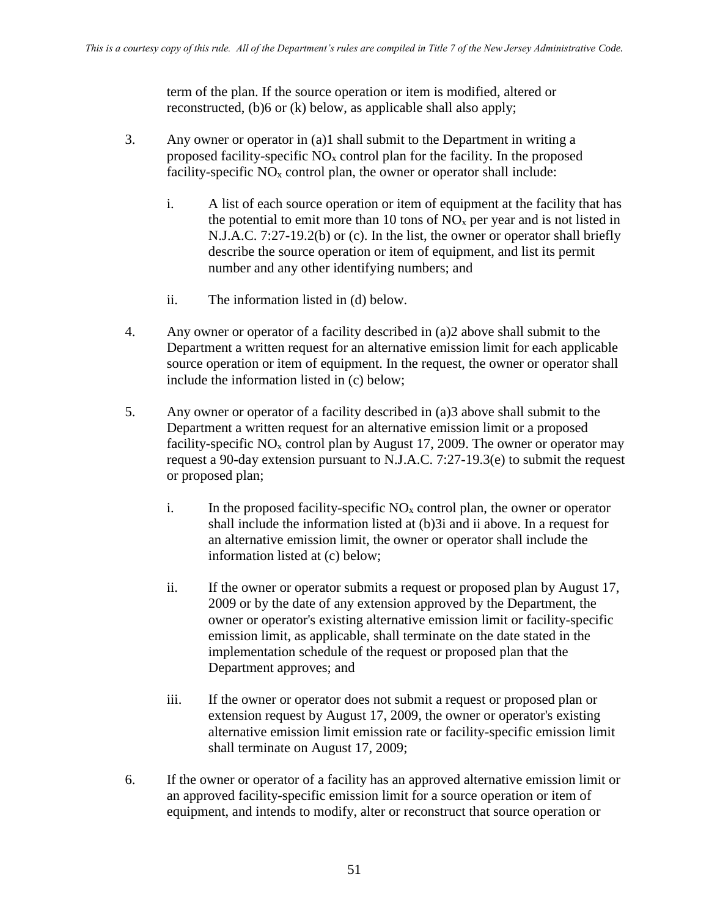term of the plan. If the source operation or item is modified, altered or reconstructed, (b)6 or (k) below, as applicable shall also apply;

3. Any owner or operator in (a)1 shall submit to the Department in writing a proposed facility-specific $NO_x$ control plan for the facility. In the proposed facility-specific $NO_x$ control plan, the owner or operator shall include:

   i. A list of each source operation or item of equipment at the facility that has the potential to emit more than 10 tons of $NO_x$ per year and is not listed in N.J.A.C. 7:27-19.2(b) or (c). In the list, the owner or operator shall briefly describe the source operation or item of equipment, and list its permit number and any other identifying numbers; and

   ii. The information listed in (d) below.

4. Any owner or operator of a facility described in (a)2 above shall submit to the Department a written request for an alternative emission limit for each applicable source operation or item of equipment. In the request, the owner or operator shall include the information listed in (c) below;

5. Any owner or operator of a facility described in (a)3 above shall submit to the Department a written request for an alternative emission limit or a proposed facility-specific $NO_x$ control plan by August 17, 2009. The owner or operator may request a 90-day extension pursuant to N.J.A.C. 7:27-19.3(e) to submit the request or proposed plan;

   i. In the proposed facility-specific $NO_x$ control plan, the owner or operator shall include the information listed at (b)3i and ii above. In a request for an alternative emission limit, the owner or operator shall include the information listed at (c) below;

   ii. If the owner or operator submits a request or proposed plan by August 17, 2009 or by the date of any extension approved by the Department, the owner or operator's existing alternative emission limit or facility-specific emission limit, as applicable, shall terminate on the date stated in the implementation schedule of the request or proposed plan that the Department approves; and

   iii. If the owner or operator does not submit a request or proposed plan or extension request by August 17, 2009, the owner or operator's existing alternative emission limit emission rate or facility-specific emission limit shall terminate on August 17, 2009;

6. If the owner or operator of a facility has an approved alternative emission limit or an approved facility-specific emission limit for a source operation or item of equipment, and intends to modify, alter or reconstruct that source operation or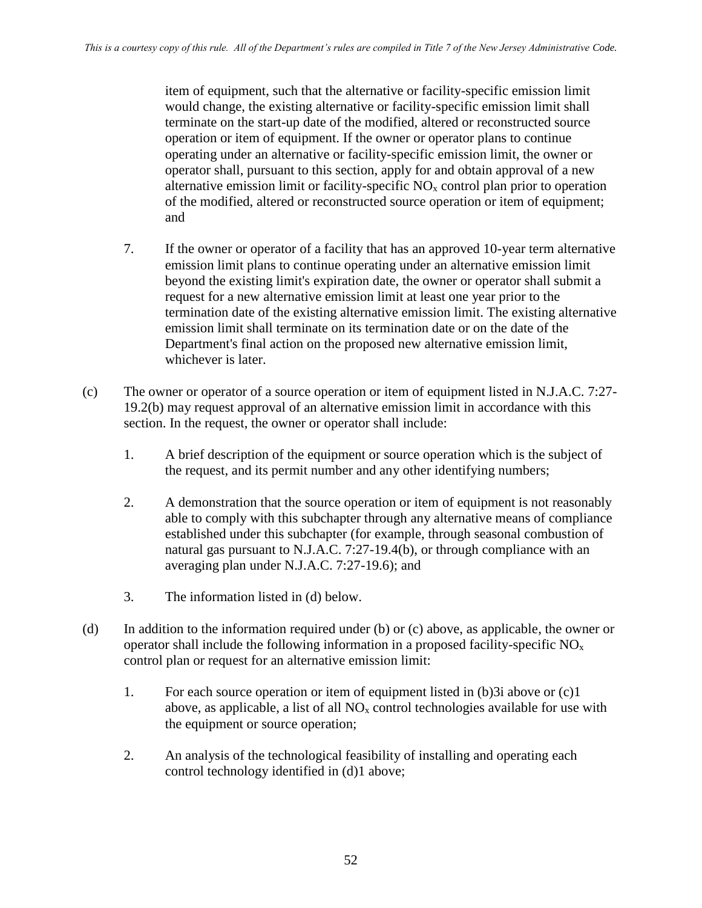item of equipment, such that the alternative or facility-specific emission limit would change, the existing alternative or facility-specific emission limit shall terminate on the start-up date of the modified, altered or reconstructed source operation or item of equipment. If the owner or operator plans to continue operating under an alternative or facility-specific emission limit, the owner or operator shall, pursuant to this section, apply for and obtain approval of a new alternative emission limit or facility-specific $NO_x$ control plan prior to operation of the modified, altered or reconstructed source operation or item of equipment; and

7. If the owner or operator of a facility that has an approved 10-year term alternative emission limit plans to continue operating under an alternative emission limit beyond the existing limit's expiration date, the owner or operator shall submit a request for a new alternative emission limit at least one year prior to the termination date of the existing alternative emission limit. The existing alternative emission limit shall terminate on its termination date or on the date of the Department's final action on the proposed new alternative emission limit, whichever is later.

(c) The owner or operator of a source operation or item of equipment listed in N.J.A.C. 7:27-19.2(b) may request approval of an alternative emission limit in accordance with this section. In the request, the owner or operator shall include:

1. A brief description of the equipment or source operation which is the subject of the request, and its permit number and any other identifying numbers;

2. A demonstration that the source operation or item of equipment is not reasonably able to comply with this subchapter through any alternative means of compliance established under this subchapter (for example, through seasonal combustion of natural gas pursuant to N.J.A.C. 7:27-19.4(b), or through compliance with an averaging plan under N.J.A.C. 7:27-19.6); and

3. The information listed in (d) below.

(d) In addition to the information required under (b) or (c) above, as applicable, the owner or operator shall include the following information in a proposed facility-specific $NO_x$ control plan or request for an alternative emission limit:

1. For each source operation or item of equipment listed in (b)3i above or (c)1 above, as applicable, a list of all $NO_x$ control technologies available for use with the equipment or source operation;

2. An analysis of the technological feasibility of installing and operating each control technology identified in (d)1 above;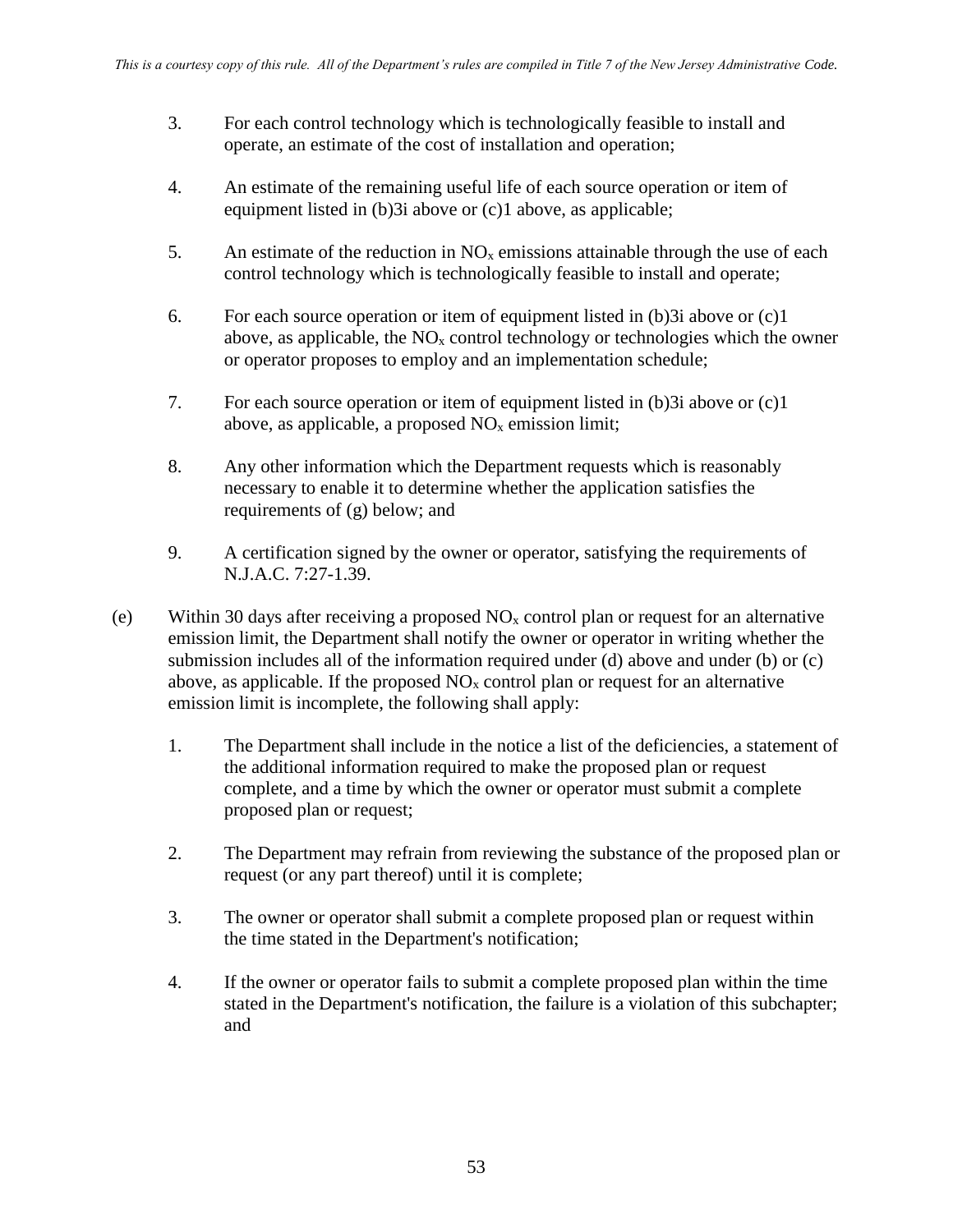3. For each control technology which is technologically feasible to install and operate, an estimate of the cost of installation and operation;

4. An estimate of the remaining useful life of each source operation or item of equipment listed in (b)3i above or (c)1 above, as applicable;

5. An estimate of the reduction in $NO_x$ emissions attainable through the use of each control technology which is technologically feasible to install and operate;

6. For each source operation or item of equipment listed in (b)3i above or (c)1 above, as applicable, the $NO_x$ control technology or technologies which the owner or operator proposes to employ and an implementation schedule;

7. For each source operation or item of equipment listed in (b)3i above or (c)1 above, as applicable, a proposed $NO_x$ emission limit;

8. Any other information which the Department requests which is reasonably necessary to enable it to determine whether the application satisfies the requirements of (g) below; and

9. A certification signed by the owner or operator, satisfying the requirements of N.J.A.C. 7:27-1.39.

(e) Within 30 days after receiving a proposed $NO_x$ control plan or request for an alternative emission limit, the Department shall notify the owner or operator in writing whether the submission includes all of the information required under (d) above and under (b) or (c) above, as applicable. If the proposed $NO_x$ control plan or request for an alternative emission limit is incomplete, the following shall apply:

1. The Department shall include in the notice a list of the deficiencies, a statement of the additional information required to make the proposed plan or request complete, and a time by which the owner or operator must submit a complete proposed plan or request;

2. The Department may refrain from reviewing the substance of the proposed plan or request (or any part thereof) until it is complete;

3. The owner or operator shall submit a complete proposed plan or request within the time stated in the Department's notification;

4. If the owner or operator fails to submit a complete proposed plan within the time stated in the Department's notification, the failure is a violation of this subchapter; and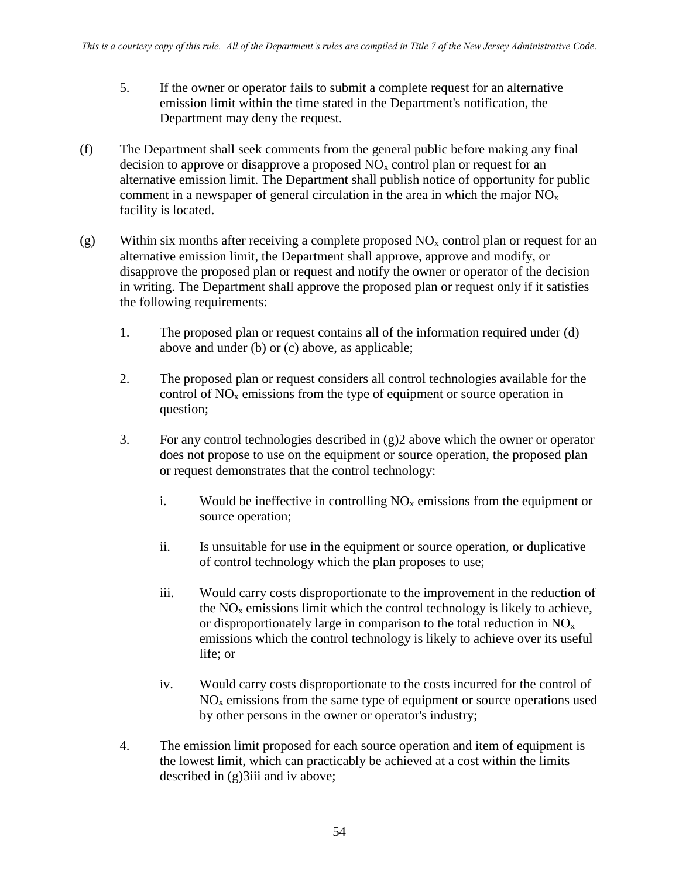5. If the owner or operator fails to submit a complete request for an alternative emission limit within the time stated in the Department's notification, the Department may deny the request.

(f) The Department shall seek comments from the general public before making any final decision to approve or disapprove a proposed $NO_x$ control plan or request for an alternative emission limit. The Department shall publish notice of opportunity for public comment in a newspaper of general circulation in the area in which the major $NO_x$ facility is located.

(g) Within six months after receiving a complete proposed $NO_x$ control plan or request for an alternative emission limit, the Department shall approve, approve and modify, or disapprove the proposed plan or request and notify the owner or operator of the decision in writing. The Department shall approve the proposed plan or request only if it satisfies the following requirements:

1. The proposed plan or request contains all of the information required under (d) above and under (b) or (c) above, as applicable;

2. The proposed plan or request considers all control technologies available for the control of $NO_x$ emissions from the type of equipment or source operation in question;

3. For any control technologies described in (g)2 above which the owner or operator does not propose to use on the equipment or source operation, the proposed plan or request demonstrates that the control technology:

   i. Would be ineffective in controlling $NO_x$ emissions from the equipment or source operation;

   ii. Is unsuitable for use in the equipment or source operation, or duplicative of control technology which the plan proposes to use;

   iii. Would carry costs disproportionate to the improvement in the reduction of the $NO_x$ emissions limit which the control technology is likely to achieve, or disproportionately large in comparison to the total reduction in $NO_x$ emissions which the control technology is likely to achieve over its useful life; or

   iv. Would carry costs disproportionate to the costs incurred for the control of $NO_x$ emissions from the same type of equipment or source operations used by other persons in the owner or operator's industry;

4. The emission limit proposed for each source operation and item of equipment is the lowest limit, which can practicably be achieved at a cost within the limits described in (g)3iii and iv above;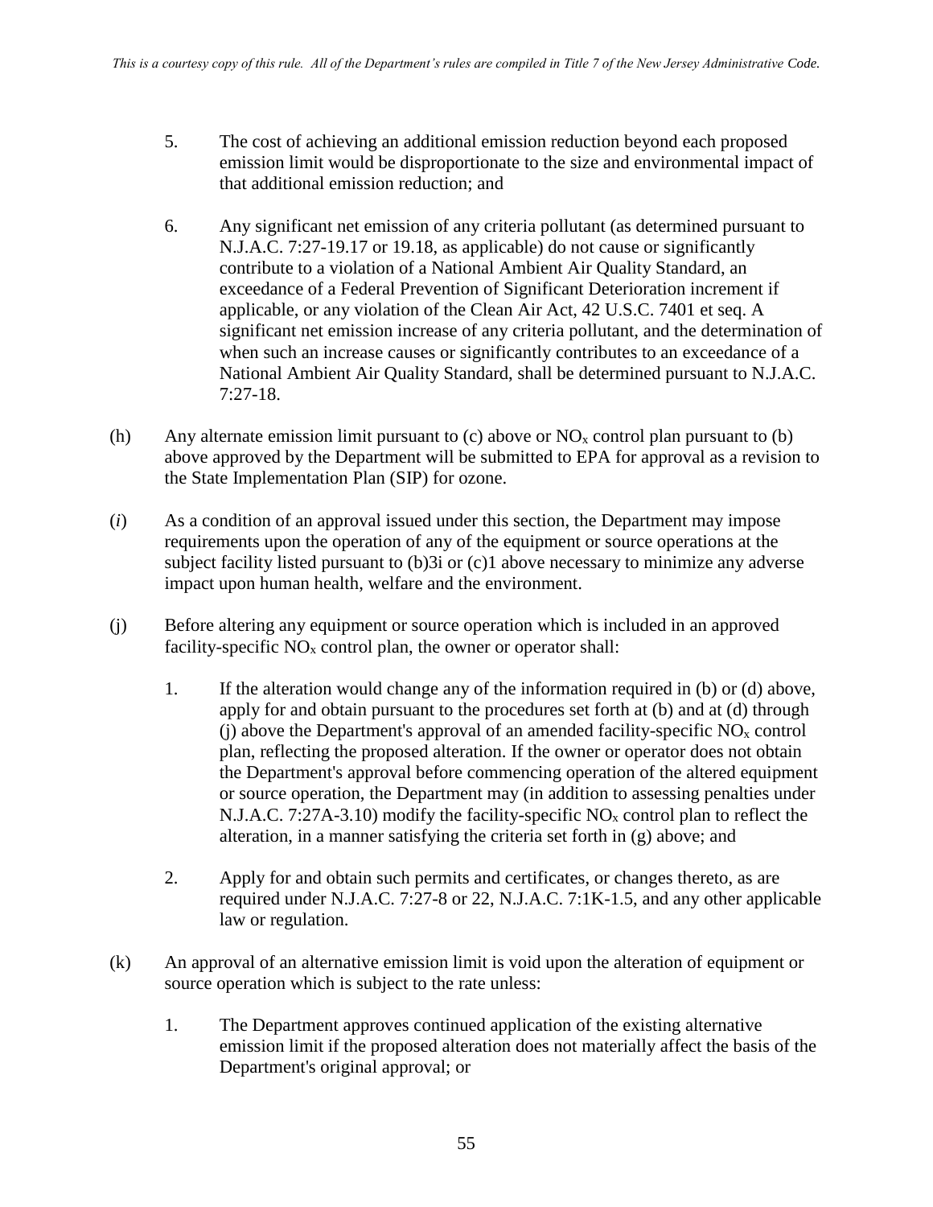5. The cost of achieving an additional emission reduction beyond each proposed emission limit would be disproportionate to the size and environmental impact of that additional emission reduction; and

6. Any significant net emission of any criteria pollutant (as determined pursuant to N.J.A.C. 7:27-19.17 or 19.18, as applicable) do not cause or significantly contribute to a violation of a National Ambient Air Quality Standard, an exceedance of a Federal Prevention of Significant Deterioration increment if applicable, or any violation of the Clean Air Act, 42 U.S.C. 7401 et seq. A significant net emission increase of any criteria pollutant, and the determination of when such an increase causes or significantly contributes to an exceedance of a National Ambient Air Quality Standard, shall be determined pursuant to N.J.A.C. 7:27-18.

(h) Any alternate emission limit pursuant to (c) above or $NO_x$ control plan pursuant to (b) above approved by the Department will be submitted to EPA for approval as a revision to the State Implementation Plan (SIP) for ozone.

(*i*) As a condition of an approval issued under this section, the Department may impose requirements upon the operation of any of the equipment or source operations at the subject facility listed pursuant to (b)3i or (c)1 above necessary to minimize any adverse impact upon human health, welfare and the environment.

(j) Before altering any equipment or source operation which is included in an approved facility-specific $NO_x$ control plan, the owner or operator shall:

1. If the alteration would change any of the information required in (b) or (d) above, apply for and obtain pursuant to the procedures set forth at (b) and at (d) through (j) above the Department's approval of an amended facility-specific $NO_x$ control plan, reflecting the proposed alteration. If the owner or operator does not obtain the Department's approval before commencing operation of the altered equipment or source operation, the Department may (in addition to assessing penalties under N.J.A.C. 7:27A-3.10) modify the facility-specific $NO_x$ control plan to reflect the alteration, in a manner satisfying the criteria set forth in (g) above; and

2. Apply for and obtain such permits and certificates, or changes thereto, as are required under N.J.A.C. 7:27-8 or 22, N.J.A.C. 7:1K-1.5, and any other applicable law or regulation.

(k) An approval of an alternative emission limit is void upon the alteration of equipment or source operation which is subject to the rate unless:

1. The Department approves continued application of the existing alternative emission limit if the proposed alteration does not materially affect the basis of the Department's original approval; or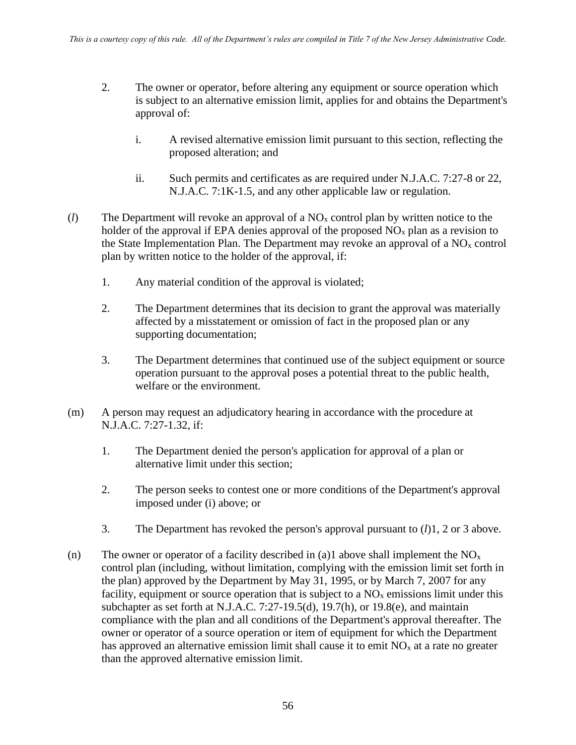2. The owner or operator, before altering any equipment or source operation which is subject to an alternative emission limit, applies for and obtains the Department's approval of:

   i. A revised alternative emission limit pursuant to this section, reflecting the proposed alteration; and

   ii. Such permits and certificates as are required under N.J.A.C. 7:27-8 or 22, N.J.A.C. 7:1K-1.5, and any other applicable law or regulation.

(*l*) The Department will revoke an approval of a $NO_x$ control plan by written notice to the holder of the approval if EPA denies approval of the proposed $NO_x$ plan as a revision to the State Implementation Plan. The Department may revoke an approval of a $NO_x$ control plan by written notice to the holder of the approval, if:

1. Any material condition of the approval is violated;

2. The Department determines that its decision to grant the approval was materially affected by a misstatement or omission of fact in the proposed plan or any supporting documentation;

3. The Department determines that continued use of the subject equipment or source operation pursuant to the approval poses a potential threat to the public health, welfare or the environment.

(m) A person may request an adjudicatory hearing in accordance with the procedure at N.J.A.C. 7:27-1.32, if:

1. The Department denied the person's application for approval of a plan or alternative limit under this section;

2. The person seeks to contest one or more conditions of the Department's approval imposed under (i) above; or

3. The Department has revoked the person's approval pursuant to (*l*)1, 2 or 3 above.

(n) The owner or operator of a facility described in (a)1 above shall implement the $NO_x$ control plan (including, without limitation, complying with the emission limit set forth in the plan) approved by the Department by May 31, 1995, or by March 7, 2007 for any facility, equipment or source operation that is subject to a $NO_x$ emissions limit under this subchapter as set forth at N.J.A.C. 7:27-19.5(d), 19.7(h), or 19.8(e), and maintain compliance with the plan and all conditions of the Department's approval thereafter. The owner or operator of a source operation or item of equipment for which the Department has approved an alternative emission limit shall cause it to emit $NO_x$ at a rate no greater than the approved alternative emission limit.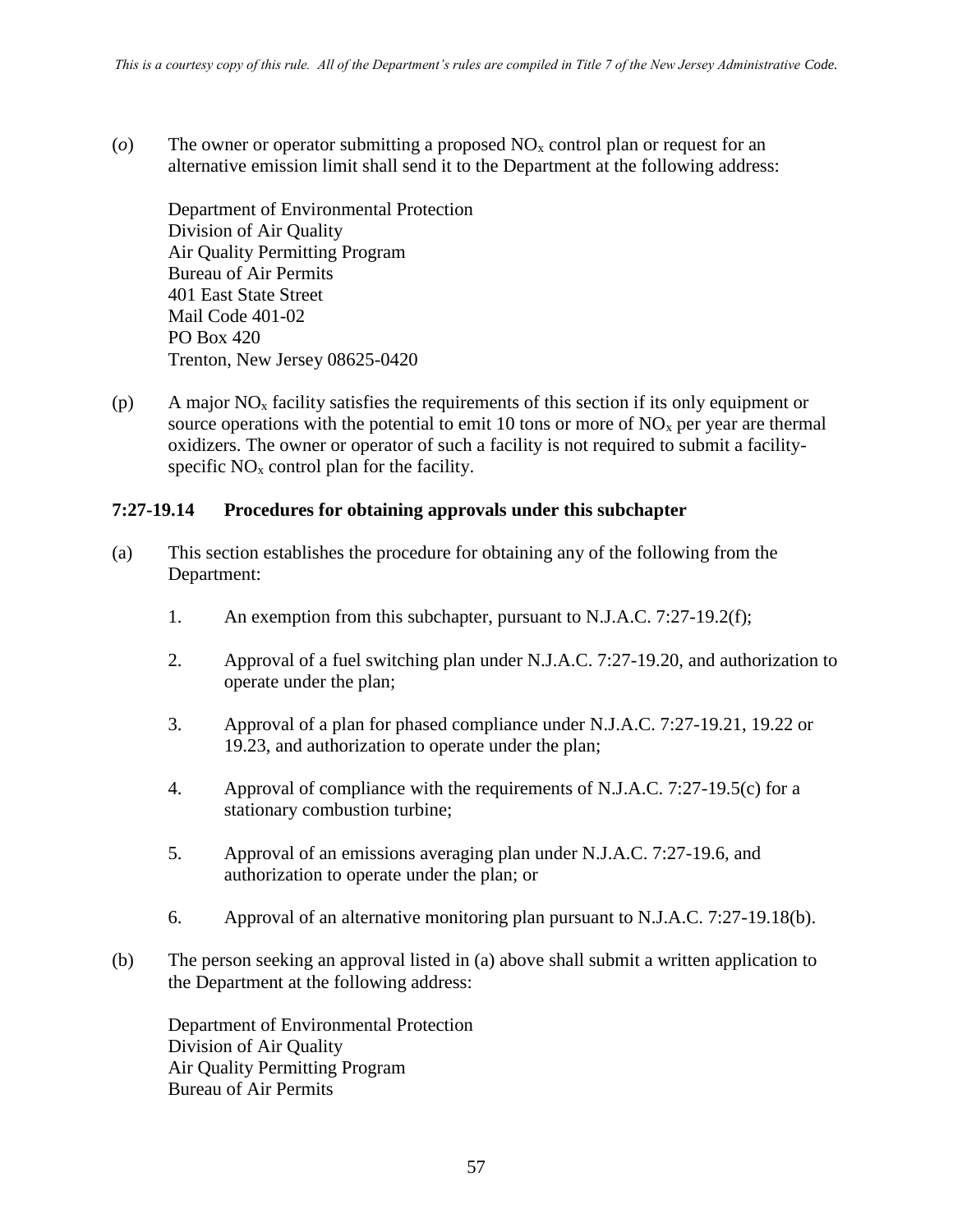(*o*) The owner or operator submitting a proposed $NO_x$ control plan or request for an alternative emission limit shall send it to the Department at the following address:

Department of Environmental Protection
Division of Air Quality
Air Quality Permitting Program
Bureau of Air Permits
401 East State Street
Mail Code 401-02
PO Box 420
Trenton, New Jersey 08625-0420

(p) A major $NO_x$ facility satisfies the requirements of this section if its only equipment or source operations with the potential to emit 10 tons or more of $NO_x$ per year are thermal oxidizers. The owner or operator of such a facility is not required to submit a facility-specific $NO_x$ control plan for the facility.

### 7:27-19.14 Procedures for obtaining approvals under this subchapter

(a) This section establishes the procedure for obtaining any of the following from the Department:

1. An exemption from this subchapter, pursuant to N.J.A.C. 7:27-19.2(f);

2. Approval of a fuel switching plan under N.J.A.C. 7:27-19.20, and authorization to operate under the plan;

3. Approval of a plan for phased compliance under N.J.A.C. 7:27-19.21, 19.22 or 19.23, and authorization to operate under the plan;

4. Approval of compliance with the requirements of N.J.A.C. 7:27-19.5(c) for a stationary combustion turbine;

5. Approval of an emissions averaging plan under N.J.A.C. 7:27-19.6, and authorization to operate under the plan; or

6. Approval of an alternative monitoring plan pursuant to N.J.A.C. 7:27-19.18(b).

(b) The person seeking an approval listed in (a) above shall submit a written application to the Department at the following address:

Department of Environmental Protection
Division of Air Quality
Air Quality Permitting Program
Bureau of Air Permits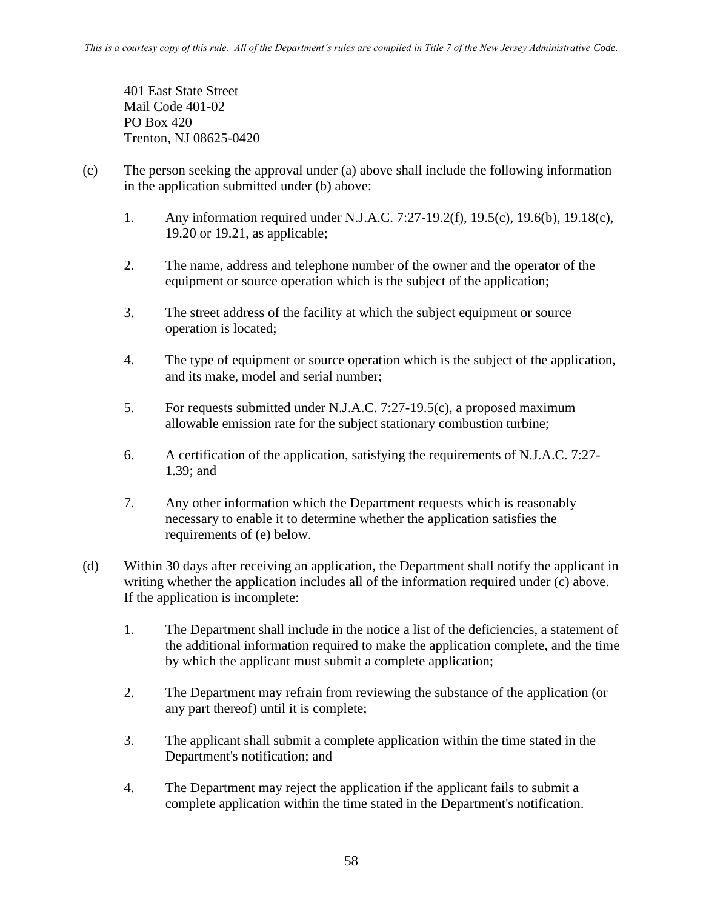401 East State Street
Mail Code 401-02
PO Box 420
Trenton, NJ 08625-0420

(c) The person seeking the approval under (a) above shall include the following information in the application submitted under (b) above:

1. Any information required under N.J.A.C. 7:27-19.2(f), 19.5(c), 19.6(b), 19.18(c), 19.20 or 19.21, as applicable;

2. The name, address and telephone number of the owner and the operator of the equipment or source operation which is the subject of the application;

3. The street address of the facility at which the subject equipment or source operation is located;

4. The type of equipment or source operation which is the subject of the application, and its make, model and serial number;

5. For requests submitted under N.J.A.C. 7:27-19.5(c), a proposed maximum allowable emission rate for the subject stationary combustion turbine;

6. A certification of the application, satisfying the requirements of N.J.A.C. 7:27-1.39; and

7. Any other information which the Department requests which is reasonably necessary to enable it to determine whether the application satisfies the requirements of (e) below.

(d) Within 30 days after receiving an application, the Department shall notify the applicant in writing whether the application includes all of the information required under (c) above. If the application is incomplete:

1. The Department shall include in the notice a list of the deficiencies, a statement of the additional information required to make the application complete, and the time by which the applicant must submit a complete application;

2. The Department may refrain from reviewing the substance of the application (or any part thereof) until it is complete;

3. The applicant shall submit a complete application within the time stated in the Department's notification; and

4. The Department may reject the application if the applicant fails to submit a complete application within the time stated in the Department's notification.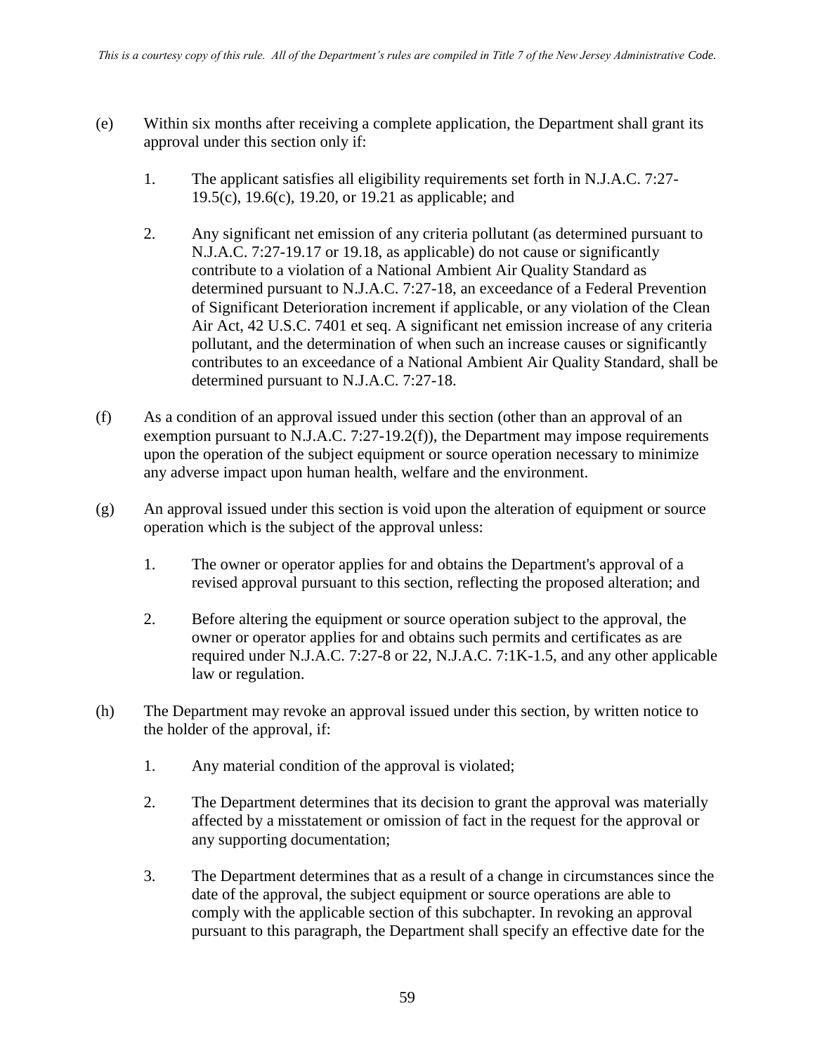(e) Within six months after receiving a complete application, the Department shall grant its approval under this section only if:

1. The applicant satisfies all eligibility requirements set forth in N.J.A.C. 7:27-19.5(c), 19.6(c), 19.20, or 19.21 as applicable; and

2. Any significant net emission of any criteria pollutant (as determined pursuant to N.J.A.C. 7:27-19.17 or 19.18, as applicable) do not cause or significantly contribute to a violation of a National Ambient Air Quality Standard as determined pursuant to N.J.A.C. 7:27-18, an exceedance of a Federal Prevention of Significant Deterioration increment if applicable, or any violation of the Clean Air Act, 42 U.S.C. 7401 et seq. A significant net emission increase of any criteria pollutant, and the determination of when such an increase causes or significantly contributes to an exceedance of a National Ambient Air Quality Standard, shall be determined pursuant to N.J.A.C. 7:27-18.

(f) As a condition of an approval issued under this section (other than an approval of an exemption pursuant to N.J.A.C. 7:27-19.2(f)), the Department may impose requirements upon the operation of the subject equipment or source operation necessary to minimize any adverse impact upon human health, welfare and the environment.

(g) An approval issued under this section is void upon the alteration of equipment or source operation which is the subject of the approval unless:

1. The owner or operator applies for and obtains the Department's approval of a revised approval pursuant to this section, reflecting the proposed alteration; and

2. Before altering the equipment or source operation subject to the approval, the owner or operator applies for and obtains such permits and certificates as are required under N.J.A.C. 7:27-8 or 22, N.J.A.C. 7:1K-1.5, and any other applicable law or regulation.

(h) The Department may revoke an approval issued under this section, by written notice to the holder of the approval, if:

1. Any material condition of the approval is violated;

2. The Department determines that its decision to grant the approval was materially affected by a misstatement or omission of fact in the request for the approval or any supporting documentation;

3. The Department determines that as a result of a change in circumstances since the date of the approval, the subject equipment or source operations are able to comply with the applicable section of this subchapter. In revoking an approval pursuant to this paragraph, the Department shall specify an effective date for the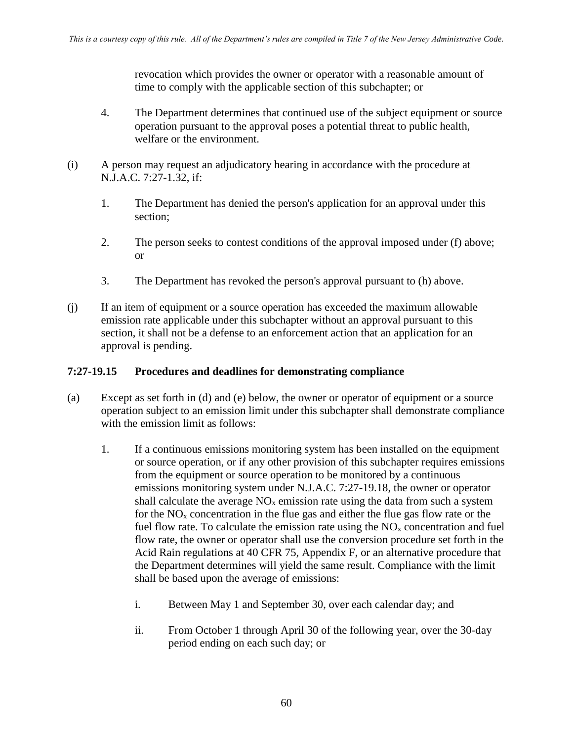revocation which provides the owner or operator with a reasonable amount of time to comply with the applicable section of this subchapter; or

4. The Department determines that continued use of the subject equipment or source operation pursuant to the approval poses a potential threat to public health, welfare or the environment.

(i) A person may request an adjudicatory hearing in accordance with the procedure at N.J.A.C. 7:27-1.32, if:

1. The Department has denied the person's application for an approval under this section;

2. The person seeks to contest conditions of the approval imposed under (f) above; or

3. The Department has revoked the person's approval pursuant to (h) above.

(j) If an item of equipment or a source operation has exceeded the maximum allowable emission rate applicable under this subchapter without an approval pursuant to this section, it shall not be a defense to an enforcement action that an application for an approval is pending.

**7:27-19.15 Procedures and deadlines for demonstrating compliance**

(a) Except as set forth in (d) and (e) below, the owner or operator of equipment or a source operation subject to an emission limit under this subchapter shall demonstrate compliance with the emission limit as follows:

1. If a continuous emissions monitoring system has been installed on the equipment or source operation, or if any other provision of this subchapter requires emissions from the equipment or source operation to be monitored by a continuous emissions monitoring system under N.J.A.C. 7:27-19.18, the owner or operator shall calculate the average $NO_x$ emission rate using the data from such a system for the $NO_x$ concentration in the flue gas and either the flue gas flow rate or the fuel flow rate. To calculate the emission rate using the $NO_x$ concentration and fuel flow rate, the owner or operator shall use the conversion procedure set forth in the Acid Rain regulations at 40 CFR 75, Appendix F, or an alternative procedure that the Department determines will yield the same result. Compliance with the limit shall be based upon the average of emissions:

    i. Between May 1 and September 30, over each calendar day; and

    ii. From October 1 through April 30 of the following year, over the 30-day period ending on each such day; or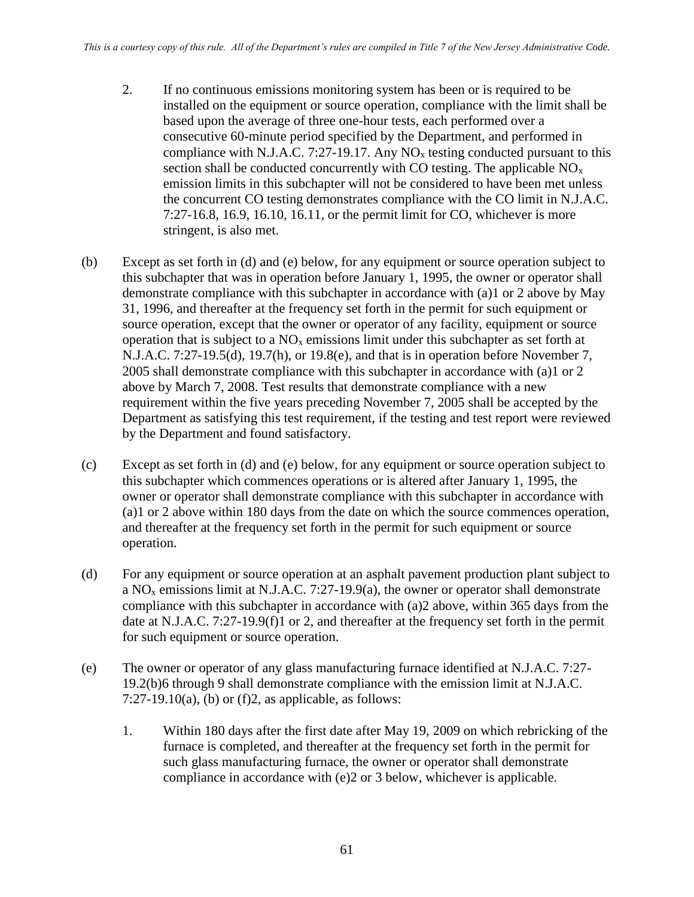2. If no continuous emissions monitoring system has been or is required to be installed on the equipment or source operation, compliance with the limit shall be based upon the average of three one-hour tests, each performed over a consecutive 60-minute period specified by the Department, and performed in compliance with N.J.A.C. 7:27-19.17. Any $NO_x$ testing conducted pursuant to this section shall be conducted concurrently with CO testing. The applicable $NO_x$ emission limits in this subchapter will not be considered to have been met unless the concurrent CO testing demonstrates compliance with the CO limit in N.J.A.C. 7:27-16.8, 16.9, 16.10, 16.11, or the permit limit for CO, whichever is more stringent, is also met.

(b) Except as set forth in (d) and (e) below, for any equipment or source operation subject to this subchapter that was in operation before January 1, 1995, the owner or operator shall demonstrate compliance with this subchapter in accordance with (a)1 or 2 above by May 31, 1996, and thereafter at the frequency set forth in the permit for such equipment or source operation, except that the owner or operator of any facility, equipment or source operation that is subject to a $NO_x$ emissions limit under this subchapter as set forth at N.J.A.C. 7:27-19.5(d), 19.7(h), or 19.8(e), and that is in operation before November 7, 2005 shall demonstrate compliance with this subchapter in accordance with (a)1 or 2 above by March 7, 2008. Test results that demonstrate compliance with a new requirement within the five years preceding November 7, 2005 shall be accepted by the Department as satisfying this test requirement, if the testing and test report were reviewed by the Department and found satisfactory.

(c) Except as set forth in (d) and (e) below, for any equipment or source operation subject to this subchapter which commences operations or is altered after January 1, 1995, the owner or operator shall demonstrate compliance with this subchapter in accordance with (a)1 or 2 above within 180 days from the date on which the source commences operation, and thereafter at the frequency set forth in the permit for such equipment or source operation.

(d) For any equipment or source operation at an asphalt pavement production plant subject to a $NO_x$ emissions limit at N.J.A.C. 7:27-19.9(a), the owner or operator shall demonstrate compliance with this subchapter in accordance with (a)2 above, within 365 days from the date at N.J.A.C. 7:27-19.9(f)1 or 2, and thereafter at the frequency set forth in the permit for such equipment or source operation.

(e) The owner or operator of any glass manufacturing furnace identified at N.J.A.C. 7:27-19.2(b)6 through 9 shall demonstrate compliance with the emission limit at N.J.A.C. 7:27-19.10(a), (b) or (f)2, as applicable, as follows:

1. Within 180 days after the first date after May 19, 2009 on which rebricking of the furnace is completed, and thereafter at the frequency set forth in the permit for such glass manufacturing furnace, the owner or operator shall demonstrate compliance in accordance with (e)2 or 3 below, whichever is applicable.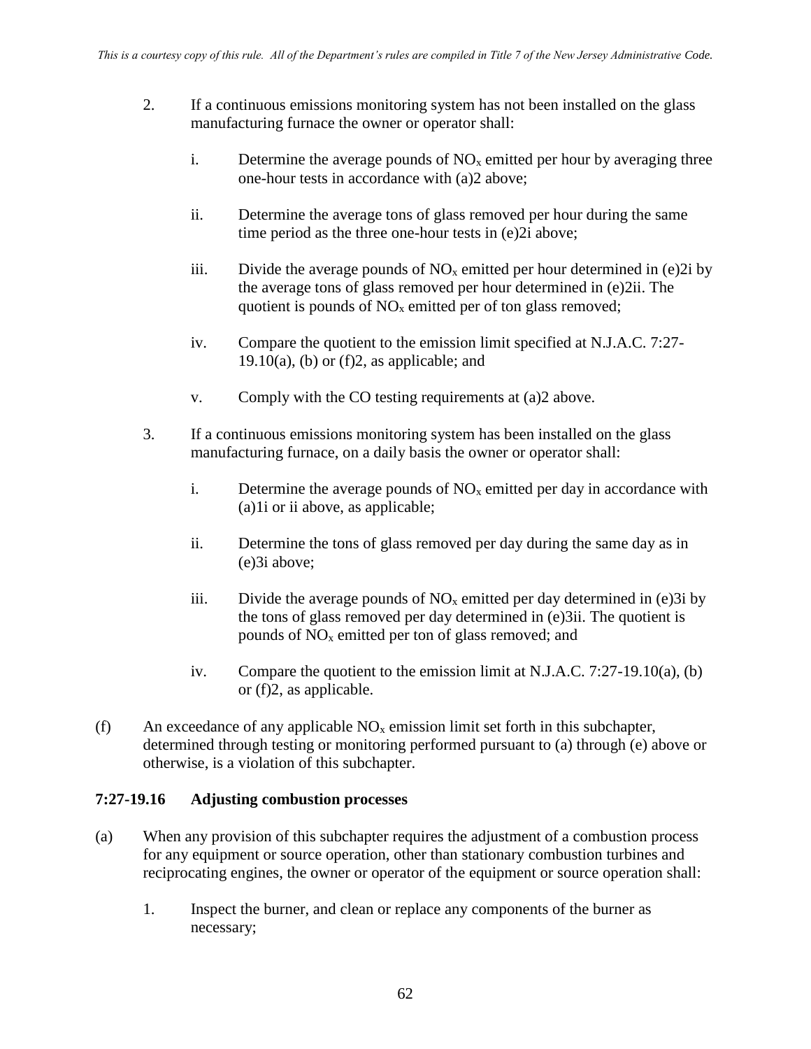2. If a continuous emissions monitoring system has not been installed on the glass manufacturing furnace the owner or operator shall:

   i. Determine the average pounds of $NO_x$ emitted per hour by averaging three one-hour tests in accordance with (a)2 above;

   ii. Determine the average tons of glass removed per hour during the same time period as the three one-hour tests in (e)2i above;

   iii. Divide the average pounds of $NO_x$ emitted per hour determined in (e)2i by the average tons of glass removed per hour determined in (e)2ii. The quotient is pounds of $NO_x$ emitted per of ton glass removed;

   iv. Compare the quotient to the emission limit specified at N.J.A.C. 7:27-19.10(a), (b) or (f)2, as applicable; and

   v. Comply with the CO testing requirements at (a)2 above.

3. If a continuous emissions monitoring system has been installed on the glass manufacturing furnace, on a daily basis the owner or operator shall:

   i. Determine the average pounds of $NO_x$ emitted per day in accordance with (a)1i or ii above, as applicable;

   ii. Determine the tons of glass removed per day during the same day as in (e)3i above;

   iii. Divide the average pounds of $NO_x$ emitted per day determined in (e)3i by the tons of glass removed per day determined in (e)3ii. The quotient is pounds of $NO_x$ emitted per ton of glass removed; and

   iv. Compare the quotient to the emission limit at N.J.A.C. 7:27-19.10(a), (b) or (f)2, as applicable.

(f) An exceedance of any applicable $NO_x$ emission limit set forth in this subchapter, determined through testing or monitoring performed pursuant to (a) through (e) above or otherwise, is a violation of this subchapter.

**7:27-19.16 Adjusting combustion processes**

(a) When any provision of this subchapter requires the adjustment of a combustion process for any equipment or source operation, other than stationary combustion turbines and reciprocating engines, the owner or operator of the equipment or source operation shall:

   1. Inspect the burner, and clean or replace any components of the burner as necessary;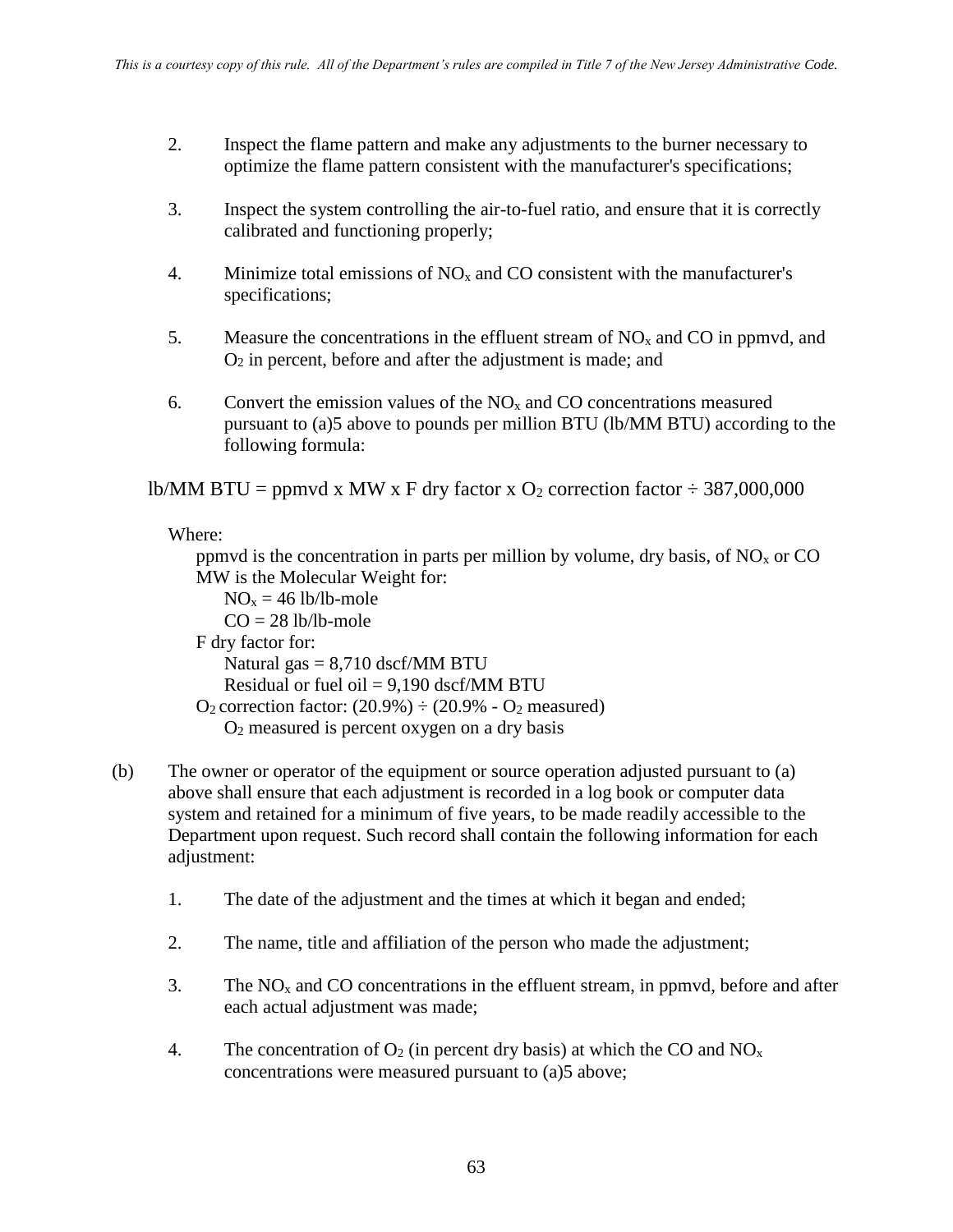2. Inspect the flame pattern and make any adjustments to the burner necessary to optimize the flame pattern consistent with the manufacturer's specifications;

3. Inspect the system controlling the air-to-fuel ratio, and ensure that it is correctly calibrated and functioning properly;

4. Minimize total emissions of $NO_x$ and CO consistent with the manufacturer's specifications;

5. Measure the concentrations in the effluent stream of $NO_x$ and CO in ppmvd, and $O_2$ in percent, before and after the adjustment is made; and

6. Convert the emission values of the $NO_x$ and CO concentrations measured pursuant to (a)5 above to pounds per million BTU (lb/MM BTU) according to the following formula:

$$\text{lb/MM BTU} = \text{ppmvd} \times \text{MW} \times \text{F dry factor} \times O_2 \text{ correction factor} \div 387{,}000{,}000$$

Where:

ppmvd is the concentration in parts per million by volume, dry basis, of $NO_x$ or CO
MW is the Molecular Weight for:
  $NO_x$ = 46 lb/lb-mole
  CO = 28 lb/lb-mole
F dry factor for:
  Natural gas = 8,710 dscf/MM BTU
  Residual or fuel oil = 9,190 dscf/MM BTU
$O_2$ correction factor: (20.9%) ÷ (20.9% - $O_2$ measured)
  $O_2$ measured is percent oxygen on a dry basis

(b) The owner or operator of the equipment or source operation adjusted pursuant to (a) above shall ensure that each adjustment is recorded in a log book or computer data system and retained for a minimum of five years, to be made readily accessible to the Department upon request. Such record shall contain the following information for each adjustment:

1. The date of the adjustment and the times at which it began and ended;

2. The name, title and affiliation of the person who made the adjustment;

3. The $NO_x$ and CO concentrations in the effluent stream, in ppmvd, before and after each actual adjustment was made;

4. The concentration of $O_2$ (in percent dry basis) at which the CO and $NO_x$ concentrations were measured pursuant to (a)5 above;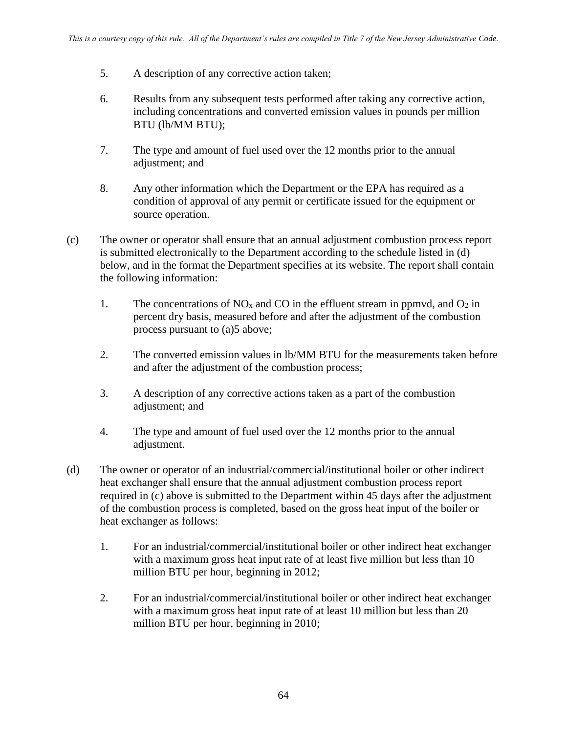5. A description of any corrective action taken;

6. Results from any subsequent tests performed after taking any corrective action, including concentrations and converted emission values in pounds per million BTU (lb/MM BTU);

7. The type and amount of fuel used over the 12 months prior to the annual adjustment; and

8. Any other information which the Department or the EPA has required as a condition of approval of any permit or certificate issued for the equipment or source operation.

(c) The owner or operator shall ensure that an annual adjustment combustion process report is submitted electronically to the Department according to the schedule listed in (d) below, and in the format the Department specifies at its website. The report shall contain the following information:

1. The concentrations of $NO_x$ and CO in the effluent stream in ppmvd, and $O_2$ in percent dry basis, measured before and after the adjustment of the combustion process pursuant to (a)5 above;

2. The converted emission values in lb/MM BTU for the measurements taken before and after the adjustment of the combustion process;

3. A description of any corrective actions taken as a part of the combustion adjustment; and

4. The type and amount of fuel used over the 12 months prior to the annual adjustment.

(d) The owner or operator of an industrial/commercial/institutional boiler or other indirect heat exchanger shall ensure that the annual adjustment combustion process report required in (c) above is submitted to the Department within 45 days after the adjustment of the combustion process is completed, based on the gross heat input of the boiler or heat exchanger as follows:

1. For an industrial/commercial/institutional boiler or other indirect heat exchanger with a maximum gross heat input rate of at least five million but less than 10 million BTU per hour, beginning in 2012;

2. For an industrial/commercial/institutional boiler or other indirect heat exchanger with a maximum gross heat input rate of at least 10 million but less than 20 million BTU per hour, beginning in 2010;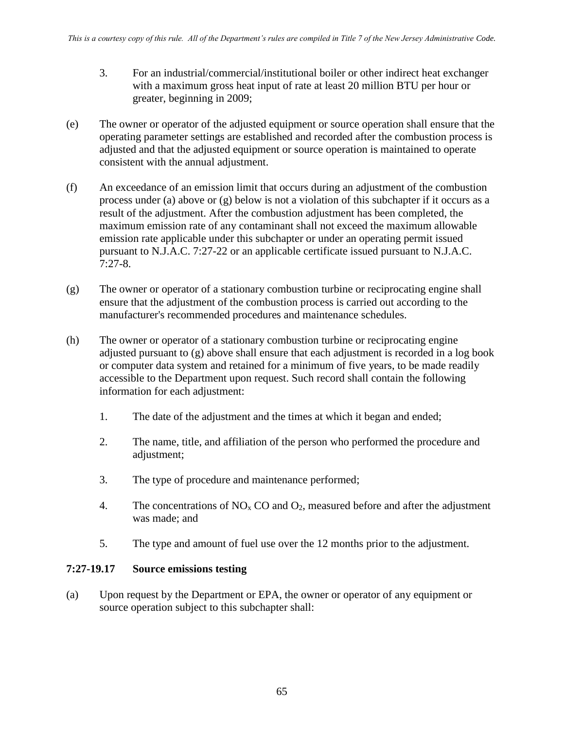3. For an industrial/commercial/institutional boiler or other indirect heat exchanger with a maximum gross heat input of rate at least 20 million BTU per hour or greater, beginning in 2009;

(e) The owner or operator of the adjusted equipment or source operation shall ensure that the operating parameter settings are established and recorded after the combustion process is adjusted and that the adjusted equipment or source operation is maintained to operate consistent with the annual adjustment.

(f) An exceedance of an emission limit that occurs during an adjustment of the combustion process under (a) above or (g) below is not a violation of this subchapter if it occurs as a result of the adjustment. After the combustion adjustment has been completed, the maximum emission rate of any contaminant shall not exceed the maximum allowable emission rate applicable under this subchapter or under an operating permit issued pursuant to N.J.A.C. 7:27-22 or an applicable certificate issued pursuant to N.J.A.C. 7:27-8.

(g) The owner or operator of a stationary combustion turbine or reciprocating engine shall ensure that the adjustment of the combustion process is carried out according to the manufacturer's recommended procedures and maintenance schedules.

(h) The owner or operator of a stationary combustion turbine or reciprocating engine adjusted pursuant to (g) above shall ensure that each adjustment is recorded in a log book or computer data system and retained for a minimum of five years, to be made readily accessible to the Department upon request. Such record shall contain the following information for each adjustment:

1. The date of the adjustment and the times at which it began and ended;

2. The name, title, and affiliation of the person who performed the procedure and adjustment;

3. The type of procedure and maintenance performed;

4. The concentrations of $NO_x$ CO and $O_2$, measured before and after the adjustment was made; and

5. The type and amount of fuel use over the 12 months prior to the adjustment.

## 7:27-19.17 Source emissions testing

(a) Upon request by the Department or EPA, the owner or operator of any equipment or source operation subject to this subchapter shall: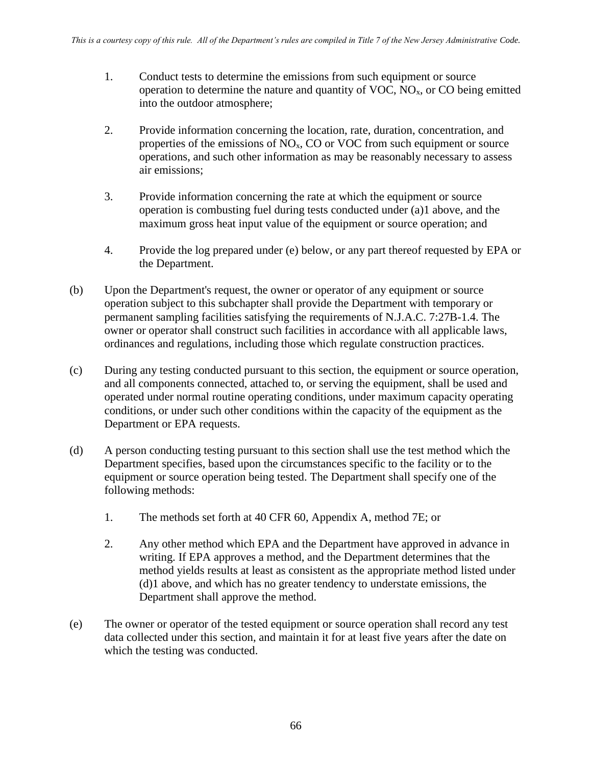1. Conduct tests to determine the emissions from such equipment or source operation to determine the nature and quantity of VOC, $NO_x$, or CO being emitted into the outdoor atmosphere;

2. Provide information concerning the location, rate, duration, concentration, and properties of the emissions of $NO_x$, CO or VOC from such equipment or source operations, and such other information as may be reasonably necessary to assess air emissions;

3. Provide information concerning the rate at which the equipment or source operation is combusting fuel during tests conducted under (a)1 above, and the maximum gross heat input value of the equipment or source operation; and

4. Provide the log prepared under (e) below, or any part thereof requested by EPA or the Department.

(b) Upon the Department's request, the owner or operator of any equipment or source operation subject to this subchapter shall provide the Department with temporary or permanent sampling facilities satisfying the requirements of N.J.A.C. 7:27B-1.4. The owner or operator shall construct such facilities in accordance with all applicable laws, ordinances and regulations, including those which regulate construction practices.

(c) During any testing conducted pursuant to this section, the equipment or source operation, and all components connected, attached to, or serving the equipment, shall be used and operated under normal routine operating conditions, under maximum capacity operating conditions, or under such other conditions within the capacity of the equipment as the Department or EPA requests.

(d) A person conducting testing pursuant to this section shall use the test method which the Department specifies, based upon the circumstances specific to the facility or to the equipment or source operation being tested. The Department shall specify one of the following methods:

1. The methods set forth at 40 CFR 60, Appendix A, method 7E; or

2. Any other method which EPA and the Department have approved in advance in writing. If EPA approves a method, and the Department determines that the method yields results at least as consistent as the appropriate method listed under (d)1 above, and which has no greater tendency to understate emissions, the Department shall approve the method.

(e) The owner or operator of the tested equipment or source operation shall record any test data collected under this section, and maintain it for at least five years after the date on which the testing was conducted.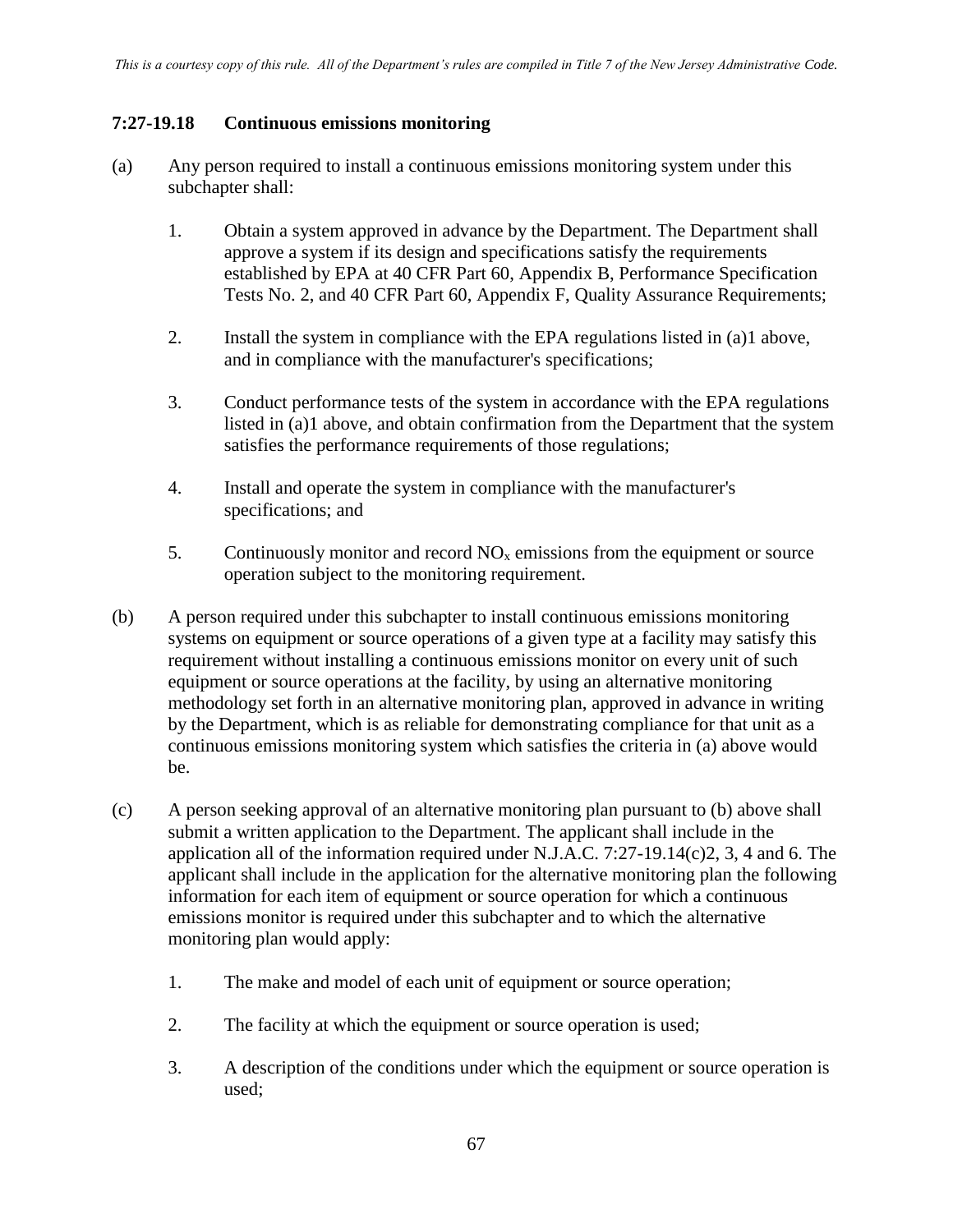*This is a courtesy copy of this rule. All of the Department's rules are compiled in Title 7 of the New Jersey Administrative Code.*

**7:27-19.18 Continuous emissions monitoring**

(a) Any person required to install a continuous emissions monitoring system under this subchapter shall:

1. Obtain a system approved in advance by the Department. The Department shall approve a system if its design and specifications satisfy the requirements established by EPA at 40 CFR Part 60, Appendix B, Performance Specification Tests No. 2, and 40 CFR Part 60, Appendix F, Quality Assurance Requirements;

2. Install the system in compliance with the EPA regulations listed in (a)1 above, and in compliance with the manufacturer's specifications;

3. Conduct performance tests of the system in accordance with the EPA regulations listed in (a)1 above, and obtain confirmation from the Department that the system satisfies the performance requirements of those regulations;

4. Install and operate the system in compliance with the manufacturer's specifications; and

5. Continuously monitor and record $NO_x$ emissions from the equipment or source operation subject to the monitoring requirement.

(b) A person required under this subchapter to install continuous emissions monitoring systems on equipment or source operations of a given type at a facility may satisfy this requirement without installing a continuous emissions monitor on every unit of such equipment or source operations at the facility, by using an alternative monitoring methodology set forth in an alternative monitoring plan, approved in advance in writing by the Department, which is as reliable for demonstrating compliance for that unit as a continuous emissions monitoring system which satisfies the criteria in (a) above would be.

(c) A person seeking approval of an alternative monitoring plan pursuant to (b) above shall submit a written application to the Department. The applicant shall include in the application all of the information required under N.J.A.C. 7:27-19.14(c)2, 3, 4 and 6. The applicant shall include in the application for the alternative monitoring plan the following information for each item of equipment or source operation for which a continuous emissions monitor is required under this subchapter and to which the alternative monitoring plan would apply:

1. The make and model of each unit of equipment or source operation;

2. The facility at which the equipment or source operation is used;

3. A description of the conditions under which the equipment or source operation is used;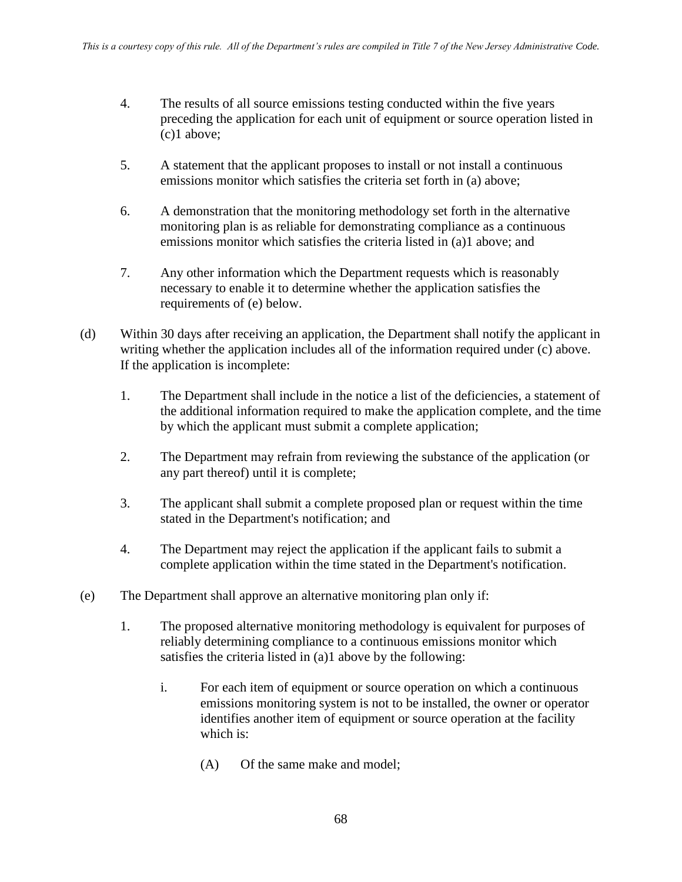4. The results of all source emissions testing conducted within the five years preceding the application for each unit of equipment or source operation listed in (c)1 above;

5. A statement that the applicant proposes to install or not install a continuous emissions monitor which satisfies the criteria set forth in (a) above;

6. A demonstration that the monitoring methodology set forth in the alternative monitoring plan is as reliable for demonstrating compliance as a continuous emissions monitor which satisfies the criteria listed in (a)1 above; and

7. Any other information which the Department requests which is reasonably necessary to enable it to determine whether the application satisfies the requirements of (e) below.

(d) Within 30 days after receiving an application, the Department shall notify the applicant in writing whether the application includes all of the information required under (c) above. If the application is incomplete:

1. The Department shall include in the notice a list of the deficiencies, a statement of the additional information required to make the application complete, and the time by which the applicant must submit a complete application;

2. The Department may refrain from reviewing the substance of the application (or any part thereof) until it is complete;

3. The applicant shall submit a complete proposed plan or request within the time stated in the Department's notification; and

4. The Department may reject the application if the applicant fails to submit a complete application within the time stated in the Department's notification.

(e) The Department shall approve an alternative monitoring plan only if:

1. The proposed alternative monitoring methodology is equivalent for purposes of reliably determining compliance to a continuous emissions monitor which satisfies the criteria listed in (a)1 above by the following:

   i. For each item of equipment or source operation on which a continuous emissions monitoring system is not to be installed, the owner or operator identifies another item of equipment or source operation at the facility which is:

      (A) Of the same make and model;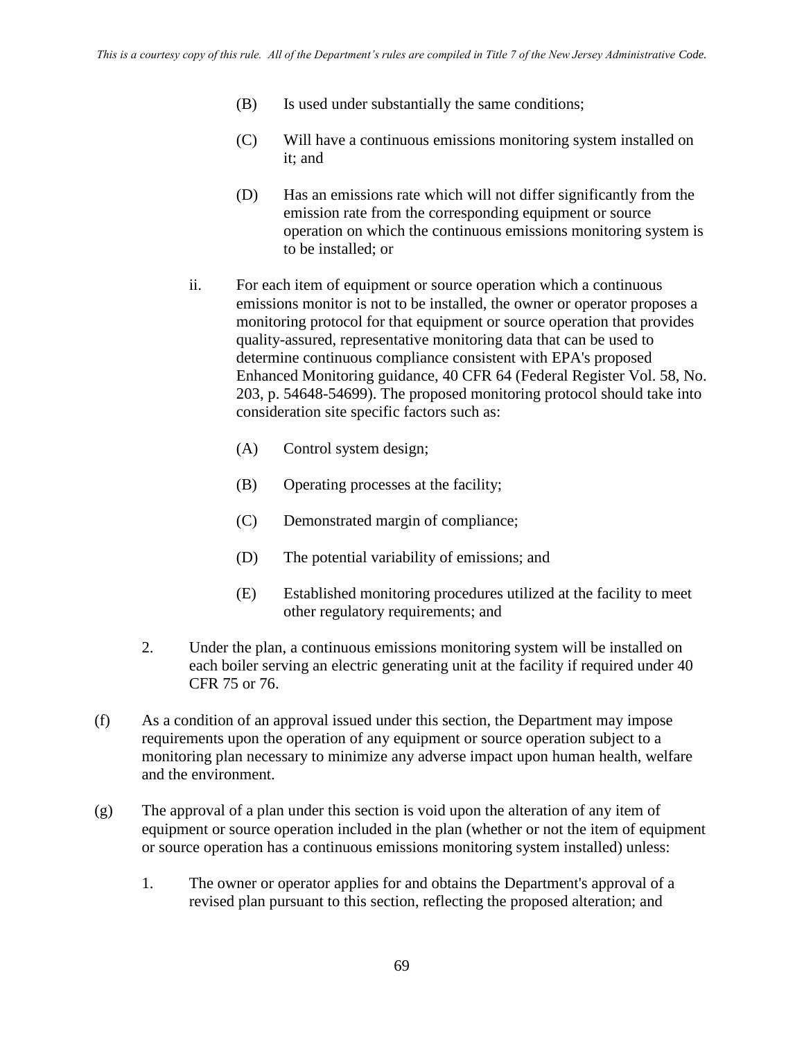(B) Is used under substantially the same conditions;

(C) Will have a continuous emissions monitoring system installed on it; and

(D) Has an emissions rate which will not differ significantly from the emission rate from the corresponding equipment or source operation on which the continuous emissions monitoring system is to be installed; or

ii. For each item of equipment or source operation which a continuous emissions monitor is not to be installed, the owner or operator proposes a monitoring protocol for that equipment or source operation that provides quality-assured, representative monitoring data that can be used to determine continuous compliance consistent with EPA's proposed Enhanced Monitoring guidance, 40 CFR 64 (Federal Register Vol. 58, No. 203, p. 54648-54699). The proposed monitoring protocol should take into consideration site specific factors such as:

(A) Control system design;

(B) Operating processes at the facility;

(C) Demonstrated margin of compliance;

(D) The potential variability of emissions; and

(E) Established monitoring procedures utilized at the facility to meet other regulatory requirements; and

2. Under the plan, a continuous emissions monitoring system will be installed on each boiler serving an electric generating unit at the facility if required under 40 CFR 75 or 76.

(f) As a condition of an approval issued under this section, the Department may impose requirements upon the operation of any equipment or source operation subject to a monitoring plan necessary to minimize any adverse impact upon human health, welfare and the environment.

(g) The approval of a plan under this section is void upon the alteration of any item of equipment or source operation included in the plan (whether or not the item of equipment or source operation has a continuous emissions monitoring system installed) unless:

1. The owner or operator applies for and obtains the Department's approval of a revised plan pursuant to this section, reflecting the proposed alteration; and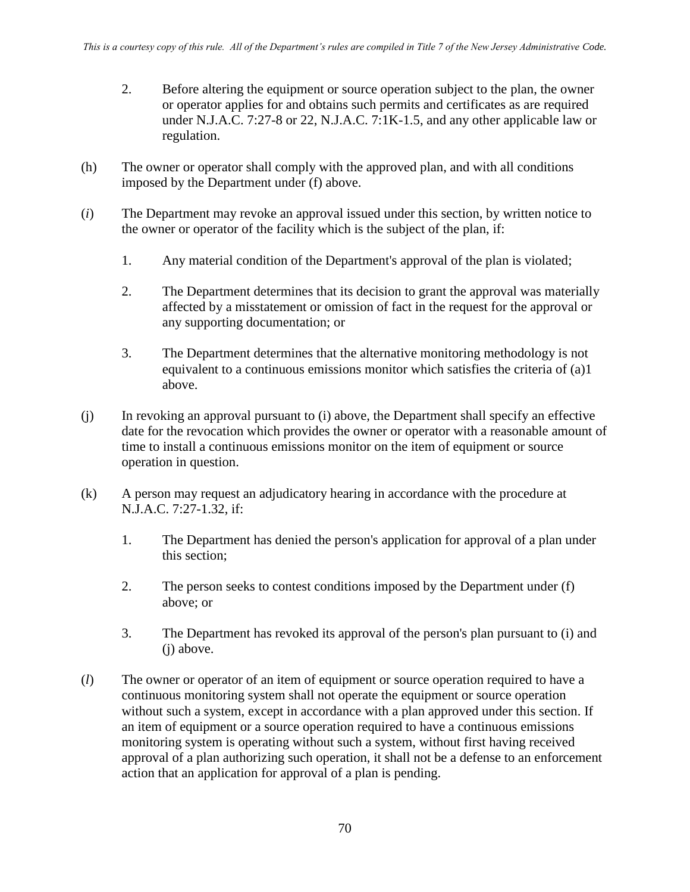2. Before altering the equipment or source operation subject to the plan, the owner or operator applies for and obtains such permits and certificates as are required under N.J.A.C. 7:27-8 or 22, N.J.A.C. 7:1K-1.5, and any other applicable law or regulation.

(h) The owner or operator shall comply with the approved plan, and with all conditions imposed by the Department under (f) above.

(*i*) The Department may revoke an approval issued under this section, by written notice to the owner or operator of the facility which is the subject of the plan, if:

1. Any material condition of the Department's approval of the plan is violated;

2. The Department determines that its decision to grant the approval was materially affected by a misstatement or omission of fact in the request for the approval or any supporting documentation; or

3. The Department determines that the alternative monitoring methodology is not equivalent to a continuous emissions monitor which satisfies the criteria of (a)1 above.

(j) In revoking an approval pursuant to (i) above, the Department shall specify an effective date for the revocation which provides the owner or operator with a reasonable amount of time to install a continuous emissions monitor on the item of equipment or source operation in question.

(k) A person may request an adjudicatory hearing in accordance with the procedure at N.J.A.C. 7:27-1.32, if:

1. The Department has denied the person's application for approval of a plan under this section;

2. The person seeks to contest conditions imposed by the Department under (f) above; or

3. The Department has revoked its approval of the person's plan pursuant to (i) and (j) above.

(*l*) The owner or operator of an item of equipment or source operation required to have a continuous monitoring system shall not operate the equipment or source operation without such a system, except in accordance with a plan approved under this section. If an item of equipment or a source operation required to have a continuous emissions monitoring system is operating without such a system, without first having received approval of a plan authorizing such operation, it shall not be a defense to an enforcement action that an application for approval of a plan is pending.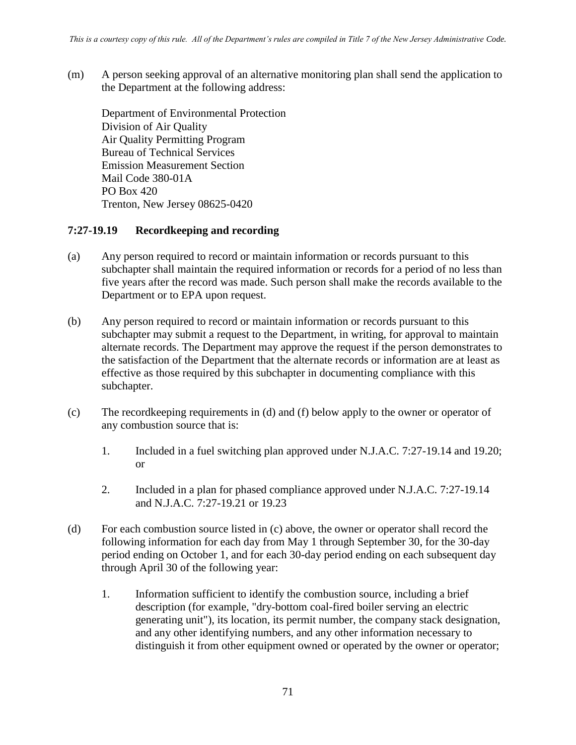(m) A person seeking approval of an alternative monitoring plan shall send the application to the Department at the following address:

Department of Environmental Protection
Division of Air Quality
Air Quality Permitting Program
Bureau of Technical Services
Emission Measurement Section
Mail Code 380-01A
PO Box 420
Trenton, New Jersey 08625-0420

**7:27-19.19 Recordkeeping and recording**

(a) Any person required to record or maintain information or records pursuant to this subchapter shall maintain the required information or records for a period of no less than five years after the record was made. Such person shall make the records available to the Department or to EPA upon request.

(b) Any person required to record or maintain information or records pursuant to this subchapter may submit a request to the Department, in writing, for approval to maintain alternate records. The Department may approve the request if the person demonstrates to the satisfaction of the Department that the alternate records or information are at least as effective as those required by this subchapter in documenting compliance with this subchapter.

(c) The recordkeeping requirements in (d) and (f) below apply to the owner or operator of any combustion source that is:

1. Included in a fuel switching plan approved under N.J.A.C. 7:27-19.14 and 19.20; or

2. Included in a plan for phased compliance approved under N.J.A.C. 7:27-19.14 and N.J.A.C. 7:27-19.21 or 19.23

(d) For each combustion source listed in (c) above, the owner or operator shall record the following information for each day from May 1 through September 30, for the 30-day period ending on October 1, and for each 30-day period ending on each subsequent day through April 30 of the following year:

1. Information sufficient to identify the combustion source, including a brief description (for example, "dry-bottom coal-fired boiler serving an electric generating unit"), its location, its permit number, the company stack designation, and any other identifying numbers, and any other information necessary to distinguish it from other equipment owned or operated by the owner or operator;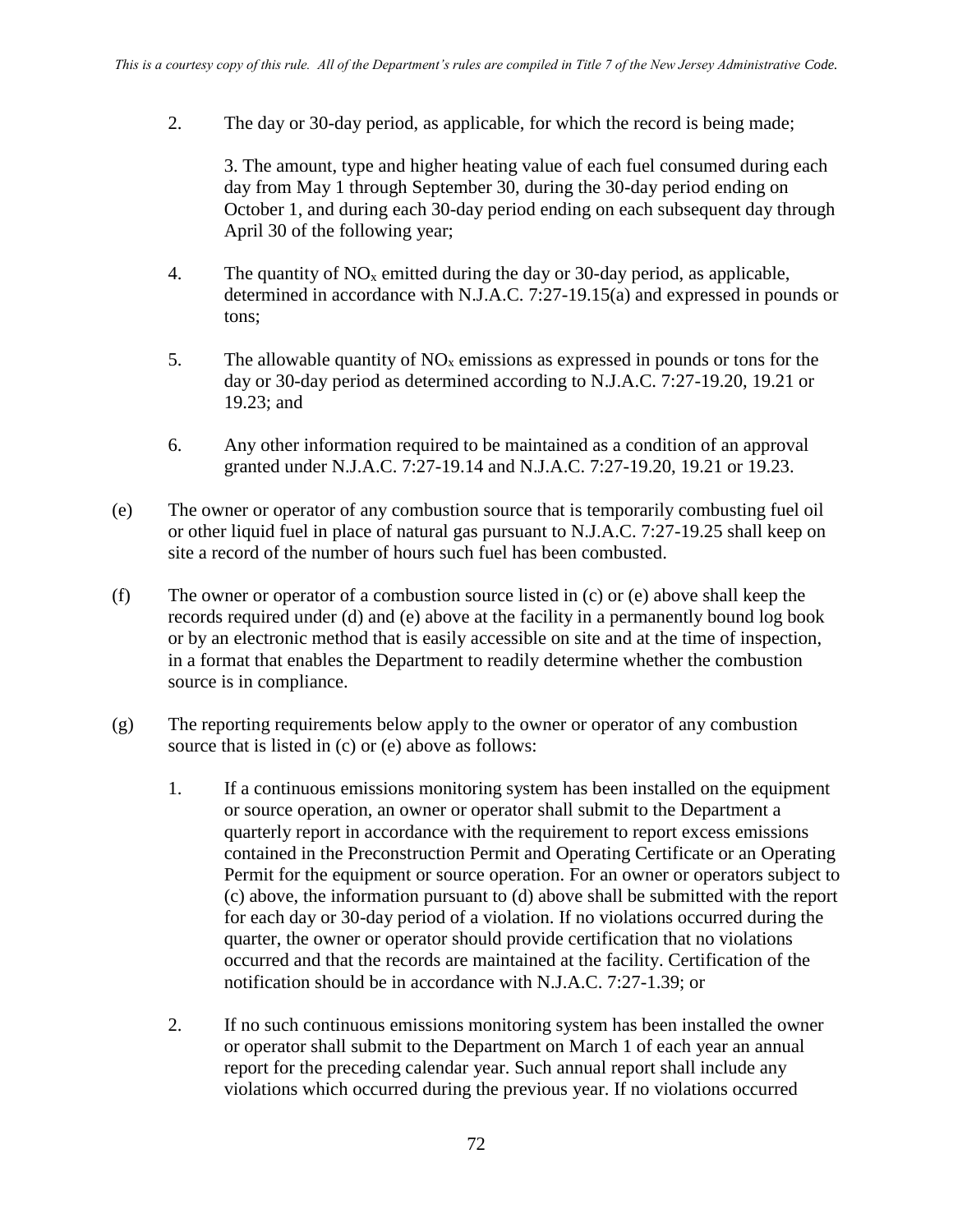2. The day or 30-day period, as applicable, for which the record is being made;

3. The amount, type and higher heating value of each fuel consumed during each day from May 1 through September 30, during the 30-day period ending on October 1, and during each 30-day period ending on each subsequent day through April 30 of the following year;

4. The quantity of $NO_x$ emitted during the day or 30-day period, as applicable, determined in accordance with N.J.A.C. 7:27-19.15(a) and expressed in pounds or tons;

5. The allowable quantity of $NO_x$ emissions as expressed in pounds or tons for the day or 30-day period as determined according to N.J.A.C. 7:27-19.20, 19.21 or 19.23; and

6. Any other information required to be maintained as a condition of an approval granted under N.J.A.C. 7:27-19.14 and N.J.A.C. 7:27-19.20, 19.21 or 19.23.

(e) The owner or operator of any combustion source that is temporarily combusting fuel oil or other liquid fuel in place of natural gas pursuant to N.J.A.C. 7:27-19.25 shall keep on site a record of the number of hours such fuel has been combusted.

(f) The owner or operator of a combustion source listed in (c) or (e) above shall keep the records required under (d) and (e) above at the facility in a permanently bound log book or by an electronic method that is easily accessible on site and at the time of inspection, in a format that enables the Department to readily determine whether the combustion source is in compliance.

(g) The reporting requirements below apply to the owner or operator of any combustion source that is listed in (c) or (e) above as follows:

1. If a continuous emissions monitoring system has been installed on the equipment or source operation, an owner or operator shall submit to the Department a quarterly report in accordance with the requirement to report excess emissions contained in the Preconstruction Permit and Operating Certificate or an Operating Permit for the equipment or source operation. For an owner or operators subject to (c) above, the information pursuant to (d) above shall be submitted with the report for each day or 30-day period of a violation. If no violations occurred during the quarter, the owner or operator should provide certification that no violations occurred and that the records are maintained at the facility. Certification of the notification should be in accordance with N.J.A.C. 7:27-1.39; or

2. If no such continuous emissions monitoring system has been installed the owner or operator shall submit to the Department on March 1 of each year an annual report for the preceding calendar year. Such annual report shall include any violations which occurred during the previous year. If no violations occurred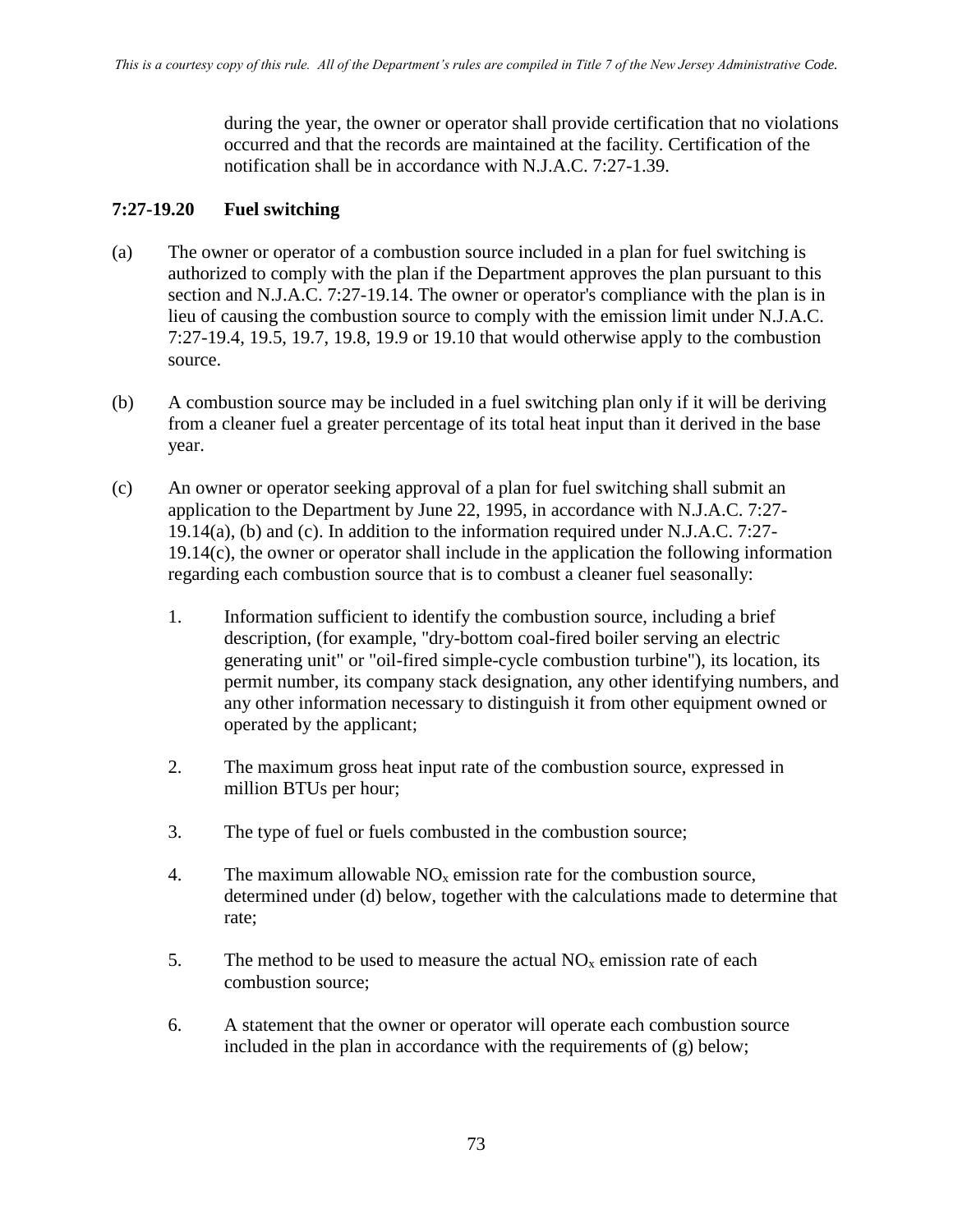during the year, the owner or operator shall provide certification that no violations occurred and that the records are maintained at the facility. Certification of the notification shall be in accordance with N.J.A.C. 7:27-1.39.

### 7:27-19.20 Fuel switching

(a) The owner or operator of a combustion source included in a plan for fuel switching is authorized to comply with the plan if the Department approves the plan pursuant to this section and N.J.A.C. 7:27-19.14. The owner or operator's compliance with the plan is in lieu of causing the combustion source to comply with the emission limit under N.J.A.C. 7:27-19.4, 19.5, 19.7, 19.8, 19.9 or 19.10 that would otherwise apply to the combustion source.

(b) A combustion source may be included in a fuel switching plan only if it will be deriving from a cleaner fuel a greater percentage of its total heat input than it derived in the base year.

(c) An owner or operator seeking approval of a plan for fuel switching shall submit an application to the Department by June 22, 1995, in accordance with N.J.A.C. 7:27-19.14(a), (b) and (c). In addition to the information required under N.J.A.C. 7:27-19.14(c), the owner or operator shall include in the application the following information regarding each combustion source that is to combust a cleaner fuel seasonally:

1. Information sufficient to identify the combustion source, including a brief description, (for example, "dry-bottom coal-fired boiler serving an electric generating unit" or "oil-fired simple-cycle combustion turbine"), its location, its permit number, its company stack designation, any other identifying numbers, and any other information necessary to distinguish it from other equipment owned or operated by the applicant;

2. The maximum gross heat input rate of the combustion source, expressed in million BTUs per hour;

3. The type of fuel or fuels combusted in the combustion source;

4. The maximum allowable $NO_x$ emission rate for the combustion source, determined under (d) below, together with the calculations made to determine that rate;

5. The method to be used to measure the actual $NO_x$ emission rate of each combustion source;

6. A statement that the owner or operator will operate each combustion source included in the plan in accordance with the requirements of (g) below;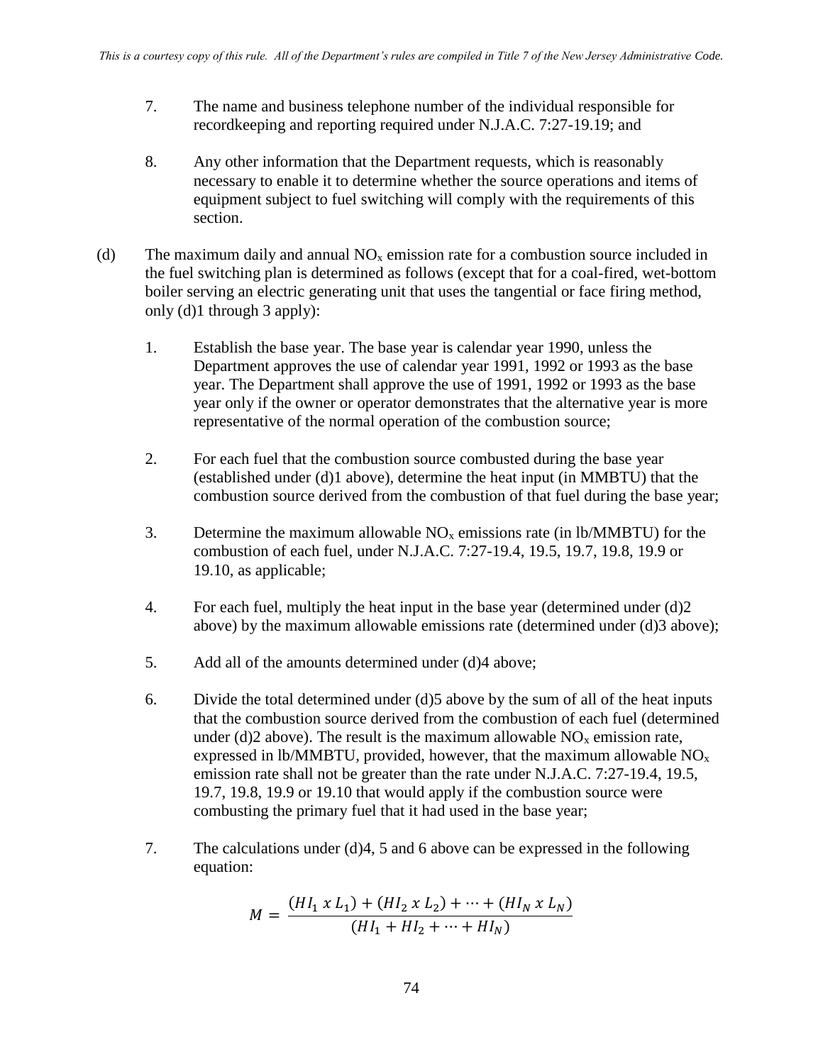7. The name and business telephone number of the individual responsible for recordkeeping and reporting required under N.J.A.C. 7:27-19.19; and

8. Any other information that the Department requests, which is reasonably necessary to enable it to determine whether the source operations and items of equipment subject to fuel switching will comply with the requirements of this section.

(d) The maximum daily and annual $NO_x$ emission rate for a combustion source included in the fuel switching plan is determined as follows (except that for a coal-fired, wet-bottom boiler serving an electric generating unit that uses the tangential or face firing method, only (d)1 through 3 apply):

1. Establish the base year. The base year is calendar year 1990, unless the Department approves the use of calendar year 1991, 1992 or 1993 as the base year. The Department shall approve the use of 1991, 1992 or 1993 as the base year only if the owner or operator demonstrates that the alternative year is more representative of the normal operation of the combustion source;

2. For each fuel that the combustion source combusted during the base year (established under (d)1 above), determine the heat input (in MMBTU) that the combustion source derived from the combustion of that fuel during the base year;

3. Determine the maximum allowable $NO_x$ emissions rate (in lb/MMBTU) for the combustion of each fuel, under N.J.A.C. 7:27-19.4, 19.5, 19.7, 19.8, 19.9 or 19.10, as applicable;

4. For each fuel, multiply the heat input in the base year (determined under (d)2 above) by the maximum allowable emissions rate (determined under (d)3 above);

5. Add all of the amounts determined under (d)4 above;

6. Divide the total determined under (d)5 above by the sum of all of the heat inputs that the combustion source derived from the combustion of each fuel (determined under (d)2 above). The result is the maximum allowable $NO_x$ emission rate, expressed in lb/MMBTU, provided, however, that the maximum allowable $NO_x$ emission rate shall not be greater than the rate under N.J.A.C. 7:27-19.4, 19.5, 19.7, 19.8, 19.9 or 19.10 that would apply if the combustion source were combusting the primary fuel that it had used in the base year;

7. The calculations under (d)4, 5 and 6 above can be expressed in the following equation:

$$M = \frac{(HI_1 \ x \ L_1) + (HI_2 \ x \ L_2) + \cdots + (HI_N \ x \ L_N)}{(HI_1 + HI_2 + \cdots + HI_N)}$$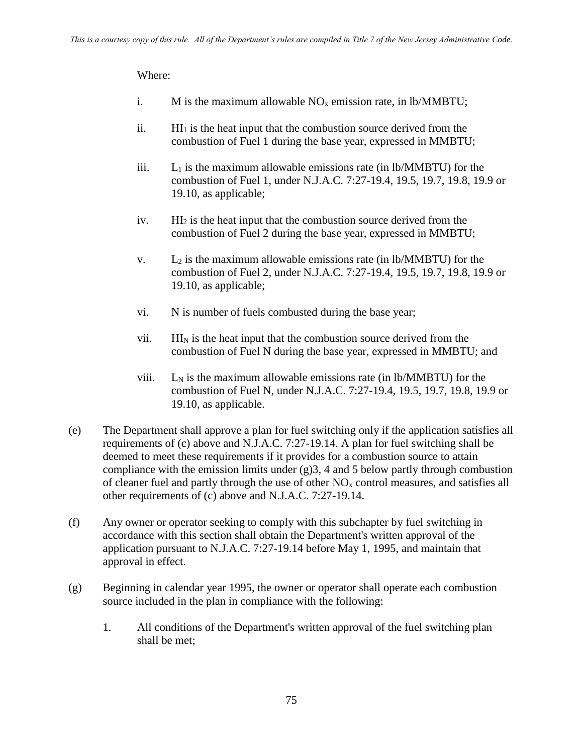Where:

i. M is the maximum allowable $NO_x$ emission rate, in lb/MMBTU;

ii. $HI_1$ is the heat input that the combustion source derived from the combustion of Fuel 1 during the base year, expressed in MMBTU;

iii. $L_1$ is the maximum allowable emissions rate (in lb/MMBTU) for the combustion of Fuel 1, under N.J.A.C. 7:27-19.4, 19.5, 19.7, 19.8, 19.9 or 19.10, as applicable;

iv. $HI_2$ is the heat input that the combustion source derived from the combustion of Fuel 2 during the base year, expressed in MMBTU;

v. $L_2$ is the maximum allowable emissions rate (in lb/MMBTU) for the combustion of Fuel 2, under N.J.A.C. 7:27-19.4, 19.5, 19.7, 19.8, 19.9 or 19.10, as applicable;

vi. N is number of fuels combusted during the base year;

vii. $HI_N$ is the heat input that the combustion source derived from the combustion of Fuel N during the base year, expressed in MMBTU; and

viii. $L_N$ is the maximum allowable emissions rate (in lb/MMBTU) for the combustion of Fuel N, under N.J.A.C. 7:27-19.4, 19.5, 19.7, 19.8, 19.9 or 19.10, as applicable.

(e) The Department shall approve a plan for fuel switching only if the application satisfies all requirements of (c) above and N.J.A.C. 7:27-19.14. A plan for fuel switching shall be deemed to meet these requirements if it provides for a combustion source to attain compliance with the emission limits under (g)3, 4 and 5 below partly through combustion of cleaner fuel and partly through the use of other $NO_x$ control measures, and satisfies all other requirements of (c) above and N.J.A.C. 7:27-19.14.

(f) Any owner or operator seeking to comply with this subchapter by fuel switching in accordance with this section shall obtain the Department's written approval of the application pursuant to N.J.A.C. 7:27-19.14 before May 1, 1995, and maintain that approval in effect.

(g) Beginning in calendar year 1995, the owner or operator shall operate each combustion source included in the plan in compliance with the following:

1. All conditions of the Department's written approval of the fuel switching plan shall be met;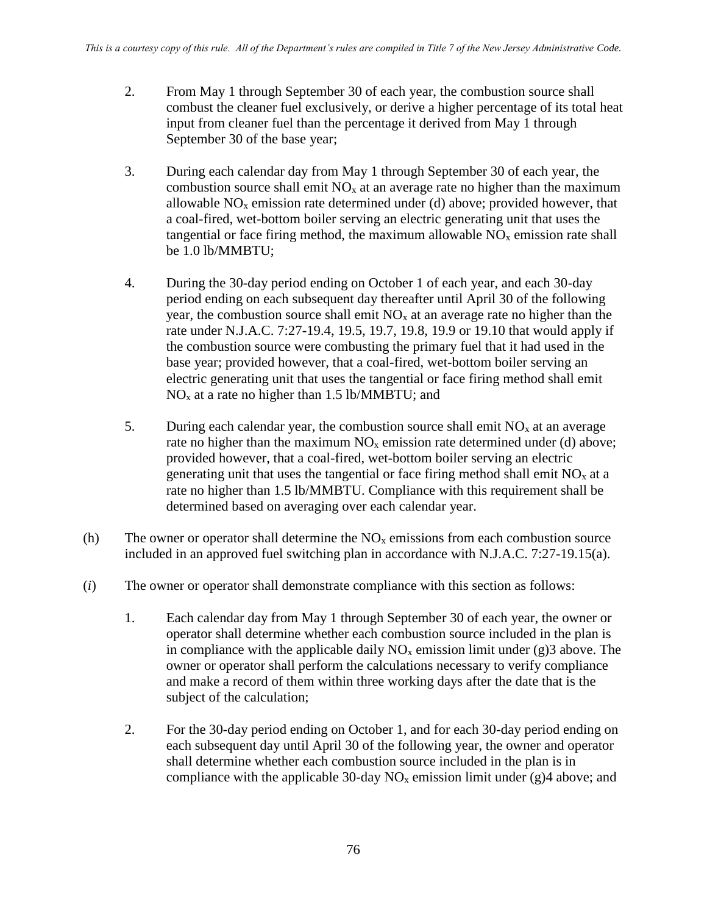2. From May 1 through September 30 of each year, the combustion source shall combust the cleaner fuel exclusively, or derive a higher percentage of its total heat input from cleaner fuel than the percentage it derived from May 1 through September 30 of the base year;

3. During each calendar day from May 1 through September 30 of each year, the combustion source shall emit $NO_x$ at an average rate no higher than the maximum allowable $NO_x$ emission rate determined under (d) above; provided however, that a coal-fired, wet-bottom boiler serving an electric generating unit that uses the tangential or face firing method, the maximum allowable $NO_x$ emission rate shall be 1.0 lb/MMBTU;

4. During the 30-day period ending on October 1 of each year, and each 30-day period ending on each subsequent day thereafter until April 30 of the following year, the combustion source shall emit $NO_x$ at an average rate no higher than the rate under N.J.A.C. 7:27-19.4, 19.5, 19.7, 19.8, 19.9 or 19.10 that would apply if the combustion source were combusting the primary fuel that it had used in the base year; provided however, that a coal-fired, wet-bottom boiler serving an electric generating unit that uses the tangential or face firing method shall emit $NO_x$ at a rate no higher than 1.5 lb/MMBTU; and

5. During each calendar year, the combustion source shall emit $NO_x$ at an average rate no higher than the maximum $NO_x$ emission rate determined under (d) above; provided however, that a coal-fired, wet-bottom boiler serving an electric generating unit that uses the tangential or face firing method shall emit $NO_x$ at a rate no higher than 1.5 lb/MMBTU. Compliance with this requirement shall be determined based on averaging over each calendar year.

(h) The owner or operator shall determine the $NO_x$ emissions from each combustion source included in an approved fuel switching plan in accordance with N.J.A.C. 7:27-19.15(a).

(*i*) The owner or operator shall demonstrate compliance with this section as follows:

1. Each calendar day from May 1 through September 30 of each year, the owner or operator shall determine whether each combustion source included in the plan is in compliance with the applicable daily $NO_x$ emission limit under (g)3 above. The owner or operator shall perform the calculations necessary to verify compliance and make a record of them within three working days after the date that is the subject of the calculation;

2. For the 30-day period ending on October 1, and for each 30-day period ending on each subsequent day until April 30 of the following year, the owner and operator shall determine whether each combustion source included in the plan is in compliance with the applicable 30-day $NO_x$ emission limit under (g)4 above; and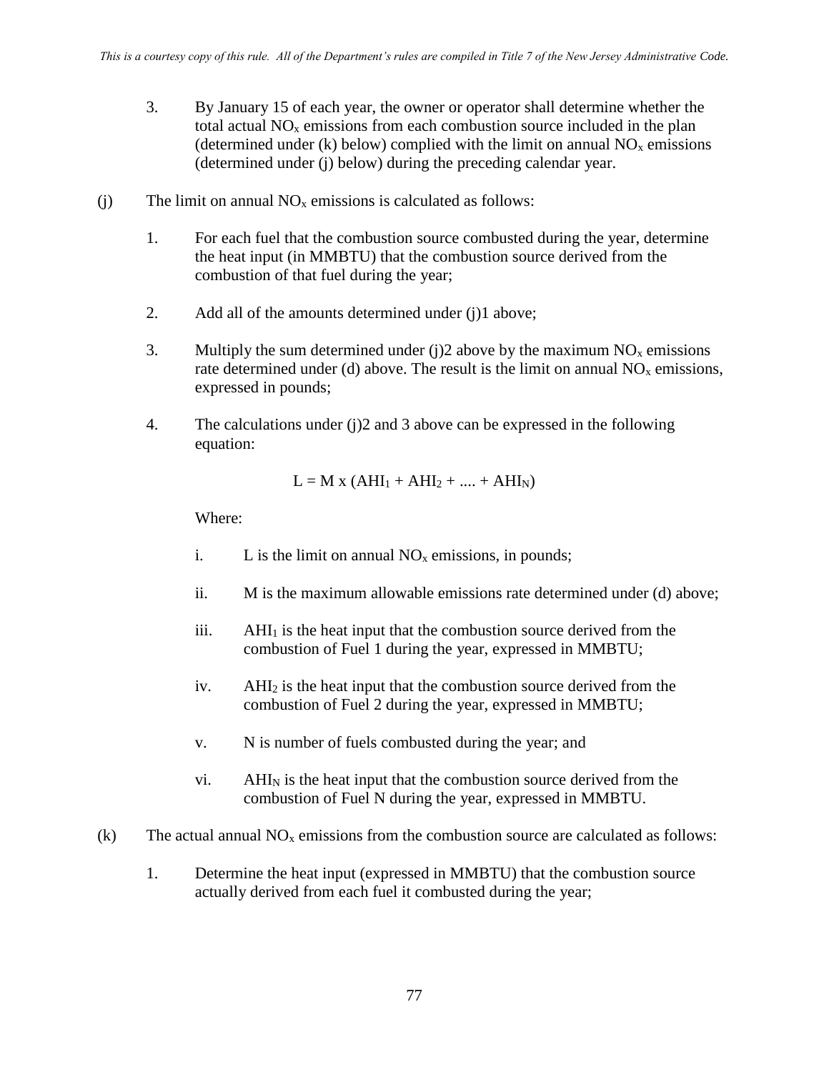3. By January 15 of each year, the owner or operator shall determine whether the total actual $NO_x$ emissions from each combustion source included in the plan (determined under (k) below) complied with the limit on annual $NO_x$ emissions (determined under (j) below) during the preceding calendar year.

(j) The limit on annual $NO_x$ emissions is calculated as follows:

1. For each fuel that the combustion source combusted during the year, determine the heat input (in MMBTU) that the combustion source derived from the combustion of that fuel during the year;

2. Add all of the amounts determined under (j)1 above;

3. Multiply the sum determined under (j)2 above by the maximum $NO_x$ emissions rate determined under (d) above. The result is the limit on annual $NO_x$ emissions, expressed in pounds;

4. The calculations under (j)2 and 3 above can be expressed in the following equation:

$$L = M \times (AHI_1 + AHI_2 + .... + AHI_N)$$

Where:

i. L is the limit on annual $NO_x$ emissions, in pounds;

ii. M is the maximum allowable emissions rate determined under (d) above;

iii. $AHI_1$ is the heat input that the combustion source derived from the combustion of Fuel 1 during the year, expressed in MMBTU;

iv. $AHI_2$ is the heat input that the combustion source derived from the combustion of Fuel 2 during the year, expressed in MMBTU;

v. N is number of fuels combusted during the year; and

vi. $AHI_N$ is the heat input that the combustion source derived from the combustion of Fuel N during the year, expressed in MMBTU.

(k) The actual annual $NO_x$ emissions from the combustion source are calculated as follows:

1. Determine the heat input (expressed in MMBTU) that the combustion source actually derived from each fuel it combusted during the year;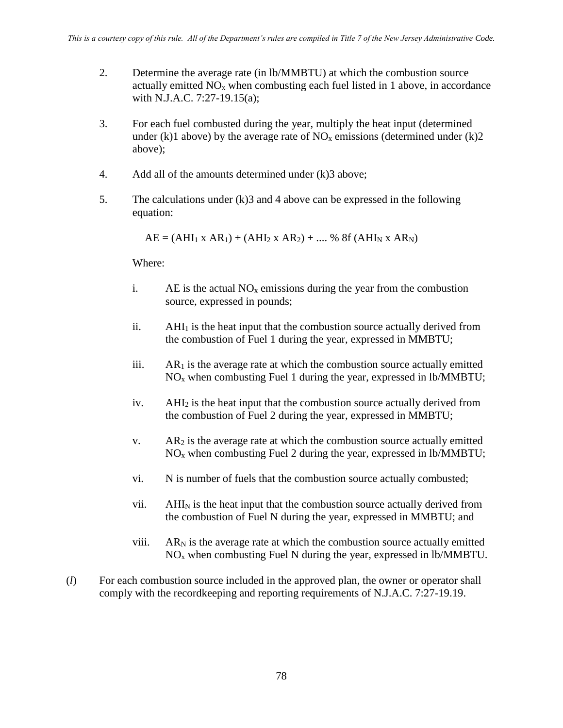2. Determine the average rate (in lb/MMBTU) at which the combustion source actually emitted $NO_x$ when combusting each fuel listed in 1 above, in accordance with N.J.A.C. 7:27-19.15(a);

3. For each fuel combusted during the year, multiply the heat input (determined under (k)1 above) by the average rate of $NO_x$ emissions (determined under (k)2 above);

4. Add all of the amounts determined under (k)3 above;

5. The calculations under (k)3 and 4 above can be expressed in the following equation:

   $$AE = (AHI_1 \times AR_1) + (AHI_2 \times AR_2) + .... \% \ 8f \ (AHI_N \times AR_N)$$

   Where:

   i. AE is the actual $NO_x$ emissions during the year from the combustion source, expressed in pounds;

   ii. $AHI_1$ is the heat input that the combustion source actually derived from the combustion of Fuel 1 during the year, expressed in MMBTU;

   iii. $AR_1$ is the average rate at which the combustion source actually emitted $NO_x$ when combusting Fuel 1 during the year, expressed in lb/MMBTU;

   iv. $AHI_2$ is the heat input that the combustion source actually derived from the combustion of Fuel 2 during the year, expressed in MMBTU;

   v. $AR_2$ is the average rate at which the combustion source actually emitted $NO_x$ when combusting Fuel 2 during the year, expressed in lb/MMBTU;

   vi. N is number of fuels that the combustion source actually combusted;

   vii. $AHI_N$ is the heat input that the combustion source actually derived from the combustion of Fuel N during the year, expressed in MMBTU; and

   viii. $AR_N$ is the average rate at which the combustion source actually emitted $NO_x$ when combusting Fuel N during the year, expressed in lb/MMBTU.

(*l*) For each combustion source included in the approved plan, the owner or operator shall comply with the recordkeeping and reporting requirements of N.J.A.C. 7:27-19.19.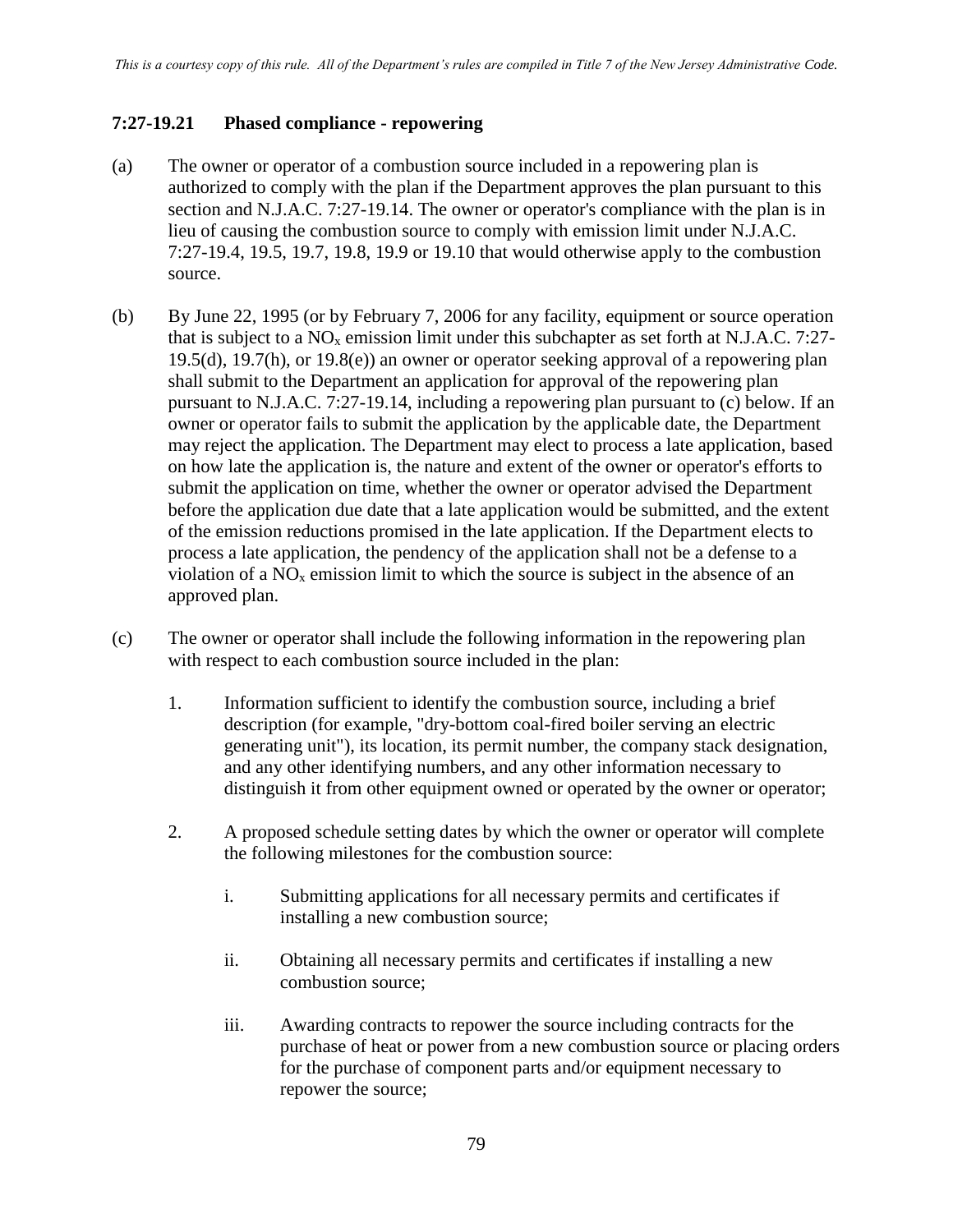*This is a courtesy copy of this rule. All of the Department's rules are compiled in Title 7 of the New Jersey Administrative Code.*

### 7:27-19.21 Phased compliance - repowering

(a) The owner or operator of a combustion source included in a repowering plan is authorized to comply with the plan if the Department approves the plan pursuant to this section and N.J.A.C. 7:27-19.14. The owner or operator's compliance with the plan is in lieu of causing the combustion source to comply with emission limit under N.J.A.C. 7:27-19.4, 19.5, 19.7, 19.8, 19.9 or 19.10 that would otherwise apply to the combustion source.

(b) By June 22, 1995 (or by February 7, 2006 for any facility, equipment or source operation that is subject to a $NO_x$ emission limit under this subchapter as set forth at N.J.A.C. 7:27-19.5(d), 19.7(h), or 19.8(e)) an owner or operator seeking approval of a repowering plan shall submit to the Department an application for approval of the repowering plan pursuant to N.J.A.C. 7:27-19.14, including a repowering plan pursuant to (c) below. If an owner or operator fails to submit the application by the applicable date, the Department may reject the application. The Department may elect to process a late application, based on how late the application is, the nature and extent of the owner or operator's efforts to submit the application on time, whether the owner or operator advised the Department before the application due date that a late application would be submitted, and the extent of the emission reductions promised in the late application. If the Department elects to process a late application, the pendency of the application shall not be a defense to a violation of a $NO_x$ emission limit to which the source is subject in the absence of an approved plan.

(c) The owner or operator shall include the following information in the repowering plan with respect to each combustion source included in the plan:

1. Information sufficient to identify the combustion source, including a brief description (for example, "dry-bottom coal-fired boiler serving an electric generating unit"), its location, its permit number, the company stack designation, and any other identifying numbers, and any other information necessary to distinguish it from other equipment owned or operated by the owner or operator;

2. A proposed schedule setting dates by which the owner or operator will complete the following milestones for the combustion source:

   i. Submitting applications for all necessary permits and certificates if installing a new combustion source;

   ii. Obtaining all necessary permits and certificates if installing a new combustion source;

   iii. Awarding contracts to repower the source including contracts for the purchase of heat or power from a new combustion source or placing orders for the purchase of component parts and/or equipment necessary to repower the source;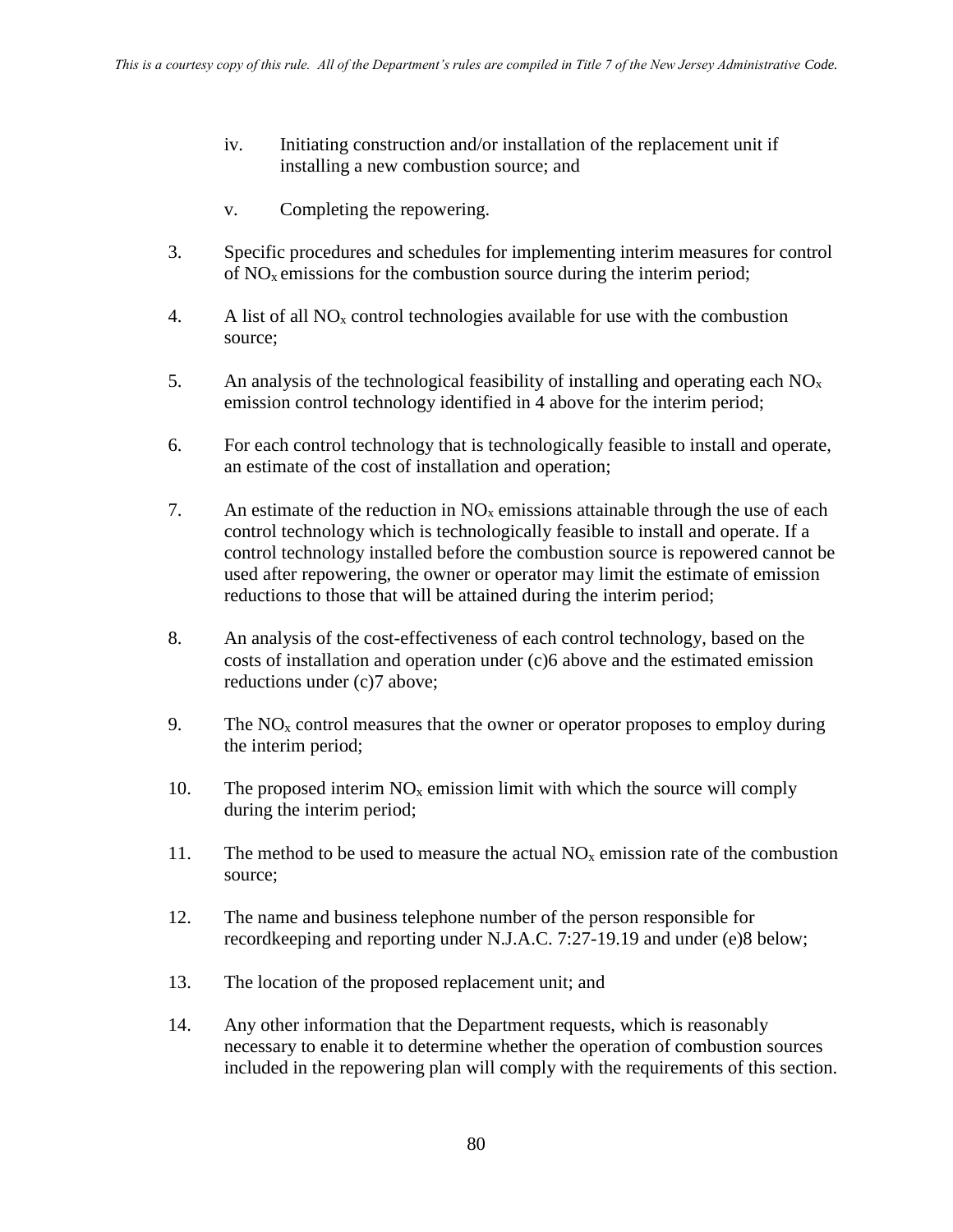iv. Initiating construction and/or installation of the replacement unit if installing a new combustion source; and

v. Completing the repowering.

3. Specific procedures and schedules for implementing interim measures for control of $NO_x$ emissions for the combustion source during the interim period;

4. A list of all $NO_x$ control technologies available for use with the combustion source;

5. An analysis of the technological feasibility of installing and operating each $NO_x$ emission control technology identified in 4 above for the interim period;

6. For each control technology that is technologically feasible to install and operate, an estimate of the cost of installation and operation;

7. An estimate of the reduction in $NO_x$ emissions attainable through the use of each control technology which is technologically feasible to install and operate. If a control technology installed before the combustion source is repowered cannot be used after repowering, the owner or operator may limit the estimate of emission reductions to those that will be attained during the interim period;

8. An analysis of the cost-effectiveness of each control technology, based on the costs of installation and operation under (c)6 above and the estimated emission reductions under (c)7 above;

9. The $NO_x$ control measures that the owner or operator proposes to employ during the interim period;

10. The proposed interim $NO_x$ emission limit with which the source will comply during the interim period;

11. The method to be used to measure the actual $NO_x$ emission rate of the combustion source;

12. The name and business telephone number of the person responsible for recordkeeping and reporting under N.J.A.C. 7:27-19.19 and under (e)8 below;

13. The location of the proposed replacement unit; and

14. Any other information that the Department requests, which is reasonably necessary to enable it to determine whether the operation of combustion sources included in the repowering plan will comply with the requirements of this section.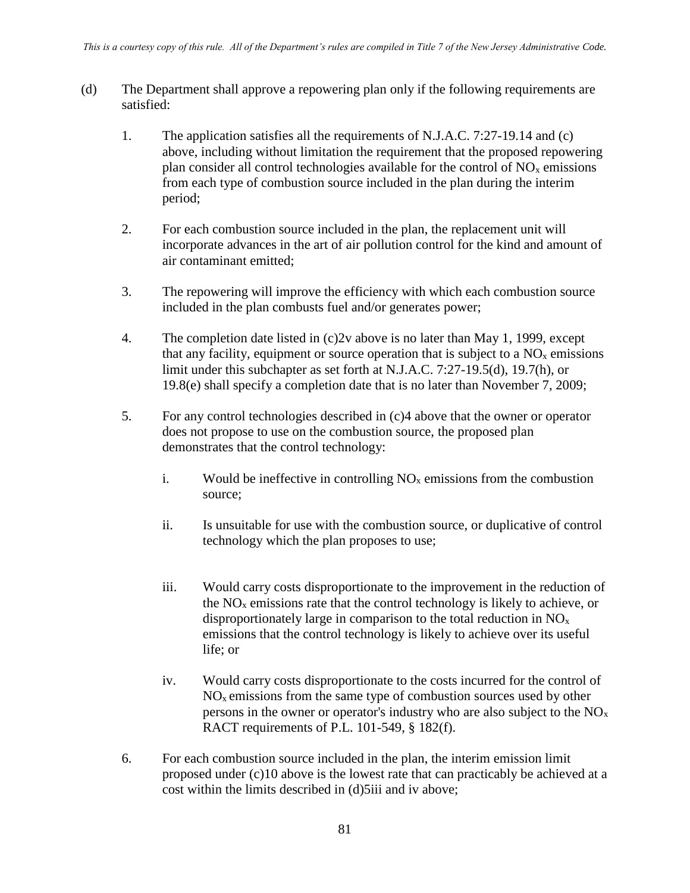(d) The Department shall approve a repowering plan only if the following requirements are satisfied:

1. The application satisfies all the requirements of N.J.A.C. 7:27-19.14 and (c) above, including without limitation the requirement that the proposed repowering plan consider all control technologies available for the control of $NO_x$ emissions from each type of combustion source included in the plan during the interim period;

2. For each combustion source included in the plan, the replacement unit will incorporate advances in the art of air pollution control for the kind and amount of air contaminant emitted;

3. The repowering will improve the efficiency with which each combustion source included in the plan combusts fuel and/or generates power;

4. The completion date listed in (c)2v above is no later than May 1, 1999, except that any facility, equipment or source operation that is subject to a $NO_x$ emissions limit under this subchapter as set forth at N.J.A.C. 7:27-19.5(d), 19.7(h), or 19.8(e) shall specify a completion date that is no later than November 7, 2009;

5. For any control technologies described in (c)4 above that the owner or operator does not propose to use on the combustion source, the proposed plan demonstrates that the control technology:

   i. Would be ineffective in controlling $NO_x$ emissions from the combustion source;

   ii. Is unsuitable for use with the combustion source, or duplicative of control technology which the plan proposes to use;

   iii. Would carry costs disproportionate to the improvement in the reduction of the $NO_x$ emissions rate that the control technology is likely to achieve, or disproportionately large in comparison to the total reduction in $NO_x$ emissions that the control technology is likely to achieve over its useful life; or

   iv. Would carry costs disproportionate to the costs incurred for the control of $NO_x$ emissions from the same type of combustion sources used by other persons in the owner or operator's industry who are also subject to the $NO_x$ RACT requirements of P.L. 101-549, § 182(f).

6. For each combustion source included in the plan, the interim emission limit proposed under (c)10 above is the lowest rate that can practicably be achieved at a cost within the limits described in (d)5iii and iv above;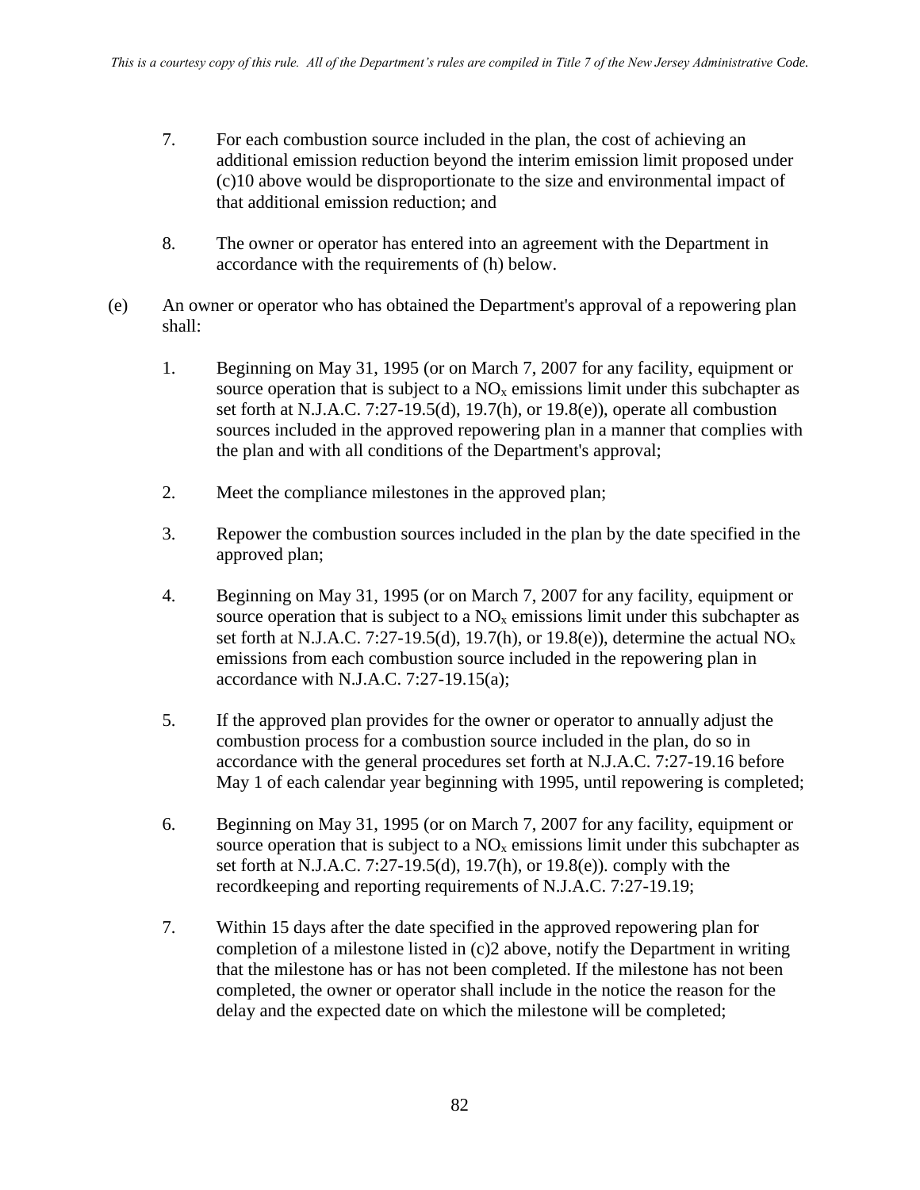7. For each combustion source included in the plan, the cost of achieving an additional emission reduction beyond the interim emission limit proposed under (c)10 above would be disproportionate to the size and environmental impact of that additional emission reduction; and

8. The owner or operator has entered into an agreement with the Department in accordance with the requirements of (h) below.

(e) An owner or operator who has obtained the Department's approval of a repowering plan shall:

1. Beginning on May 31, 1995 (or on March 7, 2007 for any facility, equipment or source operation that is subject to a $NO_x$ emissions limit under this subchapter as set forth at N.J.A.C. 7:27-19.5(d), 19.7(h), or 19.8(e)), operate all combustion sources included in the approved repowering plan in a manner that complies with the plan and with all conditions of the Department's approval;

2. Meet the compliance milestones in the approved plan;

3. Repower the combustion sources included in the plan by the date specified in the approved plan;

4. Beginning on May 31, 1995 (or on March 7, 2007 for any facility, equipment or source operation that is subject to a $NO_x$ emissions limit under this subchapter as set forth at N.J.A.C. 7:27-19.5(d), 19.7(h), or 19.8(e)), determine the actual $NO_x$ emissions from each combustion source included in the repowering plan in accordance with N.J.A.C. 7:27-19.15(a);

5. If the approved plan provides for the owner or operator to annually adjust the combustion process for a combustion source included in the plan, do so in accordance with the general procedures set forth at N.J.A.C. 7:27-19.16 before May 1 of each calendar year beginning with 1995, until repowering is completed;

6. Beginning on May 31, 1995 (or on March 7, 2007 for any facility, equipment or source operation that is subject to a $NO_x$ emissions limit under this subchapter as set forth at N.J.A.C. 7:27-19.5(d), 19.7(h), or 19.8(e)). comply with the recordkeeping and reporting requirements of N.J.A.C. 7:27-19.19;

7. Within 15 days after the date specified in the approved repowering plan for completion of a milestone listed in (c)2 above, notify the Department in writing that the milestone has or has not been completed. If the milestone has not been completed, the owner or operator shall include in the notice the reason for the delay and the expected date on which the milestone will be completed;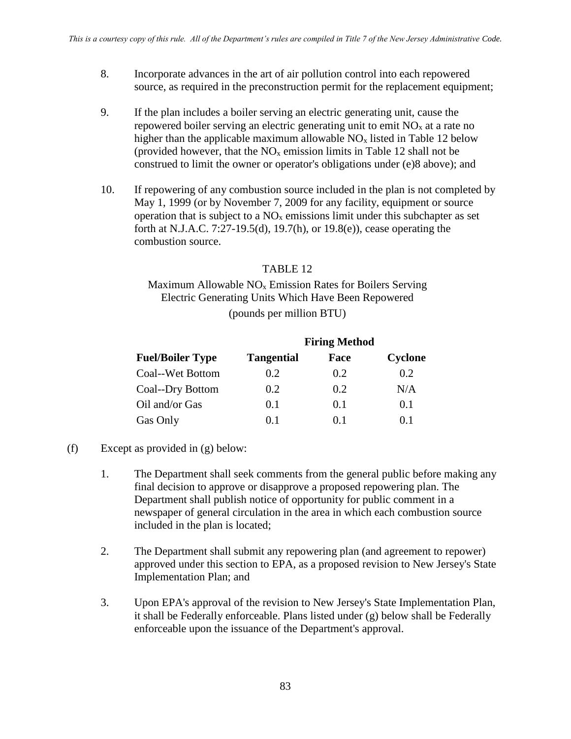8. Incorporate advances in the art of air pollution control into each repowered source, as required in the preconstruction permit for the replacement equipment;

9. If the plan includes a boiler serving an electric generating unit, cause the repowered boiler serving an electric generating unit to emit $NO_x$ at a rate no higher than the applicable maximum allowable $NO_x$ listed in Table 12 below (provided however, that the $NO_x$ emission limits in Table 12 shall not be construed to limit the owner or operator's obligations under (e)8 above); and

10. If repowering of any combustion source included in the plan is not completed by May 1, 1999 (or by November 7, 2009 for any facility, equipment or source operation that is subject to a $NO_x$ emissions limit under this subchapter as set forth at N.J.A.C. 7:27-19.5(d), 19.7(h), or 19.8(e)), cease operating the combustion source.

TABLE 12

Maximum Allowable $NO_x$ Emission Rates for Boilers Serving Electric Generating Units Which Have Been Repowered

(pounds per million BTU)

| | **Firing Method** | | |
|---|---|---|---|
| **Fuel/Boiler Type** | **Tangential** | **Face** | **Cyclone** |
| Coal--Wet Bottom | 0.2 | 0.2 | 0.2 |
| Coal--Dry Bottom | 0.2 | 0.2 | N/A |
| Oil and/or Gas | 0.1 | 0.1 | 0.1 |
| Gas Only | 0.1 | 0.1 | 0.1 |

(f) Except as provided in (g) below:

1. The Department shall seek comments from the general public before making any final decision to approve or disapprove a proposed repowering plan. The Department shall publish notice of opportunity for public comment in a newspaper of general circulation in the area in which each combustion source included in the plan is located;

2. The Department shall submit any repowering plan (and agreement to repower) approved under this section to EPA, as a proposed revision to New Jersey's State Implementation Plan; and

3. Upon EPA's approval of the revision to New Jersey's State Implementation Plan, it shall be Federally enforceable. Plans listed under (g) below shall be Federally enforceable upon the issuance of the Department's approval.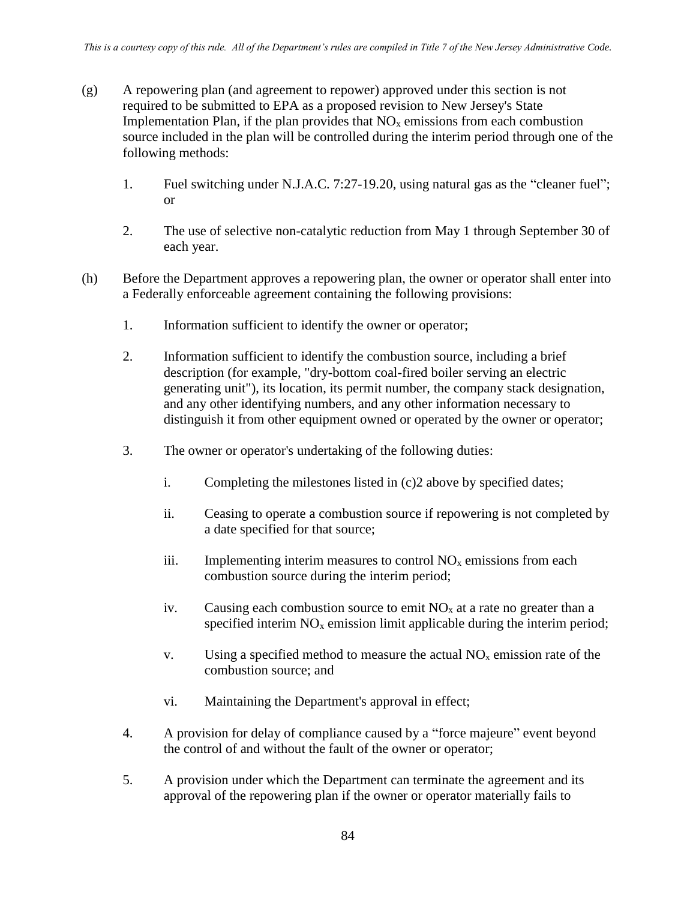(g) A repowering plan (and agreement to repower) approved under this section is not required to be submitted to EPA as a proposed revision to New Jersey's State Implementation Plan, if the plan provides that $NO_x$ emissions from each combustion source included in the plan will be controlled during the interim period through one of the following methods:

1. Fuel switching under N.J.A.C. 7:27-19.20, using natural gas as the "cleaner fuel"; or

2. The use of selective non-catalytic reduction from May 1 through September 30 of each year.

(h) Before the Department approves a repowering plan, the owner or operator shall enter into a Federally enforceable agreement containing the following provisions:

1. Information sufficient to identify the owner or operator;

2. Information sufficient to identify the combustion source, including a brief description (for example, "dry-bottom coal-fired boiler serving an electric generating unit"), its location, its permit number, the company stack designation, and any other identifying numbers, and any other information necessary to distinguish it from other equipment owned or operated by the owner or operator;

3. The owner or operator's undertaking of the following duties:

   i. Completing the milestones listed in (c)2 above by specified dates;

   ii. Ceasing to operate a combustion source if repowering is not completed by a date specified for that source;

   iii. Implementing interim measures to control $NO_x$ emissions from each combustion source during the interim period;

   iv. Causing each combustion source to emit $NO_x$ at a rate no greater than a specified interim $NO_x$ emission limit applicable during the interim period;

   v. Using a specified method to measure the actual $NO_x$ emission rate of the combustion source; and

   vi. Maintaining the Department's approval in effect;

4. A provision for delay of compliance caused by a "force majeure" event beyond the control of and without the fault of the owner or operator;

5. A provision under which the Department can terminate the agreement and its approval of the repowering plan if the owner or operator materially fails to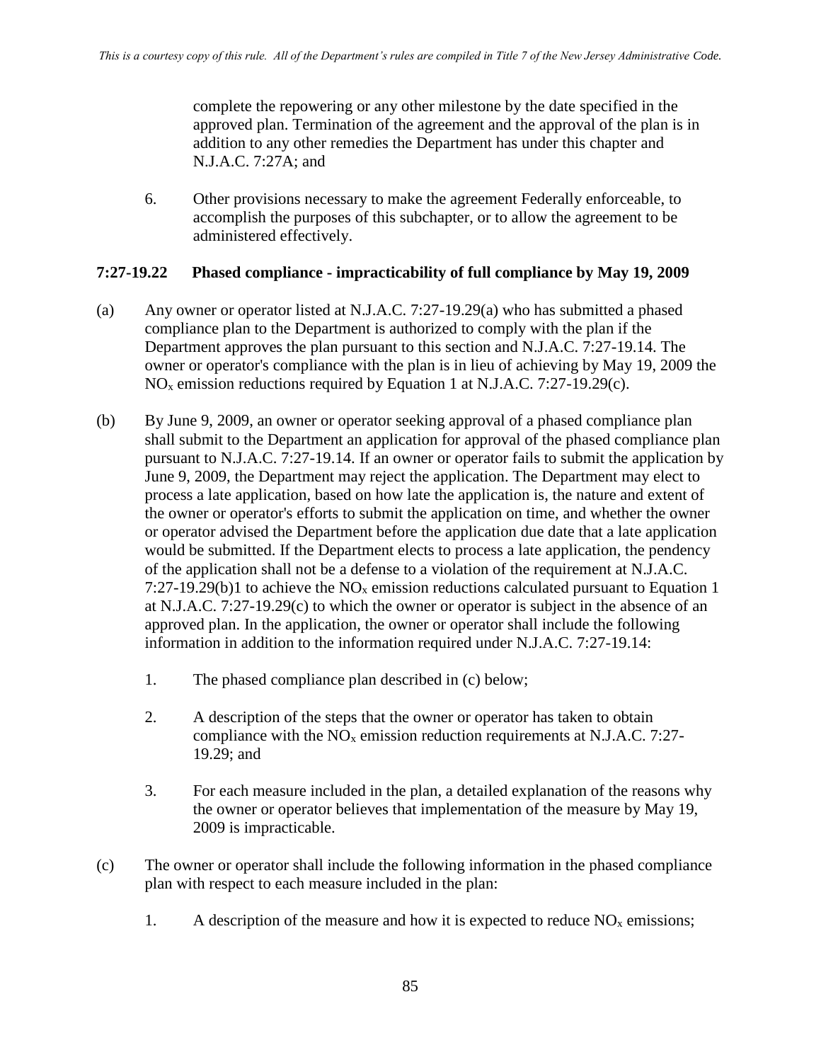complete the repowering or any other milestone by the date specified in the approved plan. Termination of the agreement and the approval of the plan is in addition to any other remedies the Department has under this chapter and N.J.A.C. 7:27A; and

6. Other provisions necessary to make the agreement Federally enforceable, to accomplish the purposes of this subchapter, or to allow the agreement to be administered effectively.

### 7:27-19.22 Phased compliance - impracticability of full compliance by May 19, 2009

(a) Any owner or operator listed at N.J.A.C. 7:27-19.29(a) who has submitted a phased compliance plan to the Department is authorized to comply with the plan if the Department approves the plan pursuant to this section and N.J.A.C. 7:27-19.14. The owner or operator's compliance with the plan is in lieu of achieving by May 19, 2009 the $NO_x$ emission reductions required by Equation 1 at N.J.A.C. 7:27-19.29(c).

(b) By June 9, 2009, an owner or operator seeking approval of a phased compliance plan shall submit to the Department an application for approval of the phased compliance plan pursuant to N.J.A.C. 7:27-19.14. If an owner or operator fails to submit the application by June 9, 2009, the Department may reject the application. The Department may elect to process a late application, based on how late the application is, the nature and extent of the owner or operator's efforts to submit the application on time, and whether the owner or operator advised the Department before the application due date that a late application would be submitted. If the Department elects to process a late application, the pendency of the application shall not be a defense to a violation of the requirement at N.J.A.C. 7:27-19.29(b)1 to achieve the $NO_x$ emission reductions calculated pursuant to Equation 1 at N.J.A.C. 7:27-19.29(c) to which the owner or operator is subject in the absence of an approved plan. In the application, the owner or operator shall include the following information in addition to the information required under N.J.A.C. 7:27-19.14:

1. The phased compliance plan described in (c) below;

2. A description of the steps that the owner or operator has taken to obtain compliance with the $NO_x$ emission reduction requirements at N.J.A.C. 7:27-19.29; and

3. For each measure included in the plan, a detailed explanation of the reasons why the owner or operator believes that implementation of the measure by May 19, 2009 is impracticable.

(c) The owner or operator shall include the following information in the phased compliance plan with respect to each measure included in the plan:

1. A description of the measure and how it is expected to reduce $NO_x$ emissions;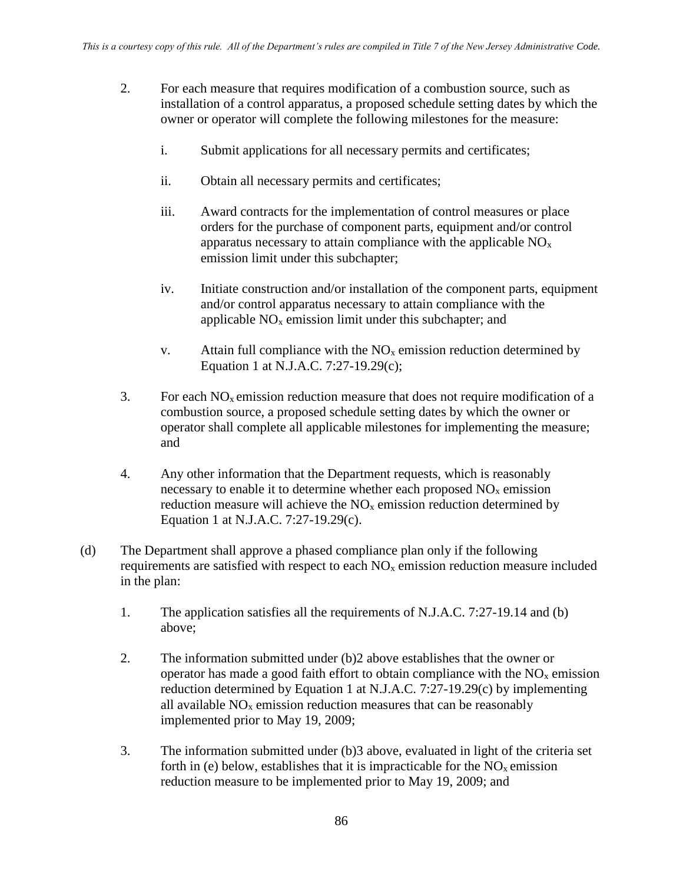2. For each measure that requires modification of a combustion source, such as installation of a control apparatus, a proposed schedule setting dates by which the owner or operator will complete the following milestones for the measure:

    i. Submit applications for all necessary permits and certificates;

    ii. Obtain all necessary permits and certificates;

    iii. Award contracts for the implementation of control measures or place orders for the purchase of component parts, equipment and/or control apparatus necessary to attain compliance with the applicable $NO_x$ emission limit under this subchapter;

    iv. Initiate construction and/or installation of the component parts, equipment and/or control apparatus necessary to attain compliance with the applicable $NO_x$ emission limit under this subchapter; and

    v. Attain full compliance with the $NO_x$ emission reduction determined by Equation 1 at N.J.A.C. 7:27-19.29(c);

3. For each $NO_x$ emission reduction measure that does not require modification of a combustion source, a proposed schedule setting dates by which the owner or operator shall complete all applicable milestones for implementing the measure; and

4. Any other information that the Department requests, which is reasonably necessary to enable it to determine whether each proposed $NO_x$ emission reduction measure will achieve the $NO_x$ emission reduction determined by Equation 1 at N.J.A.C. 7:27-19.29(c).

(d) The Department shall approve a phased compliance plan only if the following requirements are satisfied with respect to each $NO_x$ emission reduction measure included in the plan:

1. The application satisfies all the requirements of N.J.A.C. 7:27-19.14 and (b) above;

2. The information submitted under (b)2 above establishes that the owner or operator has made a good faith effort to obtain compliance with the $NO_x$ emission reduction determined by Equation 1 at N.J.A.C. 7:27-19.29(c) by implementing all available $NO_x$ emission reduction measures that can be reasonably implemented prior to May 19, 2009;

3. The information submitted under (b)3 above, evaluated in light of the criteria set forth in (e) below, establishes that it is impracticable for the $NO_x$ emission reduction measure to be implemented prior to May 19, 2009; and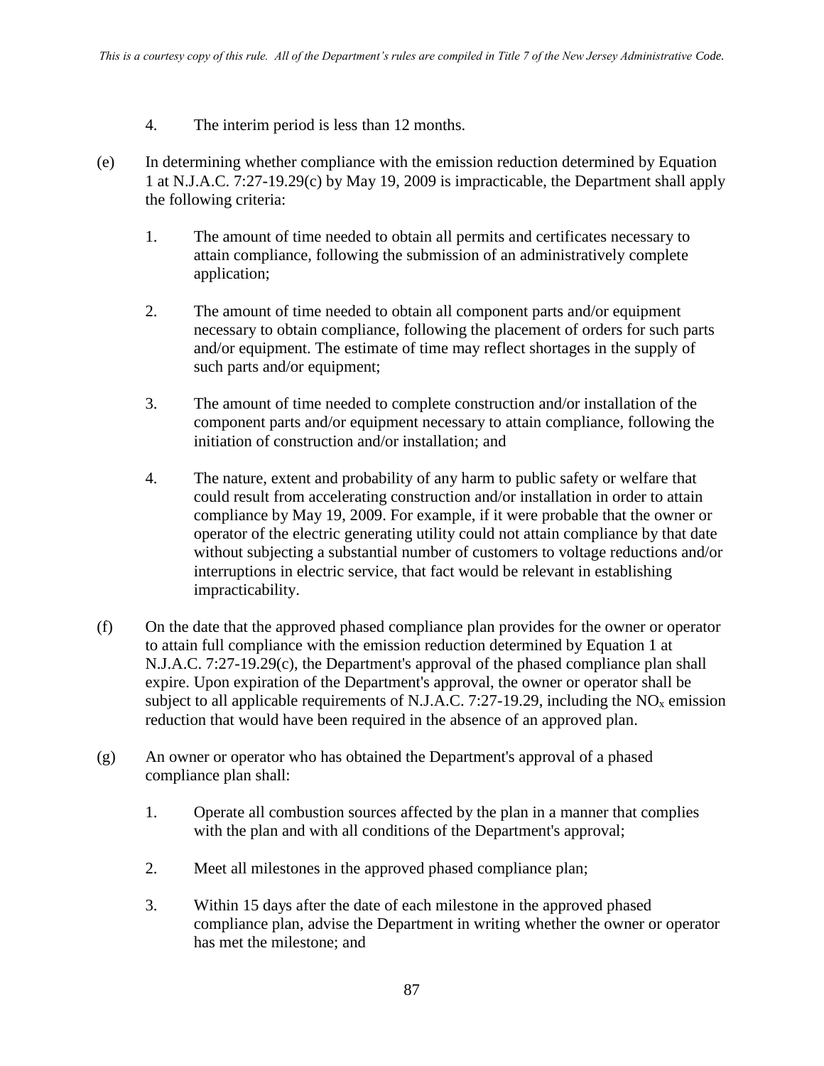4. The interim period is less than 12 months.

(e) In determining whether compliance with the emission reduction determined by Equation 1 at N.J.A.C. 7:27-19.29(c) by May 19, 2009 is impracticable, the Department shall apply the following criteria:

1. The amount of time needed to obtain all permits and certificates necessary to attain compliance, following the submission of an administratively complete application;

2. The amount of time needed to obtain all component parts and/or equipment necessary to obtain compliance, following the placement of orders for such parts and/or equipment. The estimate of time may reflect shortages in the supply of such parts and/or equipment;

3. The amount of time needed to complete construction and/or installation of the component parts and/or equipment necessary to attain compliance, following the initiation of construction and/or installation; and

4. The nature, extent and probability of any harm to public safety or welfare that could result from accelerating construction and/or installation in order to attain compliance by May 19, 2009. For example, if it were probable that the owner or operator of the electric generating utility could not attain compliance by that date without subjecting a substantial number of customers to voltage reductions and/or interruptions in electric service, that fact would be relevant in establishing impracticability.

(f) On the date that the approved phased compliance plan provides for the owner or operator to attain full compliance with the emission reduction determined by Equation 1 at N.J.A.C. 7:27-19.29(c), the Department's approval of the phased compliance plan shall expire. Upon expiration of the Department's approval, the owner or operator shall be subject to all applicable requirements of N.J.A.C. 7:27-19.29, including the $NO_x$ emission reduction that would have been required in the absence of an approved plan.

(g) An owner or operator who has obtained the Department's approval of a phased compliance plan shall:

1. Operate all combustion sources affected by the plan in a manner that complies with the plan and with all conditions of the Department's approval;

2. Meet all milestones in the approved phased compliance plan;

3. Within 15 days after the date of each milestone in the approved phased compliance plan, advise the Department in writing whether the owner or operator has met the milestone; and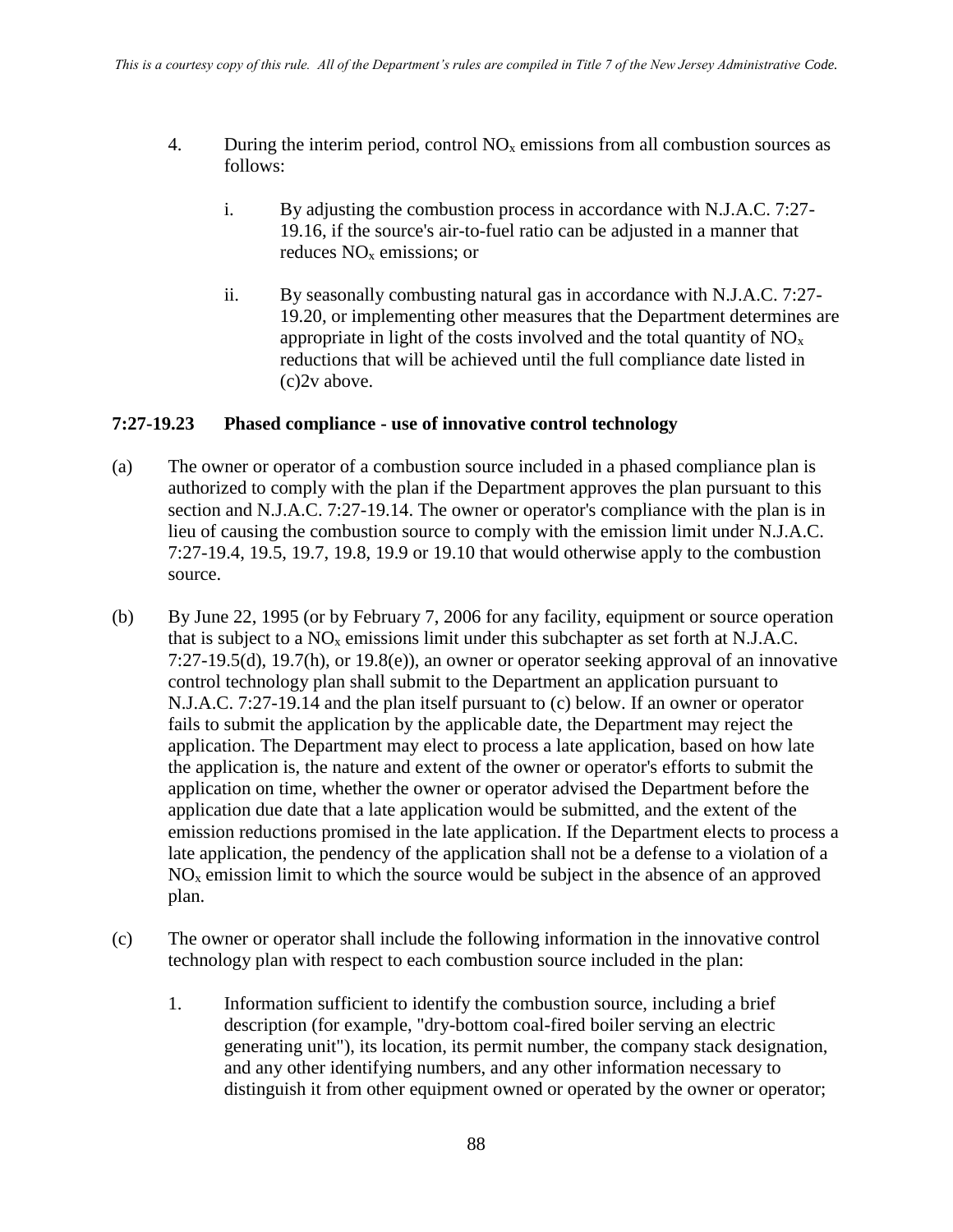4. During the interim period, control $NO_x$ emissions from all combustion sources as follows:

   i. By adjusting the combustion process in accordance with N.J.A.C. 7:27-19.16, if the source's air-to-fuel ratio can be adjusted in a manner that reduces $NO_x$ emissions; or

   ii. By seasonally combusting natural gas in accordance with N.J.A.C. 7:27-19.20, or implementing other measures that the Department determines are appropriate in light of the costs involved and the total quantity of $NO_x$ reductions that will be achieved until the full compliance date listed in (c)2v above.

### 7:27-19.23 Phased compliance - use of innovative control technology

(a) The owner or operator of a combustion source included in a phased compliance plan is authorized to comply with the plan if the Department approves the plan pursuant to this section and N.J.A.C. 7:27-19.14. The owner or operator's compliance with the plan is in lieu of causing the combustion source to comply with the emission limit under N.J.A.C. 7:27-19.4, 19.5, 19.7, 19.8, 19.9 or 19.10 that would otherwise apply to the combustion source.

(b) By June 22, 1995 (or by February 7, 2006 for any facility, equipment or source operation that is subject to a $NO_x$ emissions limit under this subchapter as set forth at N.J.A.C. 7:27-19.5(d), 19.7(h), or 19.8(e)), an owner or operator seeking approval of an innovative control technology plan shall submit to the Department an application pursuant to N.J.A.C. 7:27-19.14 and the plan itself pursuant to (c) below. If an owner or operator fails to submit the application by the applicable date, the Department may reject the application. The Department may elect to process a late application, based on how late the application is, the nature and extent of the owner or operator's efforts to submit the application on time, whether the owner or operator advised the Department before the application due date that a late application would be submitted, and the extent of the emission reductions promised in the late application. If the Department elects to process a late application, the pendency of the application shall not be a defense to a violation of a $NO_x$ emission limit to which the source would be subject in the absence of an approved plan.

(c) The owner or operator shall include the following information in the innovative control technology plan with respect to each combustion source included in the plan:

   1. Information sufficient to identify the combustion source, including a brief description (for example, "dry-bottom coal-fired boiler serving an electric generating unit"), its location, its permit number, the company stack designation, and any other identifying numbers, and any other information necessary to distinguish it from other equipment owned or operated by the owner or operator;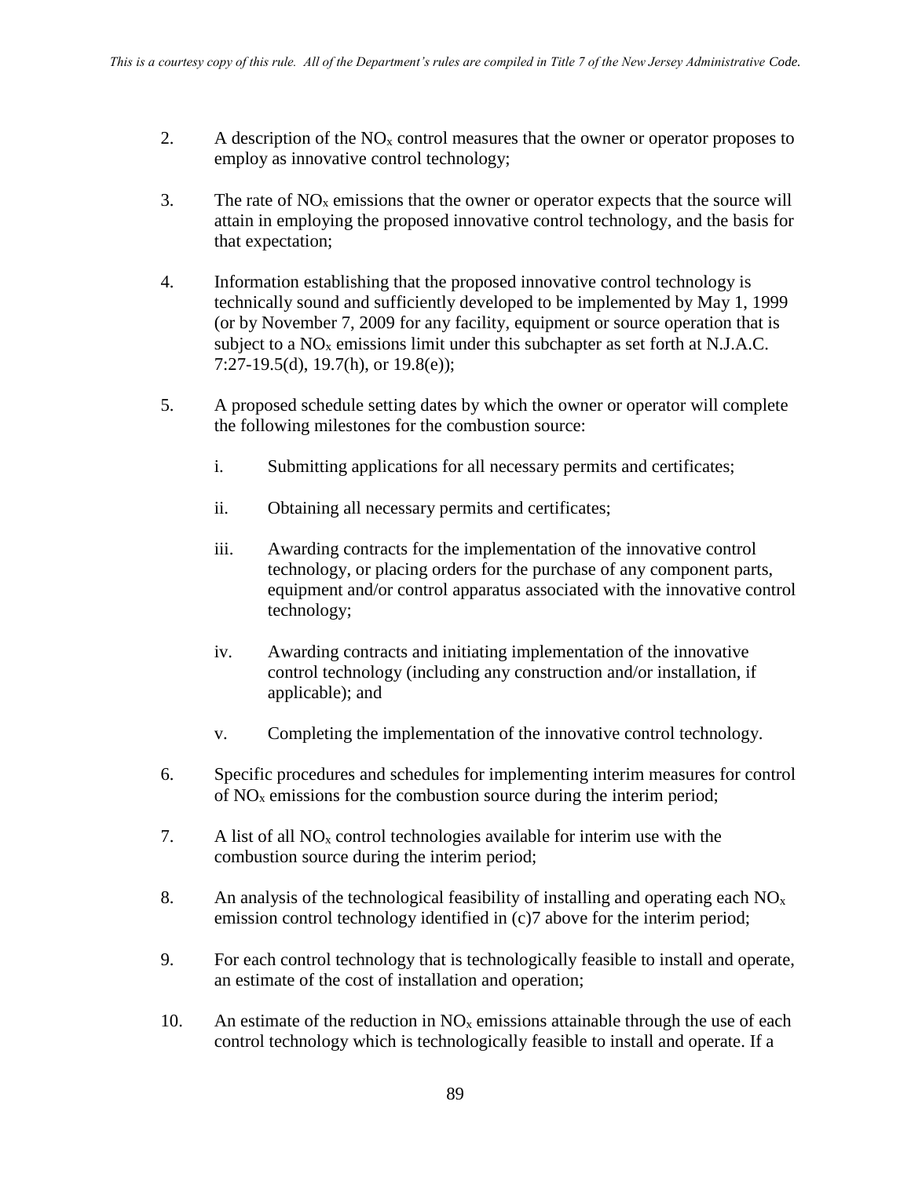2. A description of the $NO_x$ control measures that the owner or operator proposes to employ as innovative control technology;

3. The rate of $NO_x$ emissions that the owner or operator expects that the source will attain in employing the proposed innovative control technology, and the basis for that expectation;

4. Information establishing that the proposed innovative control technology is technically sound and sufficiently developed to be implemented by May 1, 1999 (or by November 7, 2009 for any facility, equipment or source operation that is subject to a $NO_x$ emissions limit under this subchapter as set forth at N.J.A.C. 7:27-19.5(d), 19.7(h), or 19.8(e));

5. A proposed schedule setting dates by which the owner or operator will complete the following milestones for the combustion source:

   i. Submitting applications for all necessary permits and certificates;

   ii. Obtaining all necessary permits and certificates;

   iii. Awarding contracts for the implementation of the innovative control technology, or placing orders for the purchase of any component parts, equipment and/or control apparatus associated with the innovative control technology;

   iv. Awarding contracts and initiating implementation of the innovative control technology (including any construction and/or installation, if applicable); and

   v. Completing the implementation of the innovative control technology.

6. Specific procedures and schedules for implementing interim measures for control of $NO_x$ emissions for the combustion source during the interim period;

7. A list of all $NO_x$ control technologies available for interim use with the combustion source during the interim period;

8. An analysis of the technological feasibility of installing and operating each $NO_x$ emission control technology identified in (c)7 above for the interim period;

9. For each control technology that is technologically feasible to install and operate, an estimate of the cost of installation and operation;

10. An estimate of the reduction in $NO_x$ emissions attainable through the use of each control technology which is technologically feasible to install and operate. If a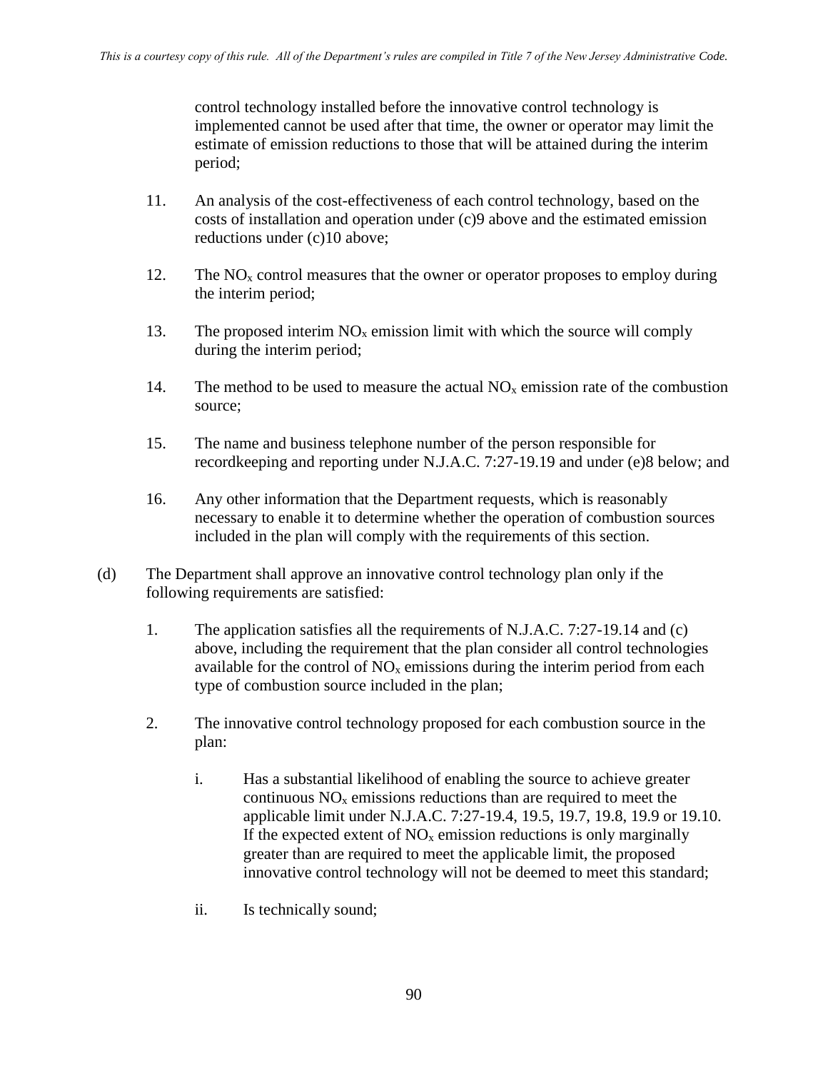control technology installed before the innovative control technology is implemented cannot be used after that time, the owner or operator may limit the estimate of emission reductions to those that will be attained during the interim period;

11. An analysis of the cost-effectiveness of each control technology, based on the costs of installation and operation under (c)9 above and the estimated emission reductions under (c)10 above;

12. The $NO_x$ control measures that the owner or operator proposes to employ during the interim period;

13. The proposed interim $NO_x$ emission limit with which the source will comply during the interim period;

14. The method to be used to measure the actual $NO_x$ emission rate of the combustion source;

15. The name and business telephone number of the person responsible for recordkeeping and reporting under N.J.A.C. 7:27-19.19 and under (e)8 below; and

16. Any other information that the Department requests, which is reasonably necessary to enable it to determine whether the operation of combustion sources included in the plan will comply with the requirements of this section.

(d) The Department shall approve an innovative control technology plan only if the following requirements are satisfied:

1. The application satisfies all the requirements of N.J.A.C. 7:27-19.14 and (c) above, including the requirement that the plan consider all control technologies available for the control of $NO_x$ emissions during the interim period from each type of combustion source included in the plan;

2. The innovative control technology proposed for each combustion source in the plan:

   i. Has a substantial likelihood of enabling the source to achieve greater continuous $NO_x$ emissions reductions than are required to meet the applicable limit under N.J.A.C. 7:27-19.4, 19.5, 19.7, 19.8, 19.9 or 19.10. If the expected extent of $NO_x$ emission reductions is only marginally greater than are required to meet the applicable limit, the proposed innovative control technology will not be deemed to meet this standard;

   ii. Is technically sound;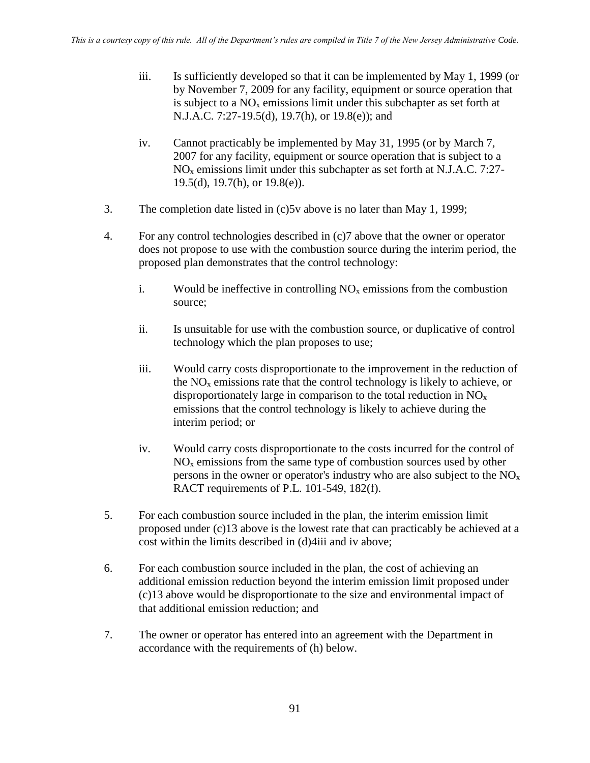iii. Is sufficiently developed so that it can be implemented by May 1, 1999 (or by November 7, 2009 for any facility, equipment or source operation that is subject to a $NO_x$ emissions limit under this subchapter as set forth at N.J.A.C. 7:27-19.5(d), 19.7(h), or 19.8(e)); and

iv. Cannot practicably be implemented by May 31, 1995 (or by March 7, 2007 for any facility, equipment or source operation that is subject to a $NO_x$ emissions limit under this subchapter as set forth at N.J.A.C. 7:27-19.5(d), 19.7(h), or 19.8(e)).

3. The completion date listed in (c)5v above is no later than May 1, 1999;

4. For any control technologies described in (c)7 above that the owner or operator does not propose to use with the combustion source during the interim period, the proposed plan demonstrates that the control technology:

   i. Would be ineffective in controlling $NO_x$ emissions from the combustion source;

   ii. Is unsuitable for use with the combustion source, or duplicative of control technology which the plan proposes to use;

   iii. Would carry costs disproportionate to the improvement in the reduction of the $NO_x$ emissions rate that the control technology is likely to achieve, or disproportionately large in comparison to the total reduction in $NO_x$ emissions that the control technology is likely to achieve during the interim period; or

   iv. Would carry costs disproportionate to the costs incurred for the control of $NO_x$ emissions from the same type of combustion sources used by other persons in the owner or operator's industry who are also subject to the $NO_x$ RACT requirements of P.L. 101-549, 182(f).

5. For each combustion source included in the plan, the interim emission limit proposed under (c)13 above is the lowest rate that can practicably be achieved at a cost within the limits described in (d)4iii and iv above;

6. For each combustion source included in the plan, the cost of achieving an additional emission reduction beyond the interim emission limit proposed under (c)13 above would be disproportionate to the size and environmental impact of that additional emission reduction; and

7. The owner or operator has entered into an agreement with the Department in accordance with the requirements of (h) below.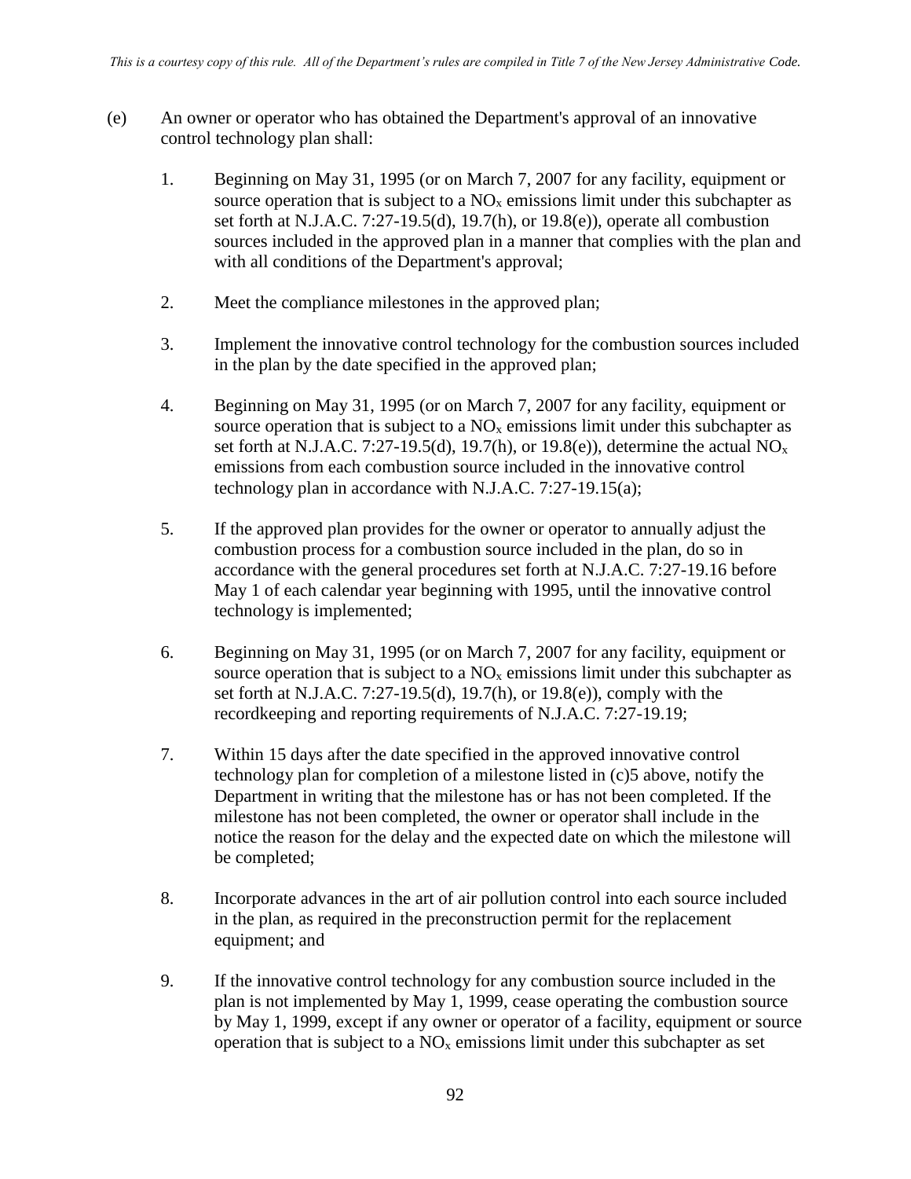(e) An owner or operator who has obtained the Department's approval of an innovative control technology plan shall:

1. Beginning on May 31, 1995 (or on March 7, 2007 for any facility, equipment or source operation that is subject to a $NO_x$ emissions limit under this subchapter as set forth at N.J.A.C. 7:27-19.5(d), 19.7(h), or 19.8(e)), operate all combustion sources included in the approved plan in a manner that complies with the plan and with all conditions of the Department's approval;

2. Meet the compliance milestones in the approved plan;

3. Implement the innovative control technology for the combustion sources included in the plan by the date specified in the approved plan;

4. Beginning on May 31, 1995 (or on March 7, 2007 for any facility, equipment or source operation that is subject to a $NO_x$ emissions limit under this subchapter as set forth at N.J.A.C. 7:27-19.5(d), 19.7(h), or 19.8(e)), determine the actual $NO_x$ emissions from each combustion source included in the innovative control technology plan in accordance with N.J.A.C. 7:27-19.15(a);

5. If the approved plan provides for the owner or operator to annually adjust the combustion process for a combustion source included in the plan, do so in accordance with the general procedures set forth at N.J.A.C. 7:27-19.16 before May 1 of each calendar year beginning with 1995, until the innovative control technology is implemented;

6. Beginning on May 31, 1995 (or on March 7, 2007 for any facility, equipment or source operation that is subject to a $NO_x$ emissions limit under this subchapter as set forth at N.J.A.C. 7:27-19.5(d), 19.7(h), or 19.8(e)), comply with the recordkeeping and reporting requirements of N.J.A.C. 7:27-19.19;

7. Within 15 days after the date specified in the approved innovative control technology plan for completion of a milestone listed in (c)5 above, notify the Department in writing that the milestone has or has not been completed. If the milestone has not been completed, the owner or operator shall include in the notice the reason for the delay and the expected date on which the milestone will be completed;

8. Incorporate advances in the art of air pollution control into each source included in the plan, as required in the preconstruction permit for the replacement equipment; and

9. If the innovative control technology for any combustion source included in the plan is not implemented by May 1, 1999, cease operating the combustion source by May 1, 1999, except if any owner or operator of a facility, equipment or source operation that is subject to a $NO_x$ emissions limit under this subchapter as set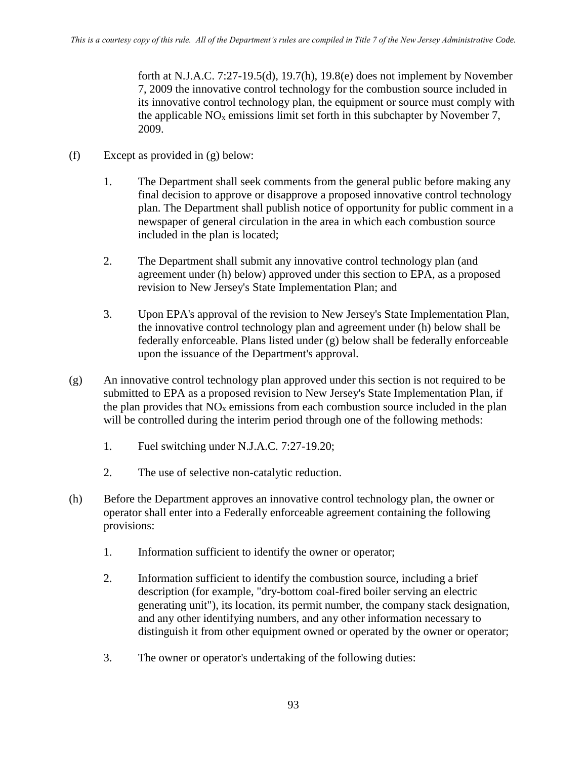forth at N.J.A.C. 7:27-19.5(d), 19.7(h), 19.8(e) does not implement by November 7, 2009 the innovative control technology for the combustion source included in its innovative control technology plan, the equipment or source must comply with the applicable $NO_x$ emissions limit set forth in this subchapter by November 7, 2009.

(f) Except as provided in (g) below:

1. The Department shall seek comments from the general public before making any final decision to approve or disapprove a proposed innovative control technology plan. The Department shall publish notice of opportunity for public comment in a newspaper of general circulation in the area in which each combustion source included in the plan is located;

2. The Department shall submit any innovative control technology plan (and agreement under (h) below) approved under this section to EPA, as a proposed revision to New Jersey's State Implementation Plan; and

3. Upon EPA's approval of the revision to New Jersey's State Implementation Plan, the innovative control technology plan and agreement under (h) below shall be federally enforceable. Plans listed under (g) below shall be federally enforceable upon the issuance of the Department's approval.

(g) An innovative control technology plan approved under this section is not required to be submitted to EPA as a proposed revision to New Jersey's State Implementation Plan, if the plan provides that $NO_x$ emissions from each combustion source included in the plan will be controlled during the interim period through one of the following methods:

1. Fuel switching under N.J.A.C. 7:27-19.20;

2. The use of selective non-catalytic reduction.

(h) Before the Department approves an innovative control technology plan, the owner or operator shall enter into a Federally enforceable agreement containing the following provisions:

1. Information sufficient to identify the owner or operator;

2. Information sufficient to identify the combustion source, including a brief description (for example, "dry-bottom coal-fired boiler serving an electric generating unit"), its location, its permit number, the company stack designation, and any other identifying numbers, and any other information necessary to distinguish it from other equipment owned or operated by the owner or operator;

3. The owner or operator's undertaking of the following duties: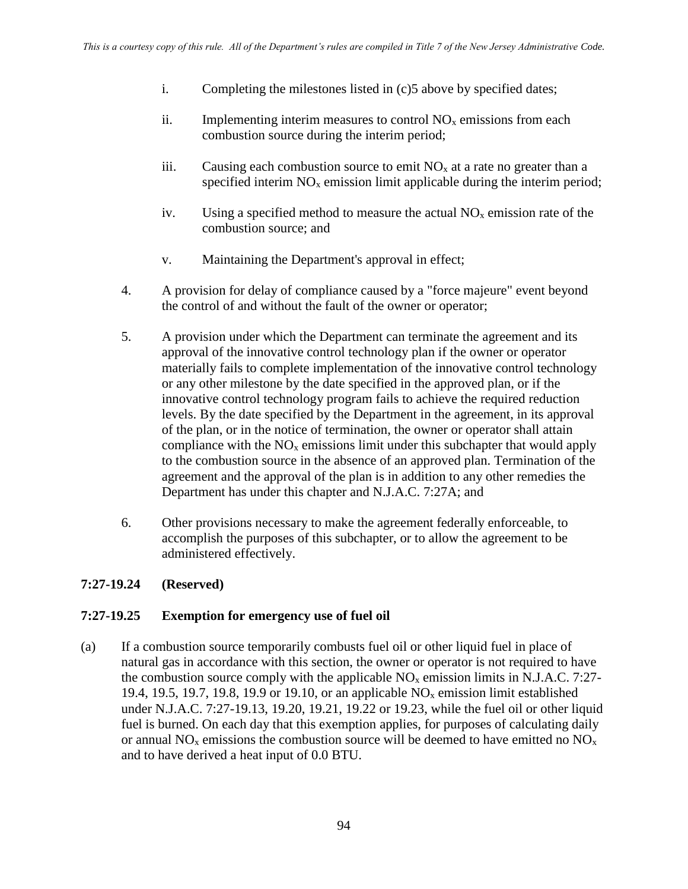i. Completing the milestones listed in (c)5 above by specified dates;

ii. Implementing interim measures to control $NO_x$ emissions from each combustion source during the interim period;

iii. Causing each combustion source to emit $NO_x$ at a rate no greater than a specified interim $NO_x$ emission limit applicable during the interim period;

iv. Using a specified method to measure the actual $NO_x$ emission rate of the combustion source; and

v. Maintaining the Department's approval in effect;

4. A provision for delay of compliance caused by a "force majeure" event beyond the control of and without the fault of the owner or operator;

5. A provision under which the Department can terminate the agreement and its approval of the innovative control technology plan if the owner or operator materially fails to complete implementation of the innovative control technology or any other milestone by the date specified in the approved plan, or if the innovative control technology program fails to achieve the required reduction levels. By the date specified by the Department in the agreement, in its approval of the plan, or in the notice of termination, the owner or operator shall attain compliance with the $NO_x$ emissions limit under this subchapter that would apply to the combustion source in the absence of an approved plan. Termination of the agreement and the approval of the plan is in addition to any other remedies the Department has under this chapter and N.J.A.C. 7:27A; and

6. Other provisions necessary to make the agreement federally enforceable, to accomplish the purposes of this subchapter, or to allow the agreement to be administered effectively.

**7:27-19.24 (Reserved)**

**7:27-19.25 Exemption for emergency use of fuel oil**

(a) If a combustion source temporarily combusts fuel oil or other liquid fuel in place of natural gas in accordance with this section, the owner or operator is not required to have the combustion source comply with the applicable $NO_x$ emission limits in N.J.A.C. 7:27-19.4, 19.5, 19.7, 19.8, 19.9 or 19.10, or an applicable $NO_x$ emission limit established under N.J.A.C. 7:27-19.13, 19.20, 19.21, 19.22 or 19.23, while the fuel oil or other liquid fuel is burned. On each day that this exemption applies, for purposes of calculating daily or annual $NO_x$ emissions the combustion source will be deemed to have emitted no $NO_x$ and to have derived a heat input of 0.0 BTU.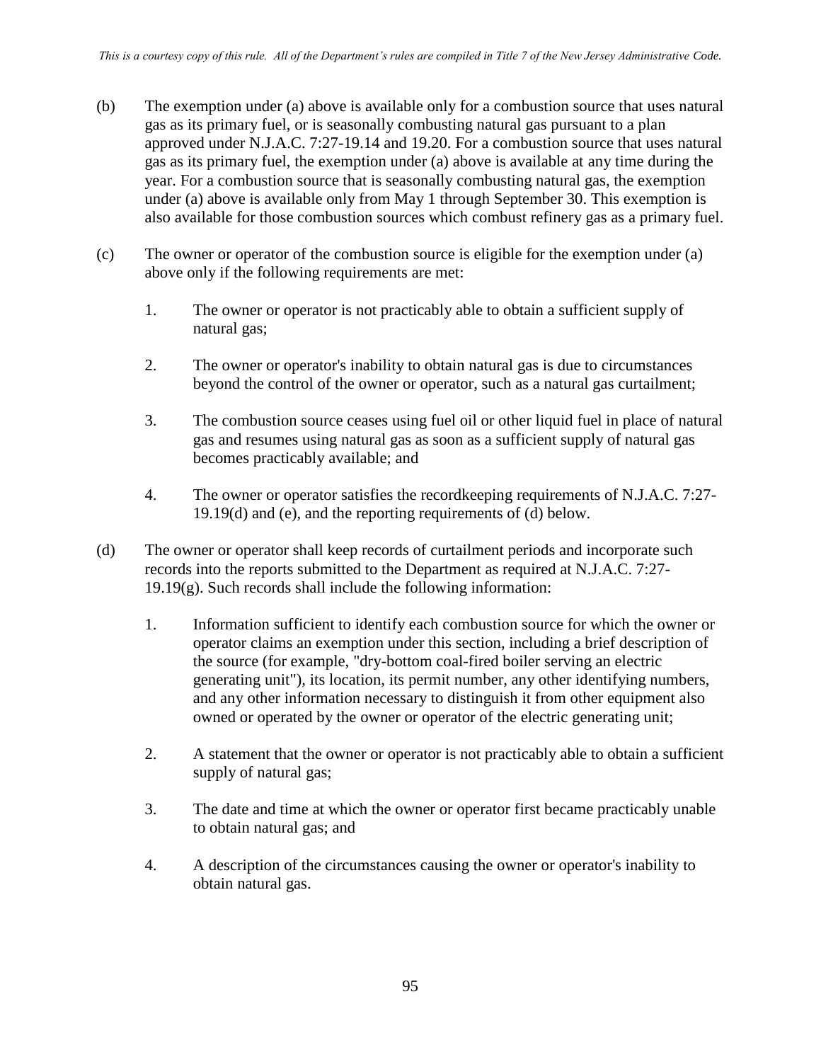(b) The exemption under (a) above is available only for a combustion source that uses natural gas as its primary fuel, or is seasonally combusting natural gas pursuant to a plan approved under N.J.A.C. 7:27-19.14 and 19.20. For a combustion source that uses natural gas as its primary fuel, the exemption under (a) above is available at any time during the year. For a combustion source that is seasonally combusting natural gas, the exemption under (a) above is available only from May 1 through September 30. This exemption is also available for those combustion sources which combust refinery gas as a primary fuel.

(c) The owner or operator of the combustion source is eligible for the exemption under (a) above only if the following requirements are met:

1. The owner or operator is not practicably able to obtain a sufficient supply of natural gas;

2. The owner or operator's inability to obtain natural gas is due to circumstances beyond the control of the owner or operator, such as a natural gas curtailment;

3. The combustion source ceases using fuel oil or other liquid fuel in place of natural gas and resumes using natural gas as soon as a sufficient supply of natural gas becomes practicably available; and

4. The owner or operator satisfies the recordkeeping requirements of N.J.A.C. 7:27-19.19(d) and (e), and the reporting requirements of (d) below.

(d) The owner or operator shall keep records of curtailment periods and incorporate such records into the reports submitted to the Department as required at N.J.A.C. 7:27-19.19(g). Such records shall include the following information:

1. Information sufficient to identify each combustion source for which the owner or operator claims an exemption under this section, including a brief description of the source (for example, "dry-bottom coal-fired boiler serving an electric generating unit"), its location, its permit number, any other identifying numbers, and any other information necessary to distinguish it from other equipment also owned or operated by the owner or operator of the electric generating unit;

2. A statement that the owner or operator is not practicably able to obtain a sufficient supply of natural gas;

3. The date and time at which the owner or operator first became practicably unable to obtain natural gas; and

4. A description of the circumstances causing the owner or operator's inability to obtain natural gas.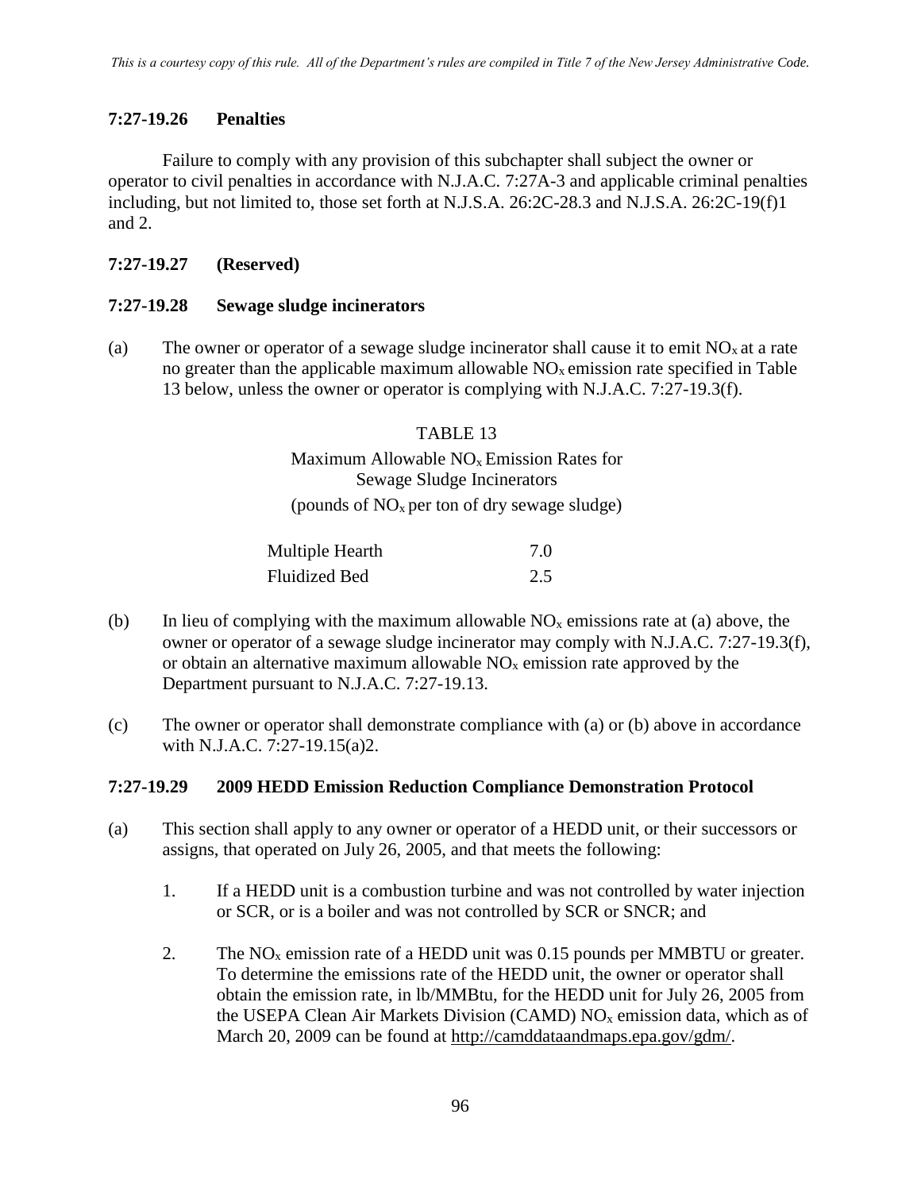### 7:27-19.26 Penalties

Failure to comply with any provision of this subchapter shall subject the owner or operator to civil penalties in accordance with N.J.A.C. 7:27A-3 and applicable criminal penalties including, but not limited to, those set forth at N.J.S.A. 26:2C-28.3 and N.J.S.A. 26:2C-19(f)1 and 2.

### 7:27-19.27 (Reserved)

### 7:27-19.28 Sewage sludge incinerators

(a) The owner or operator of a sewage sludge incinerator shall cause it to emit $NO_x$ at a rate no greater than the applicable maximum allowable $NO_x$ emission rate specified in Table 13 below, unless the owner or operator is complying with N.J.A.C. 7:27-19.3(f).

TABLE 13

Maximum Allowable $NO_x$ Emission Rates for Sewage Sludge Incinerators

(pounds of $NO_x$ per ton of dry sewage sludge)

| | |
|---|---|
| Multiple Hearth | 7.0 |
| Fluidized Bed | 2.5 |

(b) In lieu of complying with the maximum allowable $NO_x$ emissions rate at (a) above, the owner or operator of a sewage sludge incinerator may comply with N.J.A.C. 7:27-19.3(f), or obtain an alternative maximum allowable $NO_x$ emission rate approved by the Department pursuant to N.J.A.C. 7:27-19.13.

(c) The owner or operator shall demonstrate compliance with (a) or (b) above in accordance with N.J.A.C. 7:27-19.15(a)2.

### 7:27-19.29 2009 HEDD Emission Reduction Compliance Demonstration Protocol

(a) This section shall apply to any owner or operator of a HEDD unit, or their successors or assigns, that operated on July 26, 2005, and that meets the following:

1. If a HEDD unit is a combustion turbine and was not controlled by water injection or SCR, or is a boiler and was not controlled by SCR or SNCR; and

2. The $NO_x$ emission rate of a HEDD unit was 0.15 pounds per MMBTU or greater. To determine the emissions rate of the HEDD unit, the owner or operator shall obtain the emission rate, in lb/MMBtu, for the HEDD unit for July 26, 2005 from the USEPA Clean Air Markets Division (CAMD) $NO_x$ emission data, which as of March 20, 2009 can be found at http://camddataandmaps.epa.gov/gdm/.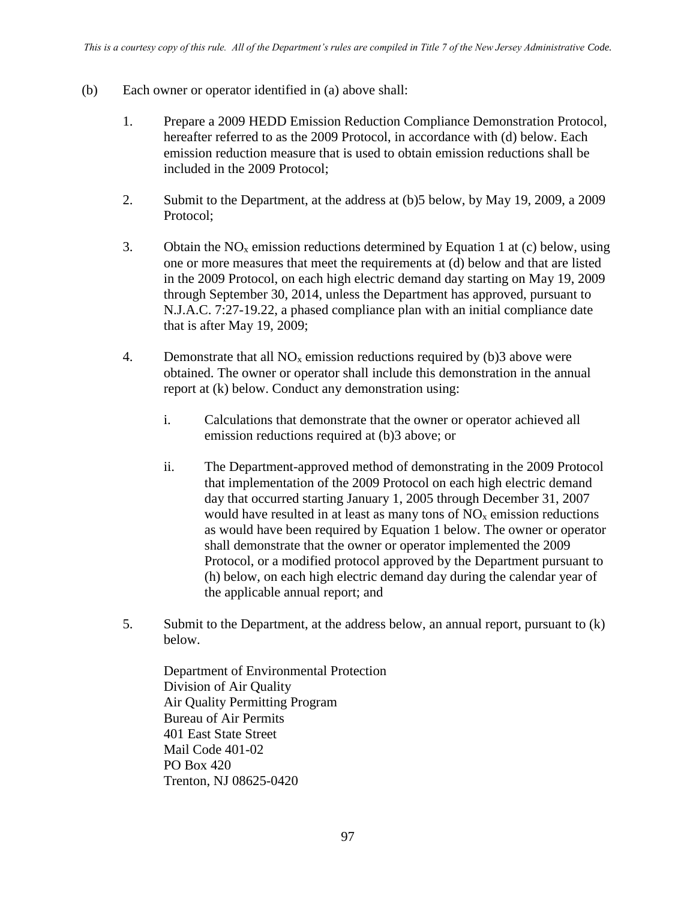(b) Each owner or operator identified in (a) above shall:

1. Prepare a 2009 HEDD Emission Reduction Compliance Demonstration Protocol, hereafter referred to as the 2009 Protocol, in accordance with (d) below. Each emission reduction measure that is used to obtain emission reductions shall be included in the 2009 Protocol;

2. Submit to the Department, at the address at (b)5 below, by May 19, 2009, a 2009 Protocol;

3. Obtain the $NO_x$ emission reductions determined by Equation 1 at (c) below, using one or more measures that meet the requirements at (d) below and that are listed in the 2009 Protocol, on each high electric demand day starting on May 19, 2009 through September 30, 2014, unless the Department has approved, pursuant to N.J.A.C. 7:27-19.22, a phased compliance plan with an initial compliance date that is after May 19, 2009;

4. Demonstrate that all $NO_x$ emission reductions required by (b)3 above were obtained. The owner or operator shall include this demonstration in the annual report at (k) below. Conduct any demonstration using:

   i. Calculations that demonstrate that the owner or operator achieved all emission reductions required at (b)3 above; or

   ii. The Department-approved method of demonstrating in the 2009 Protocol that implementation of the 2009 Protocol on each high electric demand day that occurred starting January 1, 2005 through December 31, 2007 would have resulted in at least as many tons of $NO_x$ emission reductions as would have been required by Equation 1 below. The owner or operator shall demonstrate that the owner or operator implemented the 2009 Protocol, or a modified protocol approved by the Department pursuant to (h) below, on each high electric demand day during the calendar year of the applicable annual report; and

5. Submit to the Department, at the address below, an annual report, pursuant to (k) below.

   Department of Environmental Protection
   Division of Air Quality
   Air Quality Permitting Program
   Bureau of Air Permits
   401 East State Street
   Mail Code 401-02
   PO Box 420
   Trenton, NJ 08625-0420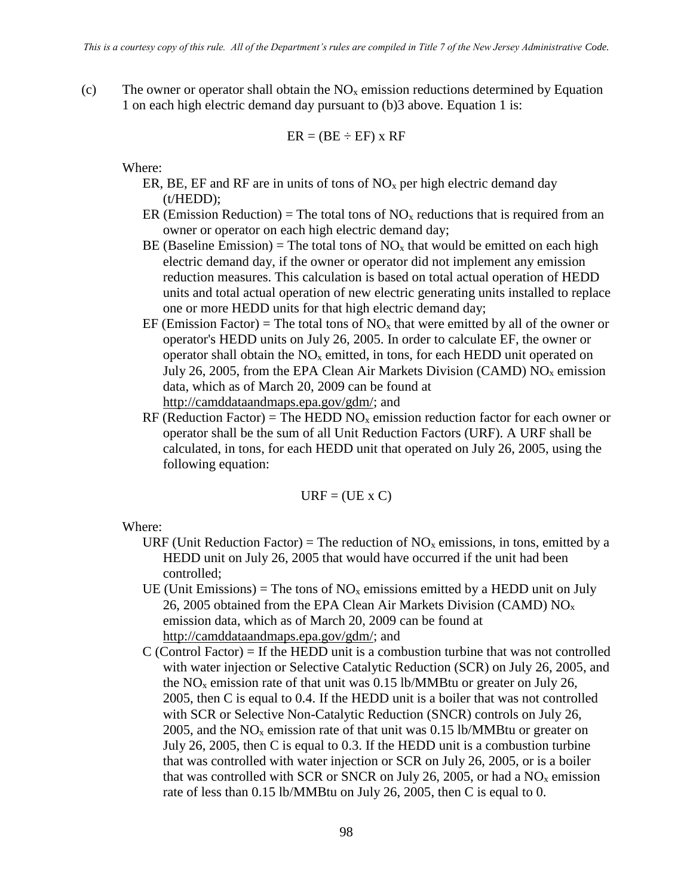(c) The owner or operator shall obtain the $NO_x$ emission reductions determined by Equation 1 on each high electric demand day pursuant to (b)3 above. Equation 1 is:

$$ER = (BE \div EF) \times RF$$

Where:

- ER, BE, EF and RF are in units of tons of $NO_x$ per high electric demand day (t/HEDD);
- ER (Emission Reduction) = The total tons of $NO_x$ reductions that is required from an owner or operator on each high electric demand day;
- BE (Baseline Emission) = The total tons of $NO_x$ that would be emitted on each high electric demand day, if the owner or operator did not implement any emission reduction measures. This calculation is based on total actual operation of HEDD units and total actual operation of new electric generating units installed to replace one or more HEDD units for that high electric demand day;
- EF (Emission Factor) = The total tons of $NO_x$ that were emitted by all of the owner or operator's HEDD units on July 26, 2005. In order to calculate EF, the owner or operator shall obtain the $NO_x$ emitted, in tons, for each HEDD unit operated on July 26, 2005, from the EPA Clean Air Markets Division (CAMD) $NO_x$ emission data, which as of March 20, 2009 can be found at http://camddataandmaps.epa.gov/gdm/; and
- RF (Reduction Factor) = The HEDD $NO_x$ emission reduction factor for each owner or operator shall be the sum of all Unit Reduction Factors (URF). A URF shall be calculated, in tons, for each HEDD unit that operated on July 26, 2005, using the following equation:

$$URF = (UE \times C)$$

Where:

- URF (Unit Reduction Factor) = The reduction of $NO_x$ emissions, in tons, emitted by a HEDD unit on July 26, 2005 that would have occurred if the unit had been controlled;
- UE (Unit Emissions) = The tons of $NO_x$ emissions emitted by a HEDD unit on July 26, 2005 obtained from the EPA Clean Air Markets Division (CAMD) $NO_x$ emission data, which as of March 20, 2009 can be found at http://camddataandmaps.epa.gov/gdm/; and
- C (Control Factor) = If the HEDD unit is a combustion turbine that was not controlled with water injection or Selective Catalytic Reduction (SCR) on July 26, 2005, and the $NO_x$ emission rate of that unit was 0.15 lb/MMBtu or greater on July 26, 2005, then C is equal to 0.4. If the HEDD unit is a boiler that was not controlled with SCR or Selective Non-Catalytic Reduction (SNCR) controls on July 26, 2005, and the $NO_x$ emission rate of that unit was 0.15 lb/MMBtu or greater on July 26, 2005, then C is equal to 0.3. If the HEDD unit is a combustion turbine that was controlled with water injection or SCR on July 26, 2005, or is a boiler that was controlled with SCR or SNCR on July 26, 2005, or had a $NO_x$ emission rate of less than 0.15 lb/MMBtu on July 26, 2005, then C is equal to 0.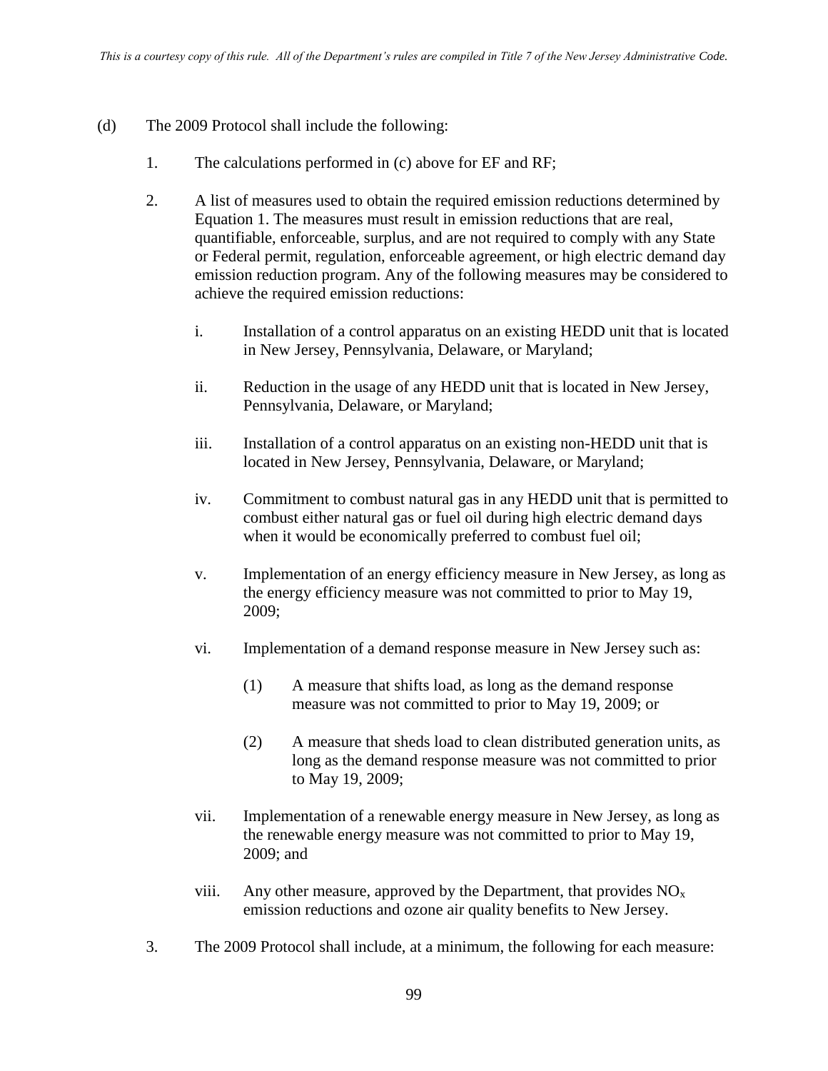(d) The 2009 Protocol shall include the following:

1. The calculations performed in (c) above for EF and RF;

2. A list of measures used to obtain the required emission reductions determined by Equation 1. The measures must result in emission reductions that are real, quantifiable, enforceable, surplus, and are not required to comply with any State or Federal permit, regulation, enforceable agreement, or high electric demand day emission reduction program. Any of the following measures may be considered to achieve the required emission reductions:

    i. Installation of a control apparatus on an existing HEDD unit that is located in New Jersey, Pennsylvania, Delaware, or Maryland;

    ii. Reduction in the usage of any HEDD unit that is located in New Jersey, Pennsylvania, Delaware, or Maryland;

    iii. Installation of a control apparatus on an existing non-HEDD unit that is located in New Jersey, Pennsylvania, Delaware, or Maryland;

    iv. Commitment to combust natural gas in any HEDD unit that is permitted to combust either natural gas or fuel oil during high electric demand days when it would be economically preferred to combust fuel oil;

    v. Implementation of an energy efficiency measure in New Jersey, as long as the energy efficiency measure was not committed to prior to May 19, 2009;

    vi. Implementation of a demand response measure in New Jersey such as:

        (1) A measure that shifts load, as long as the demand response measure was not committed to prior to May 19, 2009; or

        (2) A measure that sheds load to clean distributed generation units, as long as the demand response measure was not committed to prior to May 19, 2009;

    vii. Implementation of a renewable energy measure in New Jersey, as long as the renewable energy measure was not committed to prior to May 19, 2009; and

    viii. Any other measure, approved by the Department, that provides $NO_x$ emission reductions and ozone air quality benefits to New Jersey.

3. The 2009 Protocol shall include, at a minimum, the following for each measure: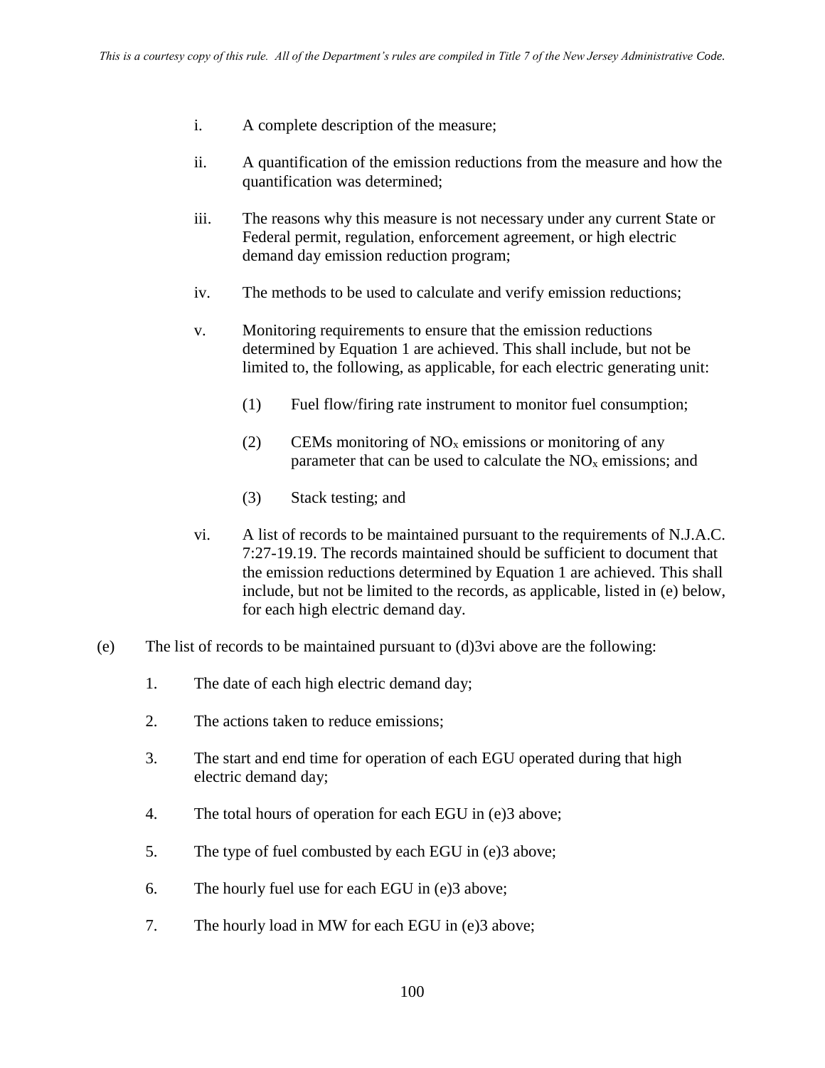i. A complete description of the measure;

ii. A quantification of the emission reductions from the measure and how the quantification was determined;

iii. The reasons why this measure is not necessary under any current State or Federal permit, regulation, enforcement agreement, or high electric demand day emission reduction program;

iv. The methods to be used to calculate and verify emission reductions;

v. Monitoring requirements to ensure that the emission reductions determined by Equation 1 are achieved. This shall include, but not be limited to, the following, as applicable, for each electric generating unit:

(1) Fuel flow/firing rate instrument to monitor fuel consumption;

(2) CEMs monitoring of $NO_x$ emissions or monitoring of any parameter that can be used to calculate the $NO_x$ emissions; and

(3) Stack testing; and

vi. A list of records to be maintained pursuant to the requirements of N.J.A.C. 7:27-19.19. The records maintained should be sufficient to document that the emission reductions determined by Equation 1 are achieved. This shall include, but not be limited to the records, as applicable, listed in (e) below, for each high electric demand day.

(e) The list of records to be maintained pursuant to (d)3vi above are the following:

1. The date of each high electric demand day;

2. The actions taken to reduce emissions;

3. The start and end time for operation of each EGU operated during that high electric demand day;

4. The total hours of operation for each EGU in (e)3 above;

5. The type of fuel combusted by each EGU in (e)3 above;

6. The hourly fuel use for each EGU in (e)3 above;

7. The hourly load in MW for each EGU in (e)3 above;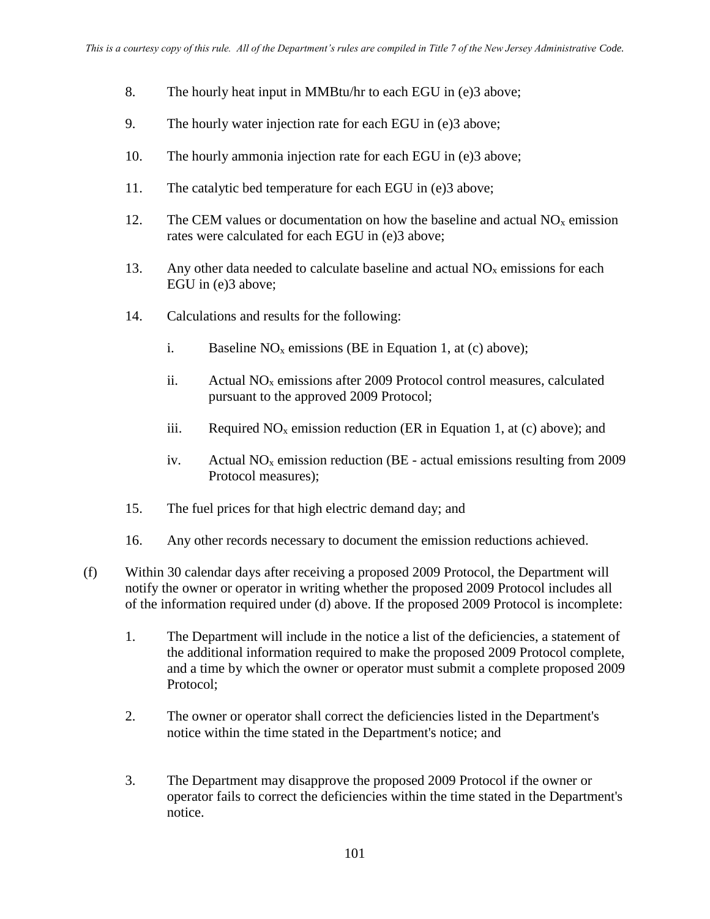8. The hourly heat input in MMBtu/hr to each EGU in (e)3 above;

9. The hourly water injection rate for each EGU in (e)3 above;

10. The hourly ammonia injection rate for each EGU in (e)3 above;

11. The catalytic bed temperature for each EGU in (e)3 above;

12. The CEM values or documentation on how the baseline and actual $NO_x$ emission rates were calculated for each EGU in (e)3 above;

13. Any other data needed to calculate baseline and actual $NO_x$ emissions for each EGU in (e)3 above;

14. Calculations and results for the following:

    i. Baseline $NO_x$ emissions (BE in Equation 1, at (c) above);

    ii. Actual $NO_x$ emissions after 2009 Protocol control measures, calculated pursuant to the approved 2009 Protocol;

    iii. Required $NO_x$ emission reduction (ER in Equation 1, at (c) above); and

    iv. Actual $NO_x$ emission reduction (BE - actual emissions resulting from 2009 Protocol measures);

15. The fuel prices for that high electric demand day; and

16. Any other records necessary to document the emission reductions achieved.

(f) Within 30 calendar days after receiving a proposed 2009 Protocol, the Department will notify the owner or operator in writing whether the proposed 2009 Protocol includes all of the information required under (d) above. If the proposed 2009 Protocol is incomplete:

1. The Department will include in the notice a list of the deficiencies, a statement of the additional information required to make the proposed 2009 Protocol complete, and a time by which the owner or operator must submit a complete proposed 2009 Protocol;

2. The owner or operator shall correct the deficiencies listed in the Department's notice within the time stated in the Department's notice; and

3. The Department may disapprove the proposed 2009 Protocol if the owner or operator fails to correct the deficiencies within the time stated in the Department's notice.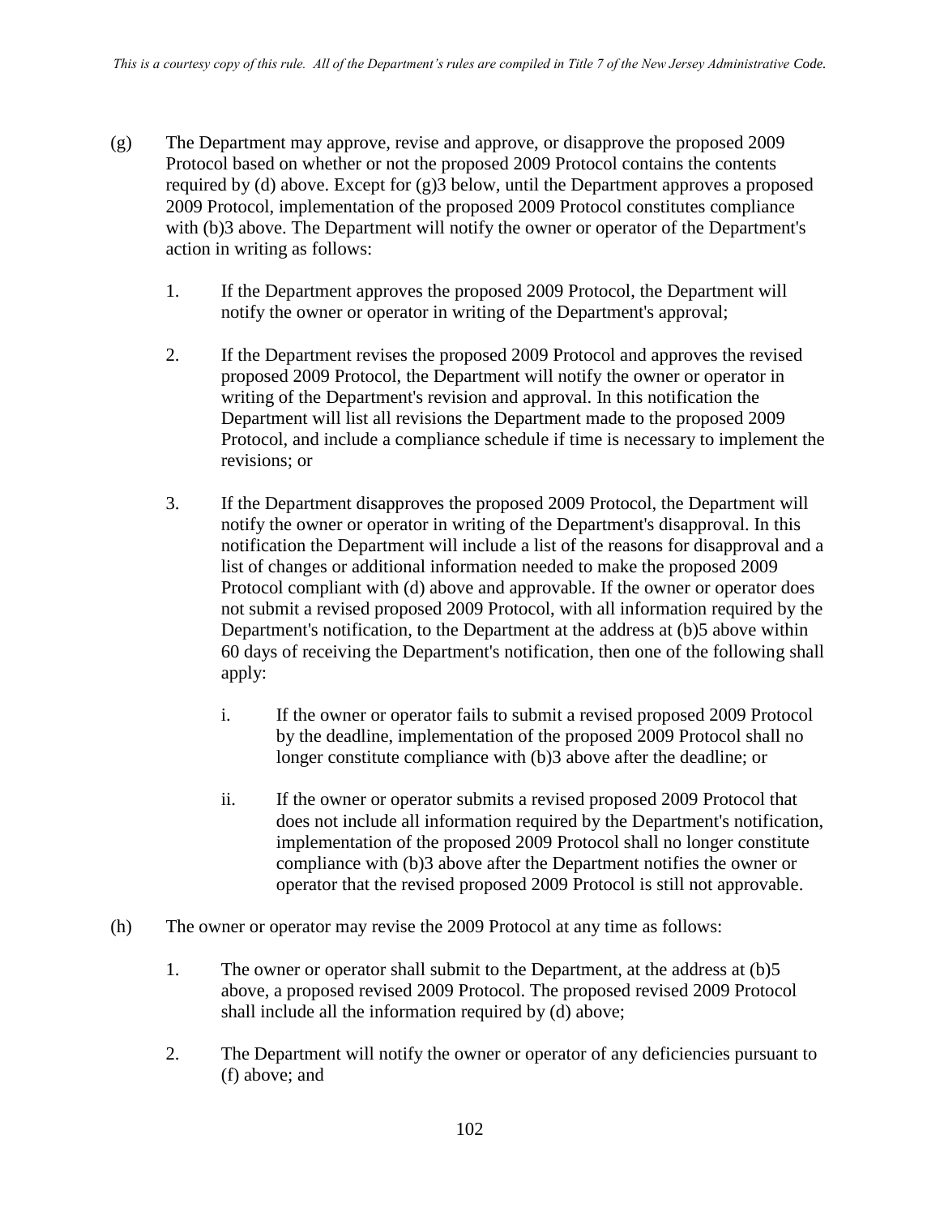(g) The Department may approve, revise and approve, or disapprove the proposed 2009 Protocol based on whether or not the proposed 2009 Protocol contains the contents required by (d) above. Except for (g)3 below, until the Department approves a proposed 2009 Protocol, implementation of the proposed 2009 Protocol constitutes compliance with (b)3 above. The Department will notify the owner or operator of the Department's action in writing as follows:

1. If the Department approves the proposed 2009 Protocol, the Department will notify the owner or operator in writing of the Department's approval;

2. If the Department revises the proposed 2009 Protocol and approves the revised proposed 2009 Protocol, the Department will notify the owner or operator in writing of the Department's revision and approval. In this notification the Department will list all revisions the Department made to the proposed 2009 Protocol, and include a compliance schedule if time is necessary to implement the revisions; or

3. If the Department disapproves the proposed 2009 Protocol, the Department will notify the owner or operator in writing of the Department's disapproval. In this notification the Department will include a list of the reasons for disapproval and a list of changes or additional information needed to make the proposed 2009 Protocol compliant with (d) above and approvable. If the owner or operator does not submit a revised proposed 2009 Protocol, with all information required by the Department's notification, to the Department at the address at (b)5 above within 60 days of receiving the Department's notification, then one of the following shall apply:

   i. If the owner or operator fails to submit a revised proposed 2009 Protocol by the deadline, implementation of the proposed 2009 Protocol shall no longer constitute compliance with (b)3 above after the deadline; or

   ii. If the owner or operator submits a revised proposed 2009 Protocol that does not include all information required by the Department's notification, implementation of the proposed 2009 Protocol shall no longer constitute compliance with (b)3 above after the Department notifies the owner or operator that the revised proposed 2009 Protocol is still not approvable.

(h) The owner or operator may revise the 2009 Protocol at any time as follows:

1. The owner or operator shall submit to the Department, at the address at (b)5 above, a proposed revised 2009 Protocol. The proposed revised 2009 Protocol shall include all the information required by (d) above;

2. The Department will notify the owner or operator of any deficiencies pursuant to (f) above; and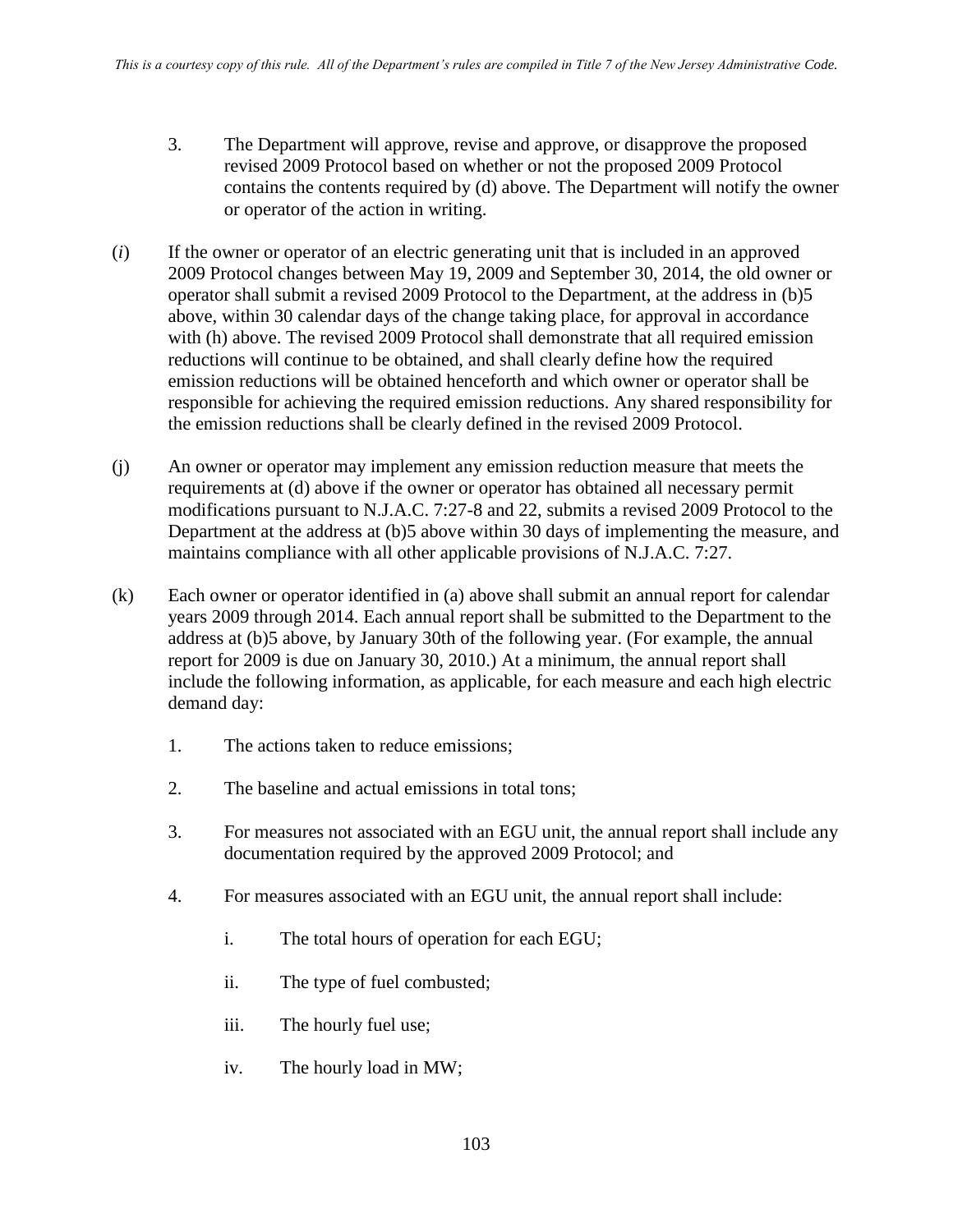3. The Department will approve, revise and approve, or disapprove the proposed revised 2009 Protocol based on whether or not the proposed 2009 Protocol contains the contents required by (d) above. The Department will notify the owner or operator of the action in writing.

(*i*) If the owner or operator of an electric generating unit that is included in an approved 2009 Protocol changes between May 19, 2009 and September 30, 2014, the old owner or operator shall submit a revised 2009 Protocol to the Department, at the address in (b)5 above, within 30 calendar days of the change taking place, for approval in accordance with (h) above. The revised 2009 Protocol shall demonstrate that all required emission reductions will continue to be obtained, and shall clearly define how the required emission reductions will be obtained henceforth and which owner or operator shall be responsible for achieving the required emission reductions. Any shared responsibility for the emission reductions shall be clearly defined in the revised 2009 Protocol.

(j) An owner or operator may implement any emission reduction measure that meets the requirements at (d) above if the owner or operator has obtained all necessary permit modifications pursuant to N.J.A.C. 7:27-8 and 22, submits a revised 2009 Protocol to the Department at the address at (b)5 above within 30 days of implementing the measure, and maintains compliance with all other applicable provisions of N.J.A.C. 7:27.

(k) Each owner or operator identified in (a) above shall submit an annual report for calendar years 2009 through 2014. Each annual report shall be submitted to the Department to the address at (b)5 above, by January 30th of the following year. (For example, the annual report for 2009 is due on January 30, 2010.) At a minimum, the annual report shall include the following information, as applicable, for each measure and each high electric demand day:

1. The actions taken to reduce emissions;

2. The baseline and actual emissions in total tons;

3. For measures not associated with an EGU unit, the annual report shall include any documentation required by the approved 2009 Protocol; and

4. For measures associated with an EGU unit, the annual report shall include:

    i. The total hours of operation for each EGU;

    ii. The type of fuel combusted;

    iii. The hourly fuel use;

    iv. The hourly load in MW;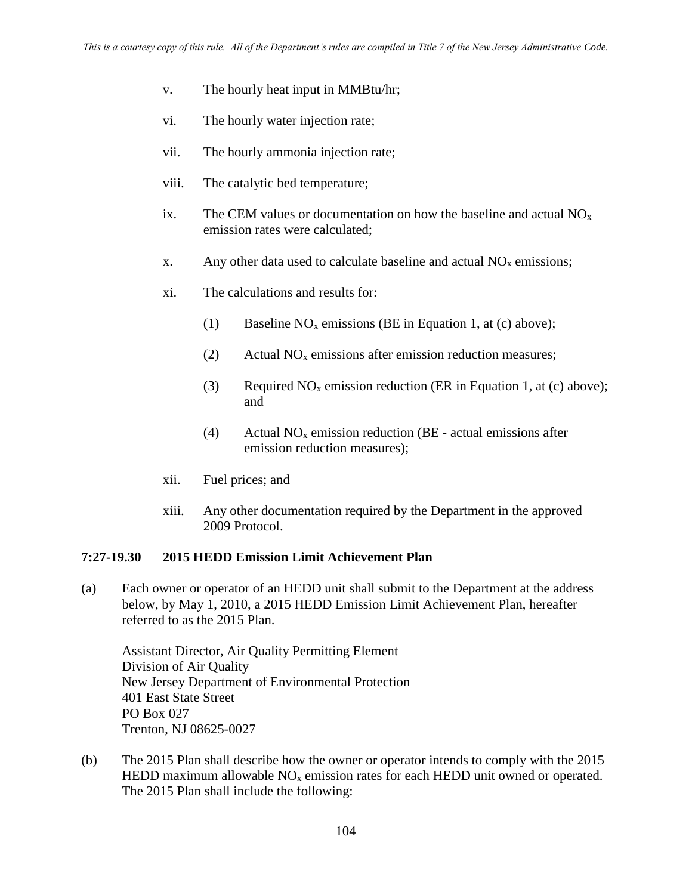v. The hourly heat input in MMBtu/hr;

vi. The hourly water injection rate;

vii. The hourly ammonia injection rate;

viii. The catalytic bed temperature;

ix. The CEM values or documentation on how the baseline and actual $NO_x$ emission rates were calculated;

x. Any other data used to calculate baseline and actual $NO_x$ emissions;

xi. The calculations and results for:

(1) Baseline $NO_x$ emissions (BE in Equation 1, at (c) above);

(2) Actual $NO_x$ emissions after emission reduction measures;

(3) Required $NO_x$ emission reduction (ER in Equation 1, at (c) above); and

(4) Actual $NO_x$ emission reduction (BE - actual emissions after emission reduction measures);

xii. Fuel prices; and

xiii. Any other documentation required by the Department in the approved 2009 Protocol.

**7:27-19.30 2015 HEDD Emission Limit Achievement Plan**

(a) Each owner or operator of an HEDD unit shall submit to the Department at the address below, by May 1, 2010, a 2015 HEDD Emission Limit Achievement Plan, hereafter referred to as the 2015 Plan.

Assistant Director, Air Quality Permitting Element
Division of Air Quality
New Jersey Department of Environmental Protection
401 East State Street
PO Box 027
Trenton, NJ 08625-0027

(b) The 2015 Plan shall describe how the owner or operator intends to comply with the 2015 HEDD maximum allowable $NO_x$ emission rates for each HEDD unit owned or operated. The 2015 Plan shall include the following: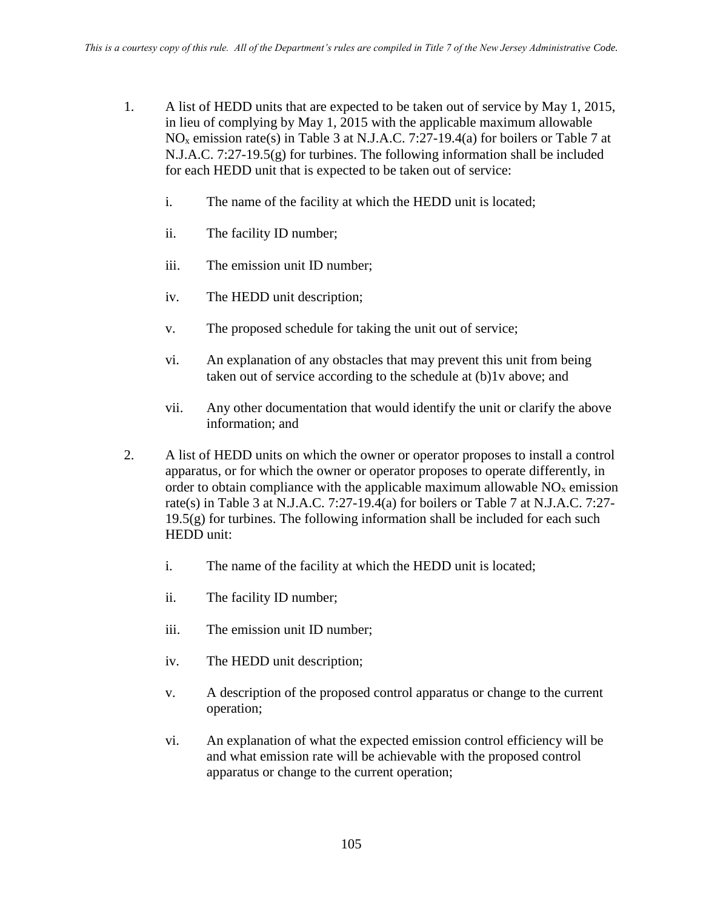1. A list of HEDD units that are expected to be taken out of service by May 1, 2015, in lieu of complying by May 1, 2015 with the applicable maximum allowable $NO_x$ emission rate(s) in Table 3 at N.J.A.C. 7:27-19.4(a) for boilers or Table 7 at N.J.A.C. 7:27-19.5(g) for turbines. The following information shall be included for each HEDD unit that is expected to be taken out of service:

   i. The name of the facility at which the HEDD unit is located;

   ii. The facility ID number;

   iii. The emission unit ID number;

   iv. The HEDD unit description;

   v. The proposed schedule for taking the unit out of service;

   vi. An explanation of any obstacles that may prevent this unit from being taken out of service according to the schedule at (b)1v above; and

   vii. Any other documentation that would identify the unit or clarify the above information; and

2. A list of HEDD units on which the owner or operator proposes to install a control apparatus, or for which the owner or operator proposes to operate differently, in order to obtain compliance with the applicable maximum allowable $NO_x$ emission rate(s) in Table 3 at N.J.A.C. 7:27-19.4(a) for boilers or Table 7 at N.J.A.C. 7:27-19.5(g) for turbines. The following information shall be included for each such HEDD unit:

   i. The name of the facility at which the HEDD unit is located;

   ii. The facility ID number;

   iii. The emission unit ID number;

   iv. The HEDD unit description;

   v. A description of the proposed control apparatus or change to the current operation;

   vi. An explanation of what the expected emission control efficiency will be and what emission rate will be achievable with the proposed control apparatus or change to the current operation;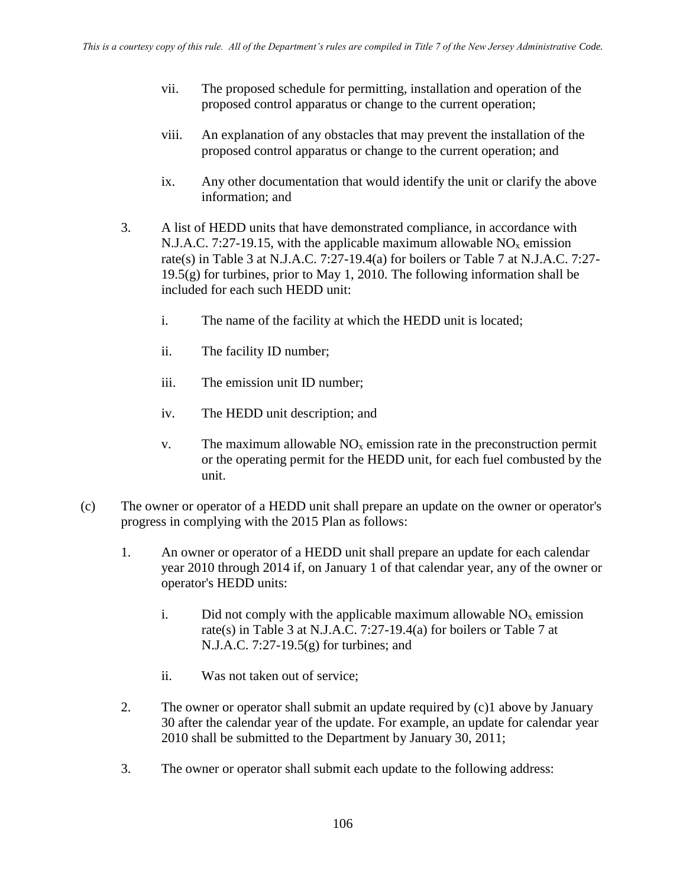vii. The proposed schedule for permitting, installation and operation of the proposed control apparatus or change to the current operation;

viii. An explanation of any obstacles that may prevent the installation of the proposed control apparatus or change to the current operation; and

ix. Any other documentation that would identify the unit or clarify the above information; and

3. A list of HEDD units that have demonstrated compliance, in accordance with N.J.A.C. 7:27-19.15, with the applicable maximum allowable $NO_x$ emission rate(s) in Table 3 at N.J.A.C. 7:27-19.4(a) for boilers or Table 7 at N.J.A.C. 7:27-19.5(g) for turbines, prior to May 1, 2010. The following information shall be included for each such HEDD unit:

   i. The name of the facility at which the HEDD unit is located;

   ii. The facility ID number;

   iii. The emission unit ID number;

   iv. The HEDD unit description; and

   v. The maximum allowable $NO_x$ emission rate in the preconstruction permit or the operating permit for the HEDD unit, for each fuel combusted by the unit.

(c) The owner or operator of a HEDD unit shall prepare an update on the owner or operator's progress in complying with the 2015 Plan as follows:

1. An owner or operator of a HEDD unit shall prepare an update for each calendar year 2010 through 2014 if, on January 1 of that calendar year, any of the owner or operator's HEDD units:

   i. Did not comply with the applicable maximum allowable $NO_x$ emission rate(s) in Table 3 at N.J.A.C. 7:27-19.4(a) for boilers or Table 7 at N.J.A.C. 7:27-19.5(g) for turbines; and

   ii. Was not taken out of service;

2. The owner or operator shall submit an update required by (c)1 above by January 30 after the calendar year of the update. For example, an update for calendar year 2010 shall be submitted to the Department by January 30, 2011;

3. The owner or operator shall submit each update to the following address: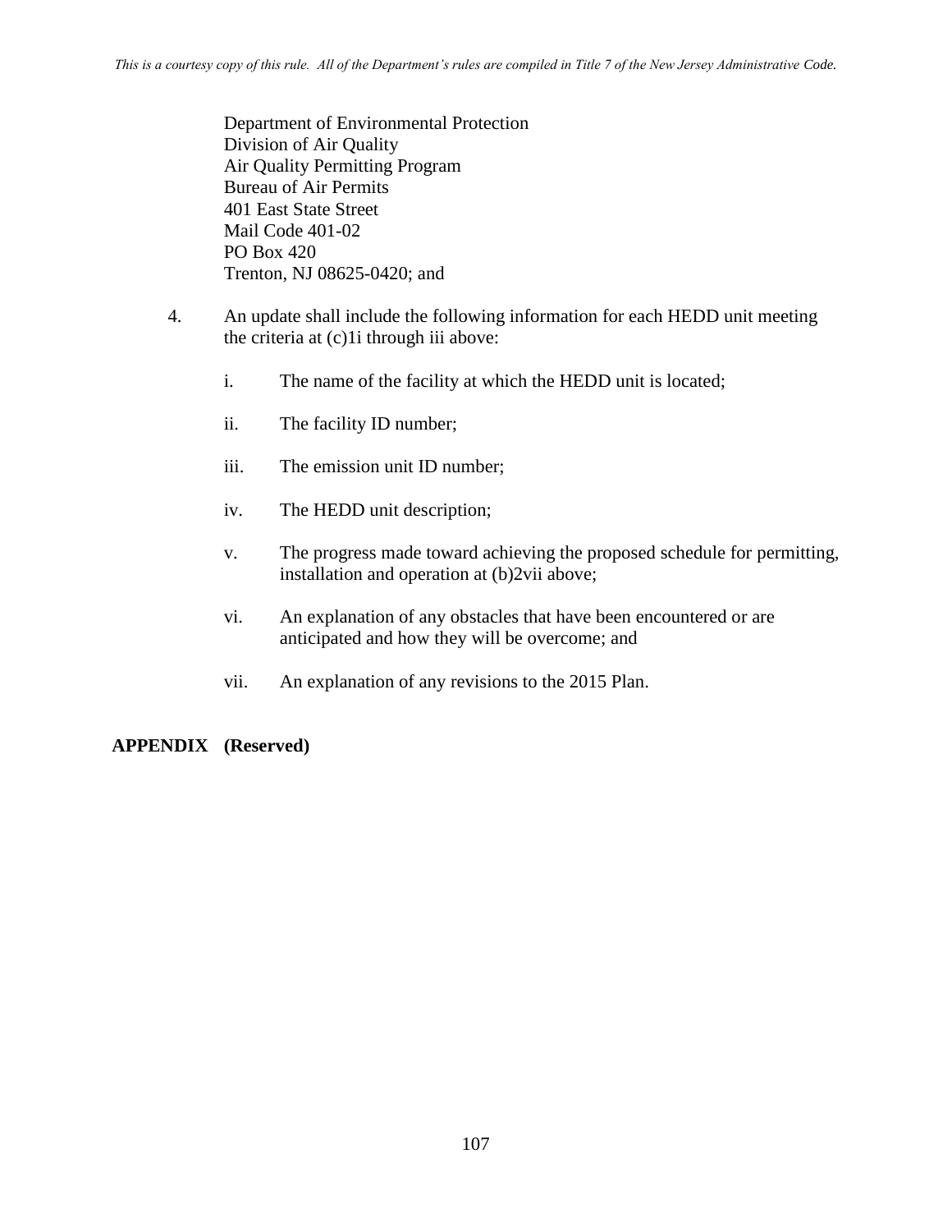Department of Environmental Protection
Division of Air Quality
Air Quality Permitting Program
Bureau of Air Permits
401 East State Street
Mail Code 401-02
PO Box 420
Trenton, NJ 08625-0420; and

4. An update shall include the following information for each HEDD unit meeting the criteria at (c)1i through iii above:

   i. The name of the facility at which the HEDD unit is located;

   ii. The facility ID number;

   iii. The emission unit ID number;

   iv. The HEDD unit description;

   v. The progress made toward achieving the proposed schedule for permitting, installation and operation at (b)2vii above;

   vi. An explanation of any obstacles that have been encountered or are anticipated and how they will be overcome; and

   vii. An explanation of any revisions to the 2015 Plan.

**APPENDIX (Reserved)**